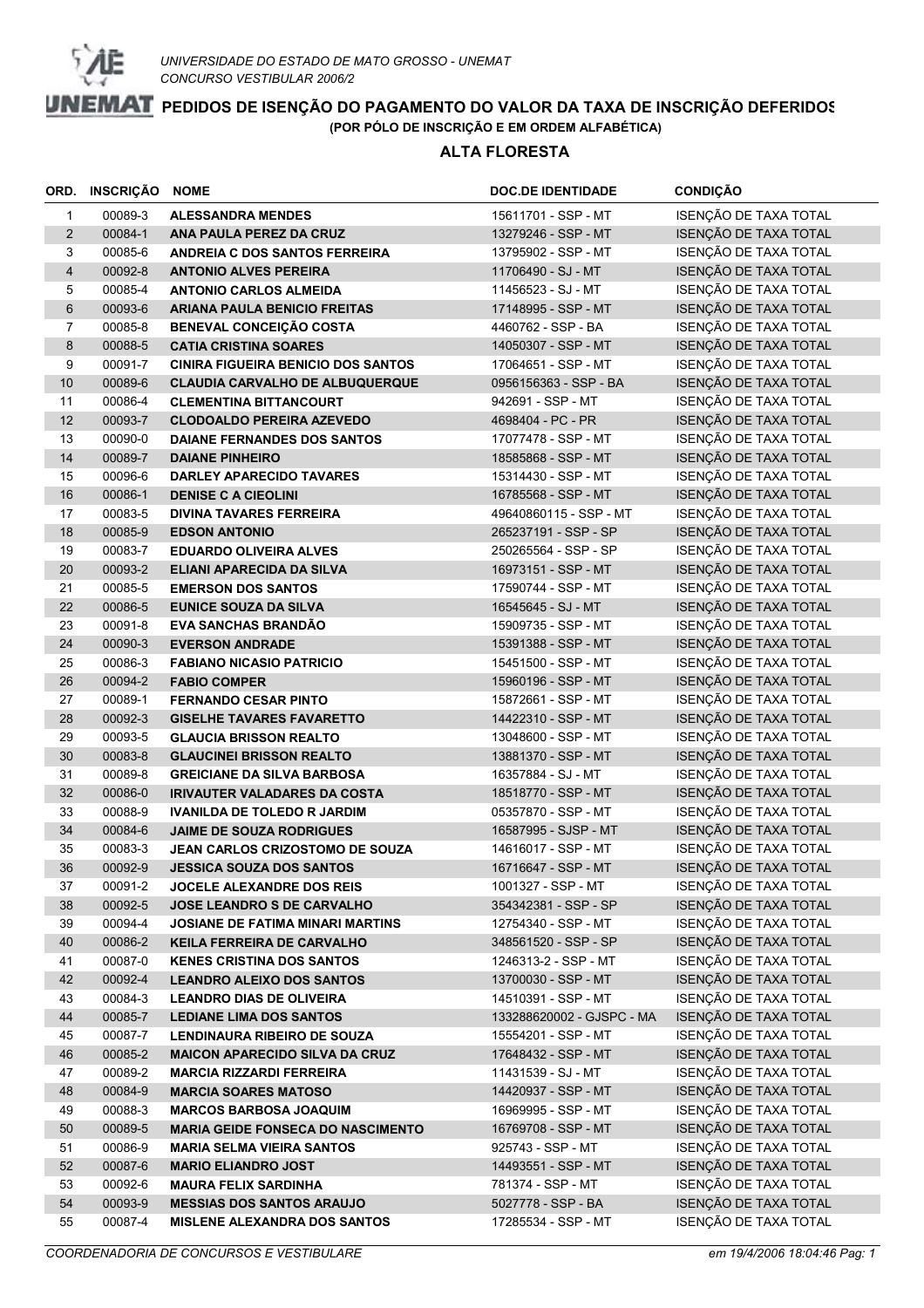UNIVERSIDADE DO ESTADO DE MATO GROSSO - UNEMAT
CONCURSO VESTIBULAR 2006/2

# PEDIDOS DE ISENÇÃO DO PAGAMENTO DO VALOR DA TAXA DE INSCRIÇÃO DEFERIDOS

**(POR PÓLO DE INSCRIÇÃO E EM ORDEM ALFABÉTICA)**

## ALTA FLORESTA

| ORD. | INSCRIÇÃO | NOME | DOC.DE IDENTIDADE | CONDIÇÃO |
|---|---|---|---|---|
| 1 | 00089-3 | ALESSANDRA MENDES | 15611701 - SSP - MT | ISENÇÃO DE TAXA TOTAL |
| 2 | 00084-1 | ANA PAULA PEREZ DA CRUZ | 13279246 - SSP - MT | ISENÇÃO DE TAXA TOTAL |
| 3 | 00085-6 | ANDREIA C DOS SANTOS FERREIRA | 13795902 - SSP - MT | ISENÇÃO DE TAXA TOTAL |
| 4 | 00092-8 | ANTONIO ALVES PEREIRA | 11706490 - SJ - MT | ISENÇÃO DE TAXA TOTAL |
| 5 | 00085-4 | ANTONIO CARLOS ALMEIDA | 11456523 - SJ - MT | ISENÇÃO DE TAXA TOTAL |
| 6 | 00093-6 | ARIANA PAULA BENICIO FREITAS | 17148995 - SSP - MT | ISENÇÃO DE TAXA TOTAL |
| 7 | 00085-8 | BENEVAL CONCEIÇÃO COSTA | 4460762 - SSP - BA | ISENÇÃO DE TAXA TOTAL |
| 8 | 00088-5 | CATIA CRISTINA SOARES | 14050307 - SSP - MT | ISENÇÃO DE TAXA TOTAL |
| 9 | 00091-7 | CINIRA FIGUEIRA BENICIO DOS SANTOS | 17064651 - SSP - MT | ISENÇÃO DE TAXA TOTAL |
| 10 | 00089-6 | CLAUDIA CARVALHO DE ALBUQUERQUE | 0956156363 - SSP - BA | ISENÇÃO DE TAXA TOTAL |
| 11 | 00086-4 | CLEMENTINA BITTANCOURT | 942691 - SSP - MT | ISENÇÃO DE TAXA TOTAL |
| 12 | 00093-7 | CLODOALDO PEREIRA AZEVEDO | 4698404 - PC - PR | ISENÇÃO DE TAXA TOTAL |
| 13 | 00090-0 | DAIANE FERNANDES DOS SANTOS | 17077478 - SSP - MT | ISENÇÃO DE TAXA TOTAL |
| 14 | 00089-7 | DAIANE PINHEIRO | 18585868 - SSP - MT | ISENÇÃO DE TAXA TOTAL |
| 15 | 00096-6 | DARLEY APARECIDO TAVARES | 15314430 - SSP - MT | ISENÇÃO DE TAXA TOTAL |
| 16 | 00086-1 | DENISE C A CIEOLINI | 16785568 - SSP - MT | ISENÇÃO DE TAXA TOTAL |
| 17 | 00083-5 | DIVINA TAVARES FERREIRA | 49640860115 - SSP - MT | ISENÇÃO DE TAXA TOTAL |
| 18 | 00085-9 | EDSON ANTONIO | 265237191 - SSP - SP | ISENÇÃO DE TAXA TOTAL |
| 19 | 00083-7 | EDUARDO OLIVEIRA ALVES | 250265564 - SSP - SP | ISENÇÃO DE TAXA TOTAL |
| 20 | 00093-2 | ELIANI APARECIDA DA SILVA | 16973151 - SSP - MT | ISENÇÃO DE TAXA TOTAL |
| 21 | 00085-5 | EMERSON DOS SANTOS | 17590744 - SSP - MT | ISENÇÃO DE TAXA TOTAL |
| 22 | 00086-5 | EUNICE SOUZA DA SILVA | 16545645 - SJ - MT | ISENÇÃO DE TAXA TOTAL |
| 23 | 00091-8 | EVA SANCHAS BRANDÃO | 15909735 - SSP - MT | ISENÇÃO DE TAXA TOTAL |
| 24 | 00090-3 | EVERSON ANDRADE | 15391388 - SSP - MT | ISENÇÃO DE TAXA TOTAL |
| 25 | 00086-3 | FABIANO NICASIO PATRICIO | 15451500 - SSP - MT | ISENÇÃO DE TAXA TOTAL |
| 26 | 00094-2 | FABIO COMPER | 15960196 - SSP - MT | ISENÇÃO DE TAXA TOTAL |
| 27 | 00089-1 | FERNANDO CESAR PINTO | 15872661 - SSP - MT | ISENÇÃO DE TAXA TOTAL |
| 28 | 00092-3 | GISELHE TAVARES FAVARETTO | 14422310 - SSP - MT | ISENÇÃO DE TAXA TOTAL |
| 29 | 00093-5 | GLAUCIA BRISSON REALTO | 13048600 - SSP - MT | ISENÇÃO DE TAXA TOTAL |
| 30 | 00083-8 | GLAUCINEI BRISSON REALTO | 13881370 - SSP - MT | ISENÇÃO DE TAXA TOTAL |
| 31 | 00089-8 | GREICIANE DA SILVA BARBOSA | 16357884 - SJ - MT | ISENÇÃO DE TAXA TOTAL |
| 32 | 00086-0 | IRIVAUTER VALADARES DA COSTA | 18518770 - SSP - MT | ISENÇÃO DE TAXA TOTAL |
| 33 | 00088-9 | IVANILDA DE TOLEDO R JARDIM | 05357870 - SSP - MT | ISENÇÃO DE TAXA TOTAL |
| 34 | 00084-6 | JAIME DE SOUZA RODRIGUES | 16587995 - SJSP - MT | ISENÇÃO DE TAXA TOTAL |
| 35 | 00083-3 | JEAN CARLOS CRIZOSTOMO DE SOUZA | 14616017 - SSP - MT | ISENÇÃO DE TAXA TOTAL |
| 36 | 00092-9 | JESSICA SOUZA DOS SANTOS | 16716647 - SSP - MT | ISENÇÃO DE TAXA TOTAL |
| 37 | 00091-2 | JOCELE ALEXANDRE DOS REIS | 1001327 - SSP - MT | ISENÇÃO DE TAXA TOTAL |
| 38 | 00092-5 | JOSE LEANDRO S DE CARVALHO | 354342381 - SSP - SP | ISENÇÃO DE TAXA TOTAL |
| 39 | 00094-4 | JOSIANE DE FATIMA MINARI MARTINS | 12754340 - SSP - MT | ISENÇÃO DE TAXA TOTAL |
| 40 | 00086-2 | KEILA FERREIRA DE CARVALHO | 348561520 - SSP - SP | ISENÇÃO DE TAXA TOTAL |
| 41 | 00087-0 | KENES CRISTINA DOS SANTOS | 1246313-2 - SSP - MT | ISENÇÃO DE TAXA TOTAL |
| 42 | 00092-4 | LEANDRO ALEIXO DOS SANTOS | 13700030 - SSP - MT | ISENÇÃO DE TAXA TOTAL |
| 43 | 00084-3 | LEANDRO DIAS DE OLIVEIRA | 14510391 - SSP - MT | ISENÇÃO DE TAXA TOTAL |
| 44 | 00085-7 | LEDIANE LIMA DOS SANTOS | 133288620002 - GJSPC - MA | ISENÇÃO DE TAXA TOTAL |
| 45 | 00087-7 | LENDINAURA RIBEIRO DE SOUZA | 15554201 - SSP - MT | ISENÇÃO DE TAXA TOTAL |
| 46 | 00085-2 | MAICON APARECIDO SILVA DA CRUZ | 17648432 - SSP - MT | ISENÇÃO DE TAXA TOTAL |
| 47 | 00089-2 | MARCIA RIZZARDI FERREIRA | 11431539 - SJ - MT | ISENÇÃO DE TAXA TOTAL |
| 48 | 00084-9 | MARCIA SOARES MATOSO | 14420937 - SSP - MT | ISENÇÃO DE TAXA TOTAL |
| 49 | 00088-3 | MARCOS BARBOSA JOAQUIM | 16969995 - SSP - MT | ISENÇÃO DE TAXA TOTAL |
| 50 | 00089-5 | MARIA GEIDE FONSECA DO NASCIMENTO | 16769708 - SSP - MT | ISENÇÃO DE TAXA TOTAL |
| 51 | 00086-9 | MARIA SELMA VIEIRA SANTOS | 925743 - SSP - MT | ISENÇÃO DE TAXA TOTAL |
| 52 | 00087-6 | MARIO ELIANDRO JOST | 14493551 - SSP - MT | ISENÇÃO DE TAXA TOTAL |
| 53 | 00092-6 | MAURA FELIX SARDINHA | 781374 - SSP - MT | ISENÇÃO DE TAXA TOTAL |
| 54 | 00093-9 | MESSIAS DOS SANTOS ARAUJO | 5027778 - SSP - BA | ISENÇÃO DE TAXA TOTAL |
| 55 | 00087-4 | MISLENE ALEXANDRA DOS SANTOS | 17285534 - SSP - MT | ISENÇÃO DE TAXA TOTAL |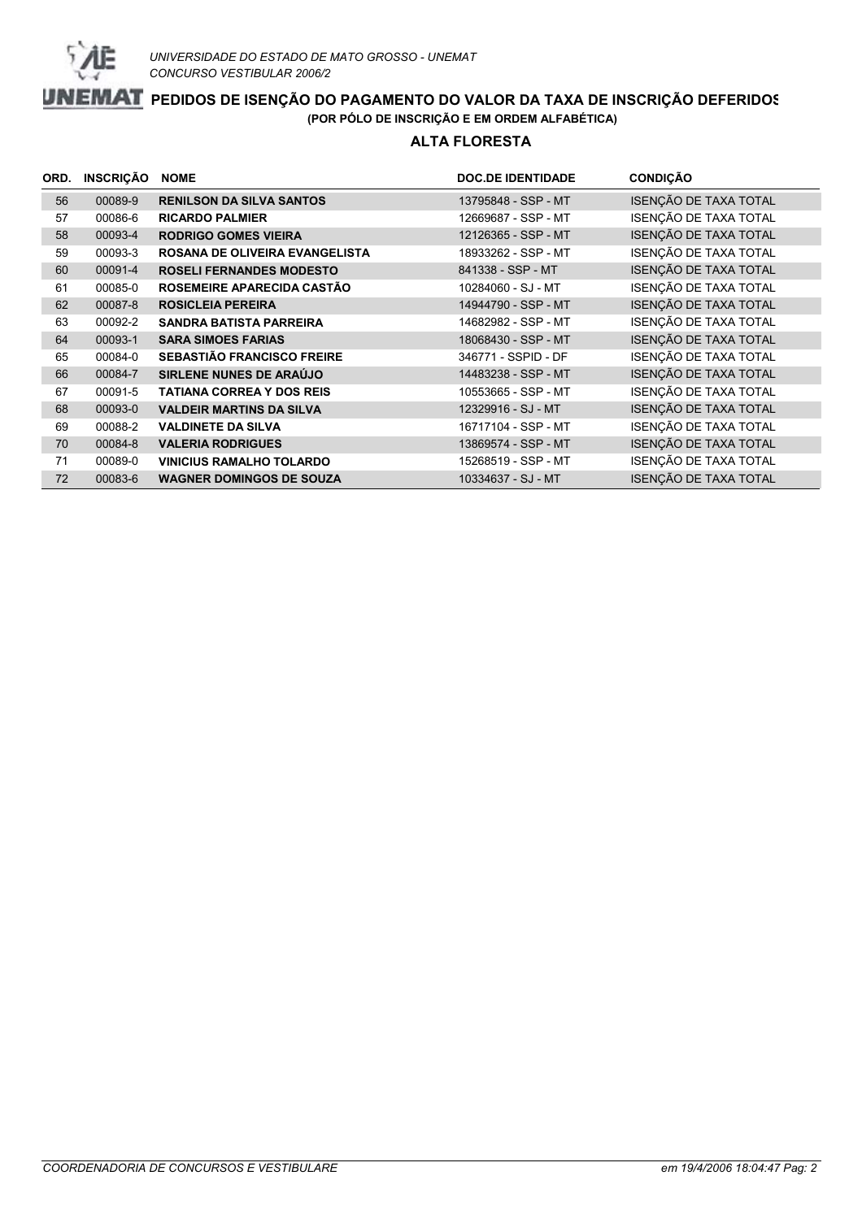UNIVERSIDADE DO ESTADO DE MATO GROSSO - UNEMAT
CONCURSO VESTIBULAR 2006/2

# PEDIDOS DE ISENÇÃO DO PAGAMENTO DO VALOR DA TAXA DE INSCRIÇÃO DEFERIDOS

(POR PÓLO DE INSCRIÇÃO E EM ORDEM ALFABÉTICA)

## ALTA FLORESTA

| ORD. | INSCRIÇÃO | NOME | DOC.DE IDENTIDADE | CONDIÇÃO |
|---|---|---|---|---|
| 56 | 00089-9 | **RENILSON DA SILVA SANTOS** | 13795848 - SSP - MT | ISENÇÃO DE TAXA TOTAL |
| 57 | 00086-6 | **RICARDO PALMIER** | 12669687 - SSP - MT | ISENÇÃO DE TAXA TOTAL |
| 58 | 00093-4 | **RODRIGO GOMES VIEIRA** | 12126365 - SSP - MT | ISENÇÃO DE TAXA TOTAL |
| 59 | 00093-3 | **ROSANA DE OLIVEIRA EVANGELISTA** | 18933262 - SSP - MT | ISENÇÃO DE TAXA TOTAL |
| 60 | 00091-4 | **ROSELI FERNANDES MODESTO** | 841338 - SSP - MT | ISENÇÃO DE TAXA TOTAL |
| 61 | 00085-0 | **ROSEMEIRE APARECIDA CASTÃO** | 10284060 - SJ - MT | ISENÇÃO DE TAXA TOTAL |
| 62 | 00087-8 | **ROSICLEIA PEREIRA** | 14944790 - SSP - MT | ISENÇÃO DE TAXA TOTAL |
| 63 | 00092-2 | **SANDRA BATISTA PARREIRA** | 14682982 - SSP - MT | ISENÇÃO DE TAXA TOTAL |
| 64 | 00093-1 | **SARA SIMOES FARIAS** | 18068430 - SSP - MT | ISENÇÃO DE TAXA TOTAL |
| 65 | 00084-0 | **SEBASTIÃO FRANCISCO FREIRE** | 346771 - SSPID - DF | ISENÇÃO DE TAXA TOTAL |
| 66 | 00084-7 | **SIRLENE NUNES DE ARAÚJO** | 14483238 - SSP - MT | ISENÇÃO DE TAXA TOTAL |
| 67 | 00091-5 | **TATIANA CORREA Y DOS REIS** | 10553665 - SSP - MT | ISENÇÃO DE TAXA TOTAL |
| 68 | 00093-0 | **VALDEIR MARTINS DA SILVA** | 12329916 - SJ - MT | ISENÇÃO DE TAXA TOTAL |
| 69 | 00088-2 | **VALDINETE DA SILVA** | 16717104 - SSP - MT | ISENÇÃO DE TAXA TOTAL |
| 70 | 00084-8 | **VALERIA RODRIGUES** | 13869574 - SSP - MT | ISENÇÃO DE TAXA TOTAL |
| 71 | 00089-0 | **VINICIUS RAMALHO TOLARDO** | 15268519 - SSP - MT | ISENÇÃO DE TAXA TOTAL |
| 72 | 00083-6 | **WAGNER DOMINGOS DE SOUZA** | 10334637 - SJ - MT | ISENÇÃO DE TAXA TOTAL |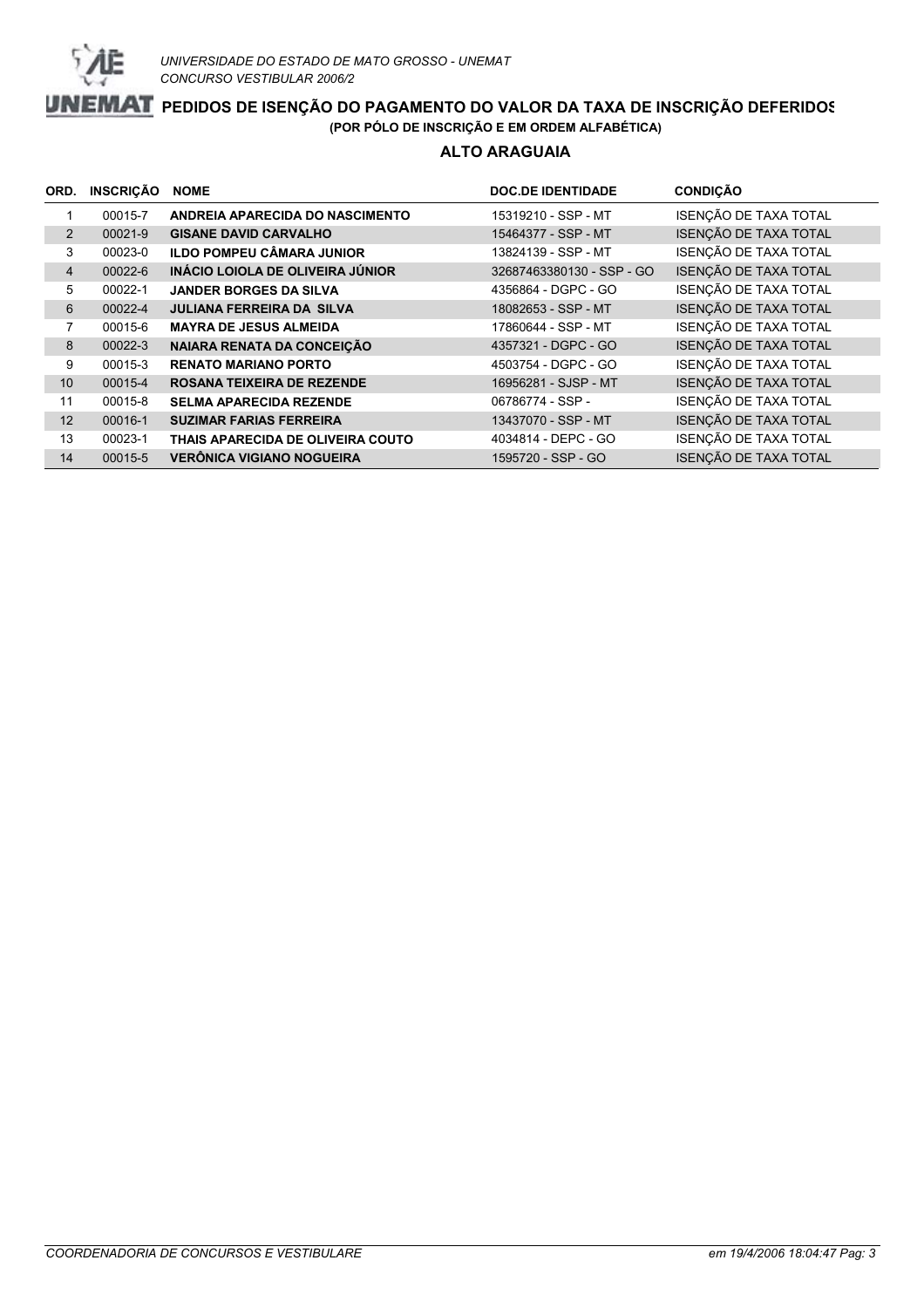*UNIVERSIDADE DO ESTADO DE MATO GROSSO - UNEMAT*
*CONCURSO VESTIBULAR 2006/2*

# PEDIDOS DE ISENÇÃO DO PAGAMENTO DO VALOR DA TAXA DE INSCRIÇÃO DEFERIDOS

**(POR PÓLO DE INSCRIÇÃO E EM ORDEM ALFABÉTICA)**

## ALTO ARAGUAIA

| ORD. | INSCRIÇÃO | NOME | DOC.DE IDENTIDADE | CONDIÇÃO |
|---|---|---|---|---|
| 1 | 00015-7 | **ANDREIA APARECIDA DO NASCIMENTO** | 15319210 - SSP - MT | ISENÇÃO DE TAXA TOTAL |
| 2 | 00021-9 | **GISANE DAVID CARVALHO** | 15464377 - SSP - MT | ISENÇÃO DE TAXA TOTAL |
| 3 | 00023-0 | **ILDO POMPEU CÂMARA JUNIOR** | 13824139 - SSP - MT | ISENÇÃO DE TAXA TOTAL |
| 4 | 00022-6 | **INÁCIO LOIOLA DE OLIVEIRA JÚNIOR** | 32687463380130 - SSP - GO | ISENÇÃO DE TAXA TOTAL |
| 5 | 00022-1 | **JANDER BORGES DA SILVA** | 4356864 - DGPC - GO | ISENÇÃO DE TAXA TOTAL |
| 6 | 00022-4 | **JULIANA FERREIRA DA SILVA** | 18082653 - SSP - MT | ISENÇÃO DE TAXA TOTAL |
| 7 | 00015-6 | **MAYRA DE JESUS ALMEIDA** | 17860644 - SSP - MT | ISENÇÃO DE TAXA TOTAL |
| 8 | 00022-3 | **NAIARA RENATA DA CONCEIÇÃO** | 4357321 - DGPC - GO | ISENÇÃO DE TAXA TOTAL |
| 9 | 00015-3 | **RENATO MARIANO PORTO** | 4503754 - DGPC - GO | ISENÇÃO DE TAXA TOTAL |
| 10 | 00015-4 | **ROSANA TEIXEIRA DE REZENDE** | 16956281 - SJSP - MT | ISENÇÃO DE TAXA TOTAL |
| 11 | 00015-8 | **SELMA APARECIDA REZENDE** | 06786774 - SSP - | ISENÇÃO DE TAXA TOTAL |
| 12 | 00016-1 | **SUZIMAR FARIAS FERREIRA** | 13437070 - SSP - MT | ISENÇÃO DE TAXA TOTAL |
| 13 | 00023-1 | **THAIS APARECIDA DE OLIVEIRA COUTO** | 4034814 - DEPC - GO | ISENÇÃO DE TAXA TOTAL |
| 14 | 00015-5 | **VERÔNICA VIGIANO NOGUEIRA** | 1595720 - SSP - GO | ISENÇÃO DE TAXA TOTAL |

*COORDENADORIA DE CONCURSOS E VESTIBULARE* — *em 19/4/2006 18:04:47*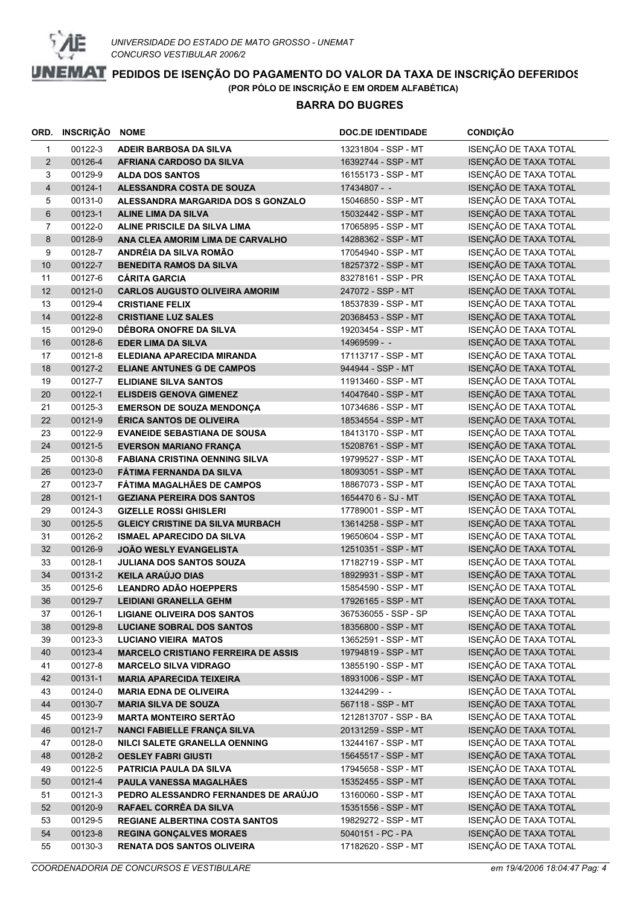UNIVERSIDADE DO ESTADO DE MATO GROSSO - UNEMAT

CONCURSO VESTIBULAR 2006/2

# PEDIDOS DE ISENÇÃO DO PAGAMENTO DO VALOR DA TAXA DE INSCRIÇÃO DEFERIDOS

**(POR PÓLO DE INSCRIÇÃO E EM ORDEM ALFABÉTICA)**

## BARRA DO BUGRES

| ORD. | INSCRIÇÃO | NOME | DOC.DE IDENTIDADE | CONDIÇÃO |
|---|---|---|---|---|
| 1 | 00122-3 | ADEIR BARBOSA DA SILVA | 13231804 - SSP - MT | ISENÇÃO DE TAXA TOTAL |
| 2 | 00126-4 | AFRIANA CARDOSO DA SILVA | 16392744 - SSP - MT | ISENÇÃO DE TAXA TOTAL |
| 3 | 00129-9 | ALDA DOS SANTOS | 16155173 - SSP - MT | ISENÇÃO DE TAXA TOTAL |
| 4 | 00124-1 | ALESSANDRA COSTA DE SOUZA | 17434807 - - | ISENÇÃO DE TAXA TOTAL |
| 5 | 00131-0 | ALESSANDRA MARGARIDA DOS S GONZALO | 15046850 - SSP - MT | ISENÇÃO DE TAXA TOTAL |
| 6 | 00123-1 | ALINE LIMA DA SILVA | 15032442 - SSP - MT | ISENÇÃO DE TAXA TOTAL |
| 7 | 00122-0 | ALINE PRISCILE DA SILVA LIMA | 17065895 - SSP - MT | ISENÇÃO DE TAXA TOTAL |
| 8 | 00128-9 | ANA CLEA AMORIM LIMA DE CARVALHO | 14288362 - SSP - MT | ISENÇÃO DE TAXA TOTAL |
| 9 | 00128-7 | ANDRÉIA DA SILVA ROMÃO | 17054940 - SSP - MT | ISENÇÃO DE TAXA TOTAL |
| 10 | 00122-7 | BENEDITA RAMOS DA SILVA | 18257372 - SSP - MT | ISENÇÃO DE TAXA TOTAL |
| 11 | 00127-6 | CÁRITA GARCIA | 83278161 - SSP - PR | ISENÇÃO DE TAXA TOTAL |
| 12 | 00121-0 | CARLOS AUGUSTO OLIVEIRA AMORIM | 247072 - SSP - MT | ISENÇÃO DE TAXA TOTAL |
| 13 | 00129-4 | CRISTIANE FELIX | 18537839 - SSP - MT | ISENÇÃO DE TAXA TOTAL |
| 14 | 00122-8 | CRISTIANE LUZ SALES | 20368453 - SSP - MT | ISENÇÃO DE TAXA TOTAL |
| 15 | 00129-0 | DÉBORA ONOFRE DA SILVA | 19203454 - SSP - MT | ISENÇÃO DE TAXA TOTAL |
| 16 | 00128-6 | EDER LIMA DA SILVA | 14969599 - - | ISENÇÃO DE TAXA TOTAL |
| 17 | 00121-8 | ELEDIANA APARECIDA MIRANDA | 17113717 - SSP - MT | ISENÇÃO DE TAXA TOTAL |
| 18 | 00127-2 | ELIANE ANTUNES G DE CAMPOS | 944944 - SSP - MT | ISENÇÃO DE TAXA TOTAL |
| 19 | 00127-7 | ELIDIANE SILVA SANTOS | 11913460 - SSP - MT | ISENÇÃO DE TAXA TOTAL |
| 20 | 00122-1 | ELISDEIS GENOVA GIMENEZ | 14047640 - SSP - MT | ISENÇÃO DE TAXA TOTAL |
| 21 | 00125-3 | EMERSON DE SOUZA MENDONÇA | 10734686 - SSP - MT | ISENÇÃO DE TAXA TOTAL |
| 22 | 00121-9 | ÉRICA SANTOS DE OLIVEIRA | 18534554 - SSP - MT | ISENÇÃO DE TAXA TOTAL |
| 23 | 00122-9 | EVANEIDE SEBASTIANA DE SOUSA | 18413170 - SSP - MT | ISENÇÃO DE TAXA TOTAL |
| 24 | 00121-5 | EVERSON MARIANO FRANÇA | 15208761 - SSP - MT | ISENÇÃO DE TAXA TOTAL |
| 25 | 00130-8 | FABIANA CRISTINA OENNING SILVA | 19799527 - SSP - MT | ISENÇÃO DE TAXA TOTAL |
| 26 | 00123-0 | FÁTIMA FERNANDA DA SILVA | 18093051 - SSP - MT | ISENÇÃO DE TAXA TOTAL |
| 27 | 00123-7 | FÁTIMA MAGALHÃES DE CAMPOS | 18867073 - SSP - MT | ISENÇÃO DE TAXA TOTAL |
| 28 | 00121-1 | GEZIANA PEREIRA DOS SANTOS | 1654470 6 - SJ - MT | ISENÇÃO DE TAXA TOTAL |
| 29 | 00124-3 | GIZELLE ROSSI GHISLERI | 17789001 - SSP - MT | ISENÇÃO DE TAXA TOTAL |
| 30 | 00125-5 | GLEICY CRISTINE DA SILVA MURBACH | 13614258 - SSP - MT | ISENÇÃO DE TAXA TOTAL |
| 31 | 00126-2 | ISMAEL APARECIDO DA SILVA | 19650604 - SSP - MT | ISENÇÃO DE TAXA TOTAL |
| 32 | 00126-9 | JOÃO WESLY EVANGELISTA | 12510351 - SSP - MT | ISENÇÃO DE TAXA TOTAL |
| 33 | 00128-1 | JULIANA DOS SANTOS SOUZA | 17182719 - SSP - MT | ISENÇÃO DE TAXA TOTAL |
| 34 | 00131-2 | KEILA ARAÚJO DIAS | 18929931 - SSP - MT | ISENÇÃO DE TAXA TOTAL |
| 35 | 00125-6 | LEANDRO ADÃO HOEPPERS | 15854590 - SSP - MT | ISENÇÃO DE TAXA TOTAL |
| 36 | 00129-7 | LEIDIANI GRANELLA GEHM | 17926165 - SSP - MT | ISENÇÃO DE TAXA TOTAL |
| 37 | 00126-1 | LIGIANE OLIVEIRA DOS SANTOS | 367536055 - SSP - SP | ISENÇÃO DE TAXA TOTAL |
| 38 | 00129-8 | LUCIANE SOBRAL DOS SANTOS | 18356800 - SSP - MT | ISENÇÃO DE TAXA TOTAL |
| 39 | 00123-3 | LUCIANO VIEIRA MATOS | 13652591 - SSP - MT | ISENÇÃO DE TAXA TOTAL |
| 40 | 00123-4 | MARCELO CRISTIANO FERREIRA DE ASSIS | 19794819 - SSP - MT | ISENÇÃO DE TAXA TOTAL |
| 41 | 00127-8 | MARCELO SILVA VIDRAGO | 13855190 - SSP - MT | ISENÇÃO DE TAXA TOTAL |
| 42 | 00131-1 | MARIA APARECIDA TEIXEIRA | 18931006 - SSP - MT | ISENÇÃO DE TAXA TOTAL |
| 43 | 00124-0 | MARIA EDNA DE OLIVEIRA | 13244299 - - | ISENÇÃO DE TAXA TOTAL |
| 44 | 00130-7 | MARIA SILVA DE SOUZA | 567118 - SSP - MT | ISENÇÃO DE TAXA TOTAL |
| 45 | 00123-9 | MARTA MONTEIRO SERTÃO | 1212813707 - SSP - BA | ISENÇÃO DE TAXA TOTAL |
| 46 | 00121-7 | NANCI FABIELLE FRANÇA SILVA | 20131259 - SSP - MT | ISENÇÃO DE TAXA TOTAL |
| 47 | 00128-0 | NILCI SALETE GRANELLA OENNING | 13244167 - SSP - MT | ISENÇÃO DE TAXA TOTAL |
| 48 | 00128-2 | OESLEY FABRI GIUSTI | 15645517 - SSP - MT | ISENÇÃO DE TAXA TOTAL |
| 49 | 00122-5 | PATRICIA PAULA DA SILVA | 17945658 - SSP - MT | ISENÇÃO DE TAXA TOTAL |
| 50 | 00121-4 | PAULA VANESSA MAGALHÃES | 15352455 - SSP - MT | ISENÇÃO DE TAXA TOTAL |
| 51 | 00121-3 | PEDRO ALESSANDRO FERNANDES DE ARAÚJO | 13160060 - SSP - MT | ISENÇÃO DE TAXA TOTAL |
| 52 | 00120-9 | RAFAEL CORRÊA DA SILVA | 15351556 - SSP - MT | ISENÇÃO DE TAXA TOTAL |
| 53 | 00129-5 | REGIANE ALBERTINA COSTA SANTOS | 19829272 - SSP - MT | ISENÇÃO DE TAXA TOTAL |
| 54 | 00123-8 | REGINA GONÇALVES MORAES | 5040151 - PC - PA | ISENÇÃO DE TAXA TOTAL |
| 55 | 00130-3 | RENATA DOS SANTOS OLIVEIRA | 17182620 - SSP - MT | ISENÇÃO DE TAXA TOTAL |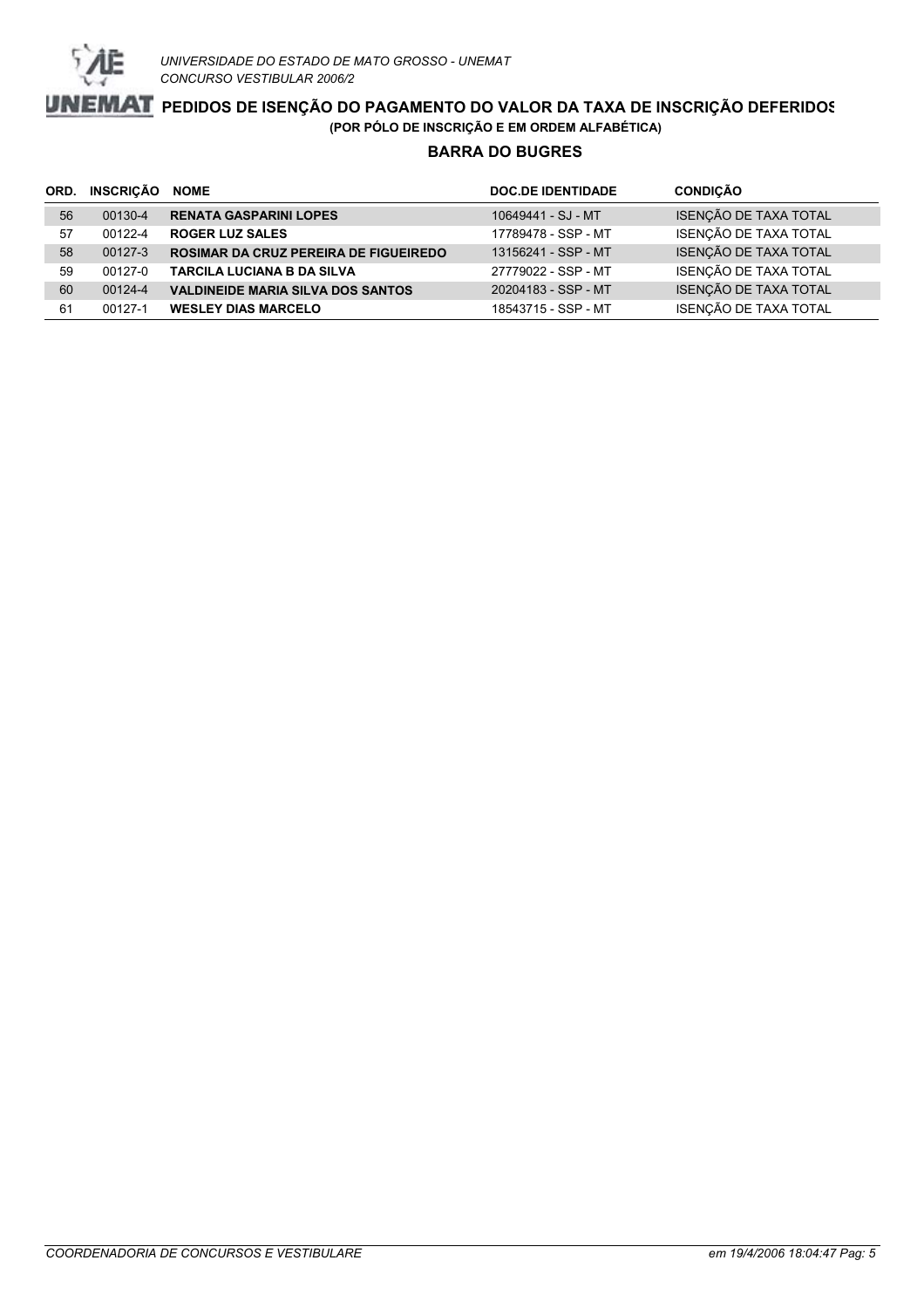## PEDIDOS DE ISENÇÃO DO PAGAMENTO DO VALOR DA TAXA DE INSCRIÇÃO DEFERIDOS

**(POR PÓLO DE INSCRIÇÃO E EM ORDEM ALFABÉTICA)**

### BARRA DO BUGRES

| ORD. | INSCRIÇÃO | NOME | DOC.DE IDENTIDADE | CONDIÇÃO |
|---|---|---|---|---|
| 56 | 00130-4 | **RENATA GASPARINI LOPES** | 10649441 - SJ - MT | ISENÇÃO DE TAXA TOTAL |
| 57 | 00122-4 | **ROGER LUZ SALES** | 17789478 - SSP - MT | ISENÇÃO DE TAXA TOTAL |
| 58 | 00127-3 | **ROSIMAR DA CRUZ PEREIRA DE FIGUEIREDO** | 13156241 - SSP - MT | ISENÇÃO DE TAXA TOTAL |
| 59 | 00127-0 | **TARCILA LUCIANA B DA SILVA** | 27779022 - SSP - MT | ISENÇÃO DE TAXA TOTAL |
| 60 | 00124-4 | **VALDINEIDE MARIA SILVA DOS SANTOS** | 20204183 - SSP - MT | ISENÇÃO DE TAXA TOTAL |
| 61 | 00127-1 | **WESLEY DIAS MARCELO** | 18543715 - SSP - MT | ISENÇÃO DE TAXA TOTAL |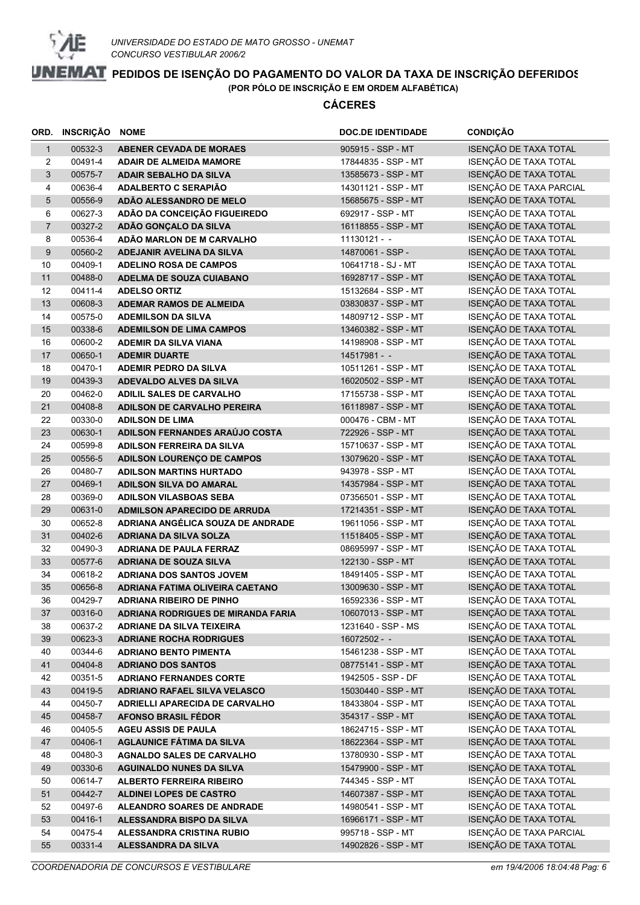UNIVERSIDADE DO ESTADO DE MATO GROSSO - UNEMAT
CONCURSO VESTIBULAR 2006/2

# PEDIDOS DE ISENÇÃO DO PAGAMENTO DO VALOR DA TAXA DE INSCRIÇÃO DEFERIDOS

**(POR PÓLO DE INSCRIÇÃO E EM ORDEM ALFABÉTICA)**

## CÁCERES

| ORD. | INSCRIÇÃO | NOME | DOC.DE IDENTIDADE | CONDIÇÃO |
|---|---|---|---|---|
| 1 | 00532-3 | **ABENER CEVADA DE MORAES** | 905915 - SSP - MT | ISENÇÃO DE TAXA TOTAL |
| 2 | 00491-4 | **ADAIR DE ALMEIDA MAMORE** | 17844835 - SSP - MT | ISENÇÃO DE TAXA TOTAL |
| 3 | 00575-7 | **ADAIR SEBALHO DA SILVA** | 13585673 - SSP - MT | ISENÇÃO DE TAXA TOTAL |
| 4 | 00636-4 | **ADALBERTO C SERAPIÃO** | 14301121 - SSP - MT | ISENÇÃO DE TAXA PARCIAL |
| 5 | 00556-9 | **ADÃO ALESSANDRO DE MELO** | 15685675 - SSP - MT | ISENÇÃO DE TAXA TOTAL |
| 6 | 00627-3 | **ADÃO DA CONCEIÇÃO FIGUEIREDO** | 692917 - SSP - MT | ISENÇÃO DE TAXA TOTAL |
| 7 | 00327-2 | **ADÃO GONÇALO DA SILVA** | 16118855 - SSP - MT | ISENÇÃO DE TAXA TOTAL |
| 8 | 00536-4 | **ADÃO MARLON DE M CARVALHO** | 11130121 - - | ISENÇÃO DE TAXA TOTAL |
| 9 | 00560-2 | **ADEJANIR AVELINA DA SILVA** | 14870061 - SSP - | ISENÇÃO DE TAXA TOTAL |
| 10 | 00409-1 | **ADELINO ROSA DE CAMPOS** | 10641718 - SJ - MT | ISENÇÃO DE TAXA TOTAL |
| 11 | 00488-0 | **ADELMA DE SOUZA CUIABANO** | 16928717 - SSP - MT | ISENÇÃO DE TAXA TOTAL |
| 12 | 00411-4 | **ADELSO ORTIZ** | 15132684 - SSP - MT | ISENÇÃO DE TAXA TOTAL |
| 13 | 00608-3 | **ADEMAR RAMOS DE ALMEIDA** | 03830837 - SSP - MT | ISENÇÃO DE TAXA TOTAL |
| 14 | 00575-0 | **ADEMILSON DA SILVA** | 14809712 - SSP - MT | ISENÇÃO DE TAXA TOTAL |
| 15 | 00338-6 | **ADEMILSON DE LIMA CAMPOS** | 13460382 - SSP - MT | ISENÇÃO DE TAXA TOTAL |
| 16 | 00600-2 | **ADEMIR DA SILVA VIANA** | 14198908 - SSP - MT | ISENÇÃO DE TAXA TOTAL |
| 17 | 00650-1 | **ADEMIR DUARTE** | 14517981 - - | ISENÇÃO DE TAXA TOTAL |
| 18 | 00470-1 | **ADEMIR PEDRO DA SILVA** | 10511261 - SSP - MT | ISENÇÃO DE TAXA TOTAL |
| 19 | 00439-3 | **ADEVALDO ALVES DA SILVA** | 16020502 - SSP - MT | ISENÇÃO DE TAXA TOTAL |
| 20 | 00462-0 | **ADILIL SALES DE CARVALHO** | 17155738 - SSP - MT | ISENÇÃO DE TAXA TOTAL |
| 21 | 00408-8 | **ADILSON DE CARVALHO PEREIRA** | 16118987 - SSP - MT | ISENÇÃO DE TAXA TOTAL |
| 22 | 00330-0 | **ADILSON DE LIMA** | 000476 - CBM - MT | ISENÇÃO DE TAXA TOTAL |
| 23 | 00630-1 | **ADILSON FERNANDES ARAÚJO COSTA** | 722926 - SSP - MT | ISENÇÃO DE TAXA TOTAL |
| 24 | 00599-8 | **ADILSON FERREIRA DA SILVA** | 15710637 - SSP - MT | ISENÇÃO DE TAXA TOTAL |
| 25 | 00556-5 | **ADILSON LOURENÇO DE CAMPOS** | 13079620 - SSP - MT | ISENÇÃO DE TAXA TOTAL |
| 26 | 00480-7 | **ADILSON MARTINS HURTADO** | 943978 - SSP - MT | ISENÇÃO DE TAXA TOTAL |
| 27 | 00469-1 | **ADILSON SILVA DO AMARAL** | 14357984 - SSP - MT | ISENÇÃO DE TAXA TOTAL |
| 28 | 00369-0 | **ADILSON VILASBOAS SEBA** | 07356501 - SSP - MT | ISENÇÃO DE TAXA TOTAL |
| 29 | 00631-0 | **ADMILSON APARECIDO DE ARRUDA** | 17214351 - SSP - MT | ISENÇÃO DE TAXA TOTAL |
| 30 | 00652-8 | **ADRIANA ANGÉLICA SOUZA DE ANDRADE** | 19611056 - SSP - MT | ISENÇÃO DE TAXA TOTAL |
| 31 | 00402-6 | **ADRIANA DA SILVA SOLZA** | 11518405 - SSP - MT | ISENÇÃO DE TAXA TOTAL |
| 32 | 00490-3 | **ADRIANA DE PAULA FERRAZ** | 08695997 - SSP - MT | ISENÇÃO DE TAXA TOTAL |
| 33 | 00577-6 | **ADRIANA DE SOUZA SILVA** | 122130 - SSP - MT | ISENÇÃO DE TAXA TOTAL |
| 34 | 00618-2 | **ADRIANA DOS SANTOS JOVEM** | 18491405 - SSP - MT | ISENÇÃO DE TAXA TOTAL |
| 35 | 00656-8 | **ADRIANA FATIMA OLIVEIRA CAETANO** | 13009630 - SSP - MT | ISENÇÃO DE TAXA TOTAL |
| 36 | 00429-7 | **ADRIANA RIBEIRO DE PINHO** | 16592336 - SSP - MT | ISENÇÃO DE TAXA TOTAL |
| 37 | 00316-0 | **ADRIANA RODRIGUES DE MIRANDA FARIA** | 10607013 - SSP - MT | ISENÇÃO DE TAXA TOTAL |
| 38 | 00637-2 | **ADRIANE DA SILVA TEIXEIRA** | 1231640 - SSP - MS | ISENÇÃO DE TAXA TOTAL |
| 39 | 00623-3 | **ADRIANE ROCHA RODRIGUES** | 16072502 - - | ISENÇÃO DE TAXA TOTAL |
| 40 | 00344-6 | **ADRIANO BENTO PIMENTA** | 15461238 - SSP - MT | ISENÇÃO DE TAXA TOTAL |
| 41 | 00404-8 | **ADRIANO DOS SANTOS** | 08775141 - SSP - MT | ISENÇÃO DE TAXA TOTAL |
| 42 | 00351-5 | **ADRIANO FERNANDES CORTE** | 1942505 - SSP - DF | ISENÇÃO DE TAXA TOTAL |
| 43 | 00419-5 | **ADRIANO RAFAEL SILVA VELASCO** | 15030440 - SSP - MT | ISENÇÃO DE TAXA TOTAL |
| 44 | 00450-7 | **ADRIELLI APARECIDA DE CARVALHO** | 18433804 - SSP - MT | ISENÇÃO DE TAXA TOTAL |
| 45 | 00458-7 | **AFONSO BRASIL FÉDOR** | 354317 - SSP - MT | ISENÇÃO DE TAXA TOTAL |
| 46 | 00405-5 | **AGEU ASSIS DE PAULA** | 18624715 - SSP - MT | ISENÇÃO DE TAXA TOTAL |
| 47 | 00406-1 | **AGLAUNICE FÁTIMA DA SILVA** | 18622364 - SSP - MT | ISENÇÃO DE TAXA TOTAL |
| 48 | 00480-3 | **AGNALDO SALES DE CARVALHO** | 13780930 - SSP - MT | ISENÇÃO DE TAXA TOTAL |
| 49 | 00330-6 | **AGUINALDO NUNES DA SILVA** | 15479900 - SSP - MT | ISENÇÃO DE TAXA TOTAL |
| 50 | 00614-7 | **ALBERTO FERREIRA RIBEIRO** | 744345 - SSP - MT | ISENÇÃO DE TAXA TOTAL |
| 51 | 00442-7 | **ALDINEI LOPES DE CASTRO** | 14607387 - SSP - MT | ISENÇÃO DE TAXA TOTAL |
| 52 | 00497-6 | **ALEANDRO SOARES DE ANDRADE** | 14980541 - SSP - MT | ISENÇÃO DE TAXA TOTAL |
| 53 | 00416-1 | **ALESSANDRA BISPO DA SILVA** | 16966171 - SSP - MT | ISENÇÃO DE TAXA TOTAL |
| 54 | 00475-4 | **ALESSANDRA CRISTINA RUBIO** | 995718 - SSP - MT | ISENÇÃO DE TAXA PARCIAL |
| 55 | 00331-4 | **ALESSANDRA DA SILVA** | 14902826 - SSP - MT | ISENÇÃO DE TAXA TOTAL |

*COORDENADORIA DE CONCURSOS E VESTIBULARE* *em 19/4/2006 18:04:48*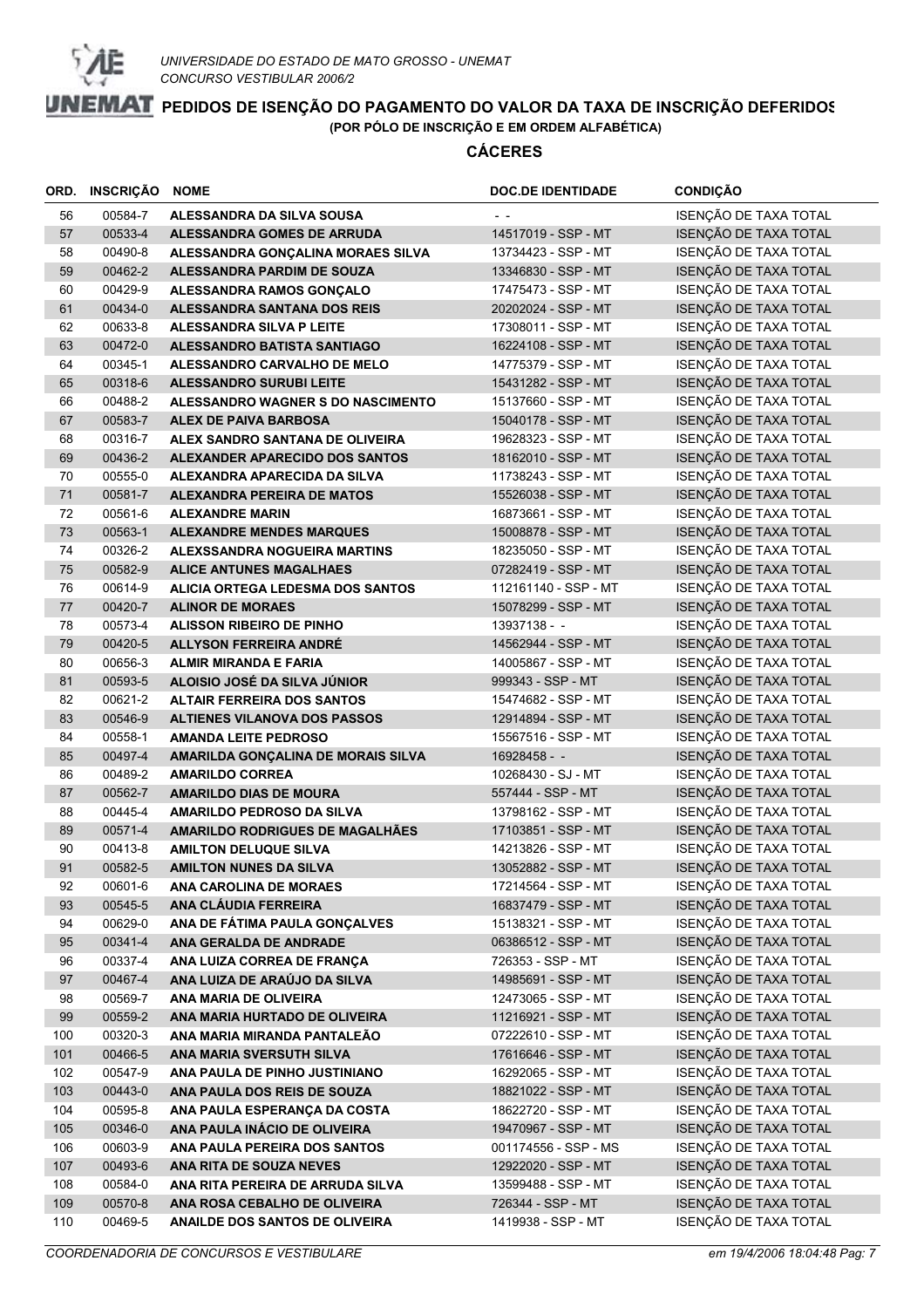UNIVERSIDADE DO ESTADO DE MATO GROSSO - UNEMAT
CONCURSO VESTIBULAR 2006/2

# PEDIDOS DE ISENÇÃO DO PAGAMENTO DO VALOR DA TAXA DE INSCRIÇÃO DEFERIDOS

**(POR PÓLO DE INSCRIÇÃO E EM ORDEM ALFABÉTICA)**

## CÁCERES

| ORD. | INSCRIÇÃO | NOME | DOC.DE IDENTIDADE | CONDIÇÃO |
|---|---|---|---|---|
| 56 | 00584-7 | ALESSANDRA DA SILVA SOUSA | - - | ISENÇÃO DE TAXA TOTAL |
| 57 | 00533-4 | ALESSANDRA GOMES DE ARRUDA | 14517019 - SSP - MT | ISENÇÃO DE TAXA TOTAL |
| 58 | 00490-8 | ALESSANDRA GONÇALINA MORAES SILVA | 13734423 - SSP - MT | ISENÇÃO DE TAXA TOTAL |
| 59 | 00462-2 | ALESSANDRA PARDIM DE SOUZA | 13346830 - SSP - MT | ISENÇÃO DE TAXA TOTAL |
| 60 | 00429-9 | ALESSANDRA RAMOS GONÇALO | 17475473 - SSP - MT | ISENÇÃO DE TAXA TOTAL |
| 61 | 00434-0 | ALESSANDRA SANTANA DOS REIS | 20202024 - SSP - MT | ISENÇÃO DE TAXA TOTAL |
| 62 | 00633-8 | ALESSANDRA SILVA P LEITE | 17308011 - SSP - MT | ISENÇÃO DE TAXA TOTAL |
| 63 | 00472-0 | ALESSANDRO BATISTA SANTIAGO | 16224108 - SSP - MT | ISENÇÃO DE TAXA TOTAL |
| 64 | 00345-1 | ALESSANDRO CARVALHO DE MELO | 14775379 - SSP - MT | ISENÇÃO DE TAXA TOTAL |
| 65 | 00318-6 | ALESSANDRO SURUBI LEITE | 15431282 - SSP - MT | ISENÇÃO DE TAXA TOTAL |
| 66 | 00488-2 | ALESSANDRO WAGNER S DO NASCIMENTO | 15137660 - SSP - MT | ISENÇÃO DE TAXA TOTAL |
| 67 | 00583-7 | ALEX DE PAIVA BARBOSA | 15040178 - SSP - MT | ISENÇÃO DE TAXA TOTAL |
| 68 | 00316-7 | ALEX SANDRO SANTANA DE OLIVEIRA | 19628323 - SSP - MT | ISENÇÃO DE TAXA TOTAL |
| 69 | 00436-2 | ALEXANDER APARECIDO DOS SANTOS | 18162010 - SSP - MT | ISENÇÃO DE TAXA TOTAL |
| 70 | 00555-0 | ALEXANDRA APARECIDA DA SILVA | 11738243 - SSP - MT | ISENÇÃO DE TAXA TOTAL |
| 71 | 00581-7 | ALEXANDRA PEREIRA DE MATOS | 15526038 - SSP - MT | ISENÇÃO DE TAXA TOTAL |
| 72 | 00561-6 | ALEXANDRE MARIN | 16873661 - SSP - MT | ISENÇÃO DE TAXA TOTAL |
| 73 | 00563-1 | ALEXANDRE MENDES MARQUES | 15008878 - SSP - MT | ISENÇÃO DE TAXA TOTAL |
| 74 | 00326-2 | ALEXSSANDRA NOGUEIRA MARTINS | 18235050 - SSP - MT | ISENÇÃO DE TAXA TOTAL |
| 75 | 00582-9 | ALICE ANTUNES MAGALHAES | 07282419 - SSP - MT | ISENÇÃO DE TAXA TOTAL |
| 76 | 00614-9 | ALICIA ORTEGA LEDESMA DOS SANTOS | 112161140 - SSP - MT | ISENÇÃO DE TAXA TOTAL |
| 77 | 00420-7 | ALINOR DE MORAES | 15078299 - SSP - MT | ISENÇÃO DE TAXA TOTAL |
| 78 | 00573-4 | ALISSON RIBEIRO DE PINHO | 13937138 - - | ISENÇÃO DE TAXA TOTAL |
| 79 | 00420-5 | ALLYSON FERREIRA ANDRÉ | 14562944 - SSP - MT | ISENÇÃO DE TAXA TOTAL |
| 80 | 00656-3 | ALMIR MIRANDA E FARIA | 14005867 - SSP - MT | ISENÇÃO DE TAXA TOTAL |
| 81 | 00593-5 | ALOISIO JOSÉ DA SILVA JÚNIOR | 999343 - SSP - MT | ISENÇÃO DE TAXA TOTAL |
| 82 | 00621-2 | ALTAIR FERREIRA DOS SANTOS | 15474682 - SSP - MT | ISENÇÃO DE TAXA TOTAL |
| 83 | 00546-9 | ALTIENES VILANOVA DOS PASSOS | 12914894 - SSP - MT | ISENÇÃO DE TAXA TOTAL |
| 84 | 00558-1 | AMANDA LEITE PEDROSO | 15567516 - SSP - MT | ISENÇÃO DE TAXA TOTAL |
| 85 | 00497-4 | AMARILDA GONÇALINA DE MORAIS SILVA | 16928458 - - | ISENÇÃO DE TAXA TOTAL |
| 86 | 00489-2 | AMARILDO CORREA | 10268430 - SJ - MT | ISENÇÃO DE TAXA TOTAL |
| 87 | 00562-7 | AMARILDO DIAS DE MOURA | 557444 - SSP - MT | ISENÇÃO DE TAXA TOTAL |
| 88 | 00445-4 | AMARILDO PEDROSO DA SILVA | 13798162 - SSP - MT | ISENÇÃO DE TAXA TOTAL |
| 89 | 00571-4 | AMARILDO RODRIGUES DE MAGALHÃES | 17103851 - SSP - MT | ISENÇÃO DE TAXA TOTAL |
| 90 | 00413-8 | AMILTON DELUQUE SILVA | 14213826 - SSP - MT | ISENÇÃO DE TAXA TOTAL |
| 91 | 00582-5 | AMILTON NUNES DA SILVA | 13052882 - SSP - MT | ISENÇÃO DE TAXA TOTAL |
| 92 | 00601-6 | ANA CAROLINA DE MORAES | 17214564 - SSP - MT | ISENÇÃO DE TAXA TOTAL |
| 93 | 00545-5 | ANA CLÁUDIA FERREIRA | 16837479 - SSP - MT | ISENÇÃO DE TAXA TOTAL |
| 94 | 00629-0 | ANA DE FÁTIMA PAULA GONÇALVES | 15138321 - SSP - MT | ISENÇÃO DE TAXA TOTAL |
| 95 | 00341-4 | ANA GERALDA DE ANDRADE | 06386512 - SSP - MT | ISENÇÃO DE TAXA TOTAL |
| 96 | 00337-4 | ANA LUIZA CORREA DE FRANÇA | 726353 - SSP - MT | ISENÇÃO DE TAXA TOTAL |
| 97 | 00467-4 | ANA LUIZA DE ARAÚJO DA SILVA | 14985691 - SSP - MT | ISENÇÃO DE TAXA TOTAL |
| 98 | 00569-7 | ANA MARIA DE OLIVEIRA | 12473065 - SSP - MT | ISENÇÃO DE TAXA TOTAL |
| 99 | 00559-2 | ANA MARIA HURTADO DE OLIVEIRA | 11216921 - SSP - MT | ISENÇÃO DE TAXA TOTAL |
| 100 | 00320-3 | ANA MARIA MIRANDA PANTALEÃO | 07222610 - SSP - MT | ISENÇÃO DE TAXA TOTAL |
| 101 | 00466-5 | ANA MARIA SVERSUTH SILVA | 17616646 - SSP - MT | ISENÇÃO DE TAXA TOTAL |
| 102 | 00547-9 | ANA PAULA DE PINHO JUSTINIANO | 16292065 - SSP - MT | ISENÇÃO DE TAXA TOTAL |
| 103 | 00443-0 | ANA PAULA DOS REIS DE SOUZA | 18821022 - SSP - MT | ISENÇÃO DE TAXA TOTAL |
| 104 | 00595-8 | ANA PAULA ESPERANÇA DA COSTA | 18622720 - SSP - MT | ISENÇÃO DE TAXA TOTAL |
| 105 | 00346-0 | ANA PAULA INÁCIO DE OLIVEIRA | 19470967 - SSP - MT | ISENÇÃO DE TAXA TOTAL |
| 106 | 00603-9 | ANA PAULA PEREIRA DOS SANTOS | 001174556 - SSP - MS | ISENÇÃO DE TAXA TOTAL |
| 107 | 00493-6 | ANA RITA DE SOUZA NEVES | 12922020 - SSP - MT | ISENÇÃO DE TAXA TOTAL |
| 108 | 00584-0 | ANA RITA PEREIRA DE ARRUDA SILVA | 13599488 - SSP - MT | ISENÇÃO DE TAXA TOTAL |
| 109 | 00570-8 | ANA ROSA CEBALHO DE OLIVEIRA | 726344 - SSP - MT | ISENÇÃO DE TAXA TOTAL |
| 110 | 00469-5 | ANAILDE DOS SANTOS DE OLIVEIRA | 1419938 - SSP - MT | ISENÇÃO DE TAXA TOTAL |

COORDENADORIA DE CONCURSOS E VESTIBULARE — em 19/4/2006 18:04:48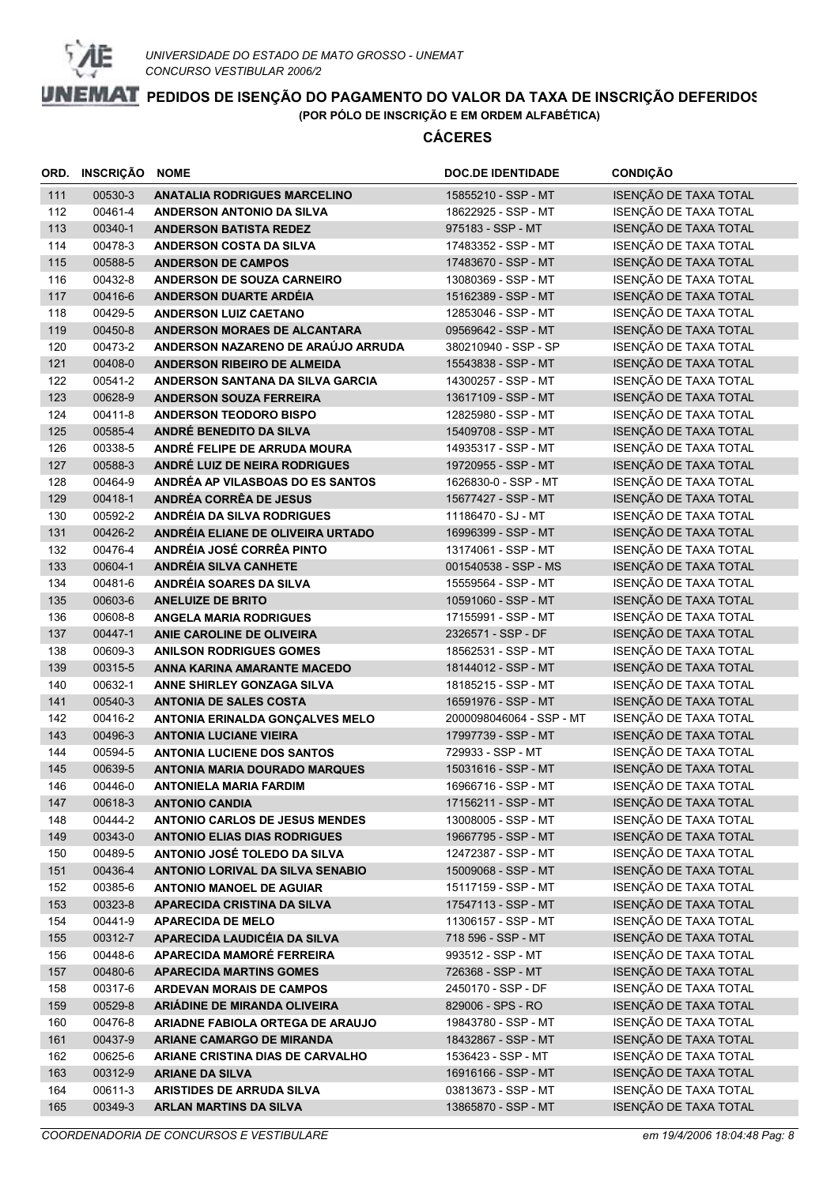UNIVERSIDADE DO ESTADO DE MATO GROSSO - UNEMAT
CONCURSO VESTIBULAR 2006/2

# PEDIDOS DE ISENÇÃO DO PAGAMENTO DO VALOR DA TAXA DE INSCRIÇÃO DEFERIDOS

**(POR PÓLO DE INSCRIÇÃO E EM ORDEM ALFABÉTICA)**

## CÁCERES

| ORD. | INSCRIÇÃO | NOME | DOC.DE IDENTIDADE | CONDIÇÃO |
|---|---|---|---|---|
| 111 | 00530-3 | **ANATALIA RODRIGUES MARCELINO** | 15855210 - SSP - MT | ISENÇÃO DE TAXA TOTAL |
| 112 | 00461-4 | **ANDERSON ANTONIO DA SILVA** | 18622925 - SSP - MT | ISENÇÃO DE TAXA TOTAL |
| 113 | 00340-1 | **ANDERSON BATISTA REDEZ** | 975183 - SSP - MT | ISENÇÃO DE TAXA TOTAL |
| 114 | 00478-3 | **ANDERSON COSTA DA SILVA** | 17483352 - SSP - MT | ISENÇÃO DE TAXA TOTAL |
| 115 | 00588-5 | **ANDERSON DE CAMPOS** | 17483670 - SSP - MT | ISENÇÃO DE TAXA TOTAL |
| 116 | 00432-8 | **ANDERSON DE SOUZA CARNEIRO** | 13080369 - SSP - MT | ISENÇÃO DE TAXA TOTAL |
| 117 | 00416-6 | **ANDERSON DUARTE ARDÉIA** | 15162389 - SSP - MT | ISENÇÃO DE TAXA TOTAL |
| 118 | 00429-5 | **ANDERSON LUIZ CAETANO** | 12853046 - SSP - MT | ISENÇÃO DE TAXA TOTAL |
| 119 | 00450-8 | **ANDERSON MORAES DE ALCANTARA** | 09569642 - SSP - MT | ISENÇÃO DE TAXA TOTAL |
| 120 | 00473-2 | **ANDERSON NAZARENO DE ARAÚJO ARRUDA** | 380210940 - SSP - SP | ISENÇÃO DE TAXA TOTAL |
| 121 | 00408-0 | **ANDERSON RIBEIRO DE ALMEIDA** | 15543838 - SSP - MT | ISENÇÃO DE TAXA TOTAL |
| 122 | 00541-2 | **ANDERSON SANTANA DA SILVA GARCIA** | 14300257 - SSP - MT | ISENÇÃO DE TAXA TOTAL |
| 123 | 00628-9 | **ANDERSON SOUZA FERREIRA** | 13617109 - SSP - MT | ISENÇÃO DE TAXA TOTAL |
| 124 | 00411-8 | **ANDERSON TEODORO BISPO** | 12825980 - SSP - MT | ISENÇÃO DE TAXA TOTAL |
| 125 | 00585-4 | **ANDRÉ BENEDITO DA SILVA** | 15409708 - SSP - MT | ISENÇÃO DE TAXA TOTAL |
| 126 | 00338-5 | **ANDRÉ FELIPE DE ARRUDA MOURA** | 14935317 - SSP - MT | ISENÇÃO DE TAXA TOTAL |
| 127 | 00588-3 | **ANDRÉ LUIZ DE NEIRA RODRIGUES** | 19720955 - SSP - MT | ISENÇÃO DE TAXA TOTAL |
| 128 | 00464-9 | **ANDRÉA AP VILASBOAS DO ES SANTOS** | 1626830-0 - SSP - MT | ISENÇÃO DE TAXA TOTAL |
| 129 | 00418-1 | **ANDRÉA CORRÊA DE JESUS** | 15677427 - SSP - MT | ISENÇÃO DE TAXA TOTAL |
| 130 | 00592-2 | **ANDRÉIA DA SILVA RODRIGUES** | 11186470 - SJ - MT | ISENÇÃO DE TAXA TOTAL |
| 131 | 00426-2 | **ANDRÉIA ELIANE DE OLIVEIRA URTADO** | 16996399 - SSP - MT | ISENÇÃO DE TAXA TOTAL |
| 132 | 00476-4 | **ANDRÉIA JOSÉ CORRÊA PINTO** | 13174061 - SSP - MT | ISENÇÃO DE TAXA TOTAL |
| 133 | 00604-1 | **ANDRÉIA SILVA CANHETE** | 001540538 - SSP - MS | ISENÇÃO DE TAXA TOTAL |
| 134 | 00481-6 | **ANDRÉIA SOARES DA SILVA** | 15559564 - SSP - MT | ISENÇÃO DE TAXA TOTAL |
| 135 | 00603-6 | **ANELUIZE DE BRITO** | 10591060 - SSP - MT | ISENÇÃO DE TAXA TOTAL |
| 136 | 00608-8 | **ANGELA MARIA RODRIGUES** | 17155991 - SSP - MT | ISENÇÃO DE TAXA TOTAL |
| 137 | 00447-1 | **ANIE CAROLINE DE OLIVEIRA** | 2326571 - SSP - DF | ISENÇÃO DE TAXA TOTAL |
| 138 | 00609-3 | **ANILSON RODRIGUES GOMES** | 18562531 - SSP - MT | ISENÇÃO DE TAXA TOTAL |
| 139 | 00315-5 | **ANNA KARINA AMARANTE MACEDO** | 18144012 - SSP - MT | ISENÇÃO DE TAXA TOTAL |
| 140 | 00632-1 | **ANNE SHIRLEY GONZAGA SILVA** | 18185215 - SSP - MT | ISENÇÃO DE TAXA TOTAL |
| 141 | 00540-3 | **ANTONIA DE SALES COSTA** | 16591976 - SSP - MT | ISENÇÃO DE TAXA TOTAL |
| 142 | 00416-2 | **ANTONIA ERINALDA GONÇALVES MELO** | 2000098046064 - SSP - MT | ISENÇÃO DE TAXA TOTAL |
| 143 | 00496-3 | **ANTONIA LUCIANE VIEIRA** | 17997739 - SSP - MT | ISENÇÃO DE TAXA TOTAL |
| 144 | 00594-5 | **ANTONIA LUCIENE DOS SANTOS** | 729933 - SSP - MT | ISENÇÃO DE TAXA TOTAL |
| 145 | 00639-5 | **ANTONIA MARIA DOURADO MARQUES** | 15031616 - SSP - MT | ISENÇÃO DE TAXA TOTAL |
| 146 | 00446-0 | **ANTONIELA MARIA FARDIM** | 16966716 - SSP - MT | ISENÇÃO DE TAXA TOTAL |
| 147 | 00618-3 | **ANTONIO CANDIA** | 17156211 - SSP - MT | ISENÇÃO DE TAXA TOTAL |
| 148 | 00444-2 | **ANTONIO CARLOS DE JESUS MENDES** | 13008005 - SSP - MT | ISENÇÃO DE TAXA TOTAL |
| 149 | 00343-0 | **ANTONIO ELIAS DIAS RODRIGUES** | 19667795 - SSP - MT | ISENÇÃO DE TAXA TOTAL |
| 150 | 00489-5 | **ANTONIO JOSÉ TOLEDO DA SILVA** | 12472387 - SSP - MT | ISENÇÃO DE TAXA TOTAL |
| 151 | 00436-4 | **ANTONIO LORIVAL DA SILVA SENABIO** | 15009068 - SSP - MT | ISENÇÃO DE TAXA TOTAL |
| 152 | 00385-6 | **ANTONIO MANOEL DE AGUIAR** | 15117159 - SSP - MT | ISENÇÃO DE TAXA TOTAL |
| 153 | 00323-8 | **APARECIDA CRISTINA DA SILVA** | 17547113 - SSP - MT | ISENÇÃO DE TAXA TOTAL |
| 154 | 00441-9 | **APARECIDA DE MELO** | 11306157 - SSP - MT | ISENÇÃO DE TAXA TOTAL |
| 155 | 00312-7 | **APARECIDA LAUDICÉIA DA SILVA** | 718 596 - SSP - MT | ISENÇÃO DE TAXA TOTAL |
| 156 | 00448-6 | **APARECIDA MAMORÉ FERREIRA** | 993512 - SSP - MT | ISENÇÃO DE TAXA TOTAL |
| 157 | 00480-6 | **APARECIDA MARTINS GOMES** | 726368 - SSP - MT | ISENÇÃO DE TAXA TOTAL |
| 158 | 00317-6 | **ARDEVAN MORAIS DE CAMPOS** | 2450170 - SSP - DF | ISENÇÃO DE TAXA TOTAL |
| 159 | 00529-8 | **ARIÁDINE DE MIRANDA OLIVEIRA** | 829006 - SPS - RO | ISENÇÃO DE TAXA TOTAL |
| 160 | 00476-8 | **ARIADNE FABIOLA ORTEGA DE ARAUJO** | 19843780 - SSP - MT | ISENÇÃO DE TAXA TOTAL |
| 161 | 00437-9 | **ARIANE CAMARGO DE MIRANDA** | 18432867 - SSP - MT | ISENÇÃO DE TAXA TOTAL |
| 162 | 00625-6 | **ARIANE CRISTINA DIAS DE CARVALHO** | 1536423 - SSP - MT | ISENÇÃO DE TAXA TOTAL |
| 163 | 00312-9 | **ARIANE DA SILVA** | 16916166 - SSP - MT | ISENÇÃO DE TAXA TOTAL |
| 164 | 00611-3 | **ARISTIDES DE ARRUDA SILVA** | 03813673 - SSP - MT | ISENÇÃO DE TAXA TOTAL |
| 165 | 00349-3 | **ARLAN MARTINS DA SILVA** | 13865870 - SSP - MT | ISENÇÃO DE TAXA TOTAL |

*COORDENADORIA DE CONCURSOS E VESTIBULARE* *em 19/4/2006 18:04:48*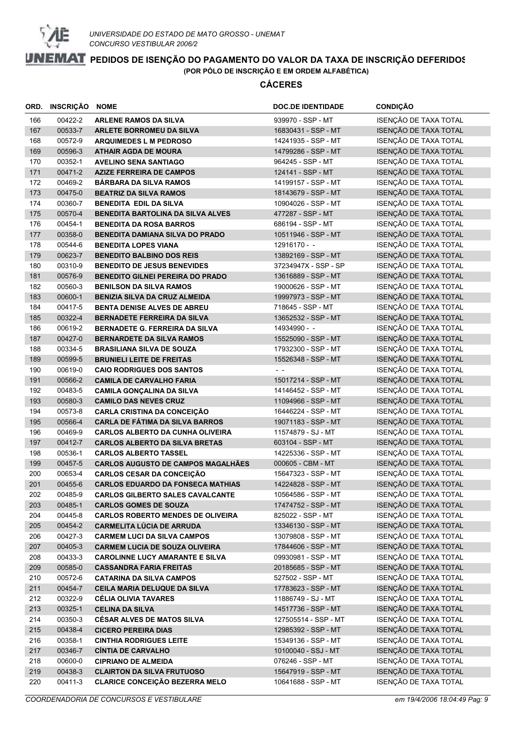UNIVERSIDADE DO ESTADO DE MATO GROSSO - UNEMAT
CONCURSO VESTIBULAR 2006/2

# PEDIDOS DE ISENÇÃO DO PAGAMENTO DO VALOR DA TAXA DE INSCRIÇÃO DEFERIDOS

**(POR PÓLO DE INSCRIÇÃO E EM ORDEM ALFABÉTICA)**

## CÁCERES

| ORD. | INSCRIÇÃO | NOME | DOC.DE IDENTIDADE | CONDIÇÃO |
|---|---|---|---|---|
| 166 | 00422-2 | ARLENE RAMOS DA SILVA | 939970 - SSP - MT | ISENÇÃO DE TAXA TOTAL |
| 167 | 00533-7 | ARLETE BORROMEU DA SILVA | 16830431 - SSP - MT | ISENÇÃO DE TAXA TOTAL |
| 168 | 00572-9 | ARQUIMEDES L M PEDROSO | 14241935 - SSP - MT | ISENÇÃO DE TAXA TOTAL |
| 169 | 00596-3 | ATHAIR AGDA DE MOURA | 14799286 - SSP - MT | ISENÇÃO DE TAXA TOTAL |
| 170 | 00352-1 | AVELINO SENA SANTIAGO | 964245 - SSP - MT | ISENÇÃO DE TAXA TOTAL |
| 171 | 00471-2 | AZIZE FERREIRA DE CAMPOS | 124141 - SSP - MT | ISENÇÃO DE TAXA TOTAL |
| 172 | 00469-2 | BÁRBARA DA SILVA RAMOS | 14199157 - SSP - MT | ISENÇÃO DE TAXA TOTAL |
| 173 | 00475-0 | BEATRIZ DA SILVA RAMOS | 18143679 - SSP - MT | ISENÇÃO DE TAXA TOTAL |
| 174 | 00360-7 | BENEDITA EDIL DA SILVA | 10904026 - SSP - MT | ISENÇÃO DE TAXA TOTAL |
| 175 | 00570-4 | BENEDITA BARTOLINA DA SILVA ALVES | 477287 - SSP - MT | ISENÇÃO DE TAXA TOTAL |
| 176 | 00454-1 | BENEDITA DA ROSA BARROS | 686194 - SSP - MT | ISENÇÃO DE TAXA TOTAL |
| 177 | 00358-0 | BENEDITA DAMIANA SILVA DO PRADO | 10511946 - SSP - MT | ISENÇÃO DE TAXA TOTAL |
| 178 | 00544-6 | BENEDITA LOPES VIANA | 12916170 - - | ISENÇÃO DE TAXA TOTAL |
| 179 | 00623-7 | BENEDITO BALBINO DOS REIS | 13892169 - SSP - MT | ISENÇÃO DE TAXA TOTAL |
| 180 | 00310-9 | BENEDITO DE JESUS BENEVIDES | 37234947X - SSP - SP | ISENÇÃO DE TAXA TOTAL |
| 181 | 00576-9 | BENEDITO GILNEI PEREIRA DO PRADO | 13616889 - SSP - MT | ISENÇÃO DE TAXA TOTAL |
| 182 | 00560-3 | BENILSON DA SILVA RAMOS | 19000626 - SSP - MT | ISENÇÃO DE TAXA TOTAL |
| 183 | 00600-1 | BENIZIA SILVA DA CRUZ ALMEIDA | 19997973 - SSP - MT | ISENÇÃO DE TAXA TOTAL |
| 184 | 00417-5 | BENTA DENISE ALVES DE ABREU | 718645 - SSP - MT | ISENÇÃO DE TAXA TOTAL |
| 185 | 00322-4 | BERNADETE FERREIRA DA SILVA | 13652532 - SSP - MT | ISENÇÃO DE TAXA TOTAL |
| 186 | 00619-2 | BERNADETE G. FERREIRA DA SILVA | 14934990 - - | ISENÇÃO DE TAXA TOTAL |
| 187 | 00427-0 | BERNARDETE DA SILVA RAMOS | 15525090 - SSP - MT | ISENÇÃO DE TAXA TOTAL |
| 188 | 00334-5 | BRASILIANA SILVA DE SOUZA | 17932300 - SSP - MT | ISENÇÃO DE TAXA TOTAL |
| 189 | 00599-5 | BRUNIELI LEITE DE FREITAS | 15526348 - SSP - MT | ISENÇÃO DE TAXA TOTAL |
| 190 | 00619-0 | CAIO RODRIGUES DOS SANTOS | - - | ISENÇÃO DE TAXA TOTAL |
| 191 | 00566-2 | CAMILA DE CARVALHO FARIA | 15017214 - SSP - MT | ISENÇÃO DE TAXA TOTAL |
| 192 | 00483-5 | CAMILA GONÇALINA DA SILVA | 14146452 - SSP - MT | ISENÇÃO DE TAXA TOTAL |
| 193 | 00580-3 | CAMILO DAS NEVES CRUZ | 11094966 - SSP - MT | ISENÇÃO DE TAXA TOTAL |
| 194 | 00573-8 | CARLA CRISTINA DA CONCEIÇÃO | 16446224 - SSP - MT | ISENÇÃO DE TAXA TOTAL |
| 195 | 00566-4 | CARLA DE FÁTIMA DA SILVA BARROS | 19071183 - SSP - MT | ISENÇÃO DE TAXA TOTAL |
| 196 | 00469-9 | CARLOS ALBERTO DA CUNHA OLIVEIRA | 11574879 - SJ - MT | ISENÇÃO DE TAXA TOTAL |
| 197 | 00412-7 | CARLOS ALBERTO DA SILVA BRETAS | 603104 - SSP - MT | ISENÇÃO DE TAXA TOTAL |
| 198 | 00536-1 | CARLOS ALBERTO TASSEL | 14225336 - SSP - MT | ISENÇÃO DE TAXA TOTAL |
| 199 | 00457-5 | CARLOS AUGUSTO DE CAMPOS MAGALHÃES | 000605 - CBM - MT | ISENÇÃO DE TAXA TOTAL |
| 200 | 00653-4 | CARLOS CESAR DA CONCEIÇÃO | 15647323 - SSP - MT | ISENÇÃO DE TAXA TOTAL |
| 201 | 00455-6 | CARLOS EDUARDO DA FONSECA MATHIAS | 14224828 - SSP - MT | ISENÇÃO DE TAXA TOTAL |
| 202 | 00485-9 | CARLOS GILBERTO SALES CAVALCANTE | 10564586 - SSP - MT | ISENÇÃO DE TAXA TOTAL |
| 203 | 00485-1 | CARLOS GOMES DE SOUZA | 17474752 - SSP - MT | ISENÇÃO DE TAXA TOTAL |
| 204 | 00445-8 | CARLOS ROBERTO MENDES DE OLIVEIRA | 825022 - SSP - MT | ISENÇÃO DE TAXA TOTAL |
| 205 | 00454-2 | CARMELITA LÚCIA DE ARRUDA | 13346130 - SSP - MT | ISENÇÃO DE TAXA TOTAL |
| 206 | 00427-3 | CARMEM LUCI DA SILVA CAMPOS | 13079808 - SSP - MT | ISENÇÃO DE TAXA TOTAL |
| 207 | 00405-3 | CARMEM LUCIA DE SOUZA OLIVEIRA | 17844606 - SSP - MT | ISENÇÃO DE TAXA TOTAL |
| 208 | 00433-3 | CAROLINNE LUCY AMARANTE E SILVA | 09930981 - SSP - MT | ISENÇÃO DE TAXA TOTAL |
| 209 | 00585-0 | CASSANDRA FARIA FREITAS | 20185685 - SSP - MT | ISENÇÃO DE TAXA TOTAL |
| 210 | 00572-6 | CATARINA DA SILVA CAMPOS | 527502 - SSP - MT | ISENÇÃO DE TAXA TOTAL |
| 211 | 00454-7 | CEILA MARIA DELUQUE DA SILVA | 17783623 - SSP - MT | ISENÇÃO DE TAXA TOTAL |
| 212 | 00322-9 | CÉLIA OLIVIA TAVARES | 11886749 - SJ - MT | ISENÇÃO DE TAXA TOTAL |
| 213 | 00325-1 | CELINA DA SILVA | 14517736 - SSP - MT | ISENÇÃO DE TAXA TOTAL |
| 214 | 00350-3 | CÉSAR ALVES DE MATOS SILVA | 127505514 - SSP - MT | ISENÇÃO DE TAXA TOTAL |
| 215 | 00438-4 | CICERO PEREIRA DIAS | 12985392 - SSP - MT | ISENÇÃO DE TAXA TOTAL |
| 216 | 00358-1 | CINTHIA RODRIGUES LEITE | 15349136 - SSP - MT | ISENÇÃO DE TAXA TOTAL |
| 217 | 00346-7 | CÍNTIA DE CARVALHO | 10100040 - SSJ - MT | ISENÇÃO DE TAXA TOTAL |
| 218 | 00600-0 | CIPRIANO DE ALMEIDA | 076246 - SSP - MT | ISENÇÃO DE TAXA TOTAL |
| 219 | 00438-3 | CLAIRTON DA SILVA FRUTUOSO | 15647919 - SSP - MT | ISENÇÃO DE TAXA TOTAL |
| 220 | 00411-3 | CLARICE CONCEIÇÃO BEZERRA MELO | 10641688 - SSP - MT | ISENÇÃO DE TAXA TOTAL |

COORDENADORIA DE CONCURSOS E VESTIBULARE — em 19/4/2006 18:04:49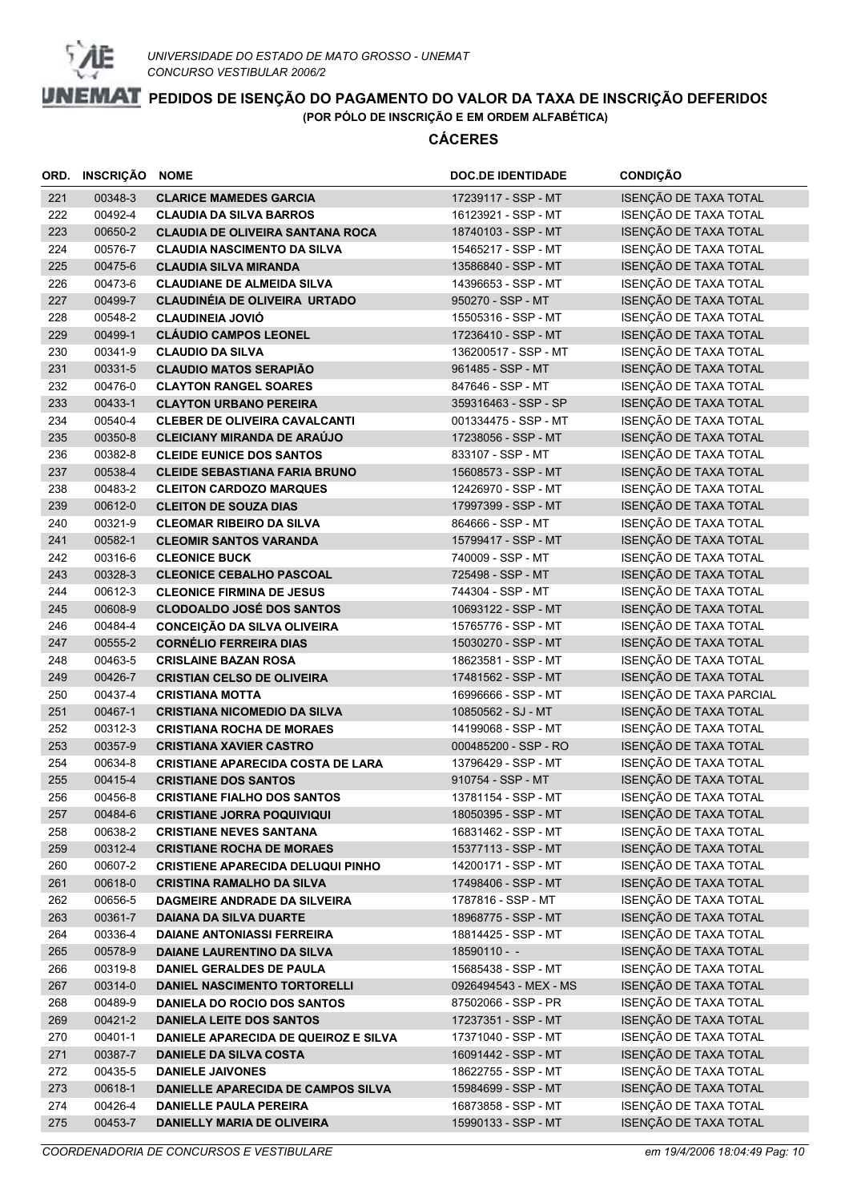UNIVERSIDADE DO ESTADO DE MATO GROSSO - UNEMAT
CONCURSO VESTIBULAR 2006/2

# PEDIDOS DE ISENÇÃO DO PAGAMENTO DO VALOR DA TAXA DE INSCRIÇÃO DEFERIDOS

**(POR PÓLO DE INSCRIÇÃO E EM ORDEM ALFABÉTICA)**

## CÁCERES

| ORD. | INSCRIÇÃO | NOME | DOC.DE IDENTIDADE | CONDIÇÃO |
|---|---|---|---|---|
| 221 | 00348-3 | **CLARICE MAMEDES GARCIA** | 17239117 - SSP - MT | ISENÇÃO DE TAXA TOTAL |
| 222 | 00492-4 | **CLAUDIA DA SILVA BARROS** | 16123921 - SSP - MT | ISENÇÃO DE TAXA TOTAL |
| 223 | 00650-2 | **CLAUDIA DE OLIVEIRA SANTANA ROCA** | 18740103 - SSP - MT | ISENÇÃO DE TAXA TOTAL |
| 224 | 00576-7 | **CLAUDIA NASCIMENTO DA SILVA** | 15465217 - SSP - MT | ISENÇÃO DE TAXA TOTAL |
| 225 | 00475-6 | **CLAUDIA SILVA MIRANDA** | 13586840 - SSP - MT | ISENÇÃO DE TAXA TOTAL |
| 226 | 00473-6 | **CLAUDIANE DE ALMEIDA SILVA** | 14396653 - SSP - MT | ISENÇÃO DE TAXA TOTAL |
| 227 | 00499-7 | **CLAUDINÉIA DE OLIVEIRA URTADO** | 950270 - SSP - MT | ISENÇÃO DE TAXA TOTAL |
| 228 | 00548-2 | **CLAUDINEIA JOVIÓ** | 15505316 - SSP - MT | ISENÇÃO DE TAXA TOTAL |
| 229 | 00499-1 | **CLÁUDIO CAMPOS LEONEL** | 17236410 - SSP - MT | ISENÇÃO DE TAXA TOTAL |
| 230 | 00341-9 | **CLAUDIO DA SILVA** | 136200517 - SSP - MT | ISENÇÃO DE TAXA TOTAL |
| 231 | 00331-5 | **CLAUDIO MATOS SERAPIÃO** | 961485 - SSP - MT | ISENÇÃO DE TAXA TOTAL |
| 232 | 00476-0 | **CLAYTON RANGEL SOARES** | 847646 - SSP - MT | ISENÇÃO DE TAXA TOTAL |
| 233 | 00433-1 | **CLAYTON URBANO PEREIRA** | 359316463 - SSP - SP | ISENÇÃO DE TAXA TOTAL |
| 234 | 00540-4 | **CLEBER DE OLIVEIRA CAVALCANTI** | 001334475 - SSP - MT | ISENÇÃO DE TAXA TOTAL |
| 235 | 00350-8 | **CLEICIANY MIRANDA DE ARAÚJO** | 17238056 - SSP - MT | ISENÇÃO DE TAXA TOTAL |
| 236 | 00382-8 | **CLEIDE EUNICE DOS SANTOS** | 833107 - SSP - MT | ISENÇÃO DE TAXA TOTAL |
| 237 | 00538-4 | **CLEIDE SEBASTIANA FARIA BRUNO** | 15608573 - SSP - MT | ISENÇÃO DE TAXA TOTAL |
| 238 | 00483-2 | **CLEITON CARDOZO MARQUES** | 12426970 - SSP - MT | ISENÇÃO DE TAXA TOTAL |
| 239 | 00612-0 | **CLEITON DE SOUZA DIAS** | 17997399 - SSP - MT | ISENÇÃO DE TAXA TOTAL |
| 240 | 00321-9 | **CLEOMAR RIBEIRO DA SILVA** | 864666 - SSP - MT | ISENÇÃO DE TAXA TOTAL |
| 241 | 00582-1 | **CLEOMIR SANTOS VARANDA** | 15799417 - SSP - MT | ISENÇÃO DE TAXA TOTAL |
| 242 | 00316-6 | **CLEONICE BUCK** | 740009 - SSP - MT | ISENÇÃO DE TAXA TOTAL |
| 243 | 00328-3 | **CLEONICE CEBALHO PASCOAL** | 725498 - SSP - MT | ISENÇÃO DE TAXA TOTAL |
| 244 | 00612-3 | **CLEONICE FIRMINA DE JESUS** | 744304 - SSP - MT | ISENÇÃO DE TAXA TOTAL |
| 245 | 00608-9 | **CLODOALDO JOSÉ DOS SANTOS** | 10693122 - SSP - MT | ISENÇÃO DE TAXA TOTAL |
| 246 | 00484-4 | **CONCEIÇÃO DA SILVA OLIVEIRA** | 15765776 - SSP - MT | ISENÇÃO DE TAXA TOTAL |
| 247 | 00555-2 | **CORNÉLIO FERREIRA DIAS** | 15030270 - SSP - MT | ISENÇÃO DE TAXA TOTAL |
| 248 | 00463-5 | **CRISLAINE BAZAN ROSA** | 18623581 - SSP - MT | ISENÇÃO DE TAXA TOTAL |
| 249 | 00426-7 | **CRISTIAN CELSO DE OLIVEIRA** | 17481562 - SSP - MT | ISENÇÃO DE TAXA TOTAL |
| 250 | 00437-4 | **CRISTIANA MOTTA** | 16996666 - SSP - MT | ISENÇÃO DE TAXA PARCIAL |
| 251 | 00467-1 | **CRISTIANA NICOMEDIO DA SILVA** | 10850562 - SJ - MT | ISENÇÃO DE TAXA TOTAL |
| 252 | 00312-3 | **CRISTIANA ROCHA DE MORAES** | 14199068 - SSP - MT | ISENÇÃO DE TAXA TOTAL |
| 253 | 00357-9 | **CRISTIANA XAVIER CASTRO** | 000485200 - SSP - RO | ISENÇÃO DE TAXA TOTAL |
| 254 | 00634-8 | **CRISTIANE APARECIDA COSTA DE LARA** | 13796429 - SSP - MT | ISENÇÃO DE TAXA TOTAL |
| 255 | 00415-4 | **CRISTIANE DOS SANTOS** | 910754 - SSP - MT | ISENÇÃO DE TAXA TOTAL |
| 256 | 00456-8 | **CRISTIANE FIALHO DOS SANTOS** | 13781154 - SSP - MT | ISENÇÃO DE TAXA TOTAL |
| 257 | 00484-6 | **CRISTIANE JORRA POQUIVIQUI** | 18050395 - SSP - MT | ISENÇÃO DE TAXA TOTAL |
| 258 | 00638-2 | **CRISTIANE NEVES SANTANA** | 16831462 - SSP - MT | ISENÇÃO DE TAXA TOTAL |
| 259 | 00312-4 | **CRISTIANE ROCHA DE MORAES** | 15377113 - SSP - MT | ISENÇÃO DE TAXA TOTAL |
| 260 | 00607-2 | **CRISTIENE APARECIDA DELUQUI PINHO** | 14200171 - SSP - MT | ISENÇÃO DE TAXA TOTAL |
| 261 | 00618-0 | **CRISTINA RAMALHO DA SILVA** | 17498406 - SSP - MT | ISENÇÃO DE TAXA TOTAL |
| 262 | 00656-5 | **DAGMEIRE ANDRADE DA SILVEIRA** | 1787816 - SSP - MT | ISENÇÃO DE TAXA TOTAL |
| 263 | 00361-7 | **DAIANA DA SILVA DUARTE** | 18968775 - SSP - MT | ISENÇÃO DE TAXA TOTAL |
| 264 | 00336-4 | **DAIANE ANTONIASSI FERREIRA** | 18814425 - SSP - MT | ISENÇÃO DE TAXA TOTAL |
| 265 | 00578-9 | **DAIANE LAURENTINO DA SILVA** | 18590110 - - | ISENÇÃO DE TAXA TOTAL |
| 266 | 00319-8 | **DANIEL GERALDES DE PAULA** | 15685438 - SSP - MT | ISENÇÃO DE TAXA TOTAL |
| 267 | 00314-0 | **DANIEL NASCIMENTO TORTORELLI** | 0926494543 - MEX - MS | ISENÇÃO DE TAXA TOTAL |
| 268 | 00489-9 | **DANIELA DO ROCIO DOS SANTOS** | 87502066 - SSP - PR | ISENÇÃO DE TAXA TOTAL |
| 269 | 00421-2 | **DANIELA LEITE DOS SANTOS** | 17237351 - SSP - MT | ISENÇÃO DE TAXA TOTAL |
| 270 | 00401-1 | **DANIELE APARECIDA DE QUEIROZ E SILVA** | 17371040 - SSP - MT | ISENÇÃO DE TAXA TOTAL |
| 271 | 00387-7 | **DANIELE DA SILVA COSTA** | 16091442 - SSP - MT | ISENÇÃO DE TAXA TOTAL |
| 272 | 00435-5 | **DANIELE JAIVONES** | 18622755 - SSP - MT | ISENÇÃO DE TAXA TOTAL |
| 273 | 00618-1 | **DANIELLE APARECIDA DE CAMPOS SILVA** | 15984699 - SSP - MT | ISENÇÃO DE TAXA TOTAL |
| 274 | 00426-4 | **DANIELLE PAULA PEREIRA** | 16873858 - SSP - MT | ISENÇÃO DE TAXA TOTAL |
| 275 | 00453-7 | **DANIELLY MARIA DE OLIVEIRA** | 15990133 - SSP - MT | ISENÇÃO DE TAXA TOTAL |

COORDENADORIA DE CONCURSOS E VESTIBULARE — em 19/4/2006 18:04:49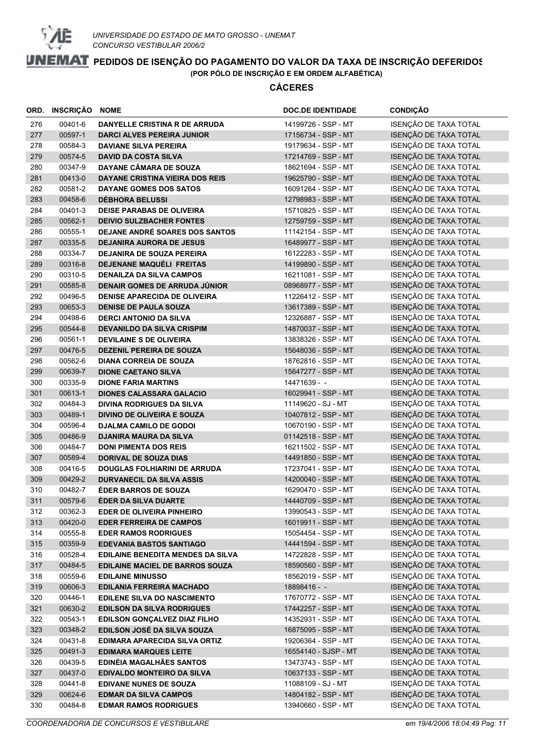UNIVERSIDADE DO ESTADO DE MATO GROSSO - UNEMAT
CONCURSO VESTIBULAR 2006/2

# PEDIDOS DE ISENÇÃO DO PAGAMENTO DO VALOR DA TAXA DE INSCRIÇÃO DEFERIDOS

(POR PÓLO DE INSCRIÇÃO E EM ORDEM ALFABÉTICA)

## CÁCERES

| ORD. | INSCRIÇÃO | NOME | DOC.DE IDENTIDADE | CONDIÇÃO |
|---|---|---|---|---|
| 276 | 00401-6 | DANYELLE CRISTINA R DE ARRUDA | 14199726 - SSP - MT | ISENÇÃO DE TAXA TOTAL |
| 277 | 00597-1 | DARCI ALVES PEREIRA JUNIOR | 17156734 - SSP - MT | ISENÇÃO DE TAXA TOTAL |
| 278 | 00584-3 | DAVIANE SILVA PEREIRA | 19179634 - SSP - MT | ISENÇÃO DE TAXA TOTAL |
| 279 | 00574-5 | DAVID DA COSTA SILVA | 17214769 - SSP - MT | ISENÇÃO DE TAXA TOTAL |
| 280 | 00347-9 | DAYANE CÂMARA DE SOUZA | 18621694 - SSP - MT | ISENÇÃO DE TAXA TOTAL |
| 281 | 00413-0 | DAYANE CRISTINA VIEIRA DOS REIS | 19625790 - SSP - MT | ISENÇÃO DE TAXA TOTAL |
| 282 | 00581-2 | DAYANE GOMES DOS SATOS | 16091264 - SSP - MT | ISENÇÃO DE TAXA TOTAL |
| 283 | 00458-6 | DÉBHORA BELUSSI | 12798983 - SSP - MT | ISENÇÃO DE TAXA TOTAL |
| 284 | 00401-3 | DEISE PARABAS DE OLIVEIRA | 15710825 - SSP - MT | ISENÇÃO DE TAXA TOTAL |
| 285 | 00562-1 | DEIVIO SULZBACHER FONTES | 12759759 - SSP - MT | ISENÇÃO DE TAXA TOTAL |
| 286 | 00555-1 | DEJANE ANDRÉ SOARES DOS SANTOS | 11142154 - SSP - MT | ISENÇÃO DE TAXA TOTAL |
| 287 | 00335-5 | DEJANIRA AURORA DE JESUS | 16489977 - SSP - MT | ISENÇÃO DE TAXA TOTAL |
| 288 | 00334-7 | DEJANIRA DE SOUZA PEREIRA | 16122283 - SSP - MT | ISENÇÃO DE TAXA TOTAL |
| 289 | 00316-8 | DEJENANE MAQUÉLI FREITAS | 14199890 - SSP - MT | ISENÇÃO DE TAXA TOTAL |
| 290 | 00310-5 | DENAILZA DA SILVA CAMPOS | 16211081 - SSP - MT | ISENÇÃO DE TAXA TOTAL |
| 291 | 00585-8 | DENAIR GOMES DE ARRUDA JÚNIOR | 08968977 - SSP - MT | ISENÇÃO DE TAXA TOTAL |
| 292 | 00496-5 | DENISE APARECIDA DE OLIVEIRA | 11226412 - SSP - MT | ISENÇÃO DE TAXA TOTAL |
| 293 | 00653-3 | DENISE DE PAULA SOUZA | 13617389 - SSP - MT | ISENÇÃO DE TAXA TOTAL |
| 294 | 00498-6 | DERCI ANTONIO DA SILVA | 12326887 - SSP - MT | ISENÇÃO DE TAXA TOTAL |
| 295 | 00544-8 | DEVANILDO DA SILVA CRISPIM | 14870037 - SSP - MT | ISENÇÃO DE TAXA TOTAL |
| 296 | 00561-1 | DEVILAINE S DE OLIVEIRA | 13838326 - SSP - MT | ISENÇÃO DE TAXA TOTAL |
| 297 | 00476-5 | DEZENIL PEREIRA DE SOUZA | 15648036 - SSP - MT | ISENÇÃO DE TAXA TOTAL |
| 298 | 00562-6 | DIANA CORREIA DE SOUZA | 18762816 - SSP - MT | ISENÇÃO DE TAXA TOTAL |
| 299 | 00639-7 | DIONE CAETANO SILVA | 15647277 - SSP - MT | ISENÇÃO DE TAXA TOTAL |
| 300 | 00335-9 | DIONE FARIA MARTINS | 14471639 - - | ISENÇÃO DE TAXA TOTAL |
| 301 | 00613-1 | DIONES CALASSARA GALACIO | 16029941 - SSP - MT | ISENÇÃO DE TAXA TOTAL |
| 302 | 00484-3 | DIVINA RODRIGUES DA SILVA | 11149620 - SJ - MT | ISENÇÃO DE TAXA TOTAL |
| 303 | 00489-1 | DIVINO DE OLIVEIRA E SOUZA | 10407812 - SSP - MT | ISENÇÃO DE TAXA TOTAL |
| 304 | 00596-4 | DJALMA CAMILO DE GODOI | 10670190 - SSP - MT | ISENÇÃO DE TAXA TOTAL |
| 305 | 00486-9 | DJANIRA MAURA DA SILVA | 01142518 - SSP - MT | ISENÇÃO DE TAXA TOTAL |
| 306 | 00484-7 | DONI PIMENTA DOS REIS | 16211502 - SSP - MT | ISENÇÃO DE TAXA TOTAL |
| 307 | 00589-4 | DORIVAL DE SOUZA DIAS | 14491850 - SSP - MT | ISENÇÃO DE TAXA TOTAL |
| 308 | 00416-5 | DOUGLAS FOLHIARINI DE ARRUDA | 17237041 - SSP - MT | ISENÇÃO DE TAXA TOTAL |
| 309 | 00429-2 | DURVANECIL DA SILVA ASSIS | 14200040 - SSP - MT | ISENÇÃO DE TAXA TOTAL |
| 310 | 00482-7 | ÉDER BARROS DE SOUZA | 16290470 - SSP - MT | ISENÇÃO DE TAXA TOTAL |
| 311 | 00579-6 | ÉDER DA SILVA DUARTE | 14440709 - SSP - MT | ISENÇÃO DE TAXA TOTAL |
| 312 | 00362-3 | EDER DE OLIVEIRA PINHEIRO | 13990543 - SSP - MT | ISENÇÃO DE TAXA TOTAL |
| 313 | 00420-0 | EDER FERREIRA DE CAMPOS | 16019911 - SSP - MT | ISENÇÃO DE TAXA TOTAL |
| 314 | 00555-8 | EDER RAMOS RODRIGUES | 15054454 - SSP - MT | ISENÇÃO DE TAXA TOTAL |
| 315 | 00359-9 | EDEVANIA BASTOS SANTIAGO | 14441594 - SSP - MT | ISENÇÃO DE TAXA TOTAL |
| 316 | 00528-4 | EDILAINE BENEDITA MENDES DA SILVA | 14722828 - SSP - MT | ISENÇÃO DE TAXA TOTAL |
| 317 | 00484-5 | EDILAINE MACIEL DE BARROS SOUZA | 18590560 - SSP - MT | ISENÇÃO DE TAXA TOTAL |
| 318 | 00559-6 | EDILAINE MINUSSO | 18562019 - SSP - MT | ISENÇÃO DE TAXA TOTAL |
| 319 | 00606-3 | EDILANIA FERREIRA MACHADO | 18898416 - - | ISENÇÃO DE TAXA TOTAL |
| 320 | 00446-1 | EDILENE SILVA DO NASCIMENTO | 17670772 - SSP - MT | ISENÇÃO DE TAXA TOTAL |
| 321 | 00630-2 | EDILSON DA SILVA RODRIGUES | 17442257 - SSP - MT | ISENÇÃO DE TAXA TOTAL |
| 322 | 00543-1 | EDILSON GONÇALVEZ DIAZ FILHO | 14352931 - SSP - MT | ISENÇÃO DE TAXA TOTAL |
| 323 | 00348-2 | EDILSON JOSÉ DA SILVA SOUZA | 16875095 - SSP - MT | ISENÇÃO DE TAXA TOTAL |
| 324 | 00431-8 | EDIMARA APARECIDA SILVA ORTIZ | 19206364 - SSP - MT | ISENÇÃO DE TAXA TOTAL |
| 325 | 00491-3 | EDIMARA MARQUES LEITE | 16554140 - SJSP - MT | ISENÇÃO DE TAXA TOTAL |
| 326 | 00439-5 | EDINÉIA MAGALHÃES SANTOS | 13473743 - SSP - MT | ISENÇÃO DE TAXA TOTAL |
| 327 | 00437-0 | EDIVALDO MONTEIRO DA SILVA | 10637133 - SSP - MT | ISENÇÃO DE TAXA TOTAL |
| 328 | 00441-8 | EDIVANE NUNES DE SOUZA | 11088109 - SJ - MT | ISENÇÃO DE TAXA TOTAL |
| 329 | 00624-6 | EDMAR DA SILVA CAMPOS | 14804182 - SSP - MT | ISENÇÃO DE TAXA TOTAL |
| 330 | 00484-8 | EDMAR RAMOS RODRIGUES | 13940660 - SSP - MT | ISENÇÃO DE TAXA TOTAL |

COORDENADORIA DE CONCURSOS E VESTIBULARE — em 19/4/2006 18:04:49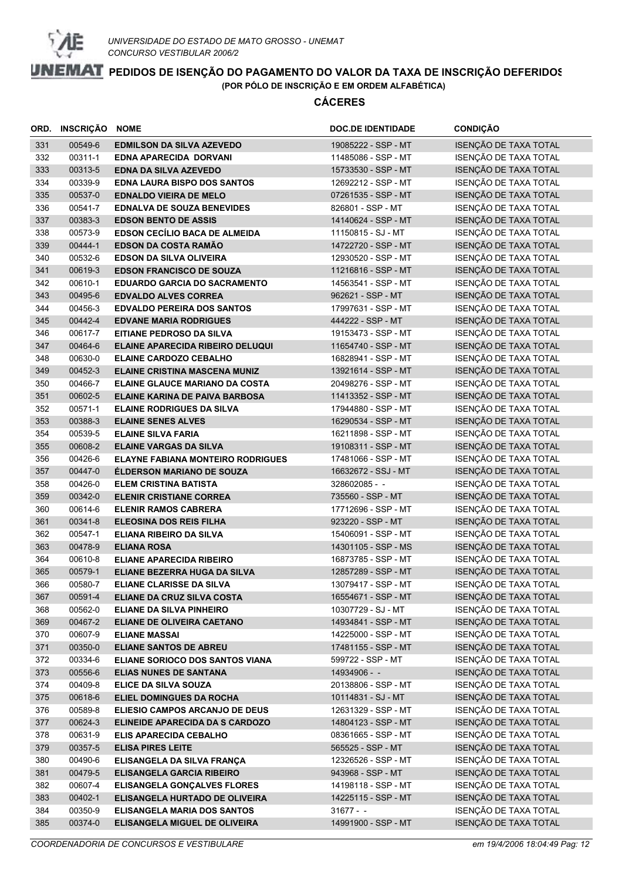UNIVERSIDADE DO ESTADO DE MATO GROSSO - UNEMAT
CONCURSO VESTIBULAR 2006/2

# PEDIDOS DE ISENÇÃO DO PAGAMENTO DO VALOR DA TAXA DE INSCRIÇÃO DEFERIDOS

(POR PÓLO DE INSCRIÇÃO E EM ORDEM ALFABÉTICA)

## CÁCERES

| ORD. | INSCRIÇÃO | NOME | DOC.DE IDENTIDADE | CONDIÇÃO |
|---|---|---|---|---|
| 331 | 00549-6 | **EDMILSON DA SILVA AZEVEDO** | 19085222 - SSP - MT | ISENÇÃO DE TAXA TOTAL |
| 332 | 00311-1 | **EDNA APARECIDA DORVANI** | 11485086 - SSP - MT | ISENÇÃO DE TAXA TOTAL |
| 333 | 00313-5 | **EDNA DA SILVA AZEVEDO** | 15733530 - SSP - MT | ISENÇÃO DE TAXA TOTAL |
| 334 | 00339-9 | **EDNA LAURA BISPO DOS SANTOS** | 12692212 - SSP - MT | ISENÇÃO DE TAXA TOTAL |
| 335 | 00537-0 | **EDNALDO VIEIRA DE MELO** | 07261535 - SSP - MT | ISENÇÃO DE TAXA TOTAL |
| 336 | 00541-7 | **EDNALVA DE SOUZA BENEVIDES** | 826801 - SSP - MT | ISENÇÃO DE TAXA TOTAL |
| 337 | 00383-3 | **EDSON BENTO DE ASSIS** | 14140624 - SSP - MT | ISENÇÃO DE TAXA TOTAL |
| 338 | 00573-9 | **EDSON CECÍLIO BACA DE ALMEIDA** | 11150815 - SJ - MT | ISENÇÃO DE TAXA TOTAL |
| 339 | 00444-1 | **EDSON DA COSTA RAMÃO** | 14722720 - SSP - MT | ISENÇÃO DE TAXA TOTAL |
| 340 | 00532-6 | **EDSON DA SILVA OLIVEIRA** | 12930520 - SSP - MT | ISENÇÃO DE TAXA TOTAL |
| 341 | 00619-3 | **EDSON FRANCISCO DE SOUZA** | 11216816 - SSP - MT | ISENÇÃO DE TAXA TOTAL |
| 342 | 00610-1 | **EDUARDO GARCIA DO SACRAMENTO** | 14563541 - SSP - MT | ISENÇÃO DE TAXA TOTAL |
| 343 | 00495-6 | **EDVALDO ALVES CORREA** | 962621 - SSP - MT | ISENÇÃO DE TAXA TOTAL |
| 344 | 00456-3 | **EDVALDO PEREIRA DOS SANTOS** | 17997631 - SSP - MT | ISENÇÃO DE TAXA TOTAL |
| 345 | 00442-4 | **EDVANE MARIA RODRIGUES** | 444222 - SSP - MT | ISENÇÃO DE TAXA TOTAL |
| 346 | 00617-7 | **EITIANE PEDROSO DA SILVA** | 19153473 - SSP - MT | ISENÇÃO DE TAXA TOTAL |
| 347 | 00464-6 | **ELAINE APARECIDA RIBEIRO DELUQUI** | 11654740 - SSP - MT | ISENÇÃO DE TAXA TOTAL |
| 348 | 00630-0 | **ELAINE CARDOZO CEBALHO** | 16828941 - SSP - MT | ISENÇÃO DE TAXA TOTAL |
| 349 | 00452-3 | **ELAINE CRISTINA MASCENA MUNIZ** | 13921614 - SSP - MT | ISENÇÃO DE TAXA TOTAL |
| 350 | 00466-7 | **ELAINE GLAUCE MARIANO DA COSTA** | 20498276 - SSP - MT | ISENÇÃO DE TAXA TOTAL |
| 351 | 00602-5 | **ELAINE KARINA DE PAIVA BARBOSA** | 11413352 - SSP - MT | ISENÇÃO DE TAXA TOTAL |
| 352 | 00571-1 | **ELAINE RODRIGUES DA SILVA** | 17944880 - SSP - MT | ISENÇÃO DE TAXA TOTAL |
| 353 | 00388-3 | **ELAINE SENES ALVES** | 16290534 - SSP - MT | ISENÇÃO DE TAXA TOTAL |
| 354 | 00539-5 | **ELAINE SILVA FARIA** | 16211898 - SSP - MT | ISENÇÃO DE TAXA TOTAL |
| 355 | 00608-2 | **ELAINE VARGAS DA SILVA** | 19108311 - SSP - MT | ISENÇÃO DE TAXA TOTAL |
| 356 | 00426-6 | **ELAYNE FABIANA MONTEIRO RODRIGUES** | 17481066 - SSP - MT | ISENÇÃO DE TAXA TOTAL |
| 357 | 00447-0 | **ÉLDERSON MARIANO DE SOUZA** | 16632672 - SSJ - MT | ISENÇÃO DE TAXA TOTAL |
| 358 | 00426-0 | **ELEM CRISTINA BATISTA** | 328602085 - - | ISENÇÃO DE TAXA TOTAL |
| 359 | 00342-0 | **ELENIR CRISTIANE CORREA** | 735560 - SSP - MT | ISENÇÃO DE TAXA TOTAL |
| 360 | 00614-6 | **ELENIR RAMOS CABRERA** | 17712696 - SSP - MT | ISENÇÃO DE TAXA TOTAL |
| 361 | 00341-8 | **ELEOSINA DOS REIS FILHA** | 923220 - SSP - MT | ISENÇÃO DE TAXA TOTAL |
| 362 | 00547-1 | **ELIANA RIBEIRO DA SILVA** | 15406091 - SSP - MT | ISENÇÃO DE TAXA TOTAL |
| 363 | 00478-9 | **ELIANA ROSA** | 14301105 - SSP - MS | ISENÇÃO DE TAXA TOTAL |
| 364 | 00610-8 | **ELIANE APARECIDA RIBEIRO** | 16873785 - SSP - MT | ISENÇÃO DE TAXA TOTAL |
| 365 | 00579-1 | **ELIANE BEZERRA HUGA DA SILVA** | 12857289 - SSP - MT | ISENÇÃO DE TAXA TOTAL |
| 366 | 00580-7 | **ELIANE CLARISSE DA SILVA** | 13079417 - SSP - MT | ISENÇÃO DE TAXA TOTAL |
| 367 | 00591-4 | **ELIANE DA CRUZ SILVA COSTA** | 16554671 - SSP - MT | ISENÇÃO DE TAXA TOTAL |
| 368 | 00562-0 | **ELIANE DA SILVA PINHEIRO** | 10307729 - SJ - MT | ISENÇÃO DE TAXA TOTAL |
| 369 | 00467-2 | **ELIANE DE OLIVEIRA CAETANO** | 14934841 - SSP - MT | ISENÇÃO DE TAXA TOTAL |
| 370 | 00607-9 | **ELIANE MASSAI** | 14225000 - SSP - MT | ISENÇÃO DE TAXA TOTAL |
| 371 | 00350-0 | **ELIANE SANTOS DE ABREU** | 17481155 - SSP - MT | ISENÇÃO DE TAXA TOTAL |
| 372 | 00334-6 | **ELIANE SORIOCO DOS SANTOS VIANA** | 599722 - SSP - MT | ISENÇÃO DE TAXA TOTAL |
| 373 | 00556-6 | **ELIAS NUNES DE SANTANA** | 14934906 - - | ISENÇÃO DE TAXA TOTAL |
| 374 | 00409-8 | **ELICE DA SILVA SOUZA** | 20138806 - SSP - MT | ISENÇÃO DE TAXA TOTAL |
| 375 | 00618-6 | **ELIEL DOMINGUES DA ROCHA** | 10114831 - SJ - MT | ISENÇÃO DE TAXA TOTAL |
| 376 | 00589-8 | **ELIESIO CAMPOS ARCANJO DE DEUS** | 12631329 - SSP - MT | ISENÇÃO DE TAXA TOTAL |
| 377 | 00624-3 | **ELINEIDE APARECIDA DA S CARDOZO** | 14804123 - SSP - MT | ISENÇÃO DE TAXA TOTAL |
| 378 | 00631-9 | **ELIS APARECIDA CEBALHO** | 08361665 - SSP - MT | ISENÇÃO DE TAXA TOTAL |
| 379 | 00357-5 | **ELISA PIRES LEITE** | 565525 - SSP - MT | ISENÇÃO DE TAXA TOTAL |
| 380 | 00490-6 | **ELISANGELA DA SILVA FRANÇA** | 12326526 - SSP - MT | ISENÇÃO DE TAXA TOTAL |
| 381 | 00479-5 | **ELISANGELA GARCIA RIBEIRO** | 943968 - SSP - MT | ISENÇÃO DE TAXA TOTAL |
| 382 | 00607-4 | **ELISANGELA GONÇALVES FLORES** | 14198118 - SSP - MT | ISENÇÃO DE TAXA TOTAL |
| 383 | 00402-1 | **ELISANGELA HURTADO DE OLIVEIRA** | 14225115 - SSP - MT | ISENÇÃO DE TAXA TOTAL |
| 384 | 00350-9 | **ELISANGELA MARIA DOS SANTOS** | 31677 - - | ISENÇÃO DE TAXA TOTAL |
| 385 | 00374-0 | **ELISANGELA MIGUEL DE OLIVEIRA** | 14991900 - SSP - MT | ISENÇÃO DE TAXA TOTAL |

COORDENADORIA DE CONCURSOS E VESTIBULARE — em 19/4/2006 18:04:49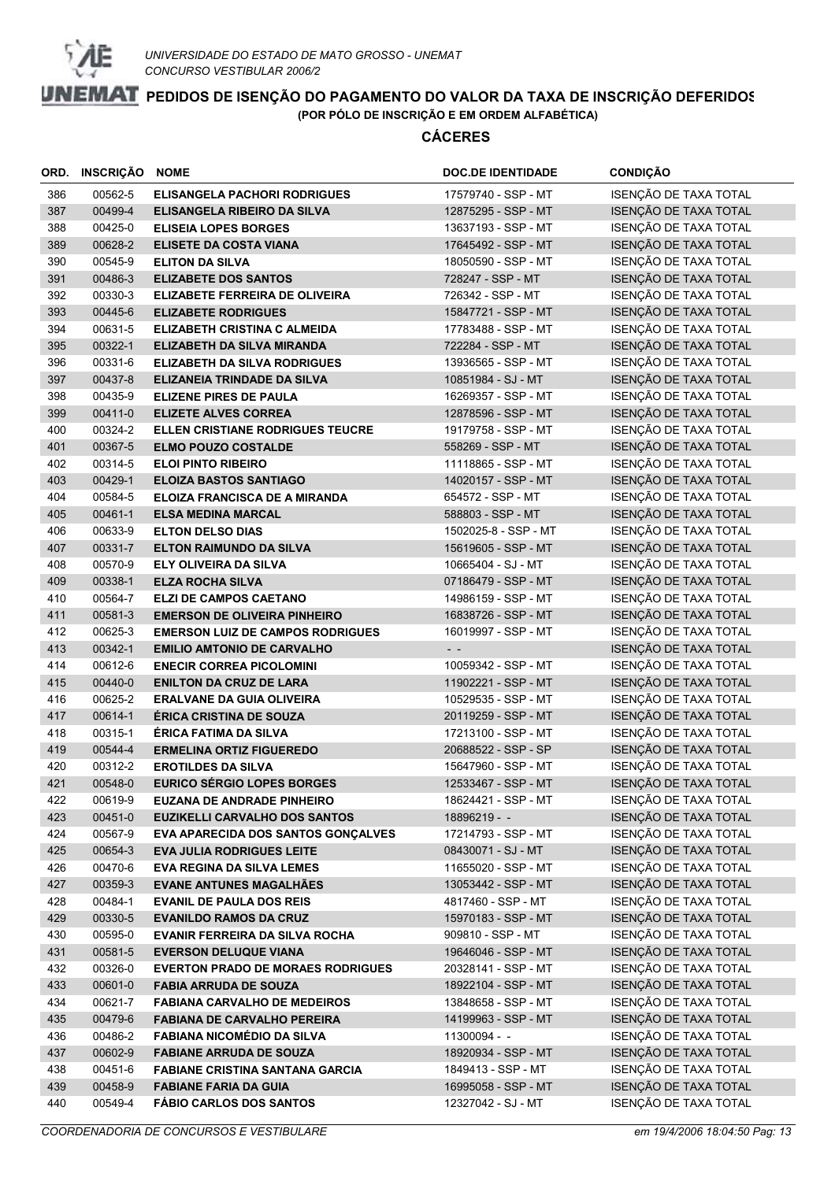UNIVERSIDADE DO ESTADO DE MATO GROSSO - UNEMAT
CONCURSO VESTIBULAR 2006/2

# PEDIDOS DE ISENÇÃO DO PAGAMENTO DO VALOR DA TAXA DE INSCRIÇÃO DEFERIDOS

**(POR PÓLO DE INSCRIÇÃO E EM ORDEM ALFABÉTICA)**

## CÁCERES

| ORD. | INSCRIÇÃO | NOME | DOC.DE IDENTIDADE | CONDIÇÃO |
|---|---|---|---|---|
| 386 | 00562-5 | ELISANGELA PACHORI RODRIGUES | 17579740 - SSP - MT | ISENÇÃO DE TAXA TOTAL |
| 387 | 00499-4 | ELISANGELA RIBEIRO DA SILVA | 12875295 - SSP - MT | ISENÇÃO DE TAXA TOTAL |
| 388 | 00425-0 | ELISEIA LOPES BORGES | 13637193 - SSP - MT | ISENÇÃO DE TAXA TOTAL |
| 389 | 00628-2 | ELISETE DA COSTA VIANA | 17645492 - SSP - MT | ISENÇÃO DE TAXA TOTAL |
| 390 | 00545-9 | ELITON DA SILVA | 18050590 - SSP - MT | ISENÇÃO DE TAXA TOTAL |
| 391 | 00486-3 | ELIZABETE DOS SANTOS | 728247 - SSP - MT | ISENÇÃO DE TAXA TOTAL |
| 392 | 00330-3 | ELIZABETE FERREIRA DE OLIVEIRA | 726342 - SSP - MT | ISENÇÃO DE TAXA TOTAL |
| 393 | 00445-6 | ELIZABETE RODRIGUES | 15847721 - SSP - MT | ISENÇÃO DE TAXA TOTAL |
| 394 | 00631-5 | ELIZABETH CRISTINA C ALMEIDA | 17783488 - SSP - MT | ISENÇÃO DE TAXA TOTAL |
| 395 | 00322-1 | ELIZABETH DA SILVA MIRANDA | 722284 - SSP - MT | ISENÇÃO DE TAXA TOTAL |
| 396 | 00331-6 | ELIZABETH DA SILVA RODRIGUES | 13936565 - SSP - MT | ISENÇÃO DE TAXA TOTAL |
| 397 | 00437-8 | ELIZANEIA TRINDADE DA SILVA | 10851984 - SJ - MT | ISENÇÃO DE TAXA TOTAL |
| 398 | 00435-9 | ELIZENE PIRES DE PAULA | 16269357 - SSP - MT | ISENÇÃO DE TAXA TOTAL |
| 399 | 00411-0 | ELIZETE ALVES CORREA | 12878596 - SSP - MT | ISENÇÃO DE TAXA TOTAL |
| 400 | 00324-2 | ELLEN CRISTIANE RODRIGUES TEUCRE | 19179758 - SSP - MT | ISENÇÃO DE TAXA TOTAL |
| 401 | 00367-5 | ELMO POUZO COSTALDE | 558269 - SSP - MT | ISENÇÃO DE TAXA TOTAL |
| 402 | 00314-5 | ELOI PINTO RIBEIRO | 11118865 - SSP - MT | ISENÇÃO DE TAXA TOTAL |
| 403 | 00429-1 | ELOIZA BASTOS SANTIAGO | 14020157 - SSP - MT | ISENÇÃO DE TAXA TOTAL |
| 404 | 00584-5 | ELOIZA FRANCISCA DE A MIRANDA | 654572 - SSP - MT | ISENÇÃO DE TAXA TOTAL |
| 405 | 00461-1 | ELSA MEDINA MARCAL | 588803 - SSP - MT | ISENÇÃO DE TAXA TOTAL |
| 406 | 00633-9 | ELTON DELSO DIAS | 1502025-8 - SSP - MT | ISENÇÃO DE TAXA TOTAL |
| 407 | 00331-7 | ELTON RAIMUNDO DA SILVA | 15619605 - SSP - MT | ISENÇÃO DE TAXA TOTAL |
| 408 | 00570-9 | ELY OLIVEIRA DA SILVA | 10665404 - SJ - MT | ISENÇÃO DE TAXA TOTAL |
| 409 | 00338-1 | ELZA ROCHA SILVA | 07186479 - SSP - MT | ISENÇÃO DE TAXA TOTAL |
| 410 | 00564-7 | ELZI DE CAMPOS CAETANO | 14986159 - SSP - MT | ISENÇÃO DE TAXA TOTAL |
| 411 | 00581-3 | EMERSON DE OLIVEIRA PINHEIRO | 16838726 - SSP - MT | ISENÇÃO DE TAXA TOTAL |
| 412 | 00625-3 | EMERSON LUIZ DE CAMPOS RODRIGUES | 16019997 - SSP - MT | ISENÇÃO DE TAXA TOTAL |
| 413 | 00342-1 | EMILIO AMTONIO DE CARVALHO | - - | ISENÇÃO DE TAXA TOTAL |
| 414 | 00612-6 | ENECIR CORREA PICOLOMINI | 10059342 - SSP - MT | ISENÇÃO DE TAXA TOTAL |
| 415 | 00440-0 | ENILTON DA CRUZ DE LARA | 11902221 - SSP - MT | ISENÇÃO DE TAXA TOTAL |
| 416 | 00625-2 | ERALVANE DA GUIA OLIVEIRA | 10529535 - SSP - MT | ISENÇÃO DE TAXA TOTAL |
| 417 | 00614-1 | ÉRICA CRISTINA DE SOUZA | 20119259 - SSP - MT | ISENÇÃO DE TAXA TOTAL |
| 418 | 00315-1 | ÉRICA FATIMA DA SILVA | 17213100 - SSP - MT | ISENÇÃO DE TAXA TOTAL |
| 419 | 00544-4 | ERMELINA ORTIZ FIGUEREDO | 20688522 - SSP - SP | ISENÇÃO DE TAXA TOTAL |
| 420 | 00312-2 | EROTILDES DA SILVA | 15647960 - SSP - MT | ISENÇÃO DE TAXA TOTAL |
| 421 | 00548-0 | EURICO SÉRGIO LOPES BORGES | 12533467 - SSP - MT | ISENÇÃO DE TAXA TOTAL |
| 422 | 00619-9 | EUZANA DE ANDRADE PINHEIRO | 18624421 - SSP - MT | ISENÇÃO DE TAXA TOTAL |
| 423 | 00451-0 | EUZIKELLI CARVALHO DOS SANTOS | 18896219 - - | ISENÇÃO DE TAXA TOTAL |
| 424 | 00567-9 | EVA APARECIDA DOS SANTOS GONÇALVES | 17214793 - SSP - MT | ISENÇÃO DE TAXA TOTAL |
| 425 | 00654-3 | EVA JULIA RODRIGUES LEITE | 08430071 - SJ - MT | ISENÇÃO DE TAXA TOTAL |
| 426 | 00470-6 | EVA REGINA DA SILVA LEMES | 11655020 - SSP - MT | ISENÇÃO DE TAXA TOTAL |
| 427 | 00359-3 | EVANE ANTUNES MAGALHÃES | 13053442 - SSP - MT | ISENÇÃO DE TAXA TOTAL |
| 428 | 00484-1 | EVANIL DE PAULA DOS REIS | 4817460 - SSP - MT | ISENÇÃO DE TAXA TOTAL |
| 429 | 00330-5 | EVANILDO RAMOS DA CRUZ | 15970183 - SSP - MT | ISENÇÃO DE TAXA TOTAL |
| 430 | 00595-0 | EVANIR FERREIRA DA SILVA ROCHA | 909810 - SSP - MT | ISENÇÃO DE TAXA TOTAL |
| 431 | 00581-5 | EVERSON DELUQUE VIANA | 19646046 - SSP - MT | ISENÇÃO DE TAXA TOTAL |
| 432 | 00326-0 | EVERTON PRADO DE MORAES RODRIGUES | 20328141 - SSP - MT | ISENÇÃO DE TAXA TOTAL |
| 433 | 00601-0 | FABIA ARRUDA DE SOUZA | 18922104 - SSP - MT | ISENÇÃO DE TAXA TOTAL |
| 434 | 00621-7 | FABIANA CARVALHO DE MEDEIROS | 13848658 - SSP - MT | ISENÇÃO DE TAXA TOTAL |
| 435 | 00479-6 | FABIANA DE CARVALHO PEREIRA | 14199963 - SSP - MT | ISENÇÃO DE TAXA TOTAL |
| 436 | 00486-2 | FABIANA NICOMÉDIO DA SILVA | 11300094 - - | ISENÇÃO DE TAXA TOTAL |
| 437 | 00602-9 | FABIANE ARRUDA DE SOUZA | 18920934 - SSP - MT | ISENÇÃO DE TAXA TOTAL |
| 438 | 00451-6 | FABIANE CRISTINA SANTANA GARCIA | 1849413 - SSP - MT | ISENÇÃO DE TAXA TOTAL |
| 439 | 00458-9 | FABIANE FARIA DA GUIA | 16995058 - SSP - MT | ISENÇÃO DE TAXA TOTAL |
| 440 | 00549-4 | FÁBIO CARLOS DOS SANTOS | 12327042 - SJ - MT | ISENÇÃO DE TAXA TOTAL |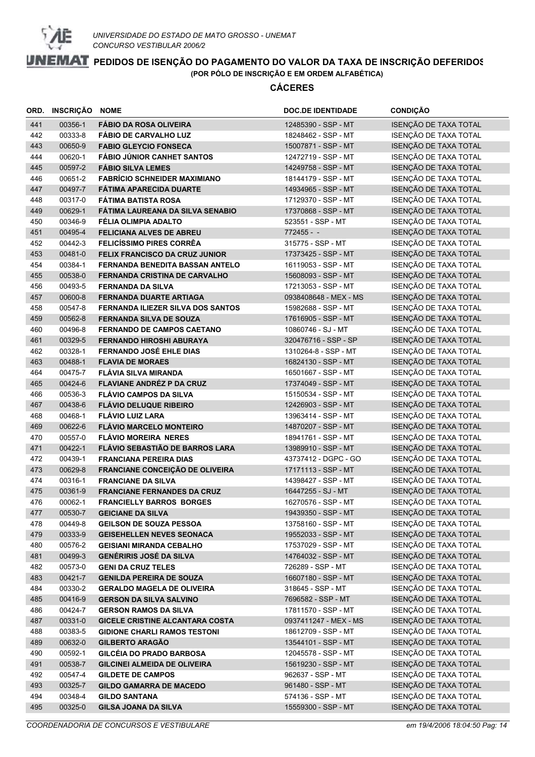UNIVERSIDADE DO ESTADO DE MATO GROSSO - UNEMAT

CONCURSO VESTIBULAR 2006/2

# PEDIDOS DE ISENÇÃO DO PAGAMENTO DO VALOR DA TAXA DE INSCRIÇÃO DEFERIDOS

**(POR PÓLO DE INSCRIÇÃO E EM ORDEM ALFABÉTICA)**

## CÁCERES

| ORD. | INSCRIÇÃO | NOME | DOC.DE IDENTIDADE | CONDIÇÃO |
|---|---|---|---|---|
| 441 | 00356-1 | **FÁBIO DA ROSA OLIVEIRA** | 12485390 - SSP - MT | ISENÇÃO DE TAXA TOTAL |
| 442 | 00333-8 | **FÁBIO DE CARVALHO LUZ** | 18248462 - SSP - MT | ISENÇÃO DE TAXA TOTAL |
| 443 | 00650-9 | **FABIO GLEYCIO FONSECA** | 15007871 - SSP - MT | ISENÇÃO DE TAXA TOTAL |
| 444 | 00620-1 | **FÁBIO JÚNIOR CANHET SANTOS** | 12472719 - SSP - MT | ISENÇÃO DE TAXA TOTAL |
| 445 | 00597-2 | **FÁBIO SILVA LEMES** | 14249758 - SSP - MT | ISENÇÃO DE TAXA TOTAL |
| 446 | 00651-2 | **FABRÍCIO SCHNEIDER MAXIMIANO** | 18144179 - SSP - MT | ISENÇÃO DE TAXA TOTAL |
| 447 | 00497-7 | **FÁTIMA APARECIDA DUARTE** | 14934965 - SSP - MT | ISENÇÃO DE TAXA TOTAL |
| 448 | 00317-0 | **FÁTIMA BATISTA ROSA** | 17129370 - SSP - MT | ISENÇÃO DE TAXA TOTAL |
| 449 | 00629-1 | **FÁTIMA LAUREANA DA SILVA SENABIO** | 17370868 - SSP - MT | ISENÇÃO DE TAXA TOTAL |
| 450 | 00346-9 | **FÉLIA OLIMPIA ADALTO** | 523551 - SSP - MT | ISENÇÃO DE TAXA TOTAL |
| 451 | 00495-4 | **FELICIANA ALVES DE ABREU** | 772455 - - | ISENÇÃO DE TAXA TOTAL |
| 452 | 00442-3 | **FELICÍSSIMO PIRES CORRÊA** | 315775 - SSP - MT | ISENÇÃO DE TAXA TOTAL |
| 453 | 00481-0 | **FELIX FRANCISCO DA CRUZ JUNIOR** | 17373425 - SSP - MT | ISENÇÃO DE TAXA TOTAL |
| 454 | 00384-1 | **FERNANDA BENEDITA BASSAN ANTELO** | 16119053 - SSP - MT | ISENÇÃO DE TAXA TOTAL |
| 455 | 00538-0 | **FERNANDA CRISTINA DE CARVALHO** | 15608093 - SSP - MT | ISENÇÃO DE TAXA TOTAL |
| 456 | 00493-5 | **FERNANDA DA SILVA** | 17213053 - SSP - MT | ISENÇÃO DE TAXA TOTAL |
| 457 | 00600-8 | **FERNANDA DUARTE ARTIAGA** | 0938408648 - MEX - MS | ISENÇÃO DE TAXA TOTAL |
| 458 | 00547-8 | **FERNANDA ILIEZER SILVA DOS SANTOS** | 15982688 - SSP - MT | ISENÇÃO DE TAXA TOTAL |
| 459 | 00562-8 | **FERNANDA SILVA DE SOUZA** | 17616905 - SSP - MT | ISENÇÃO DE TAXA TOTAL |
| 460 | 00496-8 | **FERNANDO DE CAMPOS CAETANO** | 10860746 - SJ - MT | ISENÇÃO DE TAXA TOTAL |
| 461 | 00329-5 | **FERNANDO HIROSHI ABURAYA** | 320476716 - SSP - SP | ISENÇÃO DE TAXA TOTAL |
| 462 | 00328-1 | **FERNANDO JOSÉ EHLE DIAS** | 1310264-8 - SSP - MT | ISENÇÃO DE TAXA TOTAL |
| 463 | 00488-1 | **FLAVIA DE MORAES** | 16824130 - SSP - MT | ISENÇÃO DE TAXA TOTAL |
| 464 | 00475-7 | **FLÁVIA SILVA MIRANDA** | 16501667 - SSP - MT | ISENÇÃO DE TAXA TOTAL |
| 465 | 00424-6 | **FLAVIANE ANDRÉZ P DA CRUZ** | 17374049 - SSP - MT | ISENÇÃO DE TAXA TOTAL |
| 466 | 00536-3 | **FLÁVIO CAMPOS DA SILVA** | 15150534 - SSP - MT | ISENÇÃO DE TAXA TOTAL |
| 467 | 00438-6 | **FLÁVIO DELUQUE RIBEIRO** | 12426903 - SSP - MT | ISENÇÃO DE TAXA TOTAL |
| 468 | 00468-1 | **FLÁVIO LUIZ LARA** | 13963414 - SSP - MT | ISENÇÃO DE TAXA TOTAL |
| 469 | 00622-6 | **FLÁVIO MARCELO MONTEIRO** | 14870207 - SSP - MT | ISENÇÃO DE TAXA TOTAL |
| 470 | 00557-0 | **FLÁVIO MOREIRA NERES** | 18941761 - SSP - MT | ISENÇÃO DE TAXA TOTAL |
| 471 | 00422-1 | **FLÁVIO SEBASTIÃO DE BARROS LARA** | 13989910 - SSP - MT | ISENÇÃO DE TAXA TOTAL |
| 472 | 00439-1 | **FRANCIANA PEREIRA DIAS** | 43737412 - DGPC - GO | ISENÇÃO DE TAXA TOTAL |
| 473 | 00629-8 | **FRANCIANE CONCEIÇÃO DE OLIVEIRA** | 17171113 - SSP - MT | ISENÇÃO DE TAXA TOTAL |
| 474 | 00316-1 | **FRANCIANE DA SILVA** | 14398427 - SSP - MT | ISENÇÃO DE TAXA TOTAL |
| 475 | 00361-9 | **FRANCIANE FERNANDES DA CRUZ** | 16447255 - SJ - MT | ISENÇÃO DE TAXA TOTAL |
| 476 | 00062-1 | **FRANCIELLY BARROS BORGES** | 16270576 - SSP - MT | ISENÇÃO DE TAXA TOTAL |
| 477 | 00530-7 | **GEICIANE DA SILVA** | 19439350 - SSP - MT | ISENÇÃO DE TAXA TOTAL |
| 478 | 00449-8 | **GEILSON DE SOUZA PESSOA** | 13758160 - SSP - MT | ISENÇÃO DE TAXA TOTAL |
| 479 | 00333-9 | **GEISEHELLEN NEVES SEONACA** | 19552033 - SSP - MT | ISENÇÃO DE TAXA TOTAL |
| 480 | 00576-2 | **GEISIANI MIRANDA CEBALHO** | 17537029 - SSP - MT | ISENÇÃO DE TAXA TOTAL |
| 481 | 00499-3 | **GENÉRIRIS JOSÉ DA SILVA** | 14764032 - SSP - MT | ISENÇÃO DE TAXA TOTAL |
| 482 | 00573-0 | **GENI DA CRUZ TELES** | 726289 - SSP - MT | ISENÇÃO DE TAXA TOTAL |
| 483 | 00421-7 | **GENILDA PEREIRA DE SOUZA** | 16607180 - SSP - MT | ISENÇÃO DE TAXA TOTAL |
| 484 | 00330-2 | **GERALDO MAGELA DE OLIVEIRA** | 318645 - SSP - MT | ISENÇÃO DE TAXA TOTAL |
| 485 | 00416-9 | **GERSON DA SILVA SALVINO** | 7696582 - SSP - MT | ISENÇÃO DE TAXA TOTAL |
| 486 | 00424-7 | **GERSON RAMOS DA SILVA** | 17811570 - SSP - MT | ISENÇÃO DE TAXA TOTAL |
| 487 | 00331-0 | **GICELE CRISTINE ALCANTARA COSTA** | 0937411247 - MEX - MS | ISENÇÃO DE TAXA TOTAL |
| 488 | 00383-5 | **GIDIONE CHARLI RAMOS TESTONI** | 18612709 - SSP - MT | ISENÇÃO DE TAXA TOTAL |
| 489 | 00632-0 | **GILBERTO ARAGÃO** | 13544101 - SSP - MT | ISENÇÃO DE TAXA TOTAL |
| 490 | 00592-1 | **GILCÉIA DO PRADO BARBOSA** | 12045578 - SSP - MT | ISENÇÃO DE TAXA TOTAL |
| 491 | 00538-7 | **GILCINEI ALMEIDA DE OLIVEIRA** | 15619230 - SSP - MT | ISENÇÃO DE TAXA TOTAL |
| 492 | 00547-4 | **GILDETE DE CAMPOS** | 962637 - SSP - MT | ISENÇÃO DE TAXA TOTAL |
| 493 | 00325-7 | **GILDO GAMARRA DE MACEDO** | 961480 - SSP - MT | ISENÇÃO DE TAXA TOTAL |
| 494 | 00348-4 | **GILDO SANTANA** | 574136 - SSP - MT | ISENÇÃO DE TAXA TOTAL |
| 495 | 00325-0 | **GILSA JOANA DA SILVA** | 15559300 - SSP - MT | ISENÇÃO DE TAXA TOTAL |

*COORDENADORIA DE CONCURSOS E VESTIBULARE* *em 19/4/2006 18:04:50*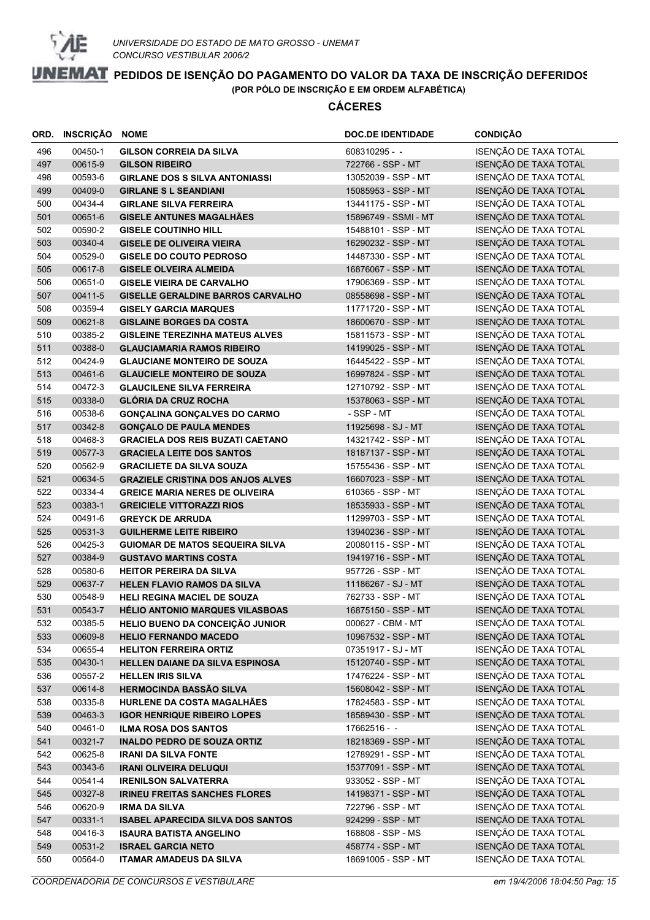UNIVERSIDADE DO ESTADO DE MATO GROSSO - UNEMAT
CONCURSO VESTIBULAR 2006/2

# PEDIDOS DE ISENÇÃO DO PAGAMENTO DO VALOR DA TAXA DE INSCRIÇÃO DEFERIDOS

**(POR PÓLO DE INSCRIÇÃO E EM ORDEM ALFABÉTICA)**

## CÁCERES

| ORD. | INSCRIÇÃO | NOME | DOC.DE IDENTIDADE | CONDIÇÃO |
|---|---|---|---|---|
| 496 | 00450-1 | **GILSON CORREIA DA SILVA** | 608310295 - - | ISENÇÃO DE TAXA TOTAL |
| 497 | 00615-9 | **GILSON RIBEIRO** | 722766 - SSP - MT | ISENÇÃO DE TAXA TOTAL |
| 498 | 00593-6 | **GIRLANE DOS S SILVA ANTONIASSI** | 13052039 - SSP - MT | ISENÇÃO DE TAXA TOTAL |
| 499 | 00409-0 | **GIRLANE S L SEANDIANI** | 15085953 - SSP - MT | ISENÇÃO DE TAXA TOTAL |
| 500 | 00434-4 | **GIRLANE SILVA FERREIRA** | 13441175 - SSP - MT | ISENÇÃO DE TAXA TOTAL |
| 501 | 00651-6 | **GISELE ANTUNES MAGALHÃES** | 15896749 - SSMI - MT | ISENÇÃO DE TAXA TOTAL |
| 502 | 00590-2 | **GISELE COUTINHO HILL** | 15488101 - SSP - MT | ISENÇÃO DE TAXA TOTAL |
| 503 | 00340-4 | **GISELE DE OLIVEIRA VIEIRA** | 16290232 - SSP - MT | ISENÇÃO DE TAXA TOTAL |
| 504 | 00529-0 | **GISELE DO COUTO PEDROSO** | 14487330 - SSP - MT | ISENÇÃO DE TAXA TOTAL |
| 505 | 00617-8 | **GISELE OLVEIRA ALMEIDA** | 16876067 - SSP - MT | ISENÇÃO DE TAXA TOTAL |
| 506 | 00651-0 | **GISELE VIEIRA DE CARVALHO** | 17906369 - SSP - MT | ISENÇÃO DE TAXA TOTAL |
| 507 | 00411-5 | **GISELLE GERALDINE BARROS CARVALHO** | 08558698 - SSP - MT | ISENÇÃO DE TAXA TOTAL |
| 508 | 00359-4 | **GISELY GARCIA MARQUES** | 11771720 - SSP - MT | ISENÇÃO DE TAXA TOTAL |
| 509 | 00621-8 | **GISLAINE BORGES DA COSTA** | 18600670 - SSP - MT | ISENÇÃO DE TAXA TOTAL |
| 510 | 00385-2 | **GISLEINE TEREZINHA MATEUS ALVES** | 15811573 - SSP - MT | ISENÇÃO DE TAXA TOTAL |
| 511 | 00388-0 | **GLAUCIAMARIA RAMOS RIBEIRO** | 14199025 - SSP - MT | ISENÇÃO DE TAXA TOTAL |
| 512 | 00424-9 | **GLAUCIANE MONTEIRO DE SOUZA** | 16445422 - SSP - MT | ISENÇÃO DE TAXA TOTAL |
| 513 | 00461-6 | **GLAUCIELE MONTEIRO DE SOUZA** | 16997824 - SSP - MT | ISENÇÃO DE TAXA TOTAL |
| 514 | 00472-3 | **GLAUCILENE SILVA FERREIRA** | 12710792 - SSP - MT | ISENÇÃO DE TAXA TOTAL |
| 515 | 00338-0 | **GLÓRIA DA CRUZ ROCHA** | 15378063 - SSP - MT | ISENÇÃO DE TAXA TOTAL |
| 516 | 00538-6 | **GONÇALINA GONÇALVES DO CARMO** | - SSP - MT | ISENÇÃO DE TAXA TOTAL |
| 517 | 00342-8 | **GONÇALO DE PAULA MENDES** | 11925698 - SJ - MT | ISENÇÃO DE TAXA TOTAL |
| 518 | 00468-3 | **GRACIELA DOS REIS BUZATI CAETANO** | 14321742 - SSP - MT | ISENÇÃO DE TAXA TOTAL |
| 519 | 00577-3 | **GRACIELA LEITE DOS SANTOS** | 18187137 - SSP - MT | ISENÇÃO DE TAXA TOTAL |
| 520 | 00562-9 | **GRACILIETE DA SILVA SOUZA** | 15755436 - SSP - MT | ISENÇÃO DE TAXA TOTAL |
| 521 | 00634-5 | **GRAZIELE CRISTINA DOS ANJOS ALVES** | 16607023 - SSP - MT | ISENÇÃO DE TAXA TOTAL |
| 522 | 00334-4 | **GREICE MARIA NERES DE OLIVEIRA** | 610365 - SSP - MT | ISENÇÃO DE TAXA TOTAL |
| 523 | 00383-1 | **GREICIELE VITTORAZZI RIOS** | 18535933 - SSP - MT | ISENÇÃO DE TAXA TOTAL |
| 524 | 00491-6 | **GREYCK DE ARRUDA** | 11299703 - SSP - MT | ISENÇÃO DE TAXA TOTAL |
| 525 | 00531-3 | **GUILHERME LEITE RIBEIRO** | 13940236 - SSP - MT | ISENÇÃO DE TAXA TOTAL |
| 526 | 00425-3 | **GUIOMAR DE MATOS SEQUEIRA SILVA** | 20080115 - SSP - MT | ISENÇÃO DE TAXA TOTAL |
| 527 | 00384-9 | **GUSTAVO MARTINS COSTA** | 19419716 - SSP - MT | ISENÇÃO DE TAXA TOTAL |
| 528 | 00580-6 | **HEITOR PEREIRA DA SILVA** | 957726 - SSP - MT | ISENÇÃO DE TAXA TOTAL |
| 529 | 00637-7 | **HELEN FLAVIO RAMOS DA SILVA** | 11186267 - SJ - MT | ISENÇÃO DE TAXA TOTAL |
| 530 | 00548-9 | **HELI REGINA MACIEL DE SOUZA** | 762733 - SSP - MT | ISENÇÃO DE TAXA TOTAL |
| 531 | 00543-7 | **HÉLIO ANTONIO MARQUES VILASBOAS** | 16875150 - SSP - MT | ISENÇÃO DE TAXA TOTAL |
| 532 | 00385-5 | **HELIO BUENO DA CONCEIÇÃO JUNIOR** | 000627 - CBM - MT | ISENÇÃO DE TAXA TOTAL |
| 533 | 00609-8 | **HELIO FERNANDO MACEDO** | 10967532 - SSP - MT | ISENÇÃO DE TAXA TOTAL |
| 534 | 00655-4 | **HELITON FERREIRA ORTIZ** | 07351917 - SJ - MT | ISENÇÃO DE TAXA TOTAL |
| 535 | 00430-1 | **HELLEN DAIANE DA SILVA ESPINOSA** | 15120740 - SSP - MT | ISENÇÃO DE TAXA TOTAL |
| 536 | 00557-2 | **HELLEN IRIS SILVA** | 17476224 - SSP - MT | ISENÇÃO DE TAXA TOTAL |
| 537 | 00614-8 | **HERMOCINDA BASSÃO SILVA** | 15608042 - SSP - MT | ISENÇÃO DE TAXA TOTAL |
| 538 | 00335-8 | **HURLENE DA COSTA MAGALHÃES** | 17824583 - SSP - MT | ISENÇÃO DE TAXA TOTAL |
| 539 | 00463-3 | **IGOR HENRIQUE RIBEIRO LOPES** | 18589430 - SSP - MT | ISENÇÃO DE TAXA TOTAL |
| 540 | 00461-0 | **ILMA ROSA DOS SANTOS** | 17662516 - - | ISENÇÃO DE TAXA TOTAL |
| 541 | 00321-7 | **INALDO PEDRO DE SOUZA ORTIZ** | 18218369 - SSP - MT | ISENÇÃO DE TAXA TOTAL |
| 542 | 00625-8 | **IRANI DA SILVA FONTE** | 12789291 - SSP - MT | ISENÇÃO DE TAXA TOTAL |
| 543 | 00343-6 | **IRANI OLIVEIRA DELUQUI** | 15377091 - SSP - MT | ISENÇÃO DE TAXA TOTAL |
| 544 | 00541-4 | **IRENILSON SALVATERRA** | 933052 - SSP - MT | ISENÇÃO DE TAXA TOTAL |
| 545 | 00327-8 | **IRINEU FREITAS SANCHES FLORES** | 14198371 - SSP - MT | ISENÇÃO DE TAXA TOTAL |
| 546 | 00620-9 | **IRMA DA SILVA** | 722796 - SSP - MT | ISENÇÃO DE TAXA TOTAL |
| 547 | 00331-1 | **ISABEL APARECIDA SILVA DOS SANTOS** | 924299 - SSP - MT | ISENÇÃO DE TAXA TOTAL |
| 548 | 00416-3 | **ISAURA BATISTA ANGELINO** | 168808 - SSP - MS | ISENÇÃO DE TAXA TOTAL |
| 549 | 00531-2 | **ISRAEL GARCIA NETO** | 458774 - SSP - MT | ISENÇÃO DE TAXA TOTAL |
| 550 | 00564-0 | **ITAMAR AMADEUS DA SILVA** | 18691005 - SSP - MT | ISENÇÃO DE TAXA TOTAL |

*COORDENADORIA DE CONCURSOS E VESTIBULARE* — *em 19/4/2006 18:04:50*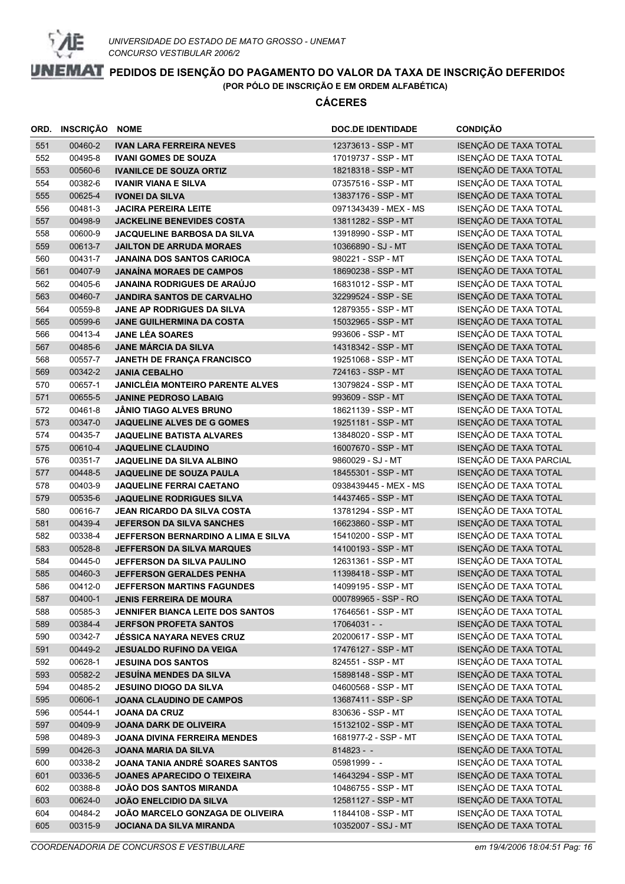UNIVERSIDADE DO ESTADO DE MATO GROSSO - UNEMAT
CONCURSO VESTIBULAR 2006/2

# PEDIDOS DE ISENÇÃO DO PAGAMENTO DO VALOR DA TAXA DE INSCRIÇÃO DEFERIDOS

**(POR PÓLO DE INSCRIÇÃO E EM ORDEM ALFABÉTICA)**

## CÁCERES

| ORD. | INSCRIÇÃO | NOME | DOC.DE IDENTIDADE | CONDIÇÃO |
|---|---|---|---|---|
| 551 | 00460-2 | **IVAN LARA FERREIRA NEVES** | 12373613 - SSP - MT | ISENÇÃO DE TAXA TOTAL |
| 552 | 00495-8 | **IVANI GOMES DE SOUZA** | 17019737 - SSP - MT | ISENÇÃO DE TAXA TOTAL |
| 553 | 00560-6 | **IVANILCE DE SOUZA ORTIZ** | 18218318 - SSP - MT | ISENÇÃO DE TAXA TOTAL |
| 554 | 00382-6 | **IVANIR VIANA E SILVA** | 07357516 - SSP - MT | ISENÇÃO DE TAXA TOTAL |
| 555 | 00625-4 | **IVONEI DA SILVA** | 13837176 - SSP - MT | ISENÇÃO DE TAXA TOTAL |
| 556 | 00481-3 | **JACIRA PEREIRA LEITE** | 0971343439 - MEX - MS | ISENÇÃO DE TAXA TOTAL |
| 557 | 00498-9 | **JACKELINE BENEVIDES COSTA** | 13811282 - SSP - MT | ISENÇÃO DE TAXA TOTAL |
| 558 | 00600-9 | **JACQUELINE BARBOSA DA SILVA** | 13918990 - SSP - MT | ISENÇÃO DE TAXA TOTAL |
| 559 | 00613-7 | **JAILTON DE ARRUDA MORAES** | 10366890 - SJ - MT | ISENÇÃO DE TAXA TOTAL |
| 560 | 00431-7 | **JANAINA DOS SANTOS CARIOCA** | 980221 - SSP - MT | ISENÇÃO DE TAXA TOTAL |
| 561 | 00407-9 | **JANAÍNA MORAES DE CAMPOS** | 18690238 - SSP - MT | ISENÇÃO DE TAXA TOTAL |
| 562 | 00405-6 | **JANAINA RODRIGUES DE ARAÚJO** | 16831012 - SSP - MT | ISENÇÃO DE TAXA TOTAL |
| 563 | 00460-7 | **JANDIRA SANTOS DE CARVALHO** | 32299524 - SSP - SE | ISENÇÃO DE TAXA TOTAL |
| 564 | 00559-8 | **JANE AP RODRIGUES DA SILVA** | 12879355 - SSP - MT | ISENÇÃO DE TAXA TOTAL |
| 565 | 00599-6 | **JANE GUILHERMINA DA COSTA** | 15032965 - SSP - MT | ISENÇÃO DE TAXA TOTAL |
| 566 | 00413-4 | **JANE LÉA SOARES** | 993606 - SSP - MT | ISENÇÃO DE TAXA TOTAL |
| 567 | 00485-6 | **JANE MÁRCIA DA SILVA** | 14318342 - SSP - MT | ISENÇÃO DE TAXA TOTAL |
| 568 | 00557-7 | **JANETH DE FRANÇA FRANCISCO** | 19251068 - SSP - MT | ISENÇÃO DE TAXA TOTAL |
| 569 | 00342-2 | **JANIA CEBALHO** | 724163 - SSP - MT | ISENÇÃO DE TAXA TOTAL |
| 570 | 00657-1 | **JANICLÉIA MONTEIRO PARENTE ALVES** | 13079824 - SSP - MT | ISENÇÃO DE TAXA TOTAL |
| 571 | 00655-5 | **JANINE PEDROSO LABAIG** | 993609 - SSP - MT | ISENÇÃO DE TAXA TOTAL |
| 572 | 00461-8 | **JÂNIO TIAGO ALVES BRUNO** | 18621139 - SSP - MT | ISENÇÃO DE TAXA TOTAL |
| 573 | 00347-0 | **JAQUELINE ALVES DE G GOMES** | 19251181 - SSP - MT | ISENÇÃO DE TAXA TOTAL |
| 574 | 00435-7 | **JAQUELINE BATISTA ALVARES** | 13848020 - SSP - MT | ISENÇÃO DE TAXA TOTAL |
| 575 | 00610-4 | **JAQUELINE CLAUDINO** | 16007670 - SSP - MT | ISENÇÃO DE TAXA TOTAL |
| 576 | 00351-7 | **JAQUELINE DA SILVA ALBINO** | 9860029 - SJ - MT | ISENÇÃO DE TAXA PARCIAL |
| 577 | 00448-5 | **JAQUELINE DE SOUZA PAULA** | 18455301 - SSP - MT | ISENÇÃO DE TAXA TOTAL |
| 578 | 00403-9 | **JAQUELINE FERRAI CAETANO** | 0938439445 - MEX - MS | ISENÇÃO DE TAXA TOTAL |
| 579 | 00535-6 | **JAQUELINE RODRIGUES SILVA** | 14437465 - SSP - MT | ISENÇÃO DE TAXA TOTAL |
| 580 | 00616-7 | **JEAN RICARDO DA SILVA COSTA** | 13781294 - SSP - MT | ISENÇÃO DE TAXA TOTAL |
| 581 | 00439-4 | **JEFERSON DA SILVA SANCHES** | 16623860 - SSP - MT | ISENÇÃO DE TAXA TOTAL |
| 582 | 00338-4 | **JEFFERSON BERNARDINO A LIMA E SILVA** | 15410200 - SSP - MT | ISENÇÃO DE TAXA TOTAL |
| 583 | 00528-8 | **JEFFERSON DA SILVA MARQUES** | 14100193 - SSP - MT | ISENÇÃO DE TAXA TOTAL |
| 584 | 00445-0 | **JEFFERSON DA SILVA PAULINO** | 12631361 - SSP - MT | ISENÇÃO DE TAXA TOTAL |
| 585 | 00460-3 | **JEFFERSON GERALDES PENHA** | 11398418 - SSP - MT | ISENÇÃO DE TAXA TOTAL |
| 586 | 00412-0 | **JEFFERSON MARTINS FAGUNDES** | 14099195 - SSP - MT | ISENÇÃO DE TAXA TOTAL |
| 587 | 00400-1 | **JENIS FERREIRA DE MOURA** | 000789965 - SSP - RO | ISENÇÃO DE TAXA TOTAL |
| 588 | 00585-3 | **JENNIFER BIANCA LEITE DOS SANTOS** | 17646561 - SSP - MT | ISENÇÃO DE TAXA TOTAL |
| 589 | 00384-4 | **JERFSON PROFETA SANTOS** | 17064031 - - | ISENÇÃO DE TAXA TOTAL |
| 590 | 00342-7 | **JÉSSICA NAYARA NEVES CRUZ** | 20200617 - SSP - MT | ISENÇÃO DE TAXA TOTAL |
| 591 | 00449-2 | **JESUALDO RUFINO DA VEIGA** | 17476127 - SSP - MT | ISENÇÃO DE TAXA TOTAL |
| 592 | 00628-1 | **JESUINA DOS SANTOS** | 824551 - SSP - MT | ISENÇÃO DE TAXA TOTAL |
| 593 | 00582-2 | **JESUÍNA MENDES DA SILVA** | 15898148 - SSP - MT | ISENÇÃO DE TAXA TOTAL |
| 594 | 00485-2 | **JESUINO DIOGO DA SILVA** | 04600568 - SSP - MT | ISENÇÃO DE TAXA TOTAL |
| 595 | 00606-1 | **JOANA CLAUDINO DE CAMPOS** | 13687411 - SSP - SP | ISENÇÃO DE TAXA TOTAL |
| 596 | 00544-1 | **JOANA DA CRUZ** | 830636 - SSP - MT | ISENÇÃO DE TAXA TOTAL |
| 597 | 00409-9 | **JOANA DARK DE OLIVEIRA** | 15132102 - SSP - MT | ISENÇÃO DE TAXA TOTAL |
| 598 | 00489-3 | **JOANA DIVINA FERREIRA MENDES** | 1681977-2 - SSP - MT | ISENÇÃO DE TAXA TOTAL |
| 599 | 00426-3 | **JOANA MARIA DA SILVA** | 814823 - - | ISENÇÃO DE TAXA TOTAL |
| 600 | 00338-2 | **JOANA TANIA ANDRÉ SOARES SANTOS** | 05981999 - - | ISENÇÃO DE TAXA TOTAL |
| 601 | 00336-5 | **JOANES APARECIDO O TEIXEIRA** | 14643294 - SSP - MT | ISENÇÃO DE TAXA TOTAL |
| 602 | 00388-8 | **JOÃO DOS SANTOS MIRANDA** | 10486755 - SSP - MT | ISENÇÃO DE TAXA TOTAL |
| 603 | 00624-0 | **JOÃO ENELCIDIO DA SILVA** | 12581127 - SSP - MT | ISENÇÃO DE TAXA TOTAL |
| 604 | 00484-2 | **JOÃO MARCELO GONZAGA DE OLIVEIRA** | 11844108 - SSP - MT | ISENÇÃO DE TAXA TOTAL |
| 605 | 00315-9 | **JOCIANA DA SILVA MIRANDA** | 10352007 - SSJ - MT | ISENÇÃO DE TAXA TOTAL |

COORDENADORIA DE CONCURSOS E VESTIBULARE — em 19/4/2006 18:04:51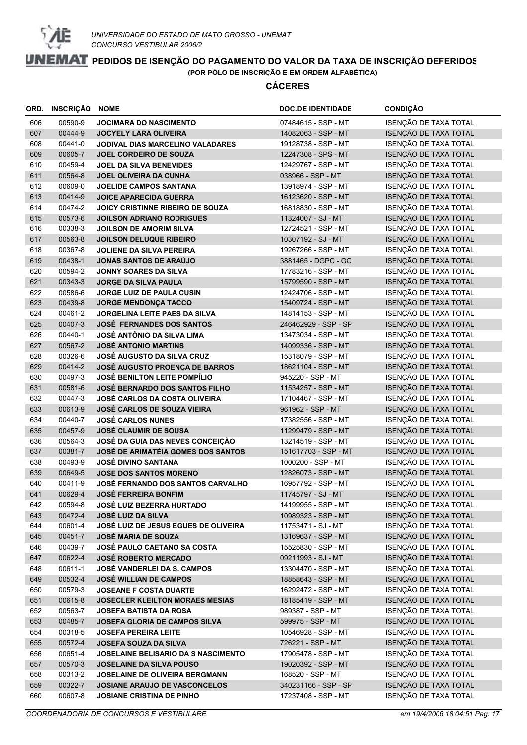UNIVERSIDADE DO ESTADO DE MATO GROSSO - UNEMAT
CONCURSO VESTIBULAR 2006/2

# PEDIDOS DE ISENÇÃO DO PAGAMENTO DO VALOR DA TAXA DE INSCRIÇÃO DEFERIDOS

**(POR PÓLO DE INSCRIÇÃO E EM ORDEM ALFABÉTICA)**

## CÁCERES

| ORD. | INSCRIÇÃO | NOME | DOC.DE IDENTIDADE | CONDIÇÃO |
|---|---|---|---|---|
| 606 | 00590-9 | JOCIMARA DO NASCIMENTO | 07484615 - SSP - MT | ISENÇÃO DE TAXA TOTAL |
| 607 | 00444-9 | JOCYELY LARA OLIVEIRA | 14082063 - SSP - MT | ISENÇÃO DE TAXA TOTAL |
| 608 | 00441-0 | JODIVAL DIAS MARCELINO VALADARES | 19128738 - SSP - MT | ISENÇÃO DE TAXA TOTAL |
| 609 | 00605-7 | JOEL CORDEIRO DE SOUZA | 12247308 - SPS - MT | ISENÇÃO DE TAXA TOTAL |
| 610 | 00459-4 | JOEL DA SILVA BENEVIDES | 12429767 - SSP - MT | ISENÇÃO DE TAXA TOTAL |
| 611 | 00564-8 | JOEL OLIVEIRA DA CUNHA | 038966 - SSP - MT | ISENÇÃO DE TAXA TOTAL |
| 612 | 00609-0 | JOELIDE CAMPOS SANTANA | 13918974 - SSP - MT | ISENÇÃO DE TAXA TOTAL |
| 613 | 00414-9 | JOICE APARECIDA GUERRA | 16123620 - SSP - MT | ISENÇÃO DE TAXA TOTAL |
| 614 | 00474-2 | JOICY CRISTINNE RIBEIRO DE SOUZA | 16818830 - SSP - MT | ISENÇÃO DE TAXA TOTAL |
| 615 | 00573-6 | JOILSON ADRIANO RODRIGUES | 11324007 - SJ - MT | ISENÇÃO DE TAXA TOTAL |
| 616 | 00338-3 | JOILSON DE AMORIM SILVA | 12724521 - SSP - MT | ISENÇÃO DE TAXA TOTAL |
| 617 | 00563-8 | JOILSON DELUQUE RIBEIRO | 10307192 - SJ - MT | ISENÇÃO DE TAXA TOTAL |
| 618 | 00367-8 | JOLIENE DA SILVA PEREIRA | 19267266 - SSP - MT | ISENÇÃO DE TAXA TOTAL |
| 619 | 00438-1 | JONAS SANTOS DE ARAÚJO | 3881465 - DGPC - GO | ISENÇÃO DE TAXA TOTAL |
| 620 | 00594-2 | JONNY SOARES DA SILVA | 17783216 - SSP - MT | ISENÇÃO DE TAXA TOTAL |
| 621 | 00343-3 | JORGE DA SILVA PAULA | 15799590 - SSP - MT | ISENÇÃO DE TAXA TOTAL |
| 622 | 00586-6 | JORGE LUIZ DE PAULA CUSIN | 12424706 - SSP - MT | ISENÇÃO DE TAXA TOTAL |
| 623 | 00439-8 | JORGE MENDONÇA TACCO | 15409724 - SSP - MT | ISENÇÃO DE TAXA TOTAL |
| 624 | 00461-2 | JORGELINA LEITE PAES DA SILVA | 14814153 - SSP - MT | ISENÇÃO DE TAXA TOTAL |
| 625 | 00407-3 | JOSÉ FERNANDES DOS SANTOS | 246462929 - SSP - SP | ISENÇÃO DE TAXA TOTAL |
| 626 | 00440-1 | JOSÉ ANTÔNIO DA SILVA LIMA | 13473034 - SSP - MT | ISENÇÃO DE TAXA TOTAL |
| 627 | 00567-2 | JOSÉ ANTONIO MARTINS | 14099336 - SSP - MT | ISENÇÃO DE TAXA TOTAL |
| 628 | 00326-6 | JOSÉ AUGUSTO DA SILVA CRUZ | 15318079 - SSP - MT | ISENÇÃO DE TAXA TOTAL |
| 629 | 00414-2 | JOSÉ AUGUSTO PROENÇA DE BARROS | 18621104 - SSP - MT | ISENÇÃO DE TAXA TOTAL |
| 630 | 00497-3 | JOSÉ BENILTON LEITE POMPÍLIO | 945220 - SSP - MT | ISENÇÃO DE TAXA TOTAL |
| 631 | 00581-6 | JOSÉ BERNARDO DOS SANTOS FILHO | 11534257 - SSP - MT | ISENÇÃO DE TAXA TOTAL |
| 632 | 00447-3 | JOSÉ CARLOS DA COSTA OLIVEIRA | 17104467 - SSP - MT | ISENÇÃO DE TAXA TOTAL |
| 633 | 00613-9 | JOSÉ CARLOS DE SOUZA VIEIRA | 961962 - SSP - MT | ISENÇÃO DE TAXA TOTAL |
| 634 | 00440-7 | JOSÉ CARLOS NUNES | 17382556 - SSP - MT | ISENÇÃO DE TAXA TOTAL |
| 635 | 00457-9 | JOSÉ CLAUMIR DE SOUSA | 11299479 - SSP - MT | ISENÇÃO DE TAXA TOTAL |
| 636 | 00564-3 | JOSÉ DA GUIA DAS NEVES CONCEIÇÃO | 13214519 - SSP - MT | ISENÇÃO DE TAXA TOTAL |
| 637 | 00381-7 | JOSÉ DE ARIMATÉIA GOMES DOS SANTOS | 151617703 - SSP - MT | ISENÇÃO DE TAXA TOTAL |
| 638 | 00493-9 | JOSÉ DIVINO SANTANA | 1000200 - SSP - MT | ISENÇÃO DE TAXA TOTAL |
| 639 | 00649-5 | JOSE DOS SANTOS MORENO | 12826073 - SSP - MT | ISENÇÃO DE TAXA TOTAL |
| 640 | 00411-9 | JOSÉ FERNANDO DOS SANTOS CARVALHO | 16957792 - SSP - MT | ISENÇÃO DE TAXA TOTAL |
| 641 | 00629-4 | JOSÉ FERREIRA BONFIM | 11745797 - SJ - MT | ISENÇÃO DE TAXA TOTAL |
| 642 | 00594-8 | JOSÉ LUIZ BEZERRA HURTADO | 14199955 - SSP - MT | ISENÇÃO DE TAXA TOTAL |
| 643 | 00472-4 | JOSÉ LUIZ DA SILVA | 10989323 - SSP - MT | ISENÇÃO DE TAXA TOTAL |
| 644 | 00601-4 | JOSÉ LUIZ DE JESUS EGUES DE OLIVEIRA | 11753471 - SJ - MT | ISENÇÃO DE TAXA TOTAL |
| 645 | 00451-7 | JOSÉ MARIA DE SOUZA | 13169637 - SSP - MT | ISENÇÃO DE TAXA TOTAL |
| 646 | 00439-7 | JOSÉ PAULO CAETANO SA COSTA | 15525830 - SSP - MT | ISENÇÃO DE TAXA TOTAL |
| 647 | 00622-4 | JOSÉ ROBERTO MERCADO | 09211993 - SJ - MT | ISENÇÃO DE TAXA TOTAL |
| 648 | 00611-1 | JOSÉ VANDERLEI DA S. CAMPOS | 13304470 - SSP - MT | ISENÇÃO DE TAXA TOTAL |
| 649 | 00532-4 | JOSÉ WILLIAN DE CAMPOS | 18858643 - SSP - MT | ISENÇÃO DE TAXA TOTAL |
| 650 | 00579-3 | JOSEANE F COSTA DUARTE | 16292472 - SSP - MT | ISENÇÃO DE TAXA TOTAL |
| 651 | 00615-8 | JOSECLER KLEILTON MORAES MESIAS | 18185419 - SSP - MT | ISENÇÃO DE TAXA TOTAL |
| 652 | 00563-7 | JOSEFA BATISTA DA ROSA | 989387 - SSP - MT | ISENÇÃO DE TAXA TOTAL |
| 653 | 00485-7 | JOSEFA GLORIA DE CAMPOS SILVA | 599975 - SSP - MT | ISENÇÃO DE TAXA TOTAL |
| 654 | 00318-5 | JOSEFA PEREIRA LEITE | 10546928 - SSP - MT | ISENÇÃO DE TAXA TOTAL |
| 655 | 00572-4 | JOSEFA SOUZA DA SILVA | 726221 - SSP - MT | ISENÇÃO DE TAXA TOTAL |
| 656 | 00651-4 | JOSELAINE BELISARIO DA S NASCIMENTO | 17905478 - SSP - MT | ISENÇÃO DE TAXA TOTAL |
| 657 | 00570-3 | JOSELAINE DA SILVA POUSO | 19020392 - SSP - MT | ISENÇÃO DE TAXA TOTAL |
| 658 | 00313-2 | JOSELAINE DE OLIVEIRA BERGMANN | 168520 - SSP - MT | ISENÇÃO DE TAXA TOTAL |
| 659 | 00322-7 | JOSIANE ARAUJO DE VASCONCELOS | 340231166 - SSP - SP | ISENÇÃO DE TAXA TOTAL |
| 660 | 00607-8 | JOSIANE CRISTINA DE PINHO | 17237408 - SSP - MT | ISENÇÃO DE TAXA TOTAL |

COORDENADORIA DE CONCURSOS E VESTIBULARE — em 19/4/2006 18:04:51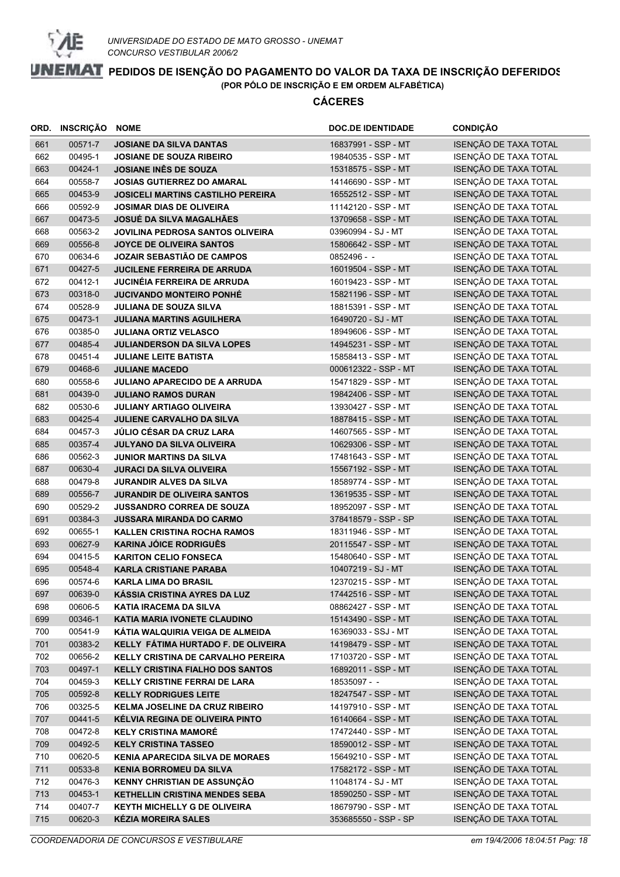UNIVERSIDADE DO ESTADO DE MATO GROSSO - UNEMAT
CONCURSO VESTIBULAR 2006/2

# PEDIDOS DE ISENÇÃO DO PAGAMENTO DO VALOR DA TAXA DE INSCRIÇÃO DEFERIDOS

(POR PÓLO DE INSCRIÇÃO E EM ORDEM ALFABÉTICA)

## CÁCERES

| ORD. | INSCRIÇÃO | NOME | DOC.DE IDENTIDADE | CONDIÇÃO |
|---|---|---|---|---|
| 661 | 00571-7 | **JOSIANE DA SILVA DANTAS** | 16837991 - SSP - MT | ISENÇÃO DE TAXA TOTAL |
| 662 | 00495-1 | **JOSIANE DE SOUZA RIBEIRO** | 19840535 - SSP - MT | ISENÇÃO DE TAXA TOTAL |
| 663 | 00424-1 | **JOSIANE INÊS DE SOUZA** | 15318575 - SSP - MT | ISENÇÃO DE TAXA TOTAL |
| 664 | 00558-7 | **JOSIAS GUTIERREZ DO AMARAL** | 14146690 - SSP - MT | ISENÇÃO DE TAXA TOTAL |
| 665 | 00453-9 | **JOSICELI MARTINS CASTILHO PEREIRA** | 16552512 - SSP - MT | ISENÇÃO DE TAXA TOTAL |
| 666 | 00592-9 | **JOSIMAR DIAS DE OLIVEIRA** | 11142120 - SSP - MT | ISENÇÃO DE TAXA TOTAL |
| 667 | 00473-5 | **JOSUÉ DA SILVA MAGALHÃES** | 13709658 - SSP - MT | ISENÇÃO DE TAXA TOTAL |
| 668 | 00563-2 | **JOVILINA PEDROSA SANTOS OLIVEIRA** | 03960994 - SJ - MT | ISENÇÃO DE TAXA TOTAL |
| 669 | 00556-8 | **JOYCE DE OLIVEIRA SANTOS** | 15806642 - SSP - MT | ISENÇÃO DE TAXA TOTAL |
| 670 | 00634-6 | **JOZAIR SEBASTIÃO DE CAMPOS** | 0852496 - - | ISENÇÃO DE TAXA TOTAL |
| 671 | 00427-5 | **JUCILENE FERREIRA DE ARRUDA** | 16019504 - SSP - MT | ISENÇÃO DE TAXA TOTAL |
| 672 | 00412-1 | **JUCINÉIA FERREIRA DE ARRUDA** | 16019423 - SSP - MT | ISENÇÃO DE TAXA TOTAL |
| 673 | 00318-0 | **JUCIVANDO MONTEIRO PONHÉ** | 15821196 - SSP - MT | ISENÇÃO DE TAXA TOTAL |
| 674 | 00528-9 | **JULIANA DE SOUZA SILVA** | 18815391 - SSP - MT | ISENÇÃO DE TAXA TOTAL |
| 675 | 00473-1 | **JULIANA MARTINS AGUILHERA** | 16490720 - SJ - MT | ISENÇÃO DE TAXA TOTAL |
| 676 | 00385-0 | **JULIANA ORTIZ VELASCO** | 18949606 - SSP - MT | ISENÇÃO DE TAXA TOTAL |
| 677 | 00485-4 | **JULIANDERSON DA SILVA LOPES** | 14945231 - SSP - MT | ISENÇÃO DE TAXA TOTAL |
| 678 | 00451-4 | **JULIANE LEITE BATISTA** | 15858413 - SSP - MT | ISENÇÃO DE TAXA TOTAL |
| 679 | 00468-6 | **JULIANE MACEDO** | 000612322 - SSP - MT | ISENÇÃO DE TAXA TOTAL |
| 680 | 00558-6 | **JULIANO APARECIDO DE A ARRUDA** | 15471829 - SSP - MT | ISENÇÃO DE TAXA TOTAL |
| 681 | 00439-0 | **JULIANO RAMOS DURAN** | 19842406 - SSP - MT | ISENÇÃO DE TAXA TOTAL |
| 682 | 00530-6 | **JULIANY ARTIAGO OLIVEIRA** | 13930427 - SSP - MT | ISENÇÃO DE TAXA TOTAL |
| 683 | 00425-4 | **JULIENE CARVALHO DA SILVA** | 18878415 - SSP - MT | ISENÇÃO DE TAXA TOTAL |
| 684 | 00457-3 | **JÚLIO CÉSAR DA CRUZ LARA** | 14607565 - SSP - MT | ISENÇÃO DE TAXA TOTAL |
| 685 | 00357-4 | **JULYANO DA SILVA OLIVEIRA** | 10629306 - SSP - MT | ISENÇÃO DE TAXA TOTAL |
| 686 | 00562-3 | **JUNIOR MARTINS DA SILVA** | 17481643 - SSP - MT | ISENÇÃO DE TAXA TOTAL |
| 687 | 00630-4 | **JURACI DA SILVA OLIVEIRA** | 15567192 - SSP - MT | ISENÇÃO DE TAXA TOTAL |
| 688 | 00479-8 | **JURANDIR ALVES DA SILVA** | 18589774 - SSP - MT | ISENÇÃO DE TAXA TOTAL |
| 689 | 00556-7 | **JURANDIR DE OLIVEIRA SANTOS** | 13619535 - SSP - MT | ISENÇÃO DE TAXA TOTAL |
| 690 | 00529-2 | **JUSSANDRO CORREA DE SOUZA** | 18952097 - SSP - MT | ISENÇÃO DE TAXA TOTAL |
| 691 | 00384-3 | **JUSSARA MIRANDA DO CARMO** | 378418579 - SSP - SP | ISENÇÃO DE TAXA TOTAL |
| 692 | 00655-1 | **KALLEN CRISTINA ROCHA RAMOS** | 18311946 - SSP - MT | ISENÇÃO DE TAXA TOTAL |
| 693 | 00627-9 | **KARINA JÓICE RODRIGUÊS** | 20115547 - SSP - MT | ISENÇÃO DE TAXA TOTAL |
| 694 | 00415-5 | **KARITON CELIO FONSECA** | 15480640 - SSP - MT | ISENÇÃO DE TAXA TOTAL |
| 695 | 00548-4 | **KARLA CRISTIANE PARABA** | 10407219 - SJ - MT | ISENÇÃO DE TAXA TOTAL |
| 696 | 00574-6 | **KARLA LIMA DO BRASIL** | 12370215 - SSP - MT | ISENÇÃO DE TAXA TOTAL |
| 697 | 00639-0 | **KÁSSIA CRISTINA AYRES DA LUZ** | 17442516 - SSP - MT | ISENÇÃO DE TAXA TOTAL |
| 698 | 00606-5 | **KATIA IRACEMA DA SILVA** | 08862427 - SSP - MT | ISENÇÃO DE TAXA TOTAL |
| 699 | 00346-1 | **KATIA MARIA IVONETE CLAUDINO** | 15143490 - SSP - MT | ISENÇÃO DE TAXA TOTAL |
| 700 | 00541-9 | **KÁTIA WALQUIRIA VEIGA DE ALMEIDA** | 16369033 - SSJ - MT | ISENÇÃO DE TAXA TOTAL |
| 701 | 00383-2 | **KELLY FÁTIMA HURTADO F. DE OLIVEIRA** | 14198479 - SSP - MT | ISENÇÃO DE TAXA TOTAL |
| 702 | 00656-2 | **KELLY CRISTINA DE CARVALHO PEREIRA** | 17103720 - SSP - MT | ISENÇÃO DE TAXA TOTAL |
| 703 | 00497-1 | **KELLY CRISTINA FIALHO DOS SANTOS** | 16892011 - SSP - MT | ISENÇÃO DE TAXA TOTAL |
| 704 | 00459-3 | **KELLY CRISTINE FERRAI DE LARA** | 18535097 - - | ISENÇÃO DE TAXA TOTAL |
| 705 | 00592-8 | **KELLY RODRIGUES LEITE** | 18247547 - SSP - MT | ISENÇÃO DE TAXA TOTAL |
| 706 | 00325-5 | **KELMA JOSELINE DA CRUZ RIBEIRO** | 14197910 - SSP - MT | ISENÇÃO DE TAXA TOTAL |
| 707 | 00441-5 | **KÉLVIA REGINA DE OLIVEIRA PINTO** | 16140664 - SSP - MT | ISENÇÃO DE TAXA TOTAL |
| 708 | 00472-8 | **KELY CRISTINA MAMORÉ** | 17472440 - SSP - MT | ISENÇÃO DE TAXA TOTAL |
| 709 | 00492-5 | **KELY CRISTINA TASSEO** | 18590012 - SSP - MT | ISENÇÃO DE TAXA TOTAL |
| 710 | 00620-5 | **KENIA APARECIDA SILVA DE MORAES** | 15649210 - SSP - MT | ISENÇÃO DE TAXA TOTAL |
| 711 | 00533-8 | **KENIA BORROMEU DA SILVA** | 17582172 - SSP - MT | ISENÇÃO DE TAXA TOTAL |
| 712 | 00476-3 | **KENNY CHRISTIAN DE ASSUNÇÃO** | 11048174 - SJ - MT | ISENÇÃO DE TAXA TOTAL |
| 713 | 00453-1 | **KETHELLIN CRISTINA MENDES SEBA** | 18590250 - SSP - MT | ISENÇÃO DE TAXA TOTAL |
| 714 | 00407-7 | **KEYTH MICHELLY G DE OLIVEIRA** | 18679790 - SSP - MT | ISENÇÃO DE TAXA TOTAL |
| 715 | 00620-3 | **KÉZIA MOREIRA SALES** | 353685550 - SSP - SP | ISENÇÃO DE TAXA TOTAL |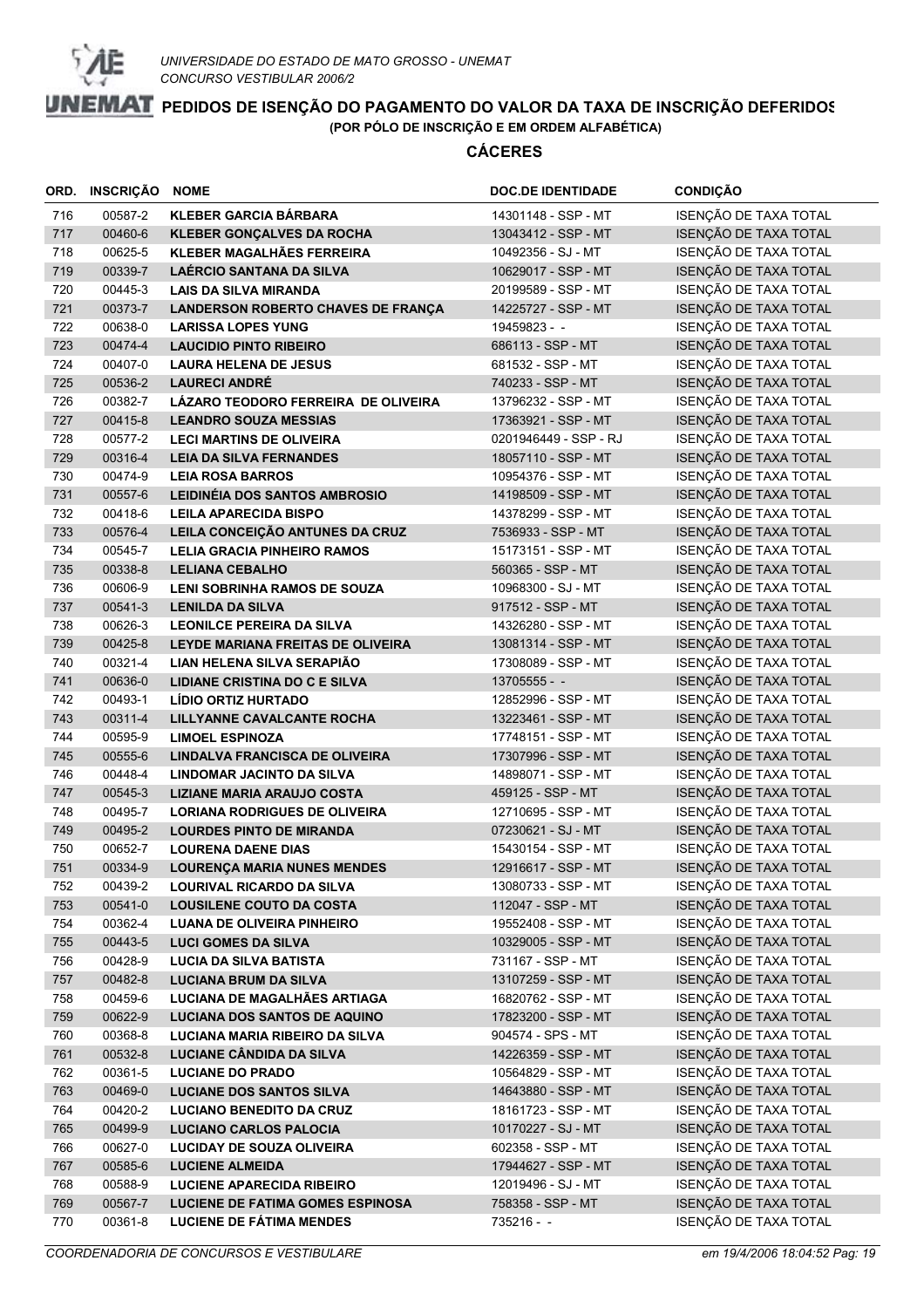UNIVERSIDADE DO ESTADO DE MATO GROSSO - UNEMAT
CONCURSO VESTIBULAR 2006/2

# PEDIDOS DE ISENÇÃO DO PAGAMENTO DO VALOR DA TAXA DE INSCRIÇÃO DEFERIDOS

**(POR PÓLO DE INSCRIÇÃO E EM ORDEM ALFABÉTICA)**

## CÁCERES

| ORD. | INSCRIÇÃO | NOME | DOC.DE IDENTIDADE | CONDIÇÃO |
|---|---|---|---|---|
| 716 | 00587-2 | KLEBER GARCIA BÁRBARA | 14301148 - SSP - MT | ISENÇÃO DE TAXA TOTAL |
| 717 | 00460-6 | KLEBER GONÇALVES DA ROCHA | 13043412 - SSP - MT | ISENÇÃO DE TAXA TOTAL |
| 718 | 00625-5 | KLEBER MAGALHÃES FERREIRA | 10492356 - SJ - MT | ISENÇÃO DE TAXA TOTAL |
| 719 | 00339-7 | LAÉRCIO SANTANA DA SILVA | 10629017 - SSP - MT | ISENÇÃO DE TAXA TOTAL |
| 720 | 00445-3 | LAIS DA SILVA MIRANDA | 20199589 - SSP - MT | ISENÇÃO DE TAXA TOTAL |
| 721 | 00373-7 | LANDERSON ROBERTO CHAVES DE FRANÇA | 14225727 - SSP - MT | ISENÇÃO DE TAXA TOTAL |
| 722 | 00638-0 | LARISSA LOPES YUNG | 19459823 - - | ISENÇÃO DE TAXA TOTAL |
| 723 | 00474-4 | LAUCIDIO PINTO RIBEIRO | 686113 - SSP - MT | ISENÇÃO DE TAXA TOTAL |
| 724 | 00407-0 | LAURA HELENA DE JESUS | 681532 - SSP - MT | ISENÇÃO DE TAXA TOTAL |
| 725 | 00536-2 | LAURECI ANDRÉ | 740233 - SSP - MT | ISENÇÃO DE TAXA TOTAL |
| 726 | 00382-7 | LÁZARO TEODORO FERREIRA DE OLIVEIRA | 13796232 - SSP - MT | ISENÇÃO DE TAXA TOTAL |
| 727 | 00415-8 | LEANDRO SOUZA MESSIAS | 17363921 - SSP - MT | ISENÇÃO DE TAXA TOTAL |
| 728 | 00577-2 | LECI MARTINS DE OLIVEIRA | 0201946449 - SSP - RJ | ISENÇÃO DE TAXA TOTAL |
| 729 | 00316-4 | LEIA DA SILVA FERNANDES | 18057110 - SSP - MT | ISENÇÃO DE TAXA TOTAL |
| 730 | 00474-9 | LEIA ROSA BARROS | 10954376 - SSP - MT | ISENÇÃO DE TAXA TOTAL |
| 731 | 00557-6 | LEIDINÉIA DOS SANTOS AMBROSIO | 14198509 - SSP - MT | ISENÇÃO DE TAXA TOTAL |
| 732 | 00418-6 | LEILA APARECIDA BISPO | 14378299 - SSP - MT | ISENÇÃO DE TAXA TOTAL |
| 733 | 00576-4 | LEILA CONCEIÇÃO ANTUNES DA CRUZ | 7536933 - SSP - MT | ISENÇÃO DE TAXA TOTAL |
| 734 | 00545-7 | LELIA GRACIA PINHEIRO RAMOS | 15173151 - SSP - MT | ISENÇÃO DE TAXA TOTAL |
| 735 | 00338-8 | LELIANA CEBALHO | 560365 - SSP - MT | ISENÇÃO DE TAXA TOTAL |
| 736 | 00606-9 | LENI SOBRINHA RAMOS DE SOUZA | 10968300 - SJ - MT | ISENÇÃO DE TAXA TOTAL |
| 737 | 00541-3 | LENILDA DA SILVA | 917512 - SSP - MT | ISENÇÃO DE TAXA TOTAL |
| 738 | 00626-3 | LEONILCE PEREIRA DA SILVA | 14326280 - SSP - MT | ISENÇÃO DE TAXA TOTAL |
| 739 | 00425-8 | LEYDE MARIANA FREITAS DE OLIVEIRA | 13081314 - SSP - MT | ISENÇÃO DE TAXA TOTAL |
| 740 | 00321-4 | LIAN HELENA SILVA SERAPIÃO | 17308089 - SSP - MT | ISENÇÃO DE TAXA TOTAL |
| 741 | 00636-0 | LIDIANE CRISTINA DO C E SILVA | 13705555 - - | ISENÇÃO DE TAXA TOTAL |
| 742 | 00493-1 | LÍDIO ORTIZ HURTADO | 12852996 - SSP - MT | ISENÇÃO DE TAXA TOTAL |
| 743 | 00311-4 | LILLYANNE CAVALCANTE ROCHA | 13223461 - SSP - MT | ISENÇÃO DE TAXA TOTAL |
| 744 | 00595-9 | LIMOEL ESPINOZA | 17748151 - SSP - MT | ISENÇÃO DE TAXA TOTAL |
| 745 | 00555-6 | LINDALVA FRANCISCA DE OLIVEIRA | 17307996 - SSP - MT | ISENÇÃO DE TAXA TOTAL |
| 746 | 00448-4 | LINDOMAR JACINTO DA SILVA | 14898071 - SSP - MT | ISENÇÃO DE TAXA TOTAL |
| 747 | 00545-3 | LIZIANE MARIA ARAUJO COSTA | 459125 - SSP - MT | ISENÇÃO DE TAXA TOTAL |
| 748 | 00495-7 | LORIANA RODRIGUES DE OLIVEIRA | 12710695 - SSP - MT | ISENÇÃO DE TAXA TOTAL |
| 749 | 00495-2 | LOURDES PINTO DE MIRANDA | 07230621 - SJ - MT | ISENÇÃO DE TAXA TOTAL |
| 750 | 00652-7 | LOURENA DAENE DIAS | 15430154 - SSP - MT | ISENÇÃO DE TAXA TOTAL |
| 751 | 00334-9 | LOURENÇA MARIA NUNES MENDES | 12916617 - SSP - MT | ISENÇÃO DE TAXA TOTAL |
| 752 | 00439-2 | LOURIVAL RICARDO DA SILVA | 13080733 - SSP - MT | ISENÇÃO DE TAXA TOTAL |
| 753 | 00541-0 | LOUSILENE COUTO DA COSTA | 112047 - SSP - MT | ISENÇÃO DE TAXA TOTAL |
| 754 | 00362-4 | LUANA DE OLIVEIRA PINHEIRO | 19552408 - SSP - MT | ISENÇÃO DE TAXA TOTAL |
| 755 | 00443-5 | LUCI GOMES DA SILVA | 10329005 - SSP - MT | ISENÇÃO DE TAXA TOTAL |
| 756 | 00428-9 | LUCIA DA SILVA BATISTA | 731167 - SSP - MT | ISENÇÃO DE TAXA TOTAL |
| 757 | 00482-8 | LUCIANA BRUM DA SILVA | 13107259 - SSP - MT | ISENÇÃO DE TAXA TOTAL |
| 758 | 00459-6 | LUCIANA DE MAGALHÃES ARTIAGA | 16820762 - SSP - MT | ISENÇÃO DE TAXA TOTAL |
| 759 | 00622-9 | LUCIANA DOS SANTOS DE AQUINO | 17823200 - SSP - MT | ISENÇÃO DE TAXA TOTAL |
| 760 | 00368-8 | LUCIANA MARIA RIBEIRO DA SILVA | 904574 - SPS - MT | ISENÇÃO DE TAXA TOTAL |
| 761 | 00532-8 | LUCIANE CÂNDIDA DA SILVA | 14226359 - SSP - MT | ISENÇÃO DE TAXA TOTAL |
| 762 | 00361-5 | LUCIANE DO PRADO | 10564829 - SSP - MT | ISENÇÃO DE TAXA TOTAL |
| 763 | 00469-0 | LUCIANE DOS SANTOS SILVA | 14643880 - SSP - MT | ISENÇÃO DE TAXA TOTAL |
| 764 | 00420-2 | LUCIANO BENEDITO DA CRUZ | 18161723 - SSP - MT | ISENÇÃO DE TAXA TOTAL |
| 765 | 00499-9 | LUCIANO CARLOS PALOCIA | 10170227 - SJ - MT | ISENÇÃO DE TAXA TOTAL |
| 766 | 00627-0 | LUCIDAY DE SOUZA OLIVEIRA | 602358 - SSP - MT | ISENÇÃO DE TAXA TOTAL |
| 767 | 00585-6 | LUCIENE ALMEIDA | 17944627 - SSP - MT | ISENÇÃO DE TAXA TOTAL |
| 768 | 00588-9 | LUCIENE APARECIDA RIBEIRO | 12019496 - SJ - MT | ISENÇÃO DE TAXA TOTAL |
| 769 | 00567-7 | LUCIENE DE FATIMA GOMES ESPINOSA | 758358 - SSP - MT | ISENÇÃO DE TAXA TOTAL |
| 770 | 00361-8 | LUCIENE DE FÁTIMA MENDES | 735216 - - | ISENÇÃO DE TAXA TOTAL |

COORDENADORIA DE CONCURSOS E VESTIBULARE — em 19/4/2006 18:04:52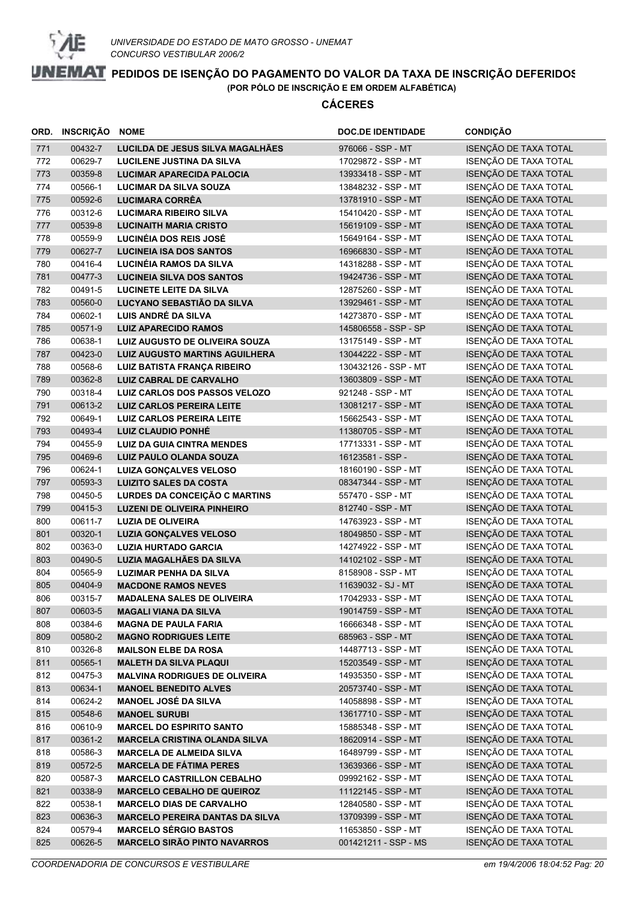UNIVERSIDADE DO ESTADO DE MATO GROSSO - UNEMAT
CONCURSO VESTIBULAR 2006/2

# PEDIDOS DE ISENÇÃO DO PAGAMENTO DO VALOR DA TAXA DE INSCRIÇÃO DEFERIDOS

**(POR PÓLO DE INSCRIÇÃO E EM ORDEM ALFABÉTICA)**

## CÁCERES

| ORD. | INSCRIÇÃO | NOME | DOC.DE IDENTIDADE | CONDIÇÃO |
|---|---|---|---|---|
| 771 | 00432-7 | **LUCILDA DE JESUS SILVA MAGALHÃES** | 976066 - SSP - MT | ISENÇÃO DE TAXA TOTAL |
| 772 | 00629-7 | **LUCILENE JUSTINA DA SILVA** | 17029872 - SSP - MT | ISENÇÃO DE TAXA TOTAL |
| 773 | 00359-8 | **LUCIMAR APARECIDA PALOCIA** | 13933418 - SSP - MT | ISENÇÃO DE TAXA TOTAL |
| 774 | 00566-1 | **LUCIMAR DA SILVA SOUZA** | 13848232 - SSP - MT | ISENÇÃO DE TAXA TOTAL |
| 775 | 00592-6 | **LUCIMARA CORRÊA** | 13781910 - SSP - MT | ISENÇÃO DE TAXA TOTAL |
| 776 | 00312-6 | **LUCIMARA RIBEIRO SILVA** | 15410420 - SSP - MT | ISENÇÃO DE TAXA TOTAL |
| 777 | 00539-8 | **LUCINAITH MARIA CRISTO** | 15619109 - SSP - MT | ISENÇÃO DE TAXA TOTAL |
| 778 | 00559-9 | **LUCINÉIA DOS REIS JOSÉ** | 15649164 - SSP - MT | ISENÇÃO DE TAXA TOTAL |
| 779 | 00627-7 | **LUCINEIA ISA DOS SANTOS** | 16966830 - SSP - MT | ISENÇÃO DE TAXA TOTAL |
| 780 | 00416-4 | **LUCINÉIA RAMOS DA SILVA** | 14318288 - SSP - MT | ISENÇÃO DE TAXA TOTAL |
| 781 | 00477-3 | **LUCINEIA SILVA DOS SANTOS** | 19424736 - SSP - MT | ISENÇÃO DE TAXA TOTAL |
| 782 | 00491-5 | **LUCINETE LEITE DA SILVA** | 12875260 - SSP - MT | ISENÇÃO DE TAXA TOTAL |
| 783 | 00560-0 | **LUCYANO SEBASTIÃO DA SILVA** | 13929461 - SSP - MT | ISENÇÃO DE TAXA TOTAL |
| 784 | 00602-1 | **LUIS ANDRÉ DA SILVA** | 14273870 - SSP - MT | ISENÇÃO DE TAXA TOTAL |
| 785 | 00571-9 | **LUIZ APARECIDO RAMOS** | 145806558 - SSP - SP | ISENÇÃO DE TAXA TOTAL |
| 786 | 00638-1 | **LUIZ AUGUSTO DE OLIVEIRA SOUZA** | 13175149 - SSP - MT | ISENÇÃO DE TAXA TOTAL |
| 787 | 00423-0 | **LUIZ AUGUSTO MARTINS AGUILHERA** | 13044222 - SSP - MT | ISENÇÃO DE TAXA TOTAL |
| 788 | 00568-6 | **LUIZ BATISTA FRANÇA RIBEIRO** | 130432126 - SSP - MT | ISENÇÃO DE TAXA TOTAL |
| 789 | 00362-8 | **LUIZ CABRAL DE CARVALHO** | 13603809 - SSP - MT | ISENÇÃO DE TAXA TOTAL |
| 790 | 00318-4 | **LUIZ CARLOS DOS PASSOS VELOZO** | 921248 - SSP - MT | ISENÇÃO DE TAXA TOTAL |
| 791 | 00613-2 | **LUIZ CARLOS PEREIRA LEITE** | 13081217 - SSP - MT | ISENÇÃO DE TAXA TOTAL |
| 792 | 00649-1 | **LUIZ CARLOS PEREIRA LEITE** | 15662543 - SSP - MT | ISENÇÃO DE TAXA TOTAL |
| 793 | 00493-4 | **LUIZ CLAUDIO PONHÉ** | 11380705 - SSP - MT | ISENÇÃO DE TAXA TOTAL |
| 794 | 00455-9 | **LUIZ DA GUIA CINTRA MENDES** | 17713331 - SSP - MT | ISENÇÃO DE TAXA TOTAL |
| 795 | 00469-6 | **LUIZ PAULO OLANDA SOUZA** | 16123581 - SSP - | ISENÇÃO DE TAXA TOTAL |
| 796 | 00624-1 | **LUIZA GONÇALVES VELOSO** | 18160190 - SSP - MT | ISENÇÃO DE TAXA TOTAL |
| 797 | 00593-3 | **LUIZITO SALES DA COSTA** | 08347344 - SSP - MT | ISENÇÃO DE TAXA TOTAL |
| 798 | 00450-5 | **LURDES DA CONCEIÇÃO C MARTINS** | 557470 - SSP - MT | ISENÇÃO DE TAXA TOTAL |
| 799 | 00415-3 | **LUZENI DE OLIVEIRA PINHEIRO** | 812740 - SSP - MT | ISENÇÃO DE TAXA TOTAL |
| 800 | 00611-7 | **LUZIA DE OLIVEIRA** | 14763923 - SSP - MT | ISENÇÃO DE TAXA TOTAL |
| 801 | 00320-1 | **LUZIA GONÇALVES VELOSO** | 18049850 - SSP - MT | ISENÇÃO DE TAXA TOTAL |
| 802 | 00363-0 | **LUZIA HURTADO GARCIA** | 14274922 - SSP - MT | ISENÇÃO DE TAXA TOTAL |
| 803 | 00490-5 | **LUZIA MAGALHÃES DA SILVA** | 14102102 - SSP - MT | ISENÇÃO DE TAXA TOTAL |
| 804 | 00565-9 | **LUZIMAR PENHA DA SILVA** | 8158908 - SSP - MT | ISENÇÃO DE TAXA TOTAL |
| 805 | 00404-9 | **MACDONE RAMOS NEVES** | 11639032 - SJ - MT | ISENÇÃO DE TAXA TOTAL |
| 806 | 00315-7 | **MADALENA SALES DE OLIVEIRA** | 17042933 - SSP - MT | ISENÇÃO DE TAXA TOTAL |
| 807 | 00603-5 | **MAGALI VIANA DA SILVA** | 19014759 - SSP - MT | ISENÇÃO DE TAXA TOTAL |
| 808 | 00384-6 | **MAGNA DE PAULA FARIA** | 16666348 - SSP - MT | ISENÇÃO DE TAXA TOTAL |
| 809 | 00580-2 | **MAGNO RODRIGUES LEITE** | 685963 - SSP - MT | ISENÇÃO DE TAXA TOTAL |
| 810 | 00326-8 | **MAILSON ELBE DA ROSA** | 14487713 - SSP - MT | ISENÇÃO DE TAXA TOTAL |
| 811 | 00565-1 | **MALETH DA SILVA PLAQUI** | 15203549 - SSP - MT | ISENÇÃO DE TAXA TOTAL |
| 812 | 00475-3 | **MALVINA RODRIGUES DE OLIVEIRA** | 14935350 - SSP - MT | ISENÇÃO DE TAXA TOTAL |
| 813 | 00634-1 | **MANOEL BENEDITO ALVES** | 20573740 - SSP - MT | ISENÇÃO DE TAXA TOTAL |
| 814 | 00624-2 | **MANOEL JOSÉ DA SILVA** | 14058898 - SSP - MT | ISENÇÃO DE TAXA TOTAL |
| 815 | 00548-6 | **MANOEL SURUBI** | 13617710 - SSP - MT | ISENÇÃO DE TAXA TOTAL |
| 816 | 00610-9 | **MARCEL DO ESPIRITO SANTO** | 15885348 - SSP - MT | ISENÇÃO DE TAXA TOTAL |
| 817 | 00361-2 | **MARCELA CRISTINA OLANDA SILVA** | 18620914 - SSP - MT | ISENÇÃO DE TAXA TOTAL |
| 818 | 00586-3 | **MARCELA DE ALMEIDA SILVA** | 16489799 - SSP - MT | ISENÇÃO DE TAXA TOTAL |
| 819 | 00572-5 | **MARCELA DE FÁTIMA PERES** | 13639366 - SSP - MT | ISENÇÃO DE TAXA TOTAL |
| 820 | 00587-3 | **MARCELO CASTRILLON CEBALHO** | 09992162 - SSP - MT | ISENÇÃO DE TAXA TOTAL |
| 821 | 00338-9 | **MARCELO CEBALHO DE QUEIROZ** | 11122145 - SSP - MT | ISENÇÃO DE TAXA TOTAL |
| 822 | 00538-1 | **MARCELO DIAS DE CARVALHO** | 12840580 - SSP - MT | ISENÇÃO DE TAXA TOTAL |
| 823 | 00636-3 | **MARCELO PEREIRA DANTAS DA SILVA** | 13709399 - SSP - MT | ISENÇÃO DE TAXA TOTAL |
| 824 | 00579-4 | **MARCELO SÉRGIO BASTOS** | 11653850 - SSP - MT | ISENÇÃO DE TAXA TOTAL |
| 825 | 00626-5 | **MARCELO SIRÃO PINTO NAVARROS** | 001421211 - SSP - MS | ISENÇÃO DE TAXA TOTAL |

*COORDENADORIA DE CONCURSOS E VESTIBULARE* *em 19/4/2006 18:04:52*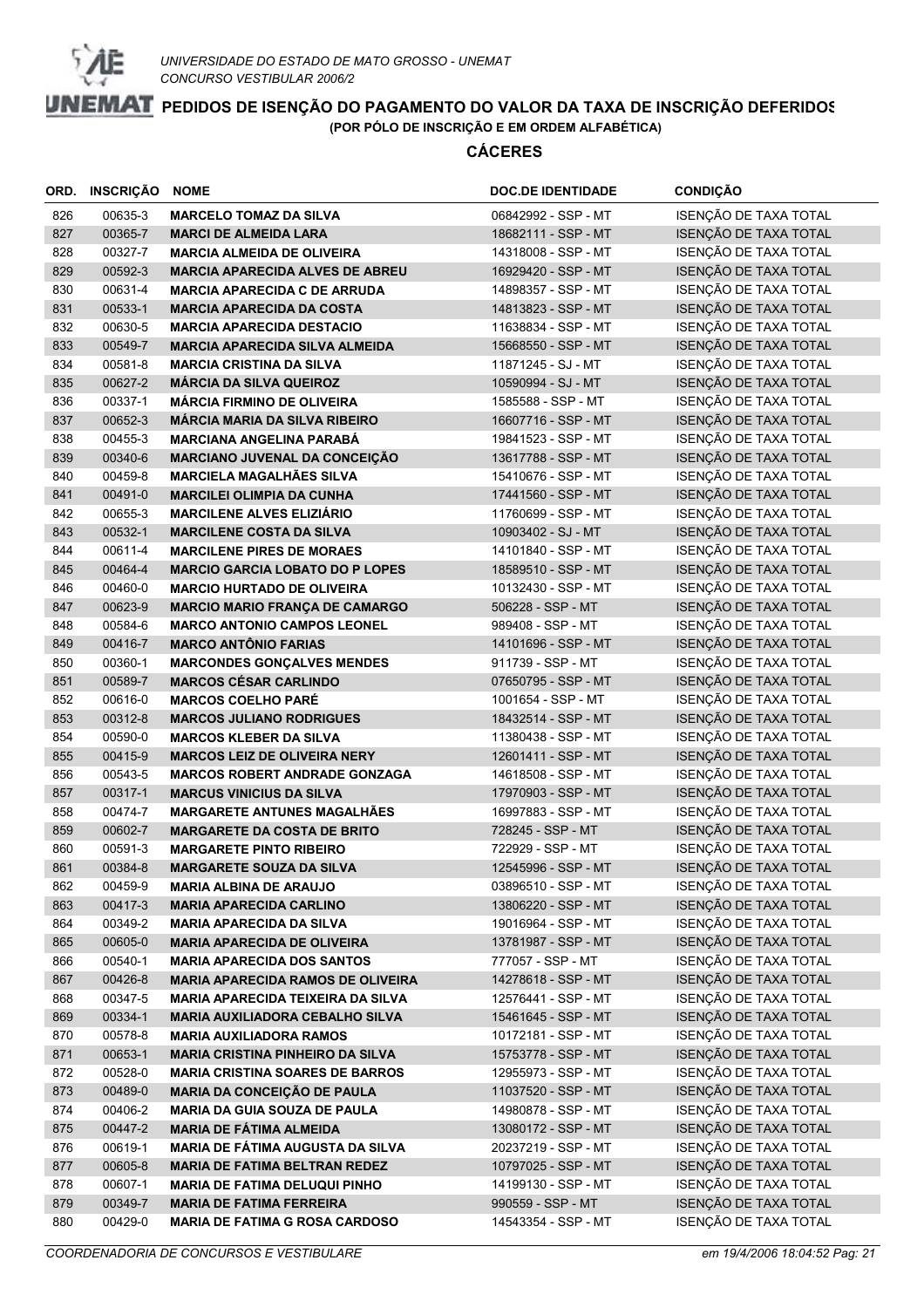UNIVERSIDADE DO ESTADO DE MATO GROSSO - UNEMAT
CONCURSO VESTIBULAR 2006/2

# PEDIDOS DE ISENÇÃO DO PAGAMENTO DO VALOR DA TAXA DE INSCRIÇÃO DEFERIDOS

**(POR PÓLO DE INSCRIÇÃO E EM ORDEM ALFABÉTICA)**

## CÁCERES

| ORD. | INSCRIÇÃO | NOME | DOC.DE IDENTIDADE | CONDIÇÃO |
|---|---|---|---|---|
| 826 | 00635-3 | **MARCELO TOMAZ DA SILVA** | 06842992 - SSP - MT | ISENÇÃO DE TAXA TOTAL |
| 827 | 00365-7 | **MARCI DE ALMEIDA LARA** | 18682111 - SSP - MT | ISENÇÃO DE TAXA TOTAL |
| 828 | 00327-7 | **MARCIA ALMEIDA DE OLIVEIRA** | 14318008 - SSP - MT | ISENÇÃO DE TAXA TOTAL |
| 829 | 00592-3 | **MARCIA APARECIDA ALVES DE ABREU** | 16929420 - SSP - MT | ISENÇÃO DE TAXA TOTAL |
| 830 | 00631-4 | **MARCIA APARECIDA C DE ARRUDA** | 14898357 - SSP - MT | ISENÇÃO DE TAXA TOTAL |
| 831 | 00533-1 | **MARCIA APARECIDA DA COSTA** | 14813823 - SSP - MT | ISENÇÃO DE TAXA TOTAL |
| 832 | 00630-5 | **MARCIA APARECIDA DESTACIO** | 11638834 - SSP - MT | ISENÇÃO DE TAXA TOTAL |
| 833 | 00549-7 | **MARCIA APARECIDA SILVA ALMEIDA** | 15668550 - SSP - MT | ISENÇÃO DE TAXA TOTAL |
| 834 | 00581-8 | **MARCIA CRISTINA DA SILVA** | 11871245 - SJ - MT | ISENÇÃO DE TAXA TOTAL |
| 835 | 00627-2 | **MÁRCIA DA SILVA QUEIROZ** | 10590994 - SJ - MT | ISENÇÃO DE TAXA TOTAL |
| 836 | 00337-1 | **MÁRCIA FIRMINO DE OLIVEIRA** | 1585588 - SSP - MT | ISENÇÃO DE TAXA TOTAL |
| 837 | 00652-3 | **MÁRCIA MARIA DA SILVA RIBEIRO** | 16607716 - SSP - MT | ISENÇÃO DE TAXA TOTAL |
| 838 | 00455-3 | **MARCIANA ANGELINA PARABÁ** | 19841523 - SSP - MT | ISENÇÃO DE TAXA TOTAL |
| 839 | 00340-6 | **MARCIANO JUVENAL DA CONCEIÇÃO** | 13617788 - SSP - MT | ISENÇÃO DE TAXA TOTAL |
| 840 | 00459-8 | **MARCIELA MAGALHÃES SILVA** | 15410676 - SSP - MT | ISENÇÃO DE TAXA TOTAL |
| 841 | 00491-0 | **MARCILEI OLIMPIA DA CUNHA** | 17441560 - SSP - MT | ISENÇÃO DE TAXA TOTAL |
| 842 | 00655-3 | **MARCILENE ALVES ELIZIÁRIO** | 11760699 - SSP - MT | ISENÇÃO DE TAXA TOTAL |
| 843 | 00532-1 | **MARCILENE COSTA DA SILVA** | 10903402 - SJ - MT | ISENÇÃO DE TAXA TOTAL |
| 844 | 00611-4 | **MARCILENE PIRES DE MORAES** | 14101840 - SSP - MT | ISENÇÃO DE TAXA TOTAL |
| 845 | 00464-4 | **MARCIO GARCIA LOBATO DO P LOPES** | 18589510 - SSP - MT | ISENÇÃO DE TAXA TOTAL |
| 846 | 00460-0 | **MARCIO HURTADO DE OLIVEIRA** | 10132430 - SSP - MT | ISENÇÃO DE TAXA TOTAL |
| 847 | 00623-9 | **MARCIO MARIO FRANÇA DE CAMARGO** | 506228 - SSP - MT | ISENÇÃO DE TAXA TOTAL |
| 848 | 00584-6 | **MARCO ANTONIO CAMPOS LEONEL** | 989408 - SSP - MT | ISENÇÃO DE TAXA TOTAL |
| 849 | 00416-7 | **MARCO ANTÔNIO FARIAS** | 14101696 - SSP - MT | ISENÇÃO DE TAXA TOTAL |
| 850 | 00360-1 | **MARCONDES GONÇALVES MENDES** | 911739 - SSP - MT | ISENÇÃO DE TAXA TOTAL |
| 851 | 00589-7 | **MARCOS CÉSAR CARLINDO** | 07650795 - SSP - MT | ISENÇÃO DE TAXA TOTAL |
| 852 | 00616-0 | **MARCOS COELHO PARÉ** | 1001654 - SSP - MT | ISENÇÃO DE TAXA TOTAL |
| 853 | 00312-8 | **MARCOS JULIANO RODRIGUES** | 18432514 - SSP - MT | ISENÇÃO DE TAXA TOTAL |
| 854 | 00590-0 | **MARCOS KLEBER DA SILVA** | 11380438 - SSP - MT | ISENÇÃO DE TAXA TOTAL |
| 855 | 00415-9 | **MARCOS LEIZ DE OLIVEIRA NERY** | 12601411 - SSP - MT | ISENÇÃO DE TAXA TOTAL |
| 856 | 00543-5 | **MARCOS ROBERT ANDRADE GONZAGA** | 14618508 - SSP - MT | ISENÇÃO DE TAXA TOTAL |
| 857 | 00317-1 | **MARCUS VINICIUS DA SILVA** | 17970903 - SSP - MT | ISENÇÃO DE TAXA TOTAL |
| 858 | 00474-7 | **MARGARETE ANTUNES MAGALHÃES** | 16997883 - SSP - MT | ISENÇÃO DE TAXA TOTAL |
| 859 | 00602-7 | **MARGARETE DA COSTA DE BRITO** | 728245 - SSP - MT | ISENÇÃO DE TAXA TOTAL |
| 860 | 00591-3 | **MARGARETE PINTO RIBEIRO** | 722929 - SSP - MT | ISENÇÃO DE TAXA TOTAL |
| 861 | 00384-8 | **MARGARETE SOUZA DA SILVA** | 12545996 - SSP - MT | ISENÇÃO DE TAXA TOTAL |
| 862 | 00459-9 | **MARIA ALBINA DE ARAUJO** | 03896510 - SSP - MT | ISENÇÃO DE TAXA TOTAL |
| 863 | 00417-3 | **MARIA APARECIDA CARLINO** | 13806220 - SSP - MT | ISENÇÃO DE TAXA TOTAL |
| 864 | 00349-2 | **MARIA APARECIDA DA SILVA** | 19016964 - SSP - MT | ISENÇÃO DE TAXA TOTAL |
| 865 | 00605-0 | **MARIA APARECIDA DE OLIVEIRA** | 13781987 - SSP - MT | ISENÇÃO DE TAXA TOTAL |
| 866 | 00540-1 | **MARIA APARECIDA DOS SANTOS** | 777057 - SSP - MT | ISENÇÃO DE TAXA TOTAL |
| 867 | 00426-8 | **MARIA APARECIDA RAMOS DE OLIVEIRA** | 14278618 - SSP - MT | ISENÇÃO DE TAXA TOTAL |
| 868 | 00347-5 | **MARIA APARECIDA TEIXEIRA DA SILVA** | 12576441 - SSP - MT | ISENÇÃO DE TAXA TOTAL |
| 869 | 00334-1 | **MARIA AUXILIADORA CEBALHO SILVA** | 15461645 - SSP - MT | ISENÇÃO DE TAXA TOTAL |
| 870 | 00578-8 | **MARIA AUXILIADORA RAMOS** | 10172181 - SSP - MT | ISENÇÃO DE TAXA TOTAL |
| 871 | 00653-1 | **MARIA CRISTINA PINHEIRO DA SILVA** | 15753778 - SSP - MT | ISENÇÃO DE TAXA TOTAL |
| 872 | 00528-0 | **MARIA CRISTINA SOARES DE BARROS** | 12955973 - SSP - MT | ISENÇÃO DE TAXA TOTAL |
| 873 | 00489-0 | **MARIA DA CONCEIÇÃO DE PAULA** | 11037520 - SSP - MT | ISENÇÃO DE TAXA TOTAL |
| 874 | 00406-2 | **MARIA DA GUIA SOUZA DE PAULA** | 14980878 - SSP - MT | ISENÇÃO DE TAXA TOTAL |
| 875 | 00447-2 | **MARIA DE FÁTIMA ALMEIDA** | 13080172 - SSP - MT | ISENÇÃO DE TAXA TOTAL |
| 876 | 00619-1 | **MARIA DE FÁTIMA AUGUSTA DA SILVA** | 20237219 - SSP - MT | ISENÇÃO DE TAXA TOTAL |
| 877 | 00605-8 | **MARIA DE FATIMA BELTRAN REDEZ** | 10797025 - SSP - MT | ISENÇÃO DE TAXA TOTAL |
| 878 | 00607-1 | **MARIA DE FATIMA DELUQUI PINHO** | 14199130 - SSP - MT | ISENÇÃO DE TAXA TOTAL |
| 879 | 00349-7 | **MARIA DE FATIMA FERREIRA** | 990559 - SSP - MT | ISENÇÃO DE TAXA TOTAL |
| 880 | 00429-0 | **MARIA DE FATIMA G ROSA CARDOSO** | 14543354 - SSP - MT | ISENÇÃO DE TAXA TOTAL |

*COORDENADORIA DE CONCURSOS E VESTIBULARE* *em 19/4/2006 18:04:52*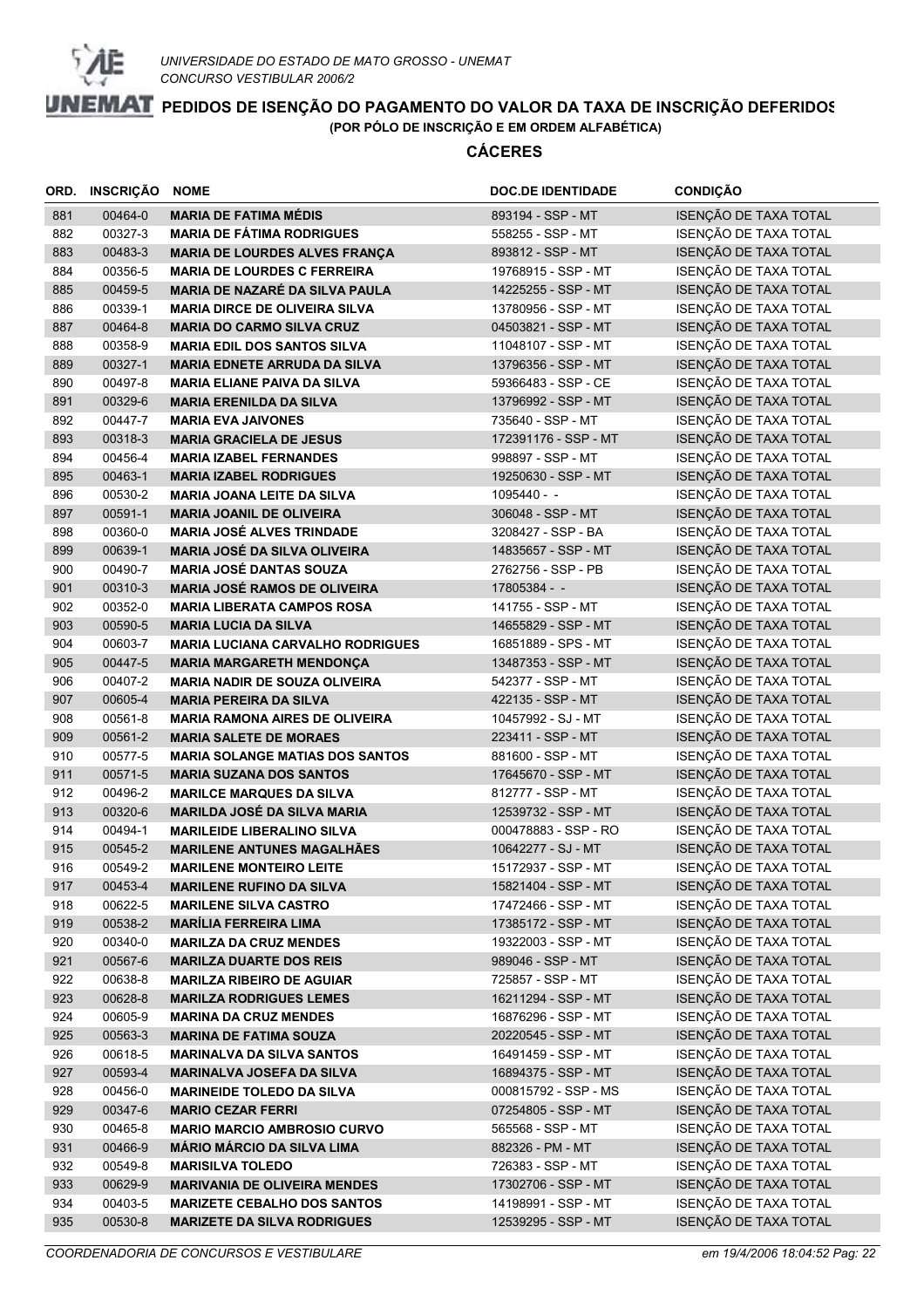UNIVERSIDADE DO ESTADO DE MATO GROSSO - UNEMAT
CONCURSO VESTIBULAR 2006/2

# PEDIDOS DE ISENÇÃO DO PAGAMENTO DO VALOR DA TAXA DE INSCRIÇÃO DEFERIDOS

**(POR PÓLO DE INSCRIÇÃO E EM ORDEM ALFABÉTICA)**

## CÁCERES

| ORD. | INSCRIÇÃO | NOME | DOC.DE IDENTIDADE | CONDIÇÃO |
|---|---|---|---|---|
| 881 | 00464-0 | **MARIA DE FATIMA MÉDIS** | 893194 - SSP - MT | ISENÇÃO DE TAXA TOTAL |
| 882 | 00327-3 | **MARIA DE FÁTIMA RODRIGUES** | 558255 - SSP - MT | ISENÇÃO DE TAXA TOTAL |
| 883 | 00483-3 | **MARIA DE LOURDES ALVES FRANÇA** | 893812 - SSP - MT | ISENÇÃO DE TAXA TOTAL |
| 884 | 00356-5 | **MARIA DE LOURDES C FERREIRA** | 19768915 - SSP - MT | ISENÇÃO DE TAXA TOTAL |
| 885 | 00459-5 | **MARIA DE NAZARÉ DA SILVA PAULA** | 14225255 - SSP - MT | ISENÇÃO DE TAXA TOTAL |
| 886 | 00339-1 | **MARIA DIRCE DE OLIVEIRA SILVA** | 13780956 - SSP - MT | ISENÇÃO DE TAXA TOTAL |
| 887 | 00464-8 | **MARIA DO CARMO SILVA CRUZ** | 04503821 - SSP - MT | ISENÇÃO DE TAXA TOTAL |
| 888 | 00358-9 | **MARIA EDIL DOS SANTOS SILVA** | 11048107 - SSP - MT | ISENÇÃO DE TAXA TOTAL |
| 889 | 00327-1 | **MARIA EDNETE ARRUDA DA SILVA** | 13796356 - SSP - MT | ISENÇÃO DE TAXA TOTAL |
| 890 | 00497-8 | **MARIA ELIANE PAIVA DA SILVA** | 59366483 - SSP - CE | ISENÇÃO DE TAXA TOTAL |
| 891 | 00329-6 | **MARIA ERENILDA DA SILVA** | 13796992 - SSP - MT | ISENÇÃO DE TAXA TOTAL |
| 892 | 00447-7 | **MARIA EVA JAIVONES** | 735640 - SSP - MT | ISENÇÃO DE TAXA TOTAL |
| 893 | 00318-3 | **MARIA GRACIELA DE JESUS** | 172391176 - SSP - MT | ISENÇÃO DE TAXA TOTAL |
| 894 | 00456-4 | **MARIA IZABEL FERNANDES** | 998897 - SSP - MT | ISENÇÃO DE TAXA TOTAL |
| 895 | 00463-1 | **MARIA IZABEL RODRIGUES** | 19250630 - SSP - MT | ISENÇÃO DE TAXA TOTAL |
| 896 | 00530-2 | **MARIA JOANA LEITE DA SILVA** | 1095440 - - | ISENÇÃO DE TAXA TOTAL |
| 897 | 00591-1 | **MARIA JOANIL DE OLIVEIRA** | 306048 - SSP - MT | ISENÇÃO DE TAXA TOTAL |
| 898 | 00360-0 | **MARIA JOSÉ ALVES TRINDADE** | 3208427 - SSP - BA | ISENÇÃO DE TAXA TOTAL |
| 899 | 00639-1 | **MARIA JOSÉ DA SILVA OLIVEIRA** | 14835657 - SSP - MT | ISENÇÃO DE TAXA TOTAL |
| 900 | 00490-7 | **MARIA JOSÉ DANTAS SOUZA** | 2762756 - SSP - PB | ISENÇÃO DE TAXA TOTAL |
| 901 | 00310-3 | **MARIA JOSÉ RAMOS DE OLIVEIRA** | 17805384 - - | ISENÇÃO DE TAXA TOTAL |
| 902 | 00352-0 | **MARIA LIBERATA CAMPOS ROSA** | 141755 - SSP - MT | ISENÇÃO DE TAXA TOTAL |
| 903 | 00590-5 | **MARIA LUCIA DA SILVA** | 14655829 - SSP - MT | ISENÇÃO DE TAXA TOTAL |
| 904 | 00603-7 | **MARIA LUCIANA CARVALHO RODRIGUES** | 16851889 - SPS - MT | ISENÇÃO DE TAXA TOTAL |
| 905 | 00447-5 | **MARIA MARGARETH MENDONÇA** | 13487353 - SSP - MT | ISENÇÃO DE TAXA TOTAL |
| 906 | 00407-2 | **MARIA NADIR DE SOUZA OLIVEIRA** | 542377 - SSP - MT | ISENÇÃO DE TAXA TOTAL |
| 907 | 00605-4 | **MARIA PEREIRA DA SILVA** | 422135 - SSP - MT | ISENÇÃO DE TAXA TOTAL |
| 908 | 00561-8 | **MARIA RAMONA AIRES DE OLIVEIRA** | 10457992 - SJ - MT | ISENÇÃO DE TAXA TOTAL |
| 909 | 00561-2 | **MARIA SALETE DE MORAES** | 223411 - SSP - MT | ISENÇÃO DE TAXA TOTAL |
| 910 | 00577-5 | **MARIA SOLANGE MATIAS DOS SANTOS** | 881600 - SSP - MT | ISENÇÃO DE TAXA TOTAL |
| 911 | 00571-5 | **MARIA SUZANA DOS SANTOS** | 17645670 - SSP - MT | ISENÇÃO DE TAXA TOTAL |
| 912 | 00496-2 | **MARILCE MARQUES DA SILVA** | 812777 - SSP - MT | ISENÇÃO DE TAXA TOTAL |
| 913 | 00320-6 | **MARILDA JOSÉ DA SILVA MARIA** | 12539732 - SSP - MT | ISENÇÃO DE TAXA TOTAL |
| 914 | 00494-1 | **MARILEIDE LIBERALINO SILVA** | 000478883 - SSP - RO | ISENÇÃO DE TAXA TOTAL |
| 915 | 00545-2 | **MARILENE ANTUNES MAGALHÃES** | 10642277 - SJ - MT | ISENÇÃO DE TAXA TOTAL |
| 916 | 00549-2 | **MARILENE MONTEIRO LEITE** | 15172937 - SSP - MT | ISENÇÃO DE TAXA TOTAL |
| 917 | 00453-4 | **MARILENE RUFINO DA SILVA** | 15821404 - SSP - MT | ISENÇÃO DE TAXA TOTAL |
| 918 | 00622-5 | **MARILENE SILVA CASTRO** | 17472466 - SSP - MT | ISENÇÃO DE TAXA TOTAL |
| 919 | 00538-2 | **MARÍLIA FERREIRA LIMA** | 17385172 - SSP - MT | ISENÇÃO DE TAXA TOTAL |
| 920 | 00340-0 | **MARILZA DA CRUZ MENDES** | 19322003 - SSP - MT | ISENÇÃO DE TAXA TOTAL |
| 921 | 00567-6 | **MARILZA DUARTE DOS REIS** | 989046 - SSP - MT | ISENÇÃO DE TAXA TOTAL |
| 922 | 00638-8 | **MARILZA RIBEIRO DE AGUIAR** | 725857 - SSP - MT | ISENÇÃO DE TAXA TOTAL |
| 923 | 00628-8 | **MARILZA RODRIGUES LEMES** | 16211294 - SSP - MT | ISENÇÃO DE TAXA TOTAL |
| 924 | 00605-9 | **MARINA DA CRUZ MENDES** | 16876296 - SSP - MT | ISENÇÃO DE TAXA TOTAL |
| 925 | 00563-3 | **MARINA DE FATIMA SOUZA** | 20220545 - SSP - MT | ISENÇÃO DE TAXA TOTAL |
| 926 | 00618-5 | **MARINALVA DA SILVA SANTOS** | 16491459 - SSP - MT | ISENÇÃO DE TAXA TOTAL |
| 927 | 00593-4 | **MARINALVA JOSEFA DA SILVA** | 16894375 - SSP - MT | ISENÇÃO DE TAXA TOTAL |
| 928 | 00456-0 | **MARINEIDE TOLEDO DA SILVA** | 000815792 - SSP - MS | ISENÇÃO DE TAXA TOTAL |
| 929 | 00347-6 | **MARIO CEZAR FERRI** | 07254805 - SSP - MT | ISENÇÃO DE TAXA TOTAL |
| 930 | 00465-8 | **MARIO MARCIO AMBROSIO CURVO** | 565568 - SSP - MT | ISENÇÃO DE TAXA TOTAL |
| 931 | 00466-9 | **MÁRIO MÁRCIO DA SILVA LIMA** | 882326 - PM - MT | ISENÇÃO DE TAXA TOTAL |
| 932 | 00549-8 | **MARISILVA TOLEDO** | 726383 - SSP - MT | ISENÇÃO DE TAXA TOTAL |
| 933 | 00629-9 | **MARIVANIA DE OLIVEIRA MENDES** | 17302706 - SSP - MT | ISENÇÃO DE TAXA TOTAL |
| 934 | 00403-5 | **MARIZETE CEBALHO DOS SANTOS** | 14198991 - SSP - MT | ISENÇÃO DE TAXA TOTAL |
| 935 | 00530-8 | **MARIZETE DA SILVA RODRIGUES** | 12539295 - SSP - MT | ISENÇÃO DE TAXA TOTAL |

*COORDENADORIA DE CONCURSOS E VESTIBULARE* — *em 19/4/2006 18:04:52*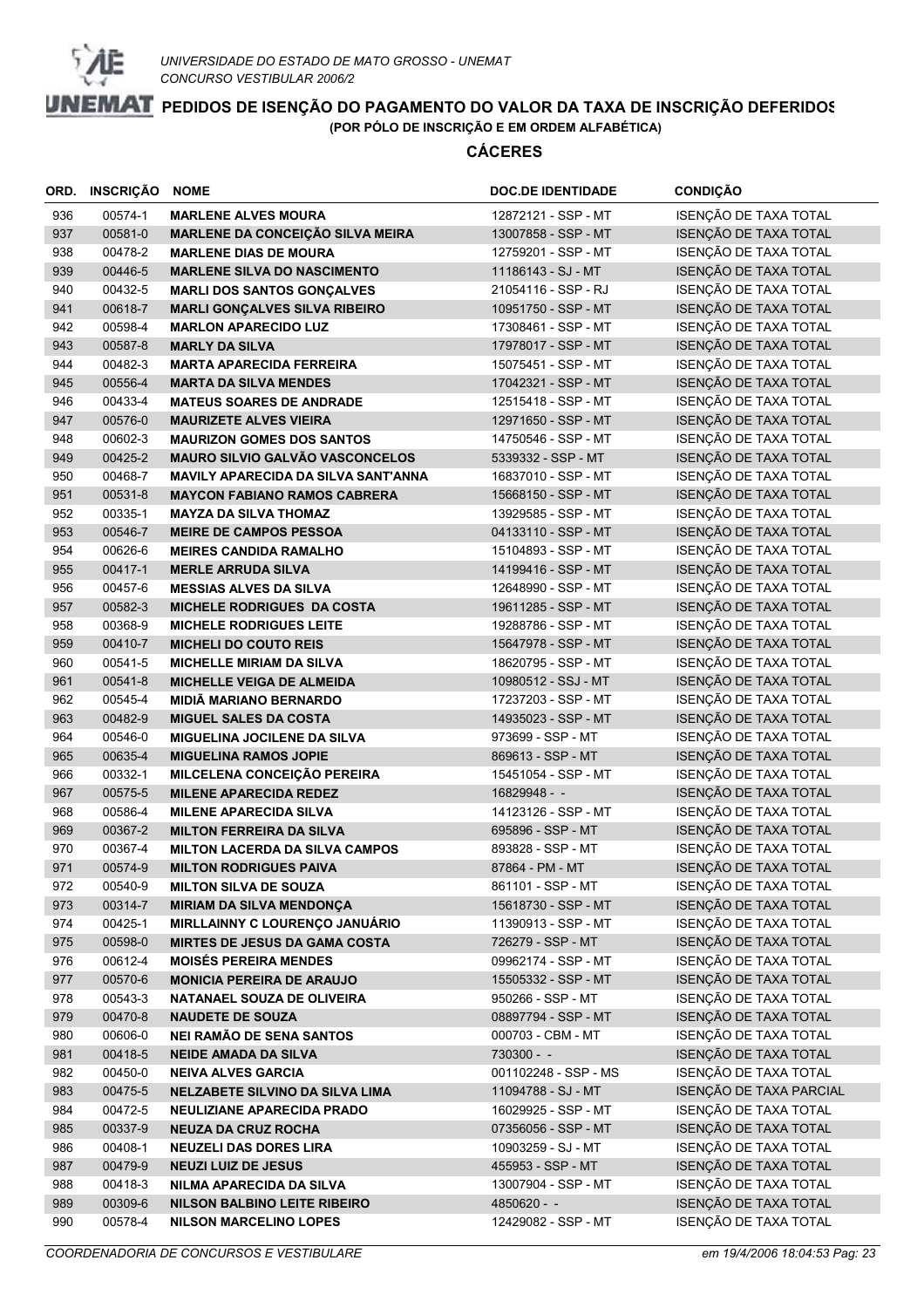UNIVERSIDADE DO ESTADO DE MATO GROSSO - UNEMAT
CONCURSO VESTIBULAR 2006/2

# PEDIDOS DE ISENÇÃO DO PAGAMENTO DO VALOR DA TAXA DE INSCRIÇÃO DEFERIDOS

(POR PÓLO DE INSCRIÇÃO E EM ORDEM ALFABÉTICA)

## CÁCERES

| ORD. | INSCRIÇÃO | NOME | DOC.DE IDENTIDADE | CONDIÇÃO |
|---|---|---|---|---|
| 936 | 00574-1 | **MARLENE ALVES MOURA** | 12872121 - SSP - MT | ISENÇÃO DE TAXA TOTAL |
| 937 | 00581-0 | **MARLENE DA CONCEIÇÃO SILVA MEIRA** | 13007858 - SSP - MT | ISENÇÃO DE TAXA TOTAL |
| 938 | 00478-2 | **MARLENE DIAS DE MOURA** | 12759201 - SSP - MT | ISENÇÃO DE TAXA TOTAL |
| 939 | 00446-5 | **MARLENE SILVA DO NASCIMENTO** | 11186143 - SJ - MT | ISENÇÃO DE TAXA TOTAL |
| 940 | 00432-5 | **MARLI DOS SANTOS GONÇALVES** | 21054116 - SSP - RJ | ISENÇÃO DE TAXA TOTAL |
| 941 | 00618-7 | **MARLI GONÇALVES SILVA RIBEIRO** | 10951750 - SSP - MT | ISENÇÃO DE TAXA TOTAL |
| 942 | 00598-4 | **MARLON APARECIDO LUZ** | 17308461 - SSP - MT | ISENÇÃO DE TAXA TOTAL |
| 943 | 00587-8 | **MARLY DA SILVA** | 17978017 - SSP - MT | ISENÇÃO DE TAXA TOTAL |
| 944 | 00482-3 | **MARTA APARECIDA FERREIRA** | 15075451 - SSP - MT | ISENÇÃO DE TAXA TOTAL |
| 945 | 00556-4 | **MARTA DA SILVA MENDES** | 17042321 - SSP - MT | ISENÇÃO DE TAXA TOTAL |
| 946 | 00433-4 | **MATEUS SOARES DE ANDRADE** | 12515418 - SSP - MT | ISENÇÃO DE TAXA TOTAL |
| 947 | 00576-0 | **MAURIZETE ALVES VIEIRA** | 12971650 - SSP - MT | ISENÇÃO DE TAXA TOTAL |
| 948 | 00602-3 | **MAURIZON GOMES DOS SANTOS** | 14750546 - SSP - MT | ISENÇÃO DE TAXA TOTAL |
| 949 | 00425-2 | **MAURO SILVIO GALVÃO VASCONCELOS** | 5339332 - SSP - MT | ISENÇÃO DE TAXA TOTAL |
| 950 | 00468-7 | **MAVILY APARECIDA DA SILVA SANT'ANNA** | 16837010 - SSP - MT | ISENÇÃO DE TAXA TOTAL |
| 951 | 00531-8 | **MAYCON FABIANO RAMOS CABRERA** | 15668150 - SSP - MT | ISENÇÃO DE TAXA TOTAL |
| 952 | 00335-1 | **MAYZA DA SILVA THOMAZ** | 13929585 - SSP - MT | ISENÇÃO DE TAXA TOTAL |
| 953 | 00546-7 | **MEIRE DE CAMPOS PESSOA** | 04133110 - SSP - MT | ISENÇÃO DE TAXA TOTAL |
| 954 | 00626-6 | **MEIRES CANDIDA RAMALHO** | 15104893 - SSP - MT | ISENÇÃO DE TAXA TOTAL |
| 955 | 00417-1 | **MERLE ARRUDA SILVA** | 14199416 - SSP - MT | ISENÇÃO DE TAXA TOTAL |
| 956 | 00457-6 | **MESSIAS ALVES DA SILVA** | 12648990 - SSP - MT | ISENÇÃO DE TAXA TOTAL |
| 957 | 00582-3 | **MICHELE RODRIGUES DA COSTA** | 19611285 - SSP - MT | ISENÇÃO DE TAXA TOTAL |
| 958 | 00368-9 | **MICHELE RODRIGUES LEITE** | 19288786 - SSP - MT | ISENÇÃO DE TAXA TOTAL |
| 959 | 00410-7 | **MICHELI DO COUTO REIS** | 15647978 - SSP - MT | ISENÇÃO DE TAXA TOTAL |
| 960 | 00541-5 | **MICHELLE MIRIAM DA SILVA** | 18620795 - SSP - MT | ISENÇÃO DE TAXA TOTAL |
| 961 | 00541-8 | **MICHELLE VEIGA DE ALMEIDA** | 10980512 - SSJ - MT | ISENÇÃO DE TAXA TOTAL |
| 962 | 00545-4 | **MIDIÃ MARIANO BERNARDO** | 17237203 - SSP - MT | ISENÇÃO DE TAXA TOTAL |
| 963 | 00482-9 | **MIGUEL SALES DA COSTA** | 14935023 - SSP - MT | ISENÇÃO DE TAXA TOTAL |
| 964 | 00546-0 | **MIGUELINA JOCILENE DA SILVA** | 973699 - SSP - MT | ISENÇÃO DE TAXA TOTAL |
| 965 | 00635-4 | **MIGUELINA RAMOS JOPIE** | 869613 - SSP - MT | ISENÇÃO DE TAXA TOTAL |
| 966 | 00332-1 | **MILCELENA CONCEIÇÃO PEREIRA** | 15451054 - SSP - MT | ISENÇÃO DE TAXA TOTAL |
| 967 | 00575-5 | **MILENE APARECIDA REDEZ** | 16829948 - - | ISENÇÃO DE TAXA TOTAL |
| 968 | 00586-4 | **MILENE APARECIDA SILVA** | 14123126 - SSP - MT | ISENÇÃO DE TAXA TOTAL |
| 969 | 00367-2 | **MILTON FERREIRA DA SILVA** | 695896 - SSP - MT | ISENÇÃO DE TAXA TOTAL |
| 970 | 00367-4 | **MILTON LACERDA DA SILVA CAMPOS** | 893828 - SSP - MT | ISENÇÃO DE TAXA TOTAL |
| 971 | 00574-9 | **MILTON RODRIGUES PAIVA** | 87864 - PM - MT | ISENÇÃO DE TAXA TOTAL |
| 972 | 00540-9 | **MILTON SILVA DE SOUZA** | 861101 - SSP - MT | ISENÇÃO DE TAXA TOTAL |
| 973 | 00314-7 | **MIRIAM DA SILVA MENDONÇA** | 15618730 - SSP - MT | ISENÇÃO DE TAXA TOTAL |
| 974 | 00425-1 | **MIRLLAINNY C LOURENÇO JANUÁRIO** | 11390913 - SSP - MT | ISENÇÃO DE TAXA TOTAL |
| 975 | 00598-0 | **MIRTES DE JESUS DA GAMA COSTA** | 726279 - SSP - MT | ISENÇÃO DE TAXA TOTAL |
| 976 | 00612-4 | **MOISÉS PEREIRA MENDES** | 09962174 - SSP - MT | ISENÇÃO DE TAXA TOTAL |
| 977 | 00570-6 | **MONICIA PEREIRA DE ARAUJO** | 15505332 - SSP - MT | ISENÇÃO DE TAXA TOTAL |
| 978 | 00543-3 | **NATANAEL SOUZA DE OLIVEIRA** | 950266 - SSP - MT | ISENÇÃO DE TAXA TOTAL |
| 979 | 00470-8 | **NAUDETE DE SOUZA** | 08897794 - SSP - MT | ISENÇÃO DE TAXA TOTAL |
| 980 | 00606-0 | **NEI RAMÃO DE SENA SANTOS** | 000703 - CBM - MT | ISENÇÃO DE TAXA TOTAL |
| 981 | 00418-5 | **NEIDE AMADA DA SILVA** | 730300 - - | ISENÇÃO DE TAXA TOTAL |
| 982 | 00450-0 | **NEIVA ALVES GARCIA** | 001102248 - SSP - MS | ISENÇÃO DE TAXA TOTAL |
| 983 | 00475-5 | **NELZABETE SILVINO DA SILVA LIMA** | 11094788 - SJ - MT | ISENÇÃO DE TAXA PARCIAL |
| 984 | 00472-5 | **NEULIZIANE APARECIDA PRADO** | 16029925 - SSP - MT | ISENÇÃO DE TAXA TOTAL |
| 985 | 00337-9 | **NEUZA DA CRUZ ROCHA** | 07356056 - SSP - MT | ISENÇÃO DE TAXA TOTAL |
| 986 | 00408-1 | **NEUZELI DAS DORES LIRA** | 10903259 - SJ - MT | ISENÇÃO DE TAXA TOTAL |
| 987 | 00479-9 | **NEUZI LUIZ DE JESUS** | 455953 - SSP - MT | ISENÇÃO DE TAXA TOTAL |
| 988 | 00418-3 | **NILMA APARECIDA DA SILVA** | 13007904 - SSP - MT | ISENÇÃO DE TAXA TOTAL |
| 989 | 00309-6 | **NILSON BALBINO LEITE RIBEIRO** | 4850620 - - | ISENÇÃO DE TAXA TOTAL |
| 990 | 00578-4 | **NILSON MARCELINO LOPES** | 12429082 - SSP - MT | ISENÇÃO DE TAXA TOTAL |

COORDENADORIA DE CONCURSOS E VESTIBULARE — em 19/4/2006 18:04:53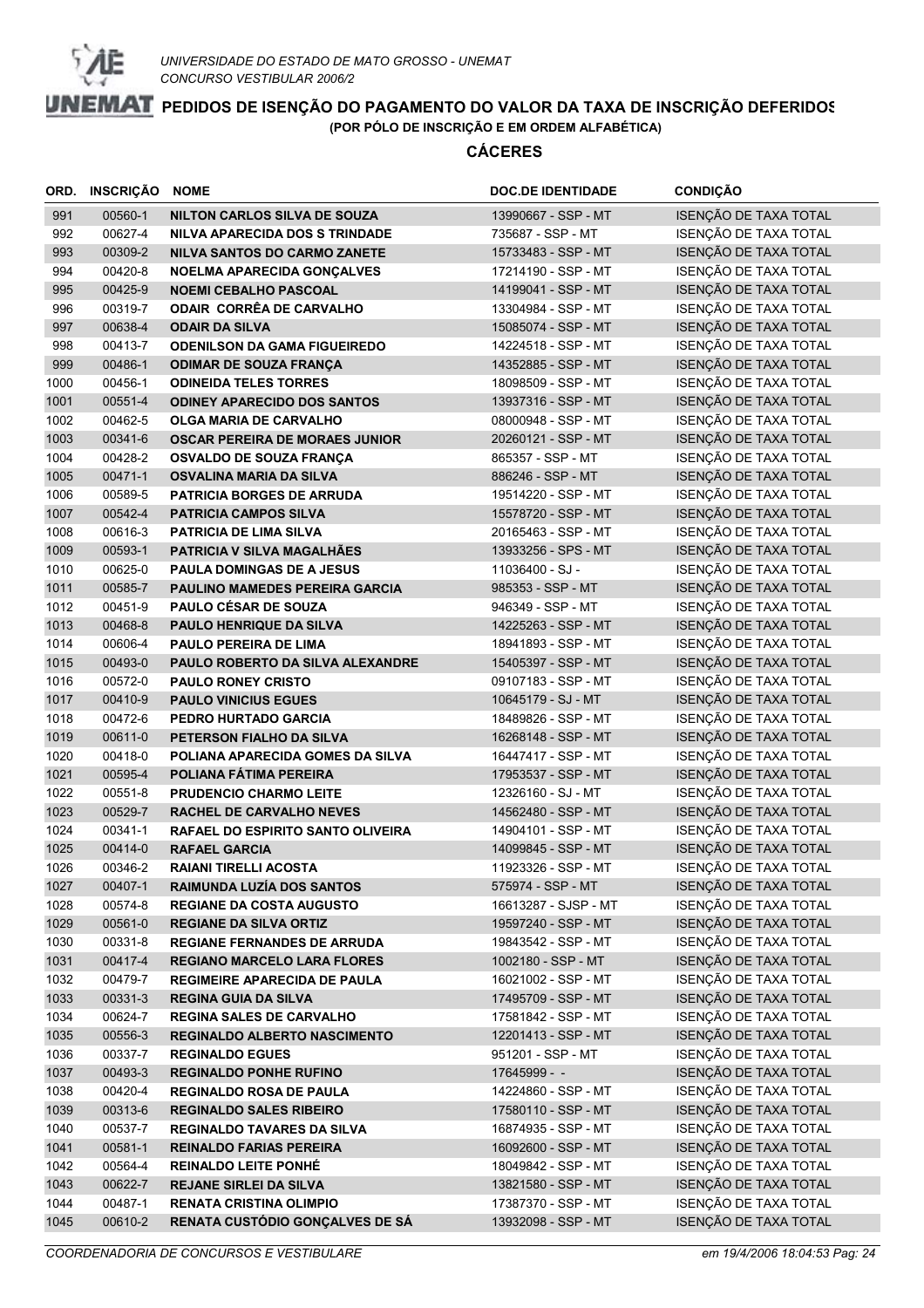UNIVERSIDADE DO ESTADO DE MATO GROSSO - UNEMAT
CONCURSO VESTIBULAR 2006/2

# PEDIDOS DE ISENÇÃO DO PAGAMENTO DO VALOR DA TAXA DE INSCRIÇÃO DEFERIDOS

**(POR PÓLO DE INSCRIÇÃO E EM ORDEM ALFABÉTICA)**

## CÁCERES

| ORD. | INSCRIÇÃO | NOME | DOC.DE IDENTIDADE | CONDIÇÃO |
|---|---|---|---|---|
| 991 | 00560-1 | **NILTON CARLOS SILVA DE SOUZA** | 13990667 - SSP - MT | ISENÇÃO DE TAXA TOTAL |
| 992 | 00627-4 | **NILVA APARECIDA DOS S TRINDADE** | 735687 - SSP - MT | ISENÇÃO DE TAXA TOTAL |
| 993 | 00309-2 | **NILVA SANTOS DO CARMO ZANETE** | 15733483 - SSP - MT | ISENÇÃO DE TAXA TOTAL |
| 994 | 00420-8 | **NOELMA APARECIDA GONÇALVES** | 17214190 - SSP - MT | ISENÇÃO DE TAXA TOTAL |
| 995 | 00425-9 | **NOEMI CEBALHO PASCOAL** | 14199041 - SSP - MT | ISENÇÃO DE TAXA TOTAL |
| 996 | 00319-7 | **ODAIR CORRÊA DE CARVALHO** | 13304984 - SSP - MT | ISENÇÃO DE TAXA TOTAL |
| 997 | 00638-4 | **ODAIR DA SILVA** | 15085074 - SSP - MT | ISENÇÃO DE TAXA TOTAL |
| 998 | 00413-7 | **ODENILSON DA GAMA FIGUEIREDO** | 14224518 - SSP - MT | ISENÇÃO DE TAXA TOTAL |
| 999 | 00486-1 | **ODIMAR DE SOUZA FRANÇA** | 14352885 - SSP - MT | ISENÇÃO DE TAXA TOTAL |
| 1000 | 00456-1 | **ODINEIDA TELES TORRES** | 18098509 - SSP - MT | ISENÇÃO DE TAXA TOTAL |
| 1001 | 00551-4 | **ODINEY APARECIDO DOS SANTOS** | 13937316 - SSP - MT | ISENÇÃO DE TAXA TOTAL |
| 1002 | 00462-5 | **OLGA MARIA DE CARVALHO** | 08000948 - SSP - MT | ISENÇÃO DE TAXA TOTAL |
| 1003 | 00341-6 | **OSCAR PEREIRA DE MORAES JUNIOR** | 20260121 - SSP - MT | ISENÇÃO DE TAXA TOTAL |
| 1004 | 00428-2 | **OSVALDO DE SOUZA FRANÇA** | 865357 - SSP - MT | ISENÇÃO DE TAXA TOTAL |
| 1005 | 00471-1 | **OSVALINA MARIA DA SILVA** | 886246 - SSP - MT | ISENÇÃO DE TAXA TOTAL |
| 1006 | 00589-5 | **PATRICIA BORGES DE ARRUDA** | 19514220 - SSP - MT | ISENÇÃO DE TAXA TOTAL |
| 1007 | 00542-4 | **PATRICIA CAMPOS SILVA** | 15578720 - SSP - MT | ISENÇÃO DE TAXA TOTAL |
| 1008 | 00616-3 | **PATRICIA DE LIMA SILVA** | 20165463 - SSP - MT | ISENÇÃO DE TAXA TOTAL |
| 1009 | 00593-1 | **PATRICIA V SILVA MAGALHÃES** | 13933256 - SPS - MT | ISENÇÃO DE TAXA TOTAL |
| 1010 | 00625-0 | **PAULA DOMINGAS DE A JESUS** | 11036400 - SJ - | ISENÇÃO DE TAXA TOTAL |
| 1011 | 00585-7 | **PAULINO MAMEDES PEREIRA GARCIA** | 985353 - SSP - MT | ISENÇÃO DE TAXA TOTAL |
| 1012 | 00451-9 | **PAULO CÉSAR DE SOUZA** | 946349 - SSP - MT | ISENÇÃO DE TAXA TOTAL |
| 1013 | 00468-8 | **PAULO HENRIQUE DA SILVA** | 14225263 - SSP - MT | ISENÇÃO DE TAXA TOTAL |
| 1014 | 00606-4 | **PAULO PEREIRA DE LIMA** | 18941893 - SSP - MT | ISENÇÃO DE TAXA TOTAL |
| 1015 | 00493-0 | **PAULO ROBERTO DA SILVA ALEXANDRE** | 15405397 - SSP - MT | ISENÇÃO DE TAXA TOTAL |
| 1016 | 00572-0 | **PAULO RONEY CRISTO** | 09107183 - SSP - MT | ISENÇÃO DE TAXA TOTAL |
| 1017 | 00410-9 | **PAULO VINICIUS EGUES** | 10645179 - SJ - MT | ISENÇÃO DE TAXA TOTAL |
| 1018 | 00472-6 | **PEDRO HURTADO GARCIA** | 18489826 - SSP - MT | ISENÇÃO DE TAXA TOTAL |
| 1019 | 00611-0 | **PETERSON FIALHO DA SILVA** | 16268148 - SSP - MT | ISENÇÃO DE TAXA TOTAL |
| 1020 | 00418-0 | **POLIANA APARECIDA GOMES DA SILVA** | 16447417 - SSP - MT | ISENÇÃO DE TAXA TOTAL |
| 1021 | 00595-4 | **POLIANA FÁTIMA PEREIRA** | 17953537 - SSP - MT | ISENÇÃO DE TAXA TOTAL |
| 1022 | 00551-8 | **PRUDENCIO CHARMO LEITE** | 12326160 - SJ - MT | ISENÇÃO DE TAXA TOTAL |
| 1023 | 00529-7 | **RACHEL DE CARVALHO NEVES** | 14562480 - SSP - MT | ISENÇÃO DE TAXA TOTAL |
| 1024 | 00341-1 | **RAFAEL DO ESPIRITO SANTO OLIVEIRA** | 14904101 - SSP - MT | ISENÇÃO DE TAXA TOTAL |
| 1025 | 00414-0 | **RAFAEL GARCIA** | 14099845 - SSP - MT | ISENÇÃO DE TAXA TOTAL |
| 1026 | 00346-2 | **RAIANI TIRELLI ACOSTA** | 11923326 - SSP - MT | ISENÇÃO DE TAXA TOTAL |
| 1027 | 00407-1 | **RAIMUNDA LUZÍA DOS SANTOS** | 575974 - SSP - MT | ISENÇÃO DE TAXA TOTAL |
| 1028 | 00574-8 | **REGIANE DA COSTA AUGUSTO** | 16613287 - SJSP - MT | ISENÇÃO DE TAXA TOTAL |
| 1029 | 00561-0 | **REGIANE DA SILVA ORTIZ** | 19597240 - SSP - MT | ISENÇÃO DE TAXA TOTAL |
| 1030 | 00331-8 | **REGIANE FERNANDES DE ARRUDA** | 19843542 - SSP - MT | ISENÇÃO DE TAXA TOTAL |
| 1031 | 00417-4 | **REGIANO MARCELO LARA FLORES** | 1002180 - SSP - MT | ISENÇÃO DE TAXA TOTAL |
| 1032 | 00479-7 | **REGIMEIRE APARECIDA DE PAULA** | 16021002 - SSP - MT | ISENÇÃO DE TAXA TOTAL |
| 1033 | 00331-3 | **REGINA GUIA DA SILVA** | 17495709 - SSP - MT | ISENÇÃO DE TAXA TOTAL |
| 1034 | 00624-7 | **REGINA SALES DE CARVALHO** | 17581842 - SSP - MT | ISENÇÃO DE TAXA TOTAL |
| 1035 | 00556-3 | **REGINALDO ALBERTO NASCIMENTO** | 12201413 - SSP - MT | ISENÇÃO DE TAXA TOTAL |
| 1036 | 00337-7 | **REGINALDO EGUES** | 951201 - SSP - MT | ISENÇÃO DE TAXA TOTAL |
| 1037 | 00493-3 | **REGINALDO PONHE RUFINO** | 17645999 - - | ISENÇÃO DE TAXA TOTAL |
| 1038 | 00420-4 | **REGINALDO ROSA DE PAULA** | 14224860 - SSP - MT | ISENÇÃO DE TAXA TOTAL |
| 1039 | 00313-6 | **REGINALDO SALES RIBEIRO** | 17580110 - SSP - MT | ISENÇÃO DE TAXA TOTAL |
| 1040 | 00537-7 | **REGINALDO TAVARES DA SILVA** | 16874935 - SSP - MT | ISENÇÃO DE TAXA TOTAL |
| 1041 | 00581-1 | **REINALDO FARIAS PEREIRA** | 16092600 - SSP - MT | ISENÇÃO DE TAXA TOTAL |
| 1042 | 00564-4 | **REINALDO LEITE PONHÉ** | 18049842 - SSP - MT | ISENÇÃO DE TAXA TOTAL |
| 1043 | 00622-7 | **REJANE SIRLEI DA SILVA** | 13821580 - SSP - MT | ISENÇÃO DE TAXA TOTAL |
| 1044 | 00487-1 | **RENATA CRISTINA OLIMPIO** | 17387370 - SSP - MT | ISENÇÃO DE TAXA TOTAL |
| 1045 | 00610-2 | **RENATA CUSTÓDIO GONÇALVES DE SÁ** | 13932098 - SSP - MT | ISENÇÃO DE TAXA TOTAL |

*COORDENADORIA DE CONCURSOS E VESTIBULARE*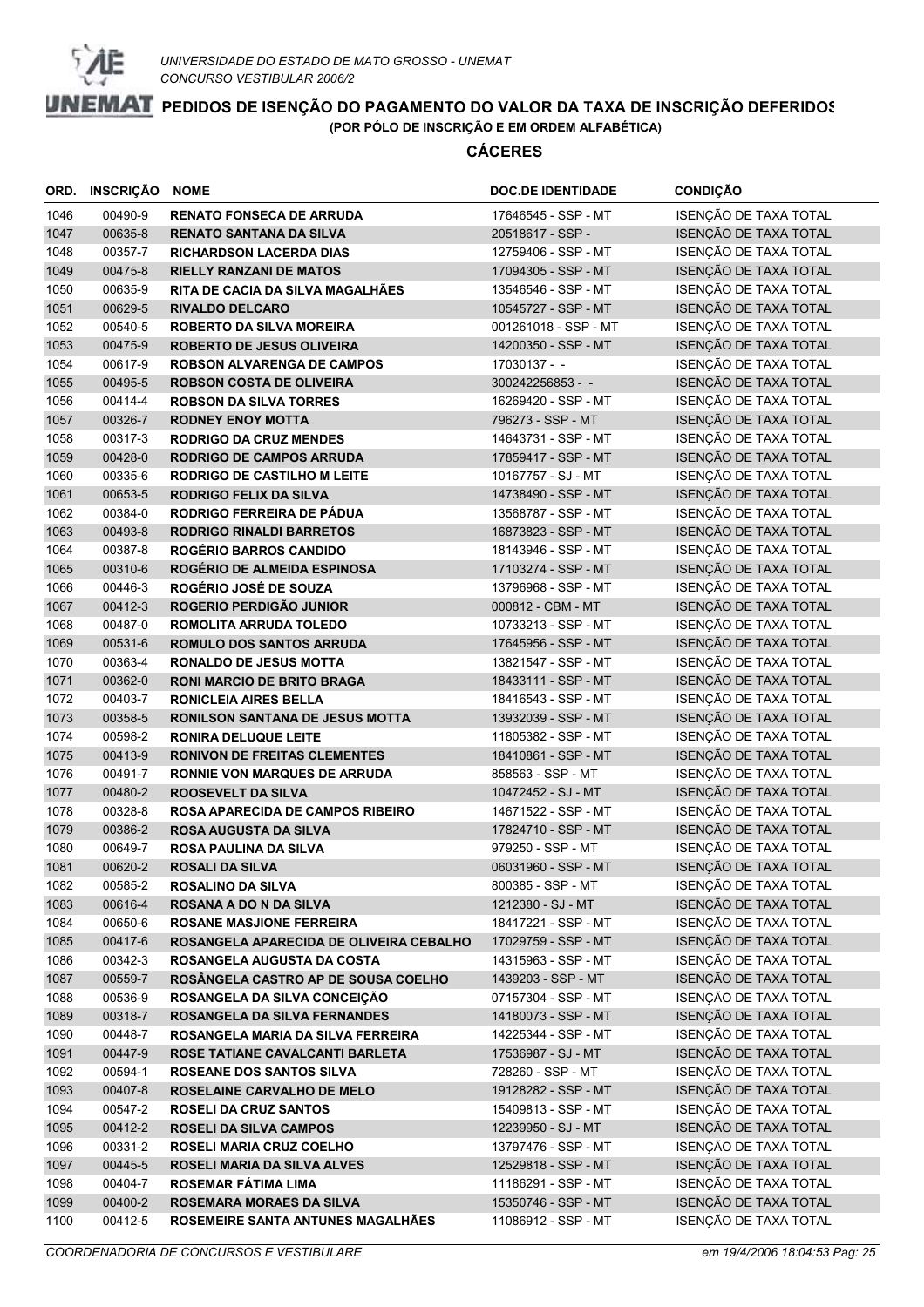UNIVERSIDADE DO ESTADO DE MATO GROSSO - UNEMAT
CONCURSO VESTIBULAR 2006/2

# PEDIDOS DE ISENÇÃO DO PAGAMENTO DO VALOR DA TAXA DE INSCRIÇÃO DEFERIDOS

**(POR PÓLO DE INSCRIÇÃO E EM ORDEM ALFABÉTICA)**

## CÁCERES

| ORD. | INSCRIÇÃO | NOME | DOC.DE IDENTIDADE | CONDIÇÃO |
|---|---|---|---|---|
| 1046 | 00490-9 | **RENATO FONSECA DE ARRUDA** | 17646545 - SSP - MT | ISENÇÃO DE TAXA TOTAL |
| 1047 | 00635-8 | **RENATO SANTANA DA SILVA** | 20518617 - SSP - | ISENÇÃO DE TAXA TOTAL |
| 1048 | 00357-7 | **RICHARDSON LACERDA DIAS** | 12759406 - SSP - MT | ISENÇÃO DE TAXA TOTAL |
| 1049 | 00475-8 | **RIELLY RANZANI DE MATOS** | 17094305 - SSP - MT | ISENÇÃO DE TAXA TOTAL |
| 1050 | 00635-9 | **RITA DE CACIA DA SILVA MAGALHÃES** | 13546546 - SSP - MT | ISENÇÃO DE TAXA TOTAL |
| 1051 | 00629-5 | **RIVALDO DELCARO** | 10545727 - SSP - MT | ISENÇÃO DE TAXA TOTAL |
| 1052 | 00540-5 | **ROBERTO DA SILVA MOREIRA** | 001261018 - SSP - MT | ISENÇÃO DE TAXA TOTAL |
| 1053 | 00475-9 | **ROBERTO DE JESUS OLIVEIRA** | 14200350 - SSP - MT | ISENÇÃO DE TAXA TOTAL |
| 1054 | 00617-9 | **ROBSON ALVARENGA DE CAMPOS** | 17030137 - - | ISENÇÃO DE TAXA TOTAL |
| 1055 | 00495-5 | **ROBSON COSTA DE OLIVEIRA** | 300242256853 - - | ISENÇÃO DE TAXA TOTAL |
| 1056 | 00414-4 | **ROBSON DA SILVA TORRES** | 16269420 - SSP - MT | ISENÇÃO DE TAXA TOTAL |
| 1057 | 00326-7 | **RODNEY ENOY MOTTA** | 796273 - SSP - MT | ISENÇÃO DE TAXA TOTAL |
| 1058 | 00317-3 | **RODRIGO DA CRUZ MENDES** | 14643731 - SSP - MT | ISENÇÃO DE TAXA TOTAL |
| 1059 | 00428-0 | **RODRIGO DE CAMPOS ARRUDA** | 17859417 - SSP - MT | ISENÇÃO DE TAXA TOTAL |
| 1060 | 00335-6 | **RODRIGO DE CASTILHO M LEITE** | 10167757 - SJ - MT | ISENÇÃO DE TAXA TOTAL |
| 1061 | 00653-5 | **RODRIGO FELIX DA SILVA** | 14738490 - SSP - MT | ISENÇÃO DE TAXA TOTAL |
| 1062 | 00384-0 | **RODRIGO FERREIRA DE PÁDUA** | 13568787 - SSP - MT | ISENÇÃO DE TAXA TOTAL |
| 1063 | 00493-8 | **RODRIGO RINALDI BARRETOS** | 16873823 - SSP - MT | ISENÇÃO DE TAXA TOTAL |
| 1064 | 00387-8 | **ROGÉRIO BARROS CANDIDO** | 18143946 - SSP - MT | ISENÇÃO DE TAXA TOTAL |
| 1065 | 00310-6 | **ROGÉRIO DE ALMEIDA ESPINOSA** | 17103274 - SSP - MT | ISENÇÃO DE TAXA TOTAL |
| 1066 | 00446-3 | **ROGÉRIO JOSÉ DE SOUZA** | 13796968 - SSP - MT | ISENÇÃO DE TAXA TOTAL |
| 1067 | 00412-3 | **ROGERIO PERDIGÃO JUNIOR** | 000812 - CBM - MT | ISENÇÃO DE TAXA TOTAL |
| 1068 | 00487-0 | **ROMOLITA ARRUDA TOLEDO** | 10733213 - SSP - MT | ISENÇÃO DE TAXA TOTAL |
| 1069 | 00531-6 | **ROMULO DOS SANTOS ARRUDA** | 17645956 - SSP - MT | ISENÇÃO DE TAXA TOTAL |
| 1070 | 00363-4 | **RONALDO DE JESUS MOTTA** | 13821547 - SSP - MT | ISENÇÃO DE TAXA TOTAL |
| 1071 | 00362-0 | **RONI MARCIO DE BRITO BRAGA** | 18433111 - SSP - MT | ISENÇÃO DE TAXA TOTAL |
| 1072 | 00403-7 | **RONICLEIA AIRES BELLA** | 18416543 - SSP - MT | ISENÇÃO DE TAXA TOTAL |
| 1073 | 00358-5 | **RONILSON SANTANA DE JESUS MOTTA** | 13932039 - SSP - MT | ISENÇÃO DE TAXA TOTAL |
| 1074 | 00598-2 | **RONIRA DELUQUE LEITE** | 11805382 - SSP - MT | ISENÇÃO DE TAXA TOTAL |
| 1075 | 00413-9 | **RONIVON DE FREITAS CLEMENTES** | 18410861 - SSP - MT | ISENÇÃO DE TAXA TOTAL |
| 1076 | 00491-7 | **RONNIE VON MARQUES DE ARRUDA** | 858563 - SSP - MT | ISENÇÃO DE TAXA TOTAL |
| 1077 | 00480-2 | **ROOSEVELT DA SILVA** | 10472452 - SJ - MT | ISENÇÃO DE TAXA TOTAL |
| 1078 | 00328-8 | **ROSA APARECIDA DE CAMPOS RIBEIRO** | 14671522 - SSP - MT | ISENÇÃO DE TAXA TOTAL |
| 1079 | 00386-2 | **ROSA AUGUSTA DA SILVA** | 17824710 - SSP - MT | ISENÇÃO DE TAXA TOTAL |
| 1080 | 00649-7 | **ROSA PAULINA DA SILVA** | 979250 - SSP - MT | ISENÇÃO DE TAXA TOTAL |
| 1081 | 00620-2 | **ROSALI DA SILVA** | 06031960 - SSP - MT | ISENÇÃO DE TAXA TOTAL |
| 1082 | 00585-2 | **ROSALINO DA SILVA** | 800385 - SSP - MT | ISENÇÃO DE TAXA TOTAL |
| 1083 | 00616-4 | **ROSANA A DO N DA SILVA** | 1212380 - SJ - MT | ISENÇÃO DE TAXA TOTAL |
| 1084 | 00650-6 | **ROSANE MASJIONE FERREIRA** | 18417221 - SSP - MT | ISENÇÃO DE TAXA TOTAL |
| 1085 | 00417-6 | **ROSANGELA APARECIDA DE OLIVEIRA CEBALHO** | 17029759 - SSP - MT | ISENÇÃO DE TAXA TOTAL |
| 1086 | 00342-3 | **ROSANGELA AUGUSTA DA COSTA** | 14315963 - SSP - MT | ISENÇÃO DE TAXA TOTAL |
| 1087 | 00559-7 | **ROSÂNGELA CASTRO AP DE SOUSA COELHO** | 1439203 - SSP - MT | ISENÇÃO DE TAXA TOTAL |
| 1088 | 00536-9 | **ROSANGELA DA SILVA CONCEIÇÃO** | 07157304 - SSP - MT | ISENÇÃO DE TAXA TOTAL |
| 1089 | 00318-7 | **ROSANGELA DA SILVA FERNANDES** | 14180073 - SSP - MT | ISENÇÃO DE TAXA TOTAL |
| 1090 | 00448-7 | **ROSANGELA MARIA DA SILVA FERREIRA** | 14225344 - SSP - MT | ISENÇÃO DE TAXA TOTAL |
| 1091 | 00447-9 | **ROSE TATIANE CAVALCANTI BARLETA** | 17536987 - SJ - MT | ISENÇÃO DE TAXA TOTAL |
| 1092 | 00594-1 | **ROSEANE DOS SANTOS SILVA** | 728260 - SSP - MT | ISENÇÃO DE TAXA TOTAL |
| 1093 | 00407-8 | **ROSELAINE CARVALHO DE MELO** | 19128282 - SSP - MT | ISENÇÃO DE TAXA TOTAL |
| 1094 | 00547-2 | **ROSELI DA CRUZ SANTOS** | 15409813 - SSP - MT | ISENÇÃO DE TAXA TOTAL |
| 1095 | 00412-2 | **ROSELI DA SILVA CAMPOS** | 12239950 - SJ - MT | ISENÇÃO DE TAXA TOTAL |
| 1096 | 00331-2 | **ROSELI MARIA CRUZ COELHO** | 13797476 - SSP - MT | ISENÇÃO DE TAXA TOTAL |
| 1097 | 00445-5 | **ROSELI MARIA DA SILVA ALVES** | 12529818 - SSP - MT | ISENÇÃO DE TAXA TOTAL |
| 1098 | 00404-7 | **ROSEMAR FÁTIMA LIMA** | 11186291 - SSP - MT | ISENÇÃO DE TAXA TOTAL |
| 1099 | 00400-2 | **ROSEMARA MORAES DA SILVA** | 15350746 - SSP - MT | ISENÇÃO DE TAXA TOTAL |
| 1100 | 00412-5 | **ROSEMEIRE SANTA ANTUNES MAGALHÃES** | 11086912 - SSP - MT | ISENÇÃO DE TAXA TOTAL |

*COORDENADORIA DE CONCURSOS E VESTIBULARE* *em 19/4/2006 18:04:53*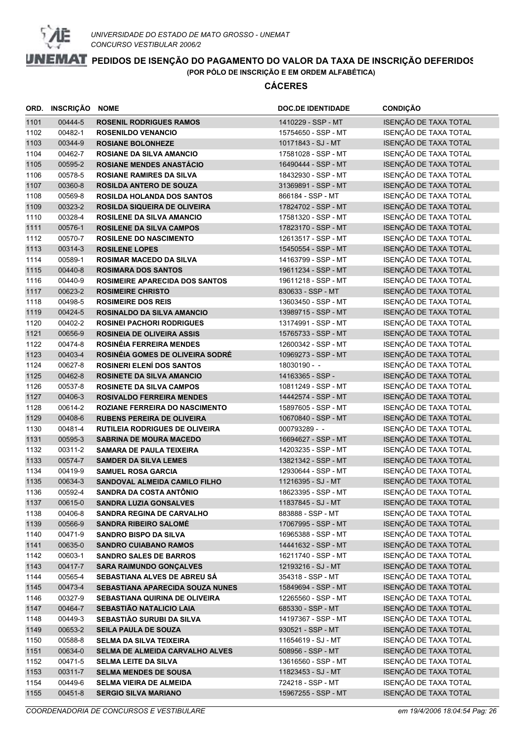UNIVERSIDADE DO ESTADO DE MATO GROSSO - UNEMAT
CONCURSO VESTIBULAR 2006/2

# PEDIDOS DE ISENÇÃO DO PAGAMENTO DO VALOR DA TAXA DE INSCRIÇÃO DEFERIDOS

**(POR PÓLO DE INSCRIÇÃO E EM ORDEM ALFABÉTICA)**

## CÁCERES

| ORD. | INSCRIÇÃO | NOME | DOC.DE IDENTIDADE | CONDIÇÃO |
|---|---|---|---|---|
| 1101 | 00444-5 | **ROSENIL RODRIGUES RAMOS** | 1410229 - SSP - MT | ISENÇÃO DE TAXA TOTAL |
| 1102 | 00482-1 | **ROSENILDO VENANCIO** | 15754650 - SSP - MT | ISENÇÃO DE TAXA TOTAL |
| 1103 | 00344-9 | **ROSIANE BOLONHEZE** | 10171843 - SJ - MT | ISENÇÃO DE TAXA TOTAL |
| 1104 | 00462-7 | **ROSIANE DA SILVA AMANCIO** | 17581028 - SSP - MT | ISENÇÃO DE TAXA TOTAL |
| 1105 | 00595-2 | **ROSIANE MENDES ANASTÁCIO** | 16490444 - SSP - MT | ISENÇÃO DE TAXA TOTAL |
| 1106 | 00578-5 | **ROSIANE RAMIRES DA SILVA** | 18432930 - SSP - MT | ISENÇÃO DE TAXA TOTAL |
| 1107 | 00360-8 | **ROSILDA ANTERO DE SOUZA** | 31369891 - SSP - MT | ISENÇÃO DE TAXA TOTAL |
| 1108 | 00569-8 | **ROSILDA HOLANDA DOS SANTOS** | 866184 - SSP - MT | ISENÇÃO DE TAXA TOTAL |
| 1109 | 00323-2 | **ROSILDA SIQUEIRA DE OLIVEIRA** | 17824702 - SSP - MT | ISENÇÃO DE TAXA TOTAL |
| 1110 | 00328-4 | **ROSILENE DA SILVA AMANCIO** | 17581320 - SSP - MT | ISENÇÃO DE TAXA TOTAL |
| 1111 | 00576-1 | **ROSILENE DA SILVA CAMPOS** | 17823170 - SSP - MT | ISENÇÃO DE TAXA TOTAL |
| 1112 | 00570-7 | **ROSILENE DO NASCIMENTO** | 12613517 - SSP - MT | ISENÇÃO DE TAXA TOTAL |
| 1113 | 00314-3 | **ROSILENE LOPES** | 15450554 - SSP - MT | ISENÇÃO DE TAXA TOTAL |
| 1114 | 00589-1 | **ROSIMAR MACEDO DA SILVA** | 14163799 - SSP - MT | ISENÇÃO DE TAXA TOTAL |
| 1115 | 00440-8 | **ROSIMARA DOS SANTOS** | 19611234 - SSP - MT | ISENÇÃO DE TAXA TOTAL |
| 1116 | 00440-9 | **ROSIMEIRE APARECIDA DOS SANTOS** | 19611218 - SSP - MT | ISENÇÃO DE TAXA TOTAL |
| 1117 | 00623-2 | **ROSIMEIRE CHRISTO** | 830633 - SSP - MT | ISENÇÃO DE TAXA TOTAL |
| 1118 | 00498-5 | **ROSIMEIRE DOS REIS** | 13603450 - SSP - MT | ISENÇÃO DE TAXA TOTAL |
| 1119 | 00424-5 | **ROSINALDO DA SILVA AMANCIO** | 13989715 - SSP - MT | ISENÇÃO DE TAXA TOTAL |
| 1120 | 00402-2 | **ROSINEI PACHORI RODRIGUES** | 13174991 - SSP - MT | ISENÇÃO DE TAXA TOTAL |
| 1121 | 00656-9 | **ROSINEIA DE OLIVEIRA ASSIS** | 15765733 - SSP - MT | ISENÇÃO DE TAXA TOTAL |
| 1122 | 00474-8 | **ROSINÉIA FERREIRA MENDES** | 12600342 - SSP - MT | ISENÇÃO DE TAXA TOTAL |
| 1123 | 00403-4 | **ROSINÉIA GOMES DE OLIVEIRA SODRÉ** | 10969273 - SSP - MT | ISENÇÃO DE TAXA TOTAL |
| 1124 | 00627-8 | **ROSINERI ELENÍ DOS SANTOS** | 18030190 - - | ISENÇÃO DE TAXA TOTAL |
| 1125 | 00462-8 | **ROSINETE DA SILVA AMANCIO** | 14163365 - SSP - | ISENÇÃO DE TAXA TOTAL |
| 1126 | 00537-8 | **ROSINETE DA SILVA CAMPOS** | 10811249 - SSP - MT | ISENÇÃO DE TAXA TOTAL |
| 1127 | 00406-3 | **ROSIVALDO FERREIRA MENDES** | 14442574 - SSP - MT | ISENÇÃO DE TAXA TOTAL |
| 1128 | 00614-2 | **ROZIANE FERREIRA DO NASCIMENTO** | 15897605 - SSP - MT | ISENÇÃO DE TAXA TOTAL |
| 1129 | 00408-6 | **RUBENS PEREIRA DE OLIVEIRA** | 10670840 - SSP - MT | ISENÇÃO DE TAXA TOTAL |
| 1130 | 00481-4 | **RUTILEIA RODRIGUES DE OLIVEIRA** | 000793289 - - | ISENÇÃO DE TAXA TOTAL |
| 1131 | 00595-3 | **SABRINA DE MOURA MACEDO** | 16694627 - SSP - MT | ISENÇÃO DE TAXA TOTAL |
| 1132 | 00311-2 | **SAMARA DE PAULA TEIXEIRA** | 14203235 - SSP - MT | ISENÇÃO DE TAXA TOTAL |
| 1133 | 00574-7 | **SAMDER DA SILVA LEMES** | 13821342 - SSP - MT | ISENÇÃO DE TAXA TOTAL |
| 1134 | 00419-9 | **SAMUEL ROSA GARCIA** | 12930644 - SSP - MT | ISENÇÃO DE TAXA TOTAL |
| 1135 | 00634-3 | **SANDOVAL ALMEIDA CAMILO FILHO** | 11216395 - SJ - MT | ISENÇÃO DE TAXA TOTAL |
| 1136 | 00592-4 | **SANDRA DA COSTA ANTÔNIO** | 18623395 - SSP - MT | ISENÇÃO DE TAXA TOTAL |
| 1137 | 00615-0 | **SANDRA LUZIA GONSALVES** | 11837845 - SJ - MT | ISENÇÃO DE TAXA TOTAL |
| 1138 | 00406-8 | **SANDRA REGINA DE CARVALHO** | 883888 - SSP - MT | ISENÇÃO DE TAXA TOTAL |
| 1139 | 00566-9 | **SANDRA RIBEIRO SALOMÉ** | 17067995 - SSP - MT | ISENÇÃO DE TAXA TOTAL |
| 1140 | 00471-9 | **SANDRO BISPO DA SILVA** | 16965388 - SSP - MT | ISENÇÃO DE TAXA TOTAL |
| 1141 | 00635-0 | **SANDRO CUIABANO RAMOS** | 14441632 - SSP - MT | ISENÇÃO DE TAXA TOTAL |
| 1142 | 00603-1 | **SANDRO SALES DE BARROS** | 16211740 - SSP - MT | ISENÇÃO DE TAXA TOTAL |
| 1143 | 00417-7 | **SARA RAIMUNDO GONÇALVES** | 12193216 - SJ - MT | ISENÇÃO DE TAXA TOTAL |
| 1144 | 00565-4 | **SEBASTIANA ALVES DE ABREU SÁ** | 354318 - SSP - MT | ISENÇÃO DE TAXA TOTAL |
| 1145 | 00473-4 | **SEBASTIANA APARECIDA SOUZA NUNES** | 15849694 - SSP - MT | ISENÇÃO DE TAXA TOTAL |
| 1146 | 00327-9 | **SEBASTIANA QUIRINA DE OLIVEIRA** | 12265560 - SSP - MT | ISENÇÃO DE TAXA TOTAL |
| 1147 | 00464-7 | **SEBASTIÃO NATALICIO LAIA** | 685330 - SSP - MT | ISENÇÃO DE TAXA TOTAL |
| 1148 | 00449-3 | **SEBASTIÃO SURUBI DA SILVA** | 14197367 - SSP - MT | ISENÇÃO DE TAXA TOTAL |
| 1149 | 00653-2 | **SEILA PAULA DE SOUZA** | 930521 - SSP - MT | ISENÇÃO DE TAXA TOTAL |
| 1150 | 00588-8 | **SELMA DA SILVA TEIXEIRA** | 11654619 - SJ - MT | ISENÇÃO DE TAXA TOTAL |
| 1151 | 00634-0 | **SELMA DE ALMEIDA CARVALHO ALVES** | 508956 - SSP - MT | ISENÇÃO DE TAXA TOTAL |
| 1152 | 00471-5 | **SELMA LEITE DA SILVA** | 13616560 - SSP - MT | ISENÇÃO DE TAXA TOTAL |
| 1153 | 00311-7 | **SELMA MENDES DE SOUSA** | 11823453 - SJ - MT | ISENÇÃO DE TAXA TOTAL |
| 1154 | 00449-6 | **SELMA VIEIRA DE ALMEIDA** | 724218 - SSP - MT | ISENÇÃO DE TAXA TOTAL |
| 1155 | 00451-8 | **SERGIO SILVA MARIANO** | 15967255 - SSP - MT | ISENÇÃO DE TAXA TOTAL |

*COORDENADORIA DE CONCURSOS E VESTIBULARE* — *em 19/4/2006 18:04:54*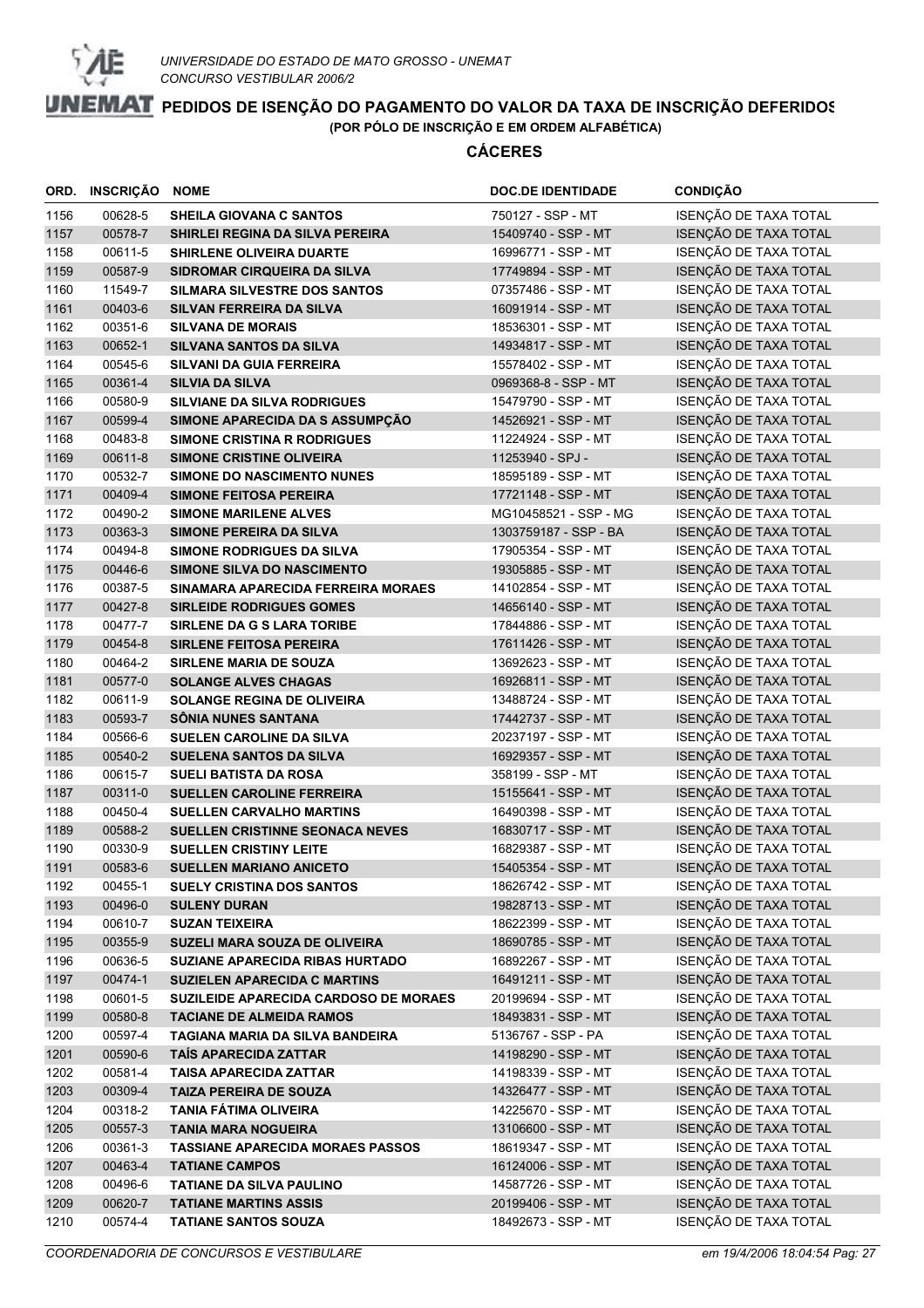UNIVERSIDADE DO ESTADO DE MATO GROSSO - UNEMAT
CONCURSO VESTIBULAR 2006/2

# PEDIDOS DE ISENÇÃO DO PAGAMENTO DO VALOR DA TAXA DE INSCRIÇÃO DEFERIDOS

(POR PÓLO DE INSCRIÇÃO E EM ORDEM ALFABÉTICA)

## CÁCERES

| ORD. | INSCRIÇÃO | NOME | DOC.DE IDENTIDADE | CONDIÇÃO |
|---|---|---|---|---|
| 1156 | 00628-5 | **SHEILA GIOVANA C SANTOS** | 750127 - SSP - MT | ISENÇÃO DE TAXA TOTAL |
| 1157 | 00578-7 | **SHIRLEI REGINA DA SILVA PEREIRA** | 15409740 - SSP - MT | ISENÇÃO DE TAXA TOTAL |
| 1158 | 00611-5 | **SHIRLENE OLIVEIRA DUARTE** | 16996771 - SSP - MT | ISENÇÃO DE TAXA TOTAL |
| 1159 | 00587-9 | **SIDROMAR CIRQUEIRA DA SILVA** | 17749894 - SSP - MT | ISENÇÃO DE TAXA TOTAL |
| 1160 | 11549-7 | **SILMARA SILVESTRE DOS SANTOS** | 07357486 - SSP - MT | ISENÇÃO DE TAXA TOTAL |
| 1161 | 00403-6 | **SILVAN FERREIRA DA SILVA** | 16091914 - SSP - MT | ISENÇÃO DE TAXA TOTAL |
| 1162 | 00351-6 | **SILVANA DE MORAIS** | 18536301 - SSP - MT | ISENÇÃO DE TAXA TOTAL |
| 1163 | 00652-1 | **SILVANA SANTOS DA SILVA** | 14934817 - SSP - MT | ISENÇÃO DE TAXA TOTAL |
| 1164 | 00545-6 | **SILVANI DA GUIA FERREIRA** | 15578402 - SSP - MT | ISENÇÃO DE TAXA TOTAL |
| 1165 | 00361-4 | **SILVIA DA SILVA** | 0969368-8 - SSP - MT | ISENÇÃO DE TAXA TOTAL |
| 1166 | 00580-9 | **SILVIANE DA SILVA RODRIGUES** | 15479790 - SSP - MT | ISENÇÃO DE TAXA TOTAL |
| 1167 | 00599-4 | **SIMONE APARECIDA DA S ASSUMPÇÃO** | 14526921 - SSP - MT | ISENÇÃO DE TAXA TOTAL |
| 1168 | 00483-8 | **SIMONE CRISTINA R RODRIGUES** | 11224924 - SSP - MT | ISENÇÃO DE TAXA TOTAL |
| 1169 | 00611-8 | **SIMONE CRISTINE OLIVEIRA** | 11253940 - SPJ - | ISENÇÃO DE TAXA TOTAL |
| 1170 | 00532-7 | **SIMONE DO NASCIMENTO NUNES** | 18595189 - SSP - MT | ISENÇÃO DE TAXA TOTAL |
| 1171 | 00409-4 | **SIMONE FEITOSA PEREIRA** | 17721148 - SSP - MT | ISENÇÃO DE TAXA TOTAL |
| 1172 | 00490-2 | **SIMONE MARILENE ALVES** | MG10458521 - SSP - MG | ISENÇÃO DE TAXA TOTAL |
| 1173 | 00363-3 | **SIMONE PEREIRA DA SILVA** | 1303759187 - SSP - BA | ISENÇÃO DE TAXA TOTAL |
| 1174 | 00494-8 | **SIMONE RODRIGUES DA SILVA** | 17905354 - SSP - MT | ISENÇÃO DE TAXA TOTAL |
| 1175 | 00446-6 | **SIMONE SILVA DO NASCIMENTO** | 19305885 - SSP - MT | ISENÇÃO DE TAXA TOTAL |
| 1176 | 00387-5 | **SINAMARA APARECIDA FERREIRA MORAES** | 14102854 - SSP - MT | ISENÇÃO DE TAXA TOTAL |
| 1177 | 00427-8 | **SIRLEIDE RODRIGUES GOMES** | 14656140 - SSP - MT | ISENÇÃO DE TAXA TOTAL |
| 1178 | 00477-7 | **SIRLENE DA G S LARA TORIBE** | 17844886 - SSP - MT | ISENÇÃO DE TAXA TOTAL |
| 1179 | 00454-8 | **SIRLENE FEITOSA PEREIRA** | 17611426 - SSP - MT | ISENÇÃO DE TAXA TOTAL |
| 1180 | 00464-2 | **SIRLENE MARIA DE SOUZA** | 13692623 - SSP - MT | ISENÇÃO DE TAXA TOTAL |
| 1181 | 00577-0 | **SOLANGE ALVES CHAGAS** | 16926811 - SSP - MT | ISENÇÃO DE TAXA TOTAL |
| 1182 | 00611-9 | **SOLANGE REGINA DE OLIVEIRA** | 13488724 - SSP - MT | ISENÇÃO DE TAXA TOTAL |
| 1183 | 00593-7 | **SÔNIA NUNES SANTANA** | 17442737 - SSP - MT | ISENÇÃO DE TAXA TOTAL |
| 1184 | 00566-6 | **SUELEN CAROLINE DA SILVA** | 20237197 - SSP - MT | ISENÇÃO DE TAXA TOTAL |
| 1185 | 00540-2 | **SUELENA SANTOS DA SILVA** | 16929357 - SSP - MT | ISENÇÃO DE TAXA TOTAL |
| 1186 | 00615-7 | **SUELI BATISTA DA ROSA** | 358199 - SSP - MT | ISENÇÃO DE TAXA TOTAL |
| 1187 | 00311-0 | **SUELLEN CAROLINE FERREIRA** | 15155641 - SSP - MT | ISENÇÃO DE TAXA TOTAL |
| 1188 | 00450-4 | **SUELLEN CARVALHO MARTINS** | 16490398 - SSP - MT | ISENÇÃO DE TAXA TOTAL |
| 1189 | 00588-2 | **SUELLEN CRISTINNE SEONACA NEVES** | 16830717 - SSP - MT | ISENÇÃO DE TAXA TOTAL |
| 1190 | 00330-9 | **SUELLEN CRISTINY LEITE** | 16829387 - SSP - MT | ISENÇÃO DE TAXA TOTAL |
| 1191 | 00583-6 | **SUELLEN MARIANO ANICETO** | 15405354 - SSP - MT | ISENÇÃO DE TAXA TOTAL |
| 1192 | 00455-1 | **SUELY CRISTINA DOS SANTOS** | 18626742 - SSP - MT | ISENÇÃO DE TAXA TOTAL |
| 1193 | 00496-0 | **SULENY DURAN** | 19828713 - SSP - MT | ISENÇÃO DE TAXA TOTAL |
| 1194 | 00610-7 | **SUZAN TEIXEIRA** | 18622399 - SSP - MT | ISENÇÃO DE TAXA TOTAL |
| 1195 | 00355-9 | **SUZELI MARA SOUZA DE OLIVEIRA** | 18690785 - SSP - MT | ISENÇÃO DE TAXA TOTAL |
| 1196 | 00636-5 | **SUZIANE APARECIDA RIBAS HURTADO** | 16892267 - SSP - MT | ISENÇÃO DE TAXA TOTAL |
| 1197 | 00474-1 | **SUZIELEN APARECIDA C MARTINS** | 16491211 - SSP - MT | ISENÇÃO DE TAXA TOTAL |
| 1198 | 00601-5 | **SUZILEIDE APARECIDA CARDOSO DE MORAES** | 20199694 - SSP - MT | ISENÇÃO DE TAXA TOTAL |
| 1199 | 00580-8 | **TACIANE DE ALMEIDA RAMOS** | 18493831 - SSP - MT | ISENÇÃO DE TAXA TOTAL |
| 1200 | 00597-4 | **TAGIANA MARIA DA SILVA BANDEIRA** | 5136767 - SSP - PA | ISENÇÃO DE TAXA TOTAL |
| 1201 | 00590-6 | **TAÍS APARECIDA ZATTAR** | 14198290 - SSP - MT | ISENÇÃO DE TAXA TOTAL |
| 1202 | 00581-4 | **TAISA APARECIDA ZATTAR** | 14198339 - SSP - MT | ISENÇÃO DE TAXA TOTAL |
| 1203 | 00309-4 | **TAIZA PEREIRA DE SOUZA** | 14326477 - SSP - MT | ISENÇÃO DE TAXA TOTAL |
| 1204 | 00318-2 | **TANIA FÁTIMA OLIVEIRA** | 14225670 - SSP - MT | ISENÇÃO DE TAXA TOTAL |
| 1205 | 00557-3 | **TANIA MARA NOGUEIRA** | 13106600 - SSP - MT | ISENÇÃO DE TAXA TOTAL |
| 1206 | 00361-3 | **TASSIANE APARECIDA MORAES PASSOS** | 18619347 - SSP - MT | ISENÇÃO DE TAXA TOTAL |
| 1207 | 00463-4 | **TATIANE CAMPOS** | 16124006 - SSP - MT | ISENÇÃO DE TAXA TOTAL |
| 1208 | 00496-6 | **TATIANE DA SILVA PAULINO** | 14587726 - SSP - MT | ISENÇÃO DE TAXA TOTAL |
| 1209 | 00620-7 | **TATIANE MARTINS ASSIS** | 20199406 - SSP - MT | ISENÇÃO DE TAXA TOTAL |
| 1210 | 00574-4 | **TATIANE SANTOS SOUZA** | 18492673 - SSP - MT | ISENÇÃO DE TAXA TOTAL |

*COORDENADORIA DE CONCURSOS E VESTIBULARE* — *em 19/4/2006 18:04:54*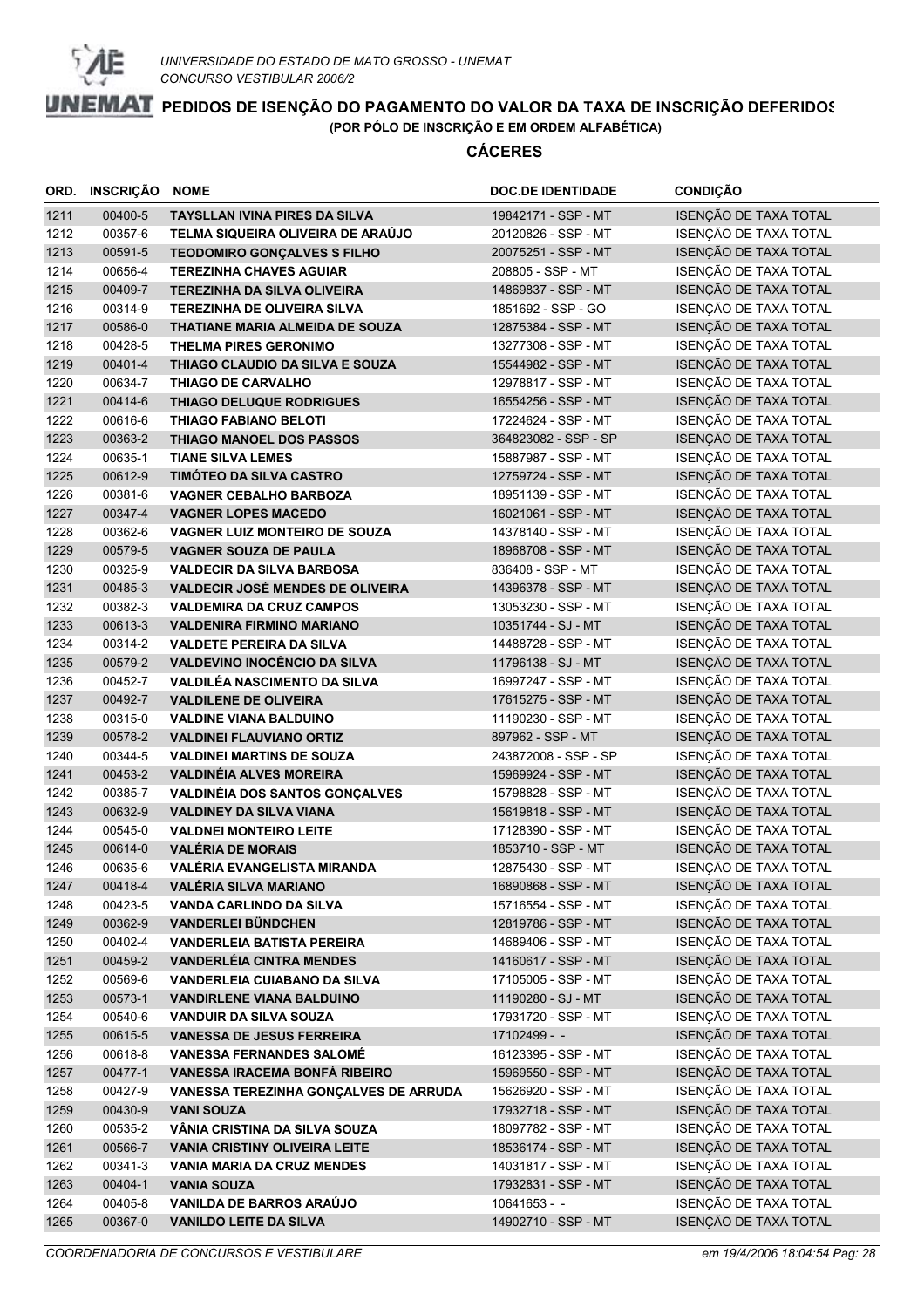UNIVERSIDADE DO ESTADO DE MATO GROSSO - UNEMAT
CONCURSO VESTIBULAR 2006/2

# PEDIDOS DE ISENÇÃO DO PAGAMENTO DO VALOR DA TAXA DE INSCRIÇÃO DEFERIDOS

**(POR PÓLO DE INSCRIÇÃO E EM ORDEM ALFABÉTICA)**

## CÁCERES

| ORD. | INSCRIÇÃO | NOME | DOC.DE IDENTIDADE | CONDIÇÃO |
|---|---|---|---|---|
| 1211 | 00400-5 | **TAYSLLAN IVINA PIRES DA SILVA** | 19842171 - SSP - MT | ISENÇÃO DE TAXA TOTAL |
| 1212 | 00357-6 | **TELMA SIQUEIRA OLIVEIRA DE ARAÚJO** | 20120826 - SSP - MT | ISENÇÃO DE TAXA TOTAL |
| 1213 | 00591-5 | **TEODOMIRO GONÇALVES S FILHO** | 20075251 - SSP - MT | ISENÇÃO DE TAXA TOTAL |
| 1214 | 00656-4 | **TEREZINHA CHAVES AGUIAR** | 208805 - SSP - MT | ISENÇÃO DE TAXA TOTAL |
| 1215 | 00409-7 | **TEREZINHA DA SILVA OLIVEIRA** | 14869837 - SSP - MT | ISENÇÃO DE TAXA TOTAL |
| 1216 | 00314-9 | **TEREZINHA DE OLIVEIRA SILVA** | 1851692 - SSP - GO | ISENÇÃO DE TAXA TOTAL |
| 1217 | 00586-0 | **THATIANE MARIA ALMEIDA DE SOUZA** | 12875384 - SSP - MT | ISENÇÃO DE TAXA TOTAL |
| 1218 | 00428-5 | **THELMA PIRES GERONIMO** | 13277308 - SSP - MT | ISENÇÃO DE TAXA TOTAL |
| 1219 | 00401-4 | **THIAGO CLAUDIO DA SILVA E SOUZA** | 15544982 - SSP - MT | ISENÇÃO DE TAXA TOTAL |
| 1220 | 00634-7 | **THIAGO DE CARVALHO** | 12978817 - SSP - MT | ISENÇÃO DE TAXA TOTAL |
| 1221 | 00414-6 | **THIAGO DELUQUE RODRIGUES** | 16554256 - SSP - MT | ISENÇÃO DE TAXA TOTAL |
| 1222 | 00616-6 | **THIAGO FABIANO BELOTI** | 17224624 - SSP - MT | ISENÇÃO DE TAXA TOTAL |
| 1223 | 00363-2 | **THIAGO MANOEL DOS PASSOS** | 364823082 - SSP - SP | ISENÇÃO DE TAXA TOTAL |
| 1224 | 00635-1 | **TIANE SILVA LEMES** | 15887987 - SSP - MT | ISENÇÃO DE TAXA TOTAL |
| 1225 | 00612-9 | **TIMÓTEO DA SILVA CASTRO** | 12759724 - SSP - MT | ISENÇÃO DE TAXA TOTAL |
| 1226 | 00381-6 | **VAGNER CEBALHO BARBOZA** | 18951139 - SSP - MT | ISENÇÃO DE TAXA TOTAL |
| 1227 | 00347-4 | **VAGNER LOPES MACEDO** | 16021061 - SSP - MT | ISENÇÃO DE TAXA TOTAL |
| 1228 | 00362-6 | **VAGNER LUIZ MONTEIRO DE SOUZA** | 14378140 - SSP - MT | ISENÇÃO DE TAXA TOTAL |
| 1229 | 00579-5 | **VAGNER SOUZA DE PAULA** | 18968708 - SSP - MT | ISENÇÃO DE TAXA TOTAL |
| 1230 | 00325-9 | **VALDECIR DA SILVA BARBOSA** | 836408 - SSP - MT | ISENÇÃO DE TAXA TOTAL |
| 1231 | 00485-3 | **VALDECIR JOSÉ MENDES DE OLIVEIRA** | 14396378 - SSP - MT | ISENÇÃO DE TAXA TOTAL |
| 1232 | 00382-3 | **VALDEMIRA DA CRUZ CAMPOS** | 13053230 - SSP - MT | ISENÇÃO DE TAXA TOTAL |
| 1233 | 00613-3 | **VALDENIRA FIRMINO MARIANO** | 10351744 - SJ - MT | ISENÇÃO DE TAXA TOTAL |
| 1234 | 00314-2 | **VALDETE PEREIRA DA SILVA** | 14488728 - SSP - MT | ISENÇÃO DE TAXA TOTAL |
| 1235 | 00579-2 | **VALDEVINO INOCÊNCIO DA SILVA** | 11796138 - SJ - MT | ISENÇÃO DE TAXA TOTAL |
| 1236 | 00452-7 | **VALDILÉA NASCIMENTO DA SILVA** | 16997247 - SSP - MT | ISENÇÃO DE TAXA TOTAL |
| 1237 | 00492-7 | **VALDILENE DE OLIVEIRA** | 17615275 - SSP - MT | ISENÇÃO DE TAXA TOTAL |
| 1238 | 00315-0 | **VALDINE VIANA BALDUINO** | 11190230 - SSP - MT | ISENÇÃO DE TAXA TOTAL |
| 1239 | 00578-2 | **VALDINEI FLAUVIANO ORTIZ** | 897962 - SSP - MT | ISENÇÃO DE TAXA TOTAL |
| 1240 | 00344-5 | **VALDINEI MARTINS DE SOUZA** | 243872008 - SSP - SP | ISENÇÃO DE TAXA TOTAL |
| 1241 | 00453-2 | **VALDINÉIA ALVES MOREIRA** | 15969924 - SSP - MT | ISENÇÃO DE TAXA TOTAL |
| 1242 | 00385-7 | **VALDINÉIA DOS SANTOS GONÇALVES** | 15798828 - SSP - MT | ISENÇÃO DE TAXA TOTAL |
| 1243 | 00632-9 | **VALDINEY DA SILVA VIANA** | 15619818 - SSP - MT | ISENÇÃO DE TAXA TOTAL |
| 1244 | 00545-0 | **VALDNEI MONTEIRO LEITE** | 17128390 - SSP - MT | ISENÇÃO DE TAXA TOTAL |
| 1245 | 00614-0 | **VALÉRIA DE MORAIS** | 1853710 - SSP - MT | ISENÇÃO DE TAXA TOTAL |
| 1246 | 00635-6 | **VALÉRIA EVANGELISTA MIRANDA** | 12875430 - SSP - MT | ISENÇÃO DE TAXA TOTAL |
| 1247 | 00418-4 | **VALÉRIA SILVA MARIANO** | 16890868 - SSP - MT | ISENÇÃO DE TAXA TOTAL |
| 1248 | 00423-5 | **VANDA CARLINDO DA SILVA** | 15716554 - SSP - MT | ISENÇÃO DE TAXA TOTAL |
| 1249 | 00362-9 | **VANDERLEI BÜNDCHEN** | 12819786 - SSP - MT | ISENÇÃO DE TAXA TOTAL |
| 1250 | 00402-4 | **VANDERLEIA BATISTA PEREIRA** | 14689406 - SSP - MT | ISENÇÃO DE TAXA TOTAL |
| 1251 | 00459-2 | **VANDERLÉIA CINTRA MENDES** | 14160617 - SSP - MT | ISENÇÃO DE TAXA TOTAL |
| 1252 | 00569-6 | **VANDERLEIA CUIABANO DA SILVA** | 17105005 - SSP - MT | ISENÇÃO DE TAXA TOTAL |
| 1253 | 00573-1 | **VANDIRLENE VIANA BALDUINO** | 11190280 - SJ - MT | ISENÇÃO DE TAXA TOTAL |
| 1254 | 00540-6 | **VANDUIR DA SILVA SOUZA** | 17931720 - SSP - MT | ISENÇÃO DE TAXA TOTAL |
| 1255 | 00615-5 | **VANESSA DE JESUS FERREIRA** | 17102499 - - | ISENÇÃO DE TAXA TOTAL |
| 1256 | 00618-8 | **VANESSA FERNANDES SALOMÉ** | 16123395 - SSP - MT | ISENÇÃO DE TAXA TOTAL |
| 1257 | 00477-1 | **VANESSA IRACEMA BONFÁ RIBEIRO** | 15969550 - SSP - MT | ISENÇÃO DE TAXA TOTAL |
| 1258 | 00427-9 | **VANESSA TEREZINHA GONÇALVES DE ARRUDA** | 15626920 - SSP - MT | ISENÇÃO DE TAXA TOTAL |
| 1259 | 00430-9 | **VANI SOUZA** | 17932718 - SSP - MT | ISENÇÃO DE TAXA TOTAL |
| 1260 | 00535-2 | **VÂNIA CRISTINA DA SILVA SOUZA** | 18097782 - SSP - MT | ISENÇÃO DE TAXA TOTAL |
| 1261 | 00566-7 | **VANIA CRISTINY OLIVEIRA LEITE** | 18536174 - SSP - MT | ISENÇÃO DE TAXA TOTAL |
| 1262 | 00341-3 | **VANIA MARIA DA CRUZ MENDES** | 14031817 - SSP - MT | ISENÇÃO DE TAXA TOTAL |
| 1263 | 00404-1 | **VANIA SOUZA** | 17932831 - SSP - MT | ISENÇÃO DE TAXA TOTAL |
| 1264 | 00405-8 | **VANILDA DE BARROS ARAÚJO** | 10641653 - - | ISENÇÃO DE TAXA TOTAL |
| 1265 | 00367-0 | **VANILDO LEITE DA SILVA** | 14902710 - SSP - MT | ISENÇÃO DE TAXA TOTAL |

COORDENADORIA DE CONCURSOS E VESTIBULARE — em 19/4/2006 18:04:54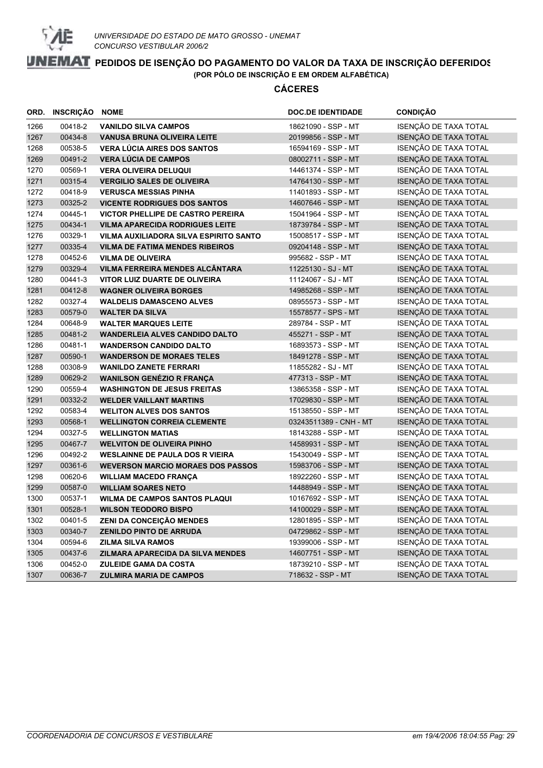UNIVERSIDADE DO ESTADO DE MATO GROSSO - UNEMAT
CONCURSO VESTIBULAR 2006/2

# PEDIDOS DE ISENÇÃO DO PAGAMENTO DO VALOR DA TAXA DE INSCRIÇÃO DEFERIDOS

**(POR PÓLO DE INSCRIÇÃO E EM ORDEM ALFABÉTICA)**

## CÁCERES

| ORD. | INSCRIÇÃO | NOME | DOC.DE IDENTIDADE | CONDIÇÃO |
|---|---|---|---|---|
| 1266 | 00418-2 | **VANILDO SILVA CAMPOS** | 18621090 - SSP - MT | ISENÇÃO DE TAXA TOTAL |
| 1267 | 00434-8 | **VANUSA BRUNA OLIVEIRA LEITE** | 20199856 - SSP - MT | ISENÇÃO DE TAXA TOTAL |
| 1268 | 00538-5 | **VERA LÚCIA AIRES DOS SANTOS** | 16594169 - SSP - MT | ISENÇÃO DE TAXA TOTAL |
| 1269 | 00491-2 | **VERA LÚCIA DE CAMPOS** | 08002711 - SSP - MT | ISENÇÃO DE TAXA TOTAL |
| 1270 | 00569-1 | **VERA OLIVEIRA DELUQUI** | 14461374 - SSP - MT | ISENÇÃO DE TAXA TOTAL |
| 1271 | 00315-4 | **VERGILIO SALES DE OLIVEIRA** | 14764130 - SSP - MT | ISENÇÃO DE TAXA TOTAL |
| 1272 | 00418-9 | **VERUSCA MESSIAS PINHA** | 11401893 - SSP - MT | ISENÇÃO DE TAXA TOTAL |
| 1273 | 00325-2 | **VICENTE RODRIGUES DOS SANTOS** | 14607646 - SSP - MT | ISENÇÃO DE TAXA TOTAL |
| 1274 | 00445-1 | **VICTOR PHELLIPE DE CASTRO PEREIRA** | 15041964 - SSP - MT | ISENÇÃO DE TAXA TOTAL |
| 1275 | 00434-1 | **VILMA APARECIDA RODRIGUES LEITE** | 18739784 - SSP - MT | ISENÇÃO DE TAXA TOTAL |
| 1276 | 00329-1 | **VILMA AUXILIADORA SILVA ESPIRITO SANTO** | 15008517 - SSP - MT | ISENÇÃO DE TAXA TOTAL |
| 1277 | 00335-4 | **VILMA DE FATIMA MENDES RIBEIROS** | 09204148 - SSP - MT | ISENÇÃO DE TAXA TOTAL |
| 1278 | 00452-6 | **VILMA DE OLIVEIRA** | 995682 - SSP - MT | ISENÇÃO DE TAXA TOTAL |
| 1279 | 00329-4 | **VILMA FERREIRA MENDES ALCÂNTARA** | 11225130 - SJ - MT | ISENÇÃO DE TAXA TOTAL |
| 1280 | 00441-3 | **VITOR LUIZ DUARTE DE OLIVEIRA** | 11124067 - SJ - MT | ISENÇÃO DE TAXA TOTAL |
| 1281 | 00412-8 | **WAGNER OLIVEIRA BORGES** | 14985268 - SSP - MT | ISENÇÃO DE TAXA TOTAL |
| 1282 | 00327-4 | **WALDELIS DAMASCENO ALVES** | 08955573 - SSP - MT | ISENÇÃO DE TAXA TOTAL |
| 1283 | 00579-0 | **WALTER DA SILVA** | 15578577 - SPS - MT | ISENÇÃO DE TAXA TOTAL |
| 1284 | 00648-9 | **WALTER MARQUES LEITE** | 289784 - SSP - MT | ISENÇÃO DE TAXA TOTAL |
| 1285 | 00481-2 | **WANDERLEIA ALVES CANDIDO DALTO** | 455271 - SSP - MT | ISENÇÃO DE TAXA TOTAL |
| 1286 | 00481-1 | **WANDERSON CANDIDO DALTO** | 16893573 - SSP - MT | ISENÇÃO DE TAXA TOTAL |
| 1287 | 00590-1 | **WANDERSON DE MORAES TELES** | 18491278 - SSP - MT | ISENÇÃO DE TAXA TOTAL |
| 1288 | 00308-9 | **WANILDO ZANETE FERRARI** | 11855282 - SJ - MT | ISENÇÃO DE TAXA TOTAL |
| 1289 | 00629-2 | **WANILSON GENÉZIO R FRANÇA** | 477313 - SSP - MT | ISENÇÃO DE TAXA TOTAL |
| 1290 | 00559-4 | **WASHINGTON DE JESUS FREITAS** | 13865358 - SSP - MT | ISENÇÃO DE TAXA TOTAL |
| 1291 | 00332-2 | **WELDER VAILLANT MARTINS** | 17029830 - SSP - MT | ISENÇÃO DE TAXA TOTAL |
| 1292 | 00583-4 | **WELITON ALVES DOS SANTOS** | 15138550 - SSP - MT | ISENÇÃO DE TAXA TOTAL |
| 1293 | 00568-1 | **WELLINGTON CORREIA CLEMENTE** | 03243511389 - CNH - MT | ISENÇÃO DE TAXA TOTAL |
| 1294 | 00327-5 | **WELLINGTON MATIAS** | 18143288 - SSP - MT | ISENÇÃO DE TAXA TOTAL |
| 1295 | 00467-7 | **WELVITON DE OLIVEIRA PINHO** | 14589931 - SSP - MT | ISENÇÃO DE TAXA TOTAL |
| 1296 | 00492-2 | **WESLAINNE DE PAULA DOS R VIEIRA** | 15430049 - SSP - MT | ISENÇÃO DE TAXA TOTAL |
| 1297 | 00361-6 | **WEVERSON MARCIO MORAES DOS PASSOS** | 15983706 - SSP - MT | ISENÇÃO DE TAXA TOTAL |
| 1298 | 00620-6 | **WILLIAM MACEDO FRANÇA** | 18922260 - SSP - MT | ISENÇÃO DE TAXA TOTAL |
| 1299 | 00587-0 | **WILLIAM SOARES NETO** | 14488949 - SSP - MT | ISENÇÃO DE TAXA TOTAL |
| 1300 | 00537-1 | **WILMA DE CAMPOS SANTOS PLAQUI** | 10167692 - SSP - MT | ISENÇÃO DE TAXA TOTAL |
| 1301 | 00528-1 | **WILSON TEODORO BISPO** | 14100029 - SSP - MT | ISENÇÃO DE TAXA TOTAL |
| 1302 | 00401-5 | **ZENI DA CONCEIÇÃO MENDES** | 12801895 - SSP - MT | ISENÇÃO DE TAXA TOTAL |
| 1303 | 00340-7 | **ZENILDO PINTO DE ARRUDA** | 04729862 - SSP - MT | ISENÇÃO DE TAXA TOTAL |
| 1304 | 00594-6 | **ZILMA SILVA RAMOS** | 19399006 - SSP - MT | ISENÇÃO DE TAXA TOTAL |
| 1305 | 00437-6 | **ZILMARA APARECIDA DA SILVA MENDES** | 14607751 - SSP - MT | ISENÇÃO DE TAXA TOTAL |
| 1306 | 00452-0 | **ZULEIDE GAMA DA COSTA** | 18739210 - SSP - MT | ISENÇÃO DE TAXA TOTAL |
| 1307 | 00636-7 | **ZULMIRA MARIA DE CAMPOS** | 718632 - SSP - MT | ISENÇÃO DE TAXA TOTAL |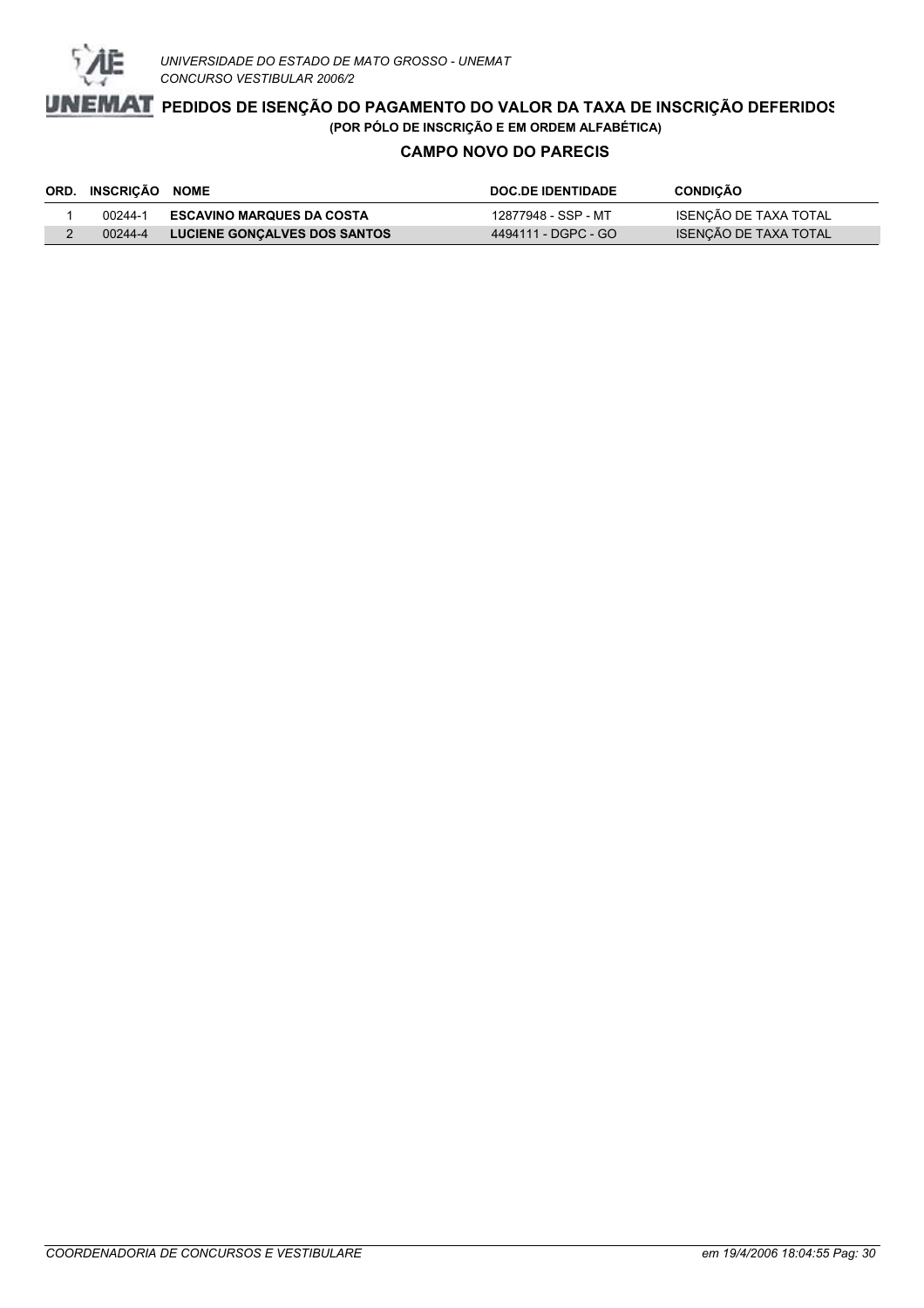# PEDIDOS DE ISENÇÃO DO PAGAMENTO DO VALOR DA TAXA DE INSCRIÇÃO DEFERIDOS

**(POR PÓLO DE INSCRIÇÃO E EM ORDEM ALFABÉTICA)**

## CAMPO NOVO DO PARECIS

| ORD. | INSCRIÇÃO | NOME | DOC.DE IDENTIDADE | CONDIÇÃO |
|---|---|---|---|---|
| 1 | 00244-1 | **ESCAVINO MARQUES DA COSTA** | 12877948 - SSP - MT | ISENÇÃO DE TAXA TOTAL |
| 2 | 00244-4 | **LUCIENE GONÇALVES DOS SANTOS** | 4494111 - DGPC - GO | ISENÇÃO DE TAXA TOTAL |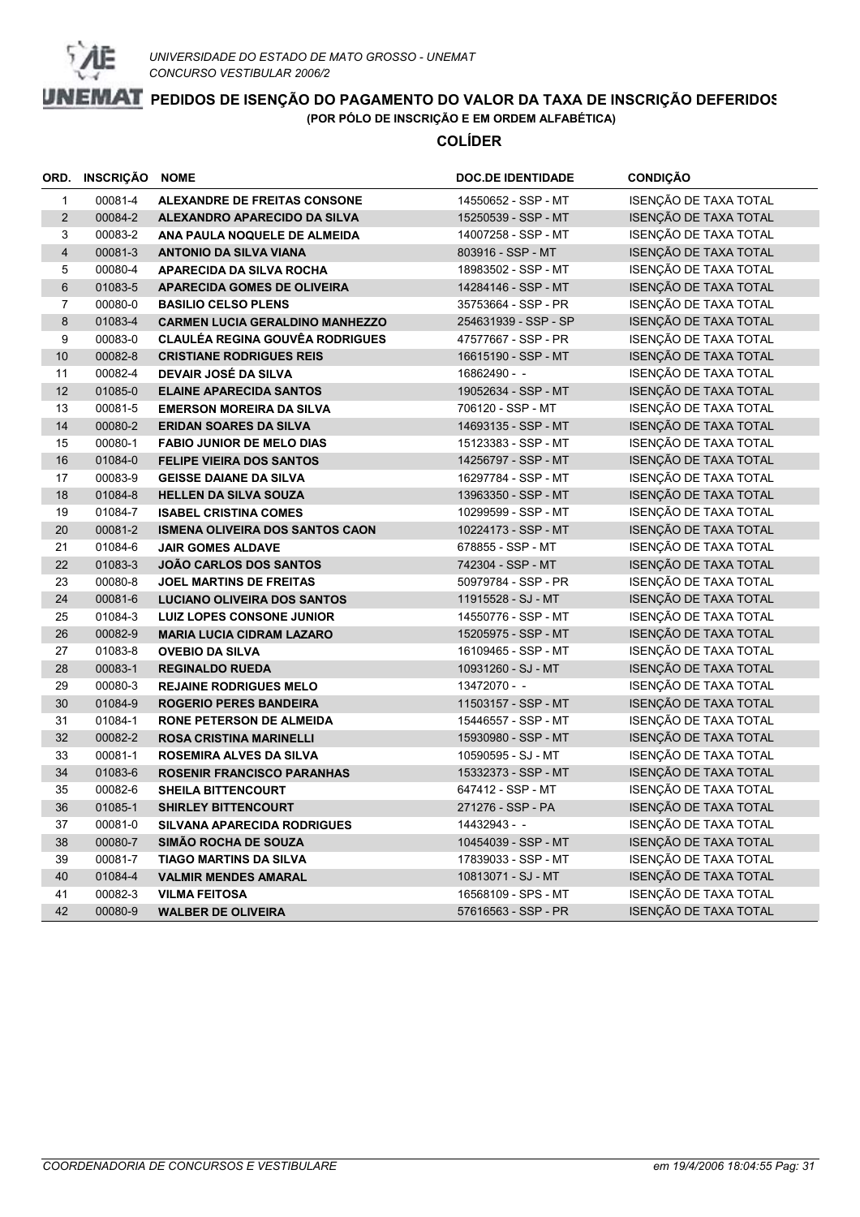UNIVERSIDADE DO ESTADO DE MATO GROSSO - UNEMAT
CONCURSO VESTIBULAR 2006/2

# PEDIDOS DE ISENÇÃO DO PAGAMENTO DO VALOR DA TAXA DE INSCRIÇÃO DEFERIDOS

**(POR PÓLO DE INSCRIÇÃO E EM ORDEM ALFABÉTICA)**

## COLÍDER

| ORD. | INSCRIÇÃO | NOME | DOC.DE IDENTIDADE | CONDIÇÃO |
|---|---|---|---|---|
| 1 | 00081-4 | **ALEXANDRE DE FREITAS CONSONE** | 14550652 - SSP - MT | ISENÇÃO DE TAXA TOTAL |
| 2 | 00084-2 | **ALEXANDRO APARECIDO DA SILVA** | 15250539 - SSP - MT | ISENÇÃO DE TAXA TOTAL |
| 3 | 00083-2 | **ANA PAULA NOQUELE DE ALMEIDA** | 14007258 - SSP - MT | ISENÇÃO DE TAXA TOTAL |
| 4 | 00081-3 | **ANTONIO DA SILVA VIANA** | 803916 - SSP - MT | ISENÇÃO DE TAXA TOTAL |
| 5 | 00080-4 | **APARECIDA DA SILVA ROCHA** | 18983502 - SSP - MT | ISENÇÃO DE TAXA TOTAL |
| 6 | 01083-5 | **APARECIDA GOMES DE OLIVEIRA** | 14284146 - SSP - MT | ISENÇÃO DE TAXA TOTAL |
| 7 | 00080-0 | **BASILIO CELSO PLENS** | 35753664 - SSP - PR | ISENÇÃO DE TAXA TOTAL |
| 8 | 01083-4 | **CARMEN LUCIA GERALDINO MANHEZZO** | 254631939 - SSP - SP | ISENÇÃO DE TAXA TOTAL |
| 9 | 00083-0 | **CLAULÉA REGINA GOUVÊA RODRIGUES** | 47577667 - SSP - PR | ISENÇÃO DE TAXA TOTAL |
| 10 | 00082-8 | **CRISTIANE RODRIGUES REIS** | 16615190 - SSP - MT | ISENÇÃO DE TAXA TOTAL |
| 11 | 00082-4 | **DEVAIR JOSÉ DA SILVA** | 16862490 - - | ISENÇÃO DE TAXA TOTAL |
| 12 | 01085-0 | **ELAINE APARECIDA SANTOS** | 19052634 - SSP - MT | ISENÇÃO DE TAXA TOTAL |
| 13 | 00081-5 | **EMERSON MOREIRA DA SILVA** | 706120 - SSP - MT | ISENÇÃO DE TAXA TOTAL |
| 14 | 00080-2 | **ERIDAN SOARES DA SILVA** | 14693135 - SSP - MT | ISENÇÃO DE TAXA TOTAL |
| 15 | 00080-1 | **FABIO JUNIOR DE MELO DIAS** | 15123383 - SSP - MT | ISENÇÃO DE TAXA TOTAL |
| 16 | 01084-0 | **FELIPE VIEIRA DOS SANTOS** | 14256797 - SSP - MT | ISENÇÃO DE TAXA TOTAL |
| 17 | 00083-9 | **GEISSE DAIANE DA SILVA** | 16297784 - SSP - MT | ISENÇÃO DE TAXA TOTAL |
| 18 | 01084-8 | **HELLEN DA SILVA SOUZA** | 13963350 - SSP - MT | ISENÇÃO DE TAXA TOTAL |
| 19 | 01084-7 | **ISABEL CRISTINA COMES** | 10299599 - SSP - MT | ISENÇÃO DE TAXA TOTAL |
| 20 | 00081-2 | **ISMENA OLIVEIRA DOS SANTOS CAON** | 10224173 - SSP - MT | ISENÇÃO DE TAXA TOTAL |
| 21 | 01084-6 | **JAIR GOMES ALDAVE** | 678855 - SSP - MT | ISENÇÃO DE TAXA TOTAL |
| 22 | 01083-3 | **JOÃO CARLOS DOS SANTOS** | 742304 - SSP - MT | ISENÇÃO DE TAXA TOTAL |
| 23 | 00080-8 | **JOEL MARTINS DE FREITAS** | 50979784 - SSP - PR | ISENÇÃO DE TAXA TOTAL |
| 24 | 00081-6 | **LUCIANO OLIVEIRA DOS SANTOS** | 11915528 - SJ - MT | ISENÇÃO DE TAXA TOTAL |
| 25 | 01084-3 | **LUIZ LOPES CONSONE JUNIOR** | 14550776 - SSP - MT | ISENÇÃO DE TAXA TOTAL |
| 26 | 00082-9 | **MARIA LUCIA CIDRAM LAZARO** | 15205975 - SSP - MT | ISENÇÃO DE TAXA TOTAL |
| 27 | 01083-8 | **OVEBIO DA SILVA** | 16109465 - SSP - MT | ISENÇÃO DE TAXA TOTAL |
| 28 | 00083-1 | **REGINALDO RUEDA** | 10931260 - SJ - MT | ISENÇÃO DE TAXA TOTAL |
| 29 | 00080-3 | **REJAINE RODRIGUES MELO** | 13472070 - - | ISENÇÃO DE TAXA TOTAL |
| 30 | 01084-9 | **ROGERIO PERES BANDEIRA** | 11503157 - SSP - MT | ISENÇÃO DE TAXA TOTAL |
| 31 | 01084-1 | **RONE PETERSON DE ALMEIDA** | 15446557 - SSP - MT | ISENÇÃO DE TAXA TOTAL |
| 32 | 00082-2 | **ROSA CRISTINA MARINELLI** | 15930980 - SSP - MT | ISENÇÃO DE TAXA TOTAL |
| 33 | 00081-1 | **ROSEMIRA ALVES DA SILVA** | 10590595 - SJ - MT | ISENÇÃO DE TAXA TOTAL |
| 34 | 01083-6 | **ROSENIR FRANCISCO PARANHAS** | 15332373 - SSP - MT | ISENÇÃO DE TAXA TOTAL |
| 35 | 00082-6 | **SHEILA BITTENCOURT** | 647412 - SSP - MT | ISENÇÃO DE TAXA TOTAL |
| 36 | 01085-1 | **SHIRLEY BITTENCOURT** | 271276 - SSP - PA | ISENÇÃO DE TAXA TOTAL |
| 37 | 00081-0 | **SILVANA APARECIDA RODRIGUES** | 14432943 - - | ISENÇÃO DE TAXA TOTAL |
| 38 | 00080-7 | **SIMÃO ROCHA DE SOUZA** | 10454039 - SSP - MT | ISENÇÃO DE TAXA TOTAL |
| 39 | 00081-7 | **TIAGO MARTINS DA SILVA** | 17839033 - SSP - MT | ISENÇÃO DE TAXA TOTAL |
| 40 | 01084-4 | **VALMIR MENDES AMARAL** | 10813071 - SJ - MT | ISENÇÃO DE TAXA TOTAL |
| 41 | 00082-3 | **VILMA FEITOSA** | 16568109 - SPS - MT | ISENÇÃO DE TAXA TOTAL |
| 42 | 00080-9 | **WALBER DE OLIVEIRA** | 57616563 - SSP - PR | ISENÇÃO DE TAXA TOTAL |

*COORDENADORIA DE CONCURSOS E VESTIBULARES* — *em 19/4/2006 18:04:55*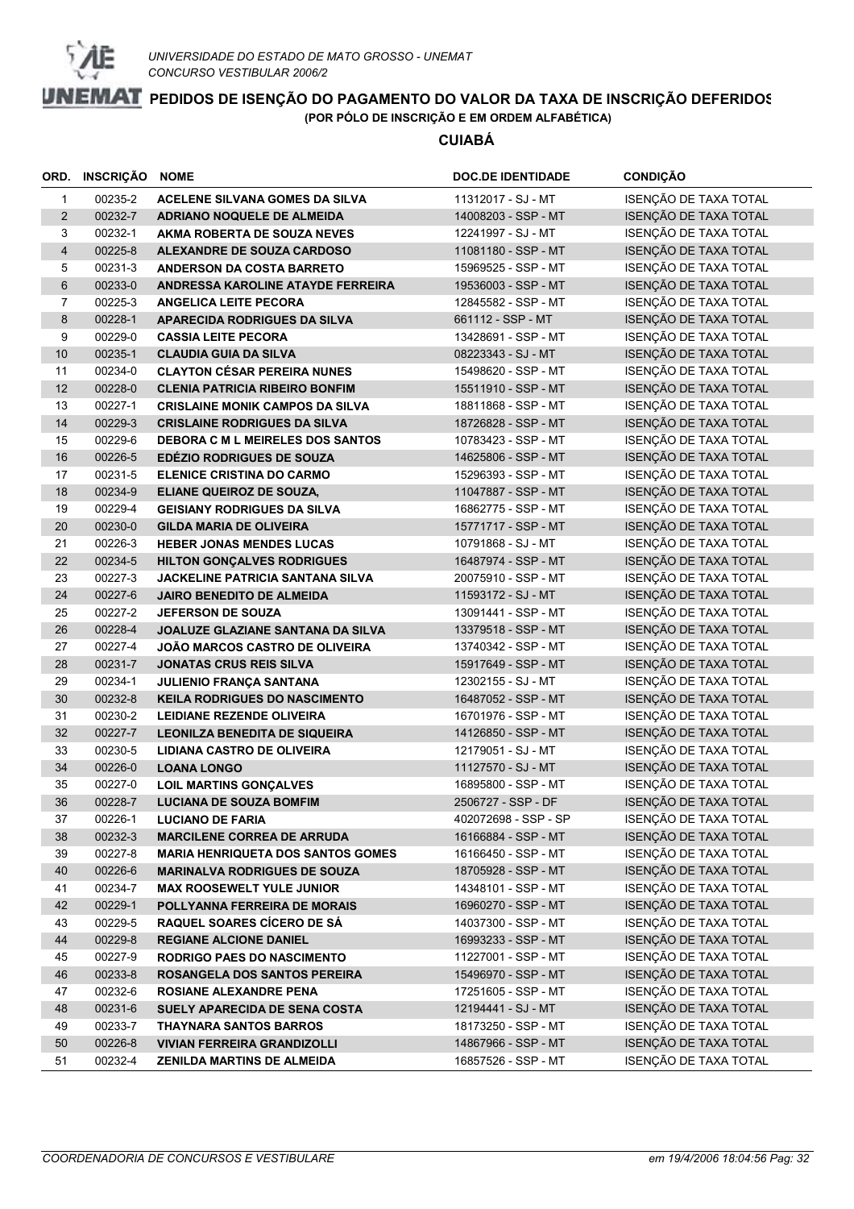UNIVERSIDADE DO ESTADO DE MATO GROSSO - UNEMAT
CONCURSO VESTIBULAR 2006/2

# PEDIDOS DE ISENÇÃO DO PAGAMENTO DO VALOR DA TAXA DE INSCRIÇÃO DEFERIDOS

**(POR PÓLO DE INSCRIÇÃO E EM ORDEM ALFABÉTICA)**

## CUIABÁ

| ORD. | INSCRIÇÃO | NOME | DOC.DE IDENTIDADE | CONDIÇÃO |
|---|---|---|---|---|
| 1 | 00235-2 | ACELENE SILVANA GOMES DA SILVA | 11312017 - SJ - MT | ISENÇÃO DE TAXA TOTAL |
| 2 | 00232-7 | ADRIANO NOQUELE DE ALMEIDA | 14008203 - SSP - MT | ISENÇÃO DE TAXA TOTAL |
| 3 | 00232-1 | AKMA ROBERTA DE SOUZA NEVES | 12241997 - SJ - MT | ISENÇÃO DE TAXA TOTAL |
| 4 | 00225-8 | ALEXANDRE DE SOUZA CARDOSO | 11081180 - SSP - MT | ISENÇÃO DE TAXA TOTAL |
| 5 | 00231-3 | ANDERSON DA COSTA BARRETO | 15969525 - SSP - MT | ISENÇÃO DE TAXA TOTAL |
| 6 | 00233-0 | ANDRESSA KAROLINE ATAYDE FERREIRA | 19536003 - SSP - MT | ISENÇÃO DE TAXA TOTAL |
| 7 | 00225-3 | ANGELICA LEITE PECORA | 12845582 - SSP - MT | ISENÇÃO DE TAXA TOTAL |
| 8 | 00228-1 | APARECIDA RODRIGUES DA SILVA | 661112 - SSP - MT | ISENÇÃO DE TAXA TOTAL |
| 9 | 00229-0 | CASSIA LEITE PECORA | 13428691 - SSP - MT | ISENÇÃO DE TAXA TOTAL |
| 10 | 00235-1 | CLAUDIA GUIA DA SILVA | 08223343 - SJ - MT | ISENÇÃO DE TAXA TOTAL |
| 11 | 00234-0 | CLAYTON CÉSAR PEREIRA NUNES | 15498620 - SSP - MT | ISENÇÃO DE TAXA TOTAL |
| 12 | 00228-0 | CLENIA PATRICIA RIBEIRO BONFIM | 15511910 - SSP - MT | ISENÇÃO DE TAXA TOTAL |
| 13 | 00227-1 | CRISLAINE MONIK CAMPOS DA SILVA | 18811868 - SSP - MT | ISENÇÃO DE TAXA TOTAL |
| 14 | 00229-3 | CRISLAINE RODRIGUES DA SILVA | 18726828 - SSP - MT | ISENÇÃO DE TAXA TOTAL |
| 15 | 00229-6 | DEBORA C M L MEIRELES DOS SANTOS | 10783423 - SSP - MT | ISENÇÃO DE TAXA TOTAL |
| 16 | 00226-5 | EDÉZIO RODRIGUES DE SOUZA | 14625806 - SSP - MT | ISENÇÃO DE TAXA TOTAL |
| 17 | 00231-5 | ELENICE CRISTINA DO CARMO | 15296393 - SSP - MT | ISENÇÃO DE TAXA TOTAL |
| 18 | 00234-9 | ELIANE QUEIROZ DE SOUZA, | 11047887 - SSP - MT | ISENÇÃO DE TAXA TOTAL |
| 19 | 00229-4 | GEISIANY RODRIGUES DA SILVA | 16862775 - SSP - MT | ISENÇÃO DE TAXA TOTAL |
| 20 | 00230-0 | GILDA MARIA DE OLIVEIRA | 15771717 - SSP - MT | ISENÇÃO DE TAXA TOTAL |
| 21 | 00226-3 | HEBER JONAS MENDES LUCAS | 10791868 - SJ - MT | ISENÇÃO DE TAXA TOTAL |
| 22 | 00234-5 | HILTON GONÇALVES RODRIGUES | 16487974 - SSP - MT | ISENÇÃO DE TAXA TOTAL |
| 23 | 00227-3 | JACKELINE PATRICIA SANTANA SILVA | 20075910 - SSP - MT | ISENÇÃO DE TAXA TOTAL |
| 24 | 00227-6 | JAIRO BENEDITO DE ALMEIDA | 11593172 - SJ - MT | ISENÇÃO DE TAXA TOTAL |
| 25 | 00227-2 | JEFERSON DE SOUZA | 13091441 - SSP - MT | ISENÇÃO DE TAXA TOTAL |
| 26 | 00228-4 | JOALUZE GLAZIANE SANTANA DA SILVA | 13379518 - SSP - MT | ISENÇÃO DE TAXA TOTAL |
| 27 | 00227-4 | JOÃO MARCOS CASTRO DE OLIVEIRA | 13740342 - SSP - MT | ISENÇÃO DE TAXA TOTAL |
| 28 | 00231-7 | JONATAS CRUS REIS SILVA | 15917649 - SSP - MT | ISENÇÃO DE TAXA TOTAL |
| 29 | 00234-1 | JULIENIO FRANÇA SANTANA | 12302155 - SJ - MT | ISENÇÃO DE TAXA TOTAL |
| 30 | 00232-8 | KEILA RODRIGUES DO NASCIMENTO | 16487052 - SSP - MT | ISENÇÃO DE TAXA TOTAL |
| 31 | 00230-2 | LEIDIANE REZENDE OLIVEIRA | 16701976 - SSP - MT | ISENÇÃO DE TAXA TOTAL |
| 32 | 00227-7 | LEONILZA BENEDITA DE SIQUEIRA | 14126850 - SSP - MT | ISENÇÃO DE TAXA TOTAL |
| 33 | 00230-5 | LIDIANA CASTRO DE OLIVEIRA | 12179051 - SJ - MT | ISENÇÃO DE TAXA TOTAL |
| 34 | 00226-0 | LOANA LONGO | 11127570 - SJ - MT | ISENÇÃO DE TAXA TOTAL |
| 35 | 00227-0 | LOIL MARTINS GONÇALVES | 16895800 - SSP - MT | ISENÇÃO DE TAXA TOTAL |
| 36 | 00228-7 | LUCIANA DE SOUZA BOMFIM | 2506727 - SSP - DF | ISENÇÃO DE TAXA TOTAL |
| 37 | 00226-1 | LUCIANO DE FARIA | 402072698 - SSP - SP | ISENÇÃO DE TAXA TOTAL |
| 38 | 00232-3 | MARCILENE CORREA DE ARRUDA | 16166884 - SSP - MT | ISENÇÃO DE TAXA TOTAL |
| 39 | 00227-8 | MARIA HENRIQUETA DOS SANTOS GOMES | 16166450 - SSP - MT | ISENÇÃO DE TAXA TOTAL |
| 40 | 00226-6 | MARINALVA RODRIGUES DE SOUZA | 18705928 - SSP - MT | ISENÇÃO DE TAXA TOTAL |
| 41 | 00234-7 | MAX ROOSEWELT YULE JUNIOR | 14348101 - SSP - MT | ISENÇÃO DE TAXA TOTAL |
| 42 | 00229-1 | POLLYANNA FERREIRA DE MORAIS | 16960270 - SSP - MT | ISENÇÃO DE TAXA TOTAL |
| 43 | 00229-5 | RAQUEL SOARES CÍCERO DE SÁ | 14037300 - SSP - MT | ISENÇÃO DE TAXA TOTAL |
| 44 | 00229-8 | REGIANE ALCIONE DANIEL | 16993233 - SSP - MT | ISENÇÃO DE TAXA TOTAL |
| 45 | 00227-9 | RODRIGO PAES DO NASCIMENTO | 11227001 - SSP - MT | ISENÇÃO DE TAXA TOTAL |
| 46 | 00233-8 | ROSANGELA DOS SANTOS PEREIRA | 15496970 - SSP - MT | ISENÇÃO DE TAXA TOTAL |
| 47 | 00232-6 | ROSIANE ALEXANDRE PENA | 17251605 - SSP - MT | ISENÇÃO DE TAXA TOTAL |
| 48 | 00231-6 | SUELY APARECIDA DE SENA COSTA | 12194441 - SJ - MT | ISENÇÃO DE TAXA TOTAL |
| 49 | 00233-7 | THAYNARA SANTOS BARROS | 18173250 - SSP - MT | ISENÇÃO DE TAXA TOTAL |
| 50 | 00226-8 | VIVIAN FERREIRA GRANDIZOLLI | 14867966 - SSP - MT | ISENÇÃO DE TAXA TOTAL |
| 51 | 00232-4 | ZENILDA MARTINS DE ALMEIDA | 16857526 - SSP - MT | ISENÇÃO DE TAXA TOTAL |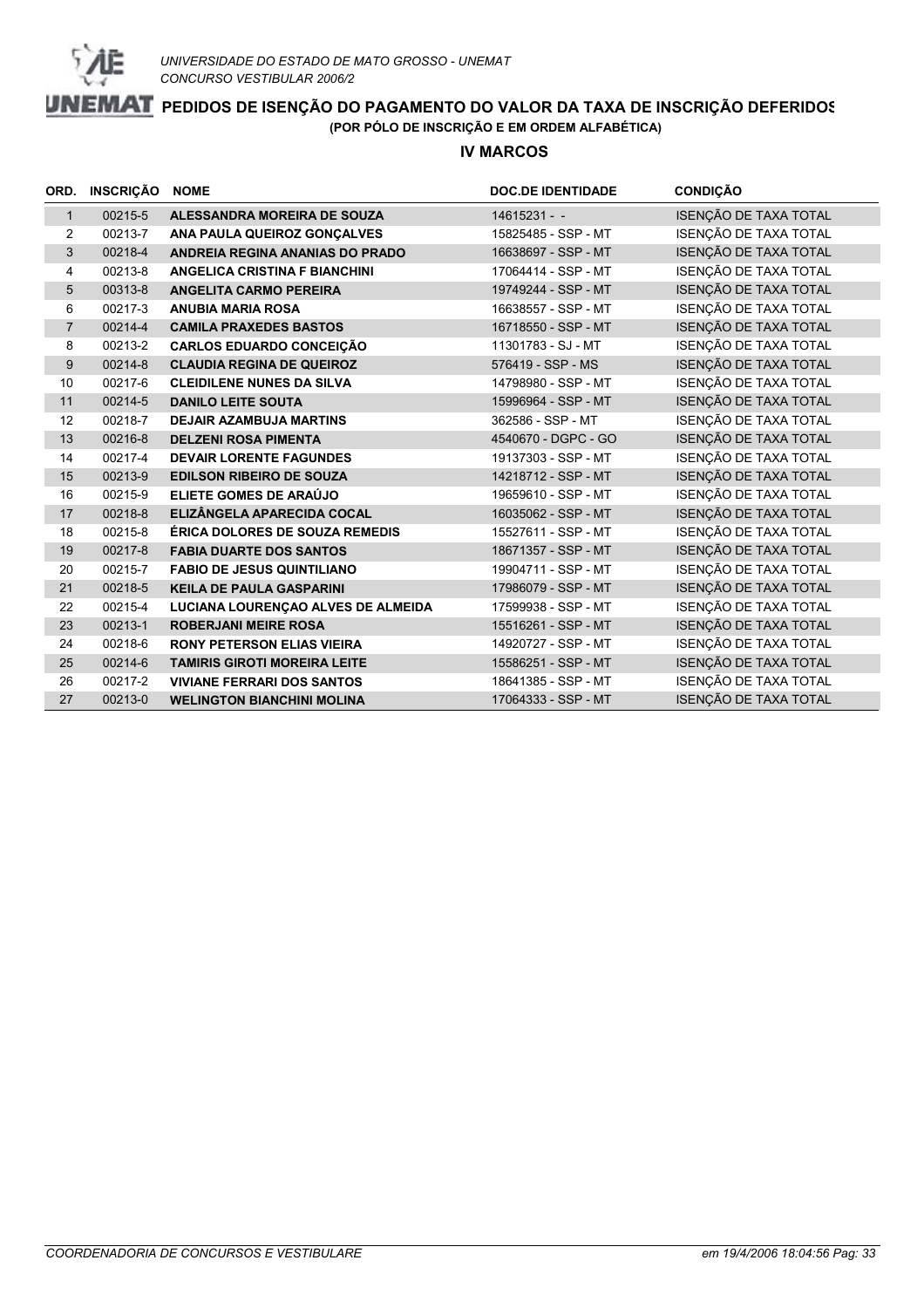UNIVERSIDADE DO ESTADO DE MATO GROSSO - UNEMAT
CONCURSO VESTIBULAR 2006/2

# PEDIDOS DE ISENÇÃO DO PAGAMENTO DO VALOR DA TAXA DE INSCRIÇÃO DEFERIDOS

**(POR PÓLO DE INSCRIÇÃO E EM ORDEM ALFABÉTICA)**

## IV MARCOS

| ORD. | INSCRIÇÃO | NOME | DOC.DE IDENTIDADE | CONDIÇÃO |
|---|---|---|---|---|
| 1 | 00215-5 | **ALESSANDRA MOREIRA DE SOUZA** | 14615231 - - | ISENÇÃO DE TAXA TOTAL |
| 2 | 00213-7 | **ANA PAULA QUEIROZ GONÇALVES** | 15825485 - SSP - MT | ISENÇÃO DE TAXA TOTAL |
| 3 | 00218-4 | **ANDREIA REGINA ANANIAS DO PRADO** | 16638697 - SSP - MT | ISENÇÃO DE TAXA TOTAL |
| 4 | 00213-8 | **ANGELICA CRISTINA F BIANCHINI** | 17064414 - SSP - MT | ISENÇÃO DE TAXA TOTAL |
| 5 | 00313-8 | **ANGELITA CARMO PEREIRA** | 19749244 - SSP - MT | ISENÇÃO DE TAXA TOTAL |
| 6 | 00217-3 | **ANUBIA MARIA ROSA** | 16638557 - SSP - MT | ISENÇÃO DE TAXA TOTAL |
| 7 | 00214-4 | **CAMILA PRAXEDES BASTOS** | 16718550 - SSP - MT | ISENÇÃO DE TAXA TOTAL |
| 8 | 00213-2 | **CARLOS EDUARDO CONCEIÇÃO** | 11301783 - SJ - MT | ISENÇÃO DE TAXA TOTAL |
| 9 | 00214-8 | **CLAUDIA REGINA DE QUEIROZ** | 576419 - SSP - MS | ISENÇÃO DE TAXA TOTAL |
| 10 | 00217-6 | **CLEIDILENE NUNES DA SILVA** | 14798980 - SSP - MT | ISENÇÃO DE TAXA TOTAL |
| 11 | 00214-5 | **DANILO LEITE SOUTA** | 15996964 - SSP - MT | ISENÇÃO DE TAXA TOTAL |
| 12 | 00218-7 | **DEJAIR AZAMBUJA MARTINS** | 362586 - SSP - MT | ISENÇÃO DE TAXA TOTAL |
| 13 | 00216-8 | **DELZENI ROSA PIMENTA** | 4540670 - DGPC - GO | ISENÇÃO DE TAXA TOTAL |
| 14 | 00217-4 | **DEVAIR LORENTE FAGUNDES** | 19137303 - SSP - MT | ISENÇÃO DE TAXA TOTAL |
| 15 | 00213-9 | **EDILSON RIBEIRO DE SOUZA** | 14218712 - SSP - MT | ISENÇÃO DE TAXA TOTAL |
| 16 | 00215-9 | **ELIETE GOMES DE ARAÚJO** | 19659610 - SSP - MT | ISENÇÃO DE TAXA TOTAL |
| 17 | 00218-8 | **ELIZÂNGELA APARECIDA COCAL** | 16035062 - SSP - MT | ISENÇÃO DE TAXA TOTAL |
| 18 | 00215-8 | **ÉRICA DOLORES DE SOUZA REMEDIS** | 15527611 - SSP - MT | ISENÇÃO DE TAXA TOTAL |
| 19 | 00217-8 | **FABIA DUARTE DOS SANTOS** | 18671357 - SSP - MT | ISENÇÃO DE TAXA TOTAL |
| 20 | 00215-7 | **FABIO DE JESUS QUINTILIANO** | 19904711 - SSP - MT | ISENÇÃO DE TAXA TOTAL |
| 21 | 00218-5 | **KEILA DE PAULA GASPARINI** | 17986079 - SSP - MT | ISENÇÃO DE TAXA TOTAL |
| 22 | 00215-4 | **LUCIANA LOURENÇAO ALVES DE ALMEIDA** | 17599938 - SSP - MT | ISENÇÃO DE TAXA TOTAL |
| 23 | 00213-1 | **ROBERJANI MEIRE ROSA** | 15516261 - SSP - MT | ISENÇÃO DE TAXA TOTAL |
| 24 | 00218-6 | **RONY PETERSON ELIAS VIEIRA** | 14920727 - SSP - MT | ISENÇÃO DE TAXA TOTAL |
| 25 | 00214-6 | **TAMIRIS GIROTI MOREIRA LEITE** | 15586251 - SSP - MT | ISENÇÃO DE TAXA TOTAL |
| 26 | 00217-2 | **VIVIANE FERRARI DOS SANTOS** | 18641385 - SSP - MT | ISENÇÃO DE TAXA TOTAL |
| 27 | 00213-0 | **WELINGTON BIANCHINI MOLINA** | 17064333 - SSP - MT | ISENÇÃO DE TAXA TOTAL |

*COORDENADORIA DE CONCURSOS E VESTIBULARE* — *em 19/4/2006 18:04:56*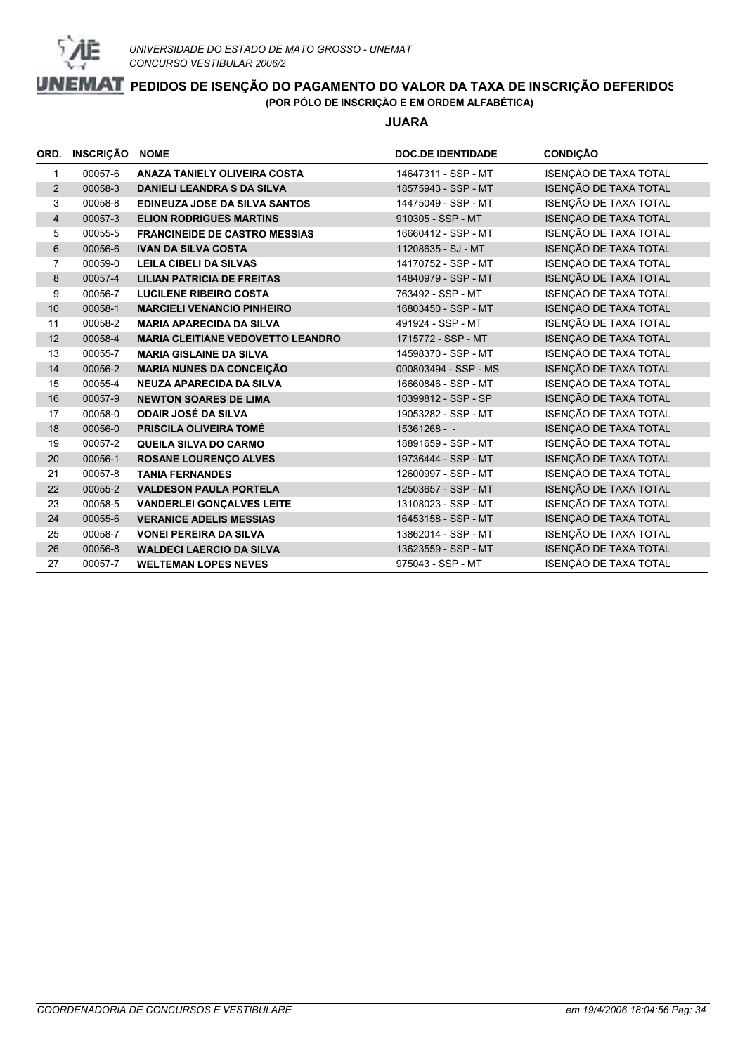UNIVERSIDADE DO ESTADO DE MATO GROSSO - UNEMAT
CONCURSO VESTIBULAR 2006/2

# PEDIDOS DE ISENÇÃO DO PAGAMENTO DO VALOR DA TAXA DE INSCRIÇÃO DEFERIDOS

**(POR PÓLO DE INSCRIÇÃO E EM ORDEM ALFABÉTICA)**

## JUARA

| ORD. | INSCRIÇÃO | NOME | DOC.DE IDENTIDADE | CONDIÇÃO |
|---|---|---|---|---|
| 1 | 00057-6 | **ANAZA TANIELY OLIVEIRA COSTA** | 14647311 - SSP - MT | ISENÇÃO DE TAXA TOTAL |
| 2 | 00058-3 | **DANIELI LEANDRA S DA SILVA** | 18575943 - SSP - MT | ISENÇÃO DE TAXA TOTAL |
| 3 | 00058-8 | **EDINEUZA JOSE DA SILVA SANTOS** | 14475049 - SSP - MT | ISENÇÃO DE TAXA TOTAL |
| 4 | 00057-3 | **ELION RODRIGUES MARTINS** | 910305 - SSP - MT | ISENÇÃO DE TAXA TOTAL |
| 5 | 00055-5 | **FRANCINEIDE DE CASTRO MESSIAS** | 16660412 - SSP - MT | ISENÇÃO DE TAXA TOTAL |
| 6 | 00056-6 | **IVAN DA SILVA COSTA** | 11208635 - SJ - MT | ISENÇÃO DE TAXA TOTAL |
| 7 | 00059-0 | **LEILA CIBELI DA SILVAS** | 14170752 - SSP - MT | ISENÇÃO DE TAXA TOTAL |
| 8 | 00057-4 | **LILIAN PATRICIA DE FREITAS** | 14840979 - SSP - MT | ISENÇÃO DE TAXA TOTAL |
| 9 | 00056-7 | **LUCILENE RIBEIRO COSTA** | 763492 - SSP - MT | ISENÇÃO DE TAXA TOTAL |
| 10 | 00058-1 | **MARCIELI VENANCIO PINHEIRO** | 16803450 - SSP - MT | ISENÇÃO DE TAXA TOTAL |
| 11 | 00058-2 | **MARIA APARECIDA DA SILVA** | 491924 - SSP - MT | ISENÇÃO DE TAXA TOTAL |
| 12 | 00058-4 | **MARIA CLEITIANE VEDOVETTO LEANDRO** | 1715772 - SSP - MT | ISENÇÃO DE TAXA TOTAL |
| 13 | 00055-7 | **MARIA GISLAINE DA SILVA** | 14598370 - SSP - MT | ISENÇÃO DE TAXA TOTAL |
| 14 | 00056-2 | **MARIA NUNES DA CONCEIÇÃO** | 000803494 - SSP - MS | ISENÇÃO DE TAXA TOTAL |
| 15 | 00055-4 | **NEUZA APARECIDA DA SILVA** | 16660846 - SSP - MT | ISENÇÃO DE TAXA TOTAL |
| 16 | 00057-9 | **NEWTON SOARES DE LIMA** | 10399812 - SSP - SP | ISENÇÃO DE TAXA TOTAL |
| 17 | 00058-0 | **ODAIR JOSÉ DA SILVA** | 19053282 - SSP - MT | ISENÇÃO DE TAXA TOTAL |
| 18 | 00056-0 | **PRISCILA OLIVEIRA TOMÉ** | 15361268 - - | ISENÇÃO DE TAXA TOTAL |
| 19 | 00057-2 | **QUEILA SILVA DO CARMO** | 18891659 - SSP - MT | ISENÇÃO DE TAXA TOTAL |
| 20 | 00056-1 | **ROSANE LOURENÇO ALVES** | 19736444 - SSP - MT | ISENÇÃO DE TAXA TOTAL |
| 21 | 00057-8 | **TANIA FERNANDES** | 12600997 - SSP - MT | ISENÇÃO DE TAXA TOTAL |
| 22 | 00055-2 | **VALDESON PAULA PORTELA** | 12503657 - SSP - MT | ISENÇÃO DE TAXA TOTAL |
| 23 | 00058-5 | **VANDERLEI GONÇALVES LEITE** | 13108023 - SSP - MT | ISENÇÃO DE TAXA TOTAL |
| 24 | 00055-6 | **VERANICE ADELIS MESSIAS** | 16453158 - SSP - MT | ISENÇÃO DE TAXA TOTAL |
| 25 | 00058-7 | **VONEI PEREIRA DA SILVA** | 13862014 - SSP - MT | ISENÇÃO DE TAXA TOTAL |
| 26 | 00056-8 | **WALDECI LAERCIO DA SILVA** | 13623559 - SSP - MT | ISENÇÃO DE TAXA TOTAL |
| 27 | 00057-7 | **WELTEMAN LOPES NEVES** | 975043 - SSP - MT | ISENÇÃO DE TAXA TOTAL |

*COORDENADORIA DE CONCURSOS E VESTIBULARE* *em 19/4/2006 18:04:56*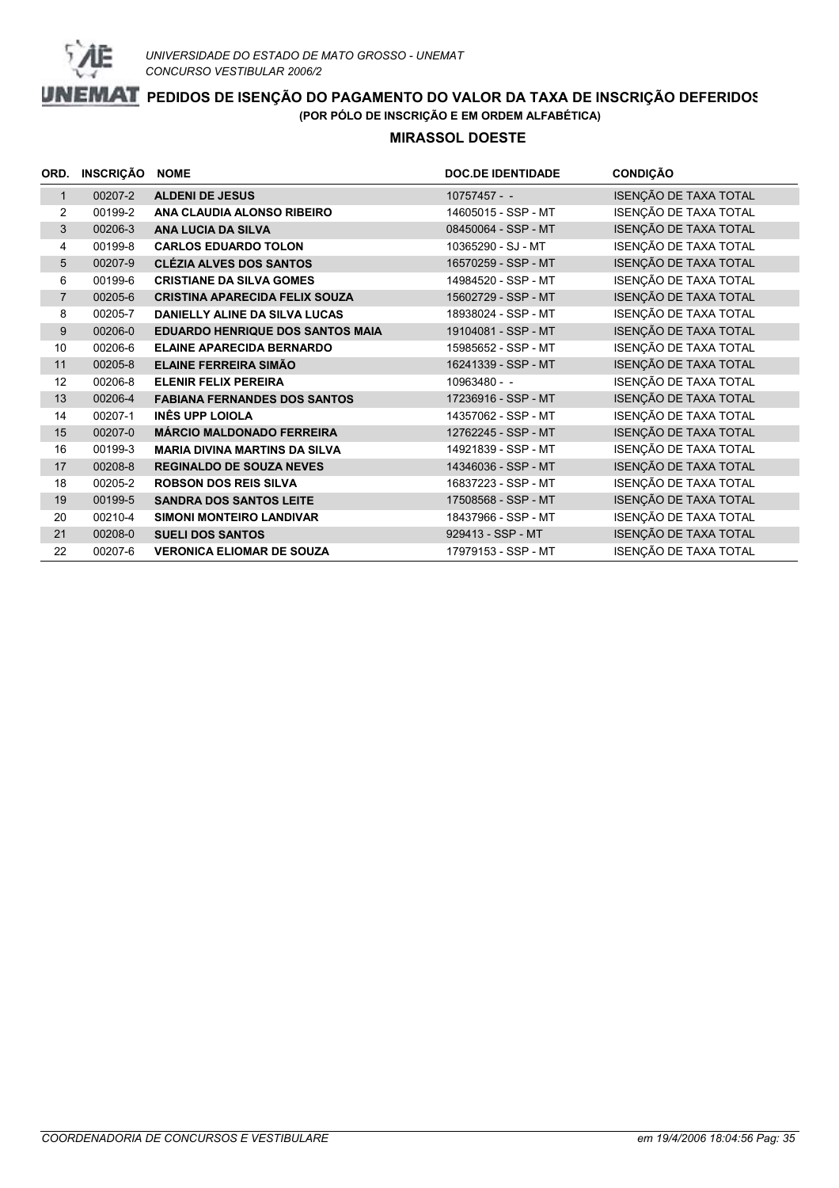UNIVERSIDADE DO ESTADO DE MATO GROSSO - UNEMAT
CONCURSO VESTIBULAR 2006/2

# PEDIDOS DE ISENÇÃO DO PAGAMENTO DO VALOR DA TAXA DE INSCRIÇÃO DEFERIDOS

(POR PÓLO DE INSCRIÇÃO E EM ORDEM ALFABÉTICA)

## MIRASSOL DOESTE

| ORD. | INSCRIÇÃO | NOME | DOC.DE IDENTIDADE | CONDIÇÃO |
|---|---|---|---|---|
| 1 | 00207-2 | **ALDENI DE JESUS** | 10757457 - - | ISENÇÃO DE TAXA TOTAL |
| 2 | 00199-2 | **ANA CLAUDIA ALONSO RIBEIRO** | 14605015 - SSP - MT | ISENÇÃO DE TAXA TOTAL |
| 3 | 00206-3 | **ANA LUCIA DA SILVA** | 08450064 - SSP - MT | ISENÇÃO DE TAXA TOTAL |
| 4 | 00199-8 | **CARLOS EDUARDO TOLON** | 10365290 - SJ - MT | ISENÇÃO DE TAXA TOTAL |
| 5 | 00207-9 | **CLÉZIA ALVES DOS SANTOS** | 16570259 - SSP - MT | ISENÇÃO DE TAXA TOTAL |
| 6 | 00199-6 | **CRISTIANE DA SILVA GOMES** | 14984520 - SSP - MT | ISENÇÃO DE TAXA TOTAL |
| 7 | 00205-6 | **CRISTINA APARECIDA FELIX SOUZA** | 15602729 - SSP - MT | ISENÇÃO DE TAXA TOTAL |
| 8 | 00205-7 | **DANIELLY ALINE DA SILVA LUCAS** | 18938024 - SSP - MT | ISENÇÃO DE TAXA TOTAL |
| 9 | 00206-0 | **EDUARDO HENRIQUE DOS SANTOS MAIA** | 19104081 - SSP - MT | ISENÇÃO DE TAXA TOTAL |
| 10 | 00206-6 | **ELAINE APARECIDA BERNARDO** | 15985652 - SSP - MT | ISENÇÃO DE TAXA TOTAL |
| 11 | 00205-8 | **ELAINE FERREIRA SIMÃO** | 16241339 - SSP - MT | ISENÇÃO DE TAXA TOTAL |
| 12 | 00206-8 | **ELENIR FELIX PEREIRA** | 10963480 - - | ISENÇÃO DE TAXA TOTAL |
| 13 | 00206-4 | **FABIANA FERNANDES DOS SANTOS** | 17236916 - SSP - MT | ISENÇÃO DE TAXA TOTAL |
| 14 | 00207-1 | **INÊS UPP LOIOLA** | 14357062 - SSP - MT | ISENÇÃO DE TAXA TOTAL |
| 15 | 00207-0 | **MÁRCIO MALDONADO FERREIRA** | 12762245 - SSP - MT | ISENÇÃO DE TAXA TOTAL |
| 16 | 00199-3 | **MARIA DIVINA MARTINS DA SILVA** | 14921839 - SSP - MT | ISENÇÃO DE TAXA TOTAL |
| 17 | 00208-8 | **REGINALDO DE SOUZA NEVES** | 14346036 - SSP - MT | ISENÇÃO DE TAXA TOTAL |
| 18 | 00205-2 | **ROBSON DOS REIS SILVA** | 16837223 - SSP - MT | ISENÇÃO DE TAXA TOTAL |
| 19 | 00199-5 | **SANDRA DOS SANTOS LEITE** | 17508568 - SSP - MT | ISENÇÃO DE TAXA TOTAL |
| 20 | 00210-4 | **SIMONI MONTEIRO LANDIVAR** | 18437966 - SSP - MT | ISENÇÃO DE TAXA TOTAL |
| 21 | 00208-0 | **SUELI DOS SANTOS** | 929413 - SSP - MT | ISENÇÃO DE TAXA TOTAL |
| 22 | 00207-6 | **VERONICA ELIOMAR DE SOUZA** | 17979153 - SSP - MT | ISENÇÃO DE TAXA TOTAL |

*COORDENADORIA DE CONCURSOS E VESTIBULARE* — *em 19/4/2006 18:04:56*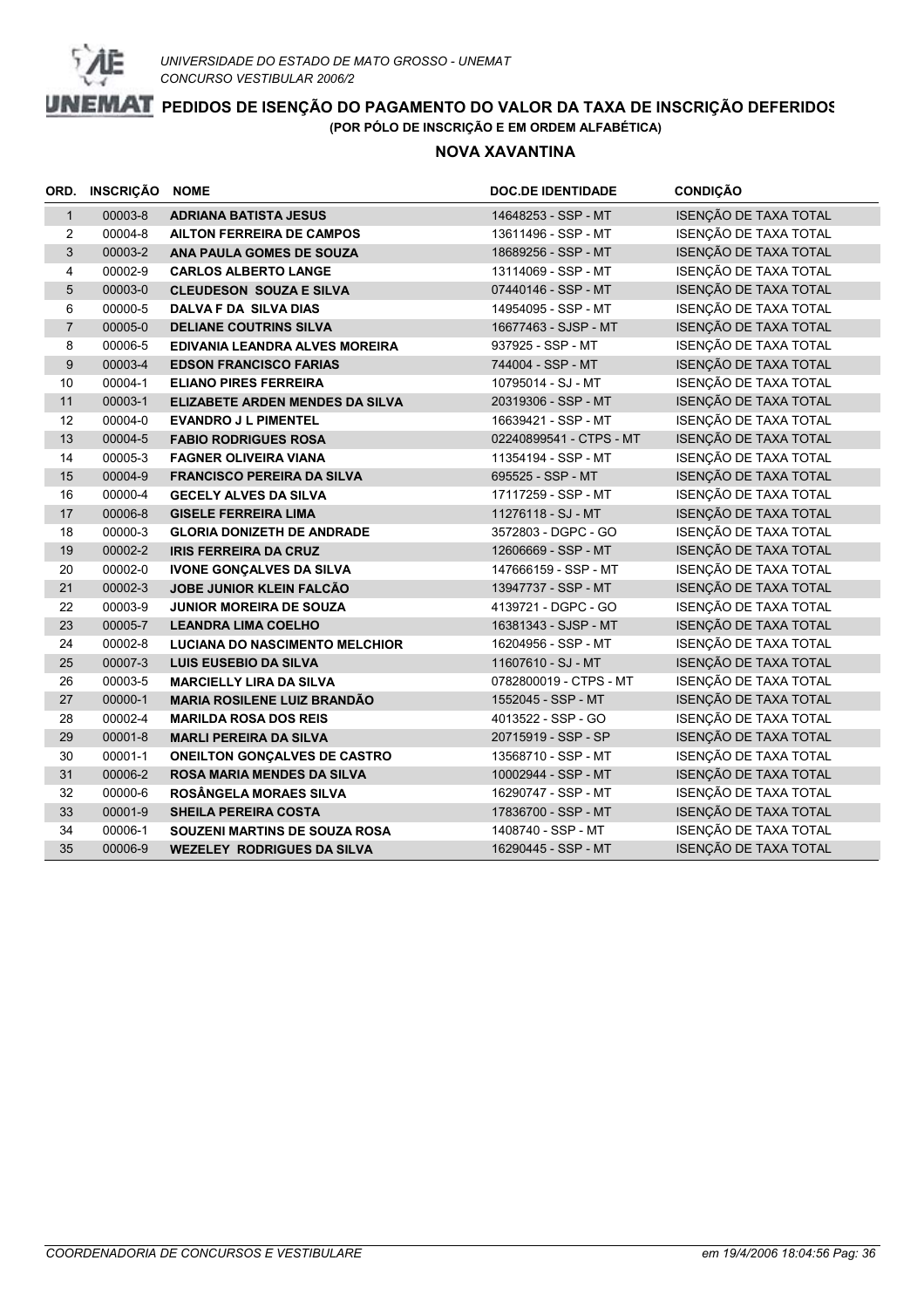*UNIVERSIDADE DO ESTADO DE MATO GROSSO - UNEMAT*
*CONCURSO VESTIBULAR 2006/2*

# PEDIDOS DE ISENÇÃO DO PAGAMENTO DO VALOR DA TAXA DE INSCRIÇÃO DEFERIDOS

**(POR PÓLO DE INSCRIÇÃO E EM ORDEM ALFABÉTICA)**

## NOVA XAVANTINA

| ORD. | INSCRIÇÃO | NOME | DOC.DE IDENTIDADE | CONDIÇÃO |
|---|---|---|---|---|
| 1 | 00003-8 | **ADRIANA BATISTA JESUS** | 14648253 - SSP - MT | ISENÇÃO DE TAXA TOTAL |
| 2 | 00004-8 | **AILTON FERREIRA DE CAMPOS** | 13611496 - SSP - MT | ISENÇÃO DE TAXA TOTAL |
| 3 | 00003-2 | **ANA PAULA GOMES DE SOUZA** | 18689256 - SSP - MT | ISENÇÃO DE TAXA TOTAL |
| 4 | 00002-9 | **CARLOS ALBERTO LANGE** | 13114069 - SSP - MT | ISENÇÃO DE TAXA TOTAL |
| 5 | 00003-0 | **CLEUDESON SOUZA E SILVA** | 07440146 - SSP - MT | ISENÇÃO DE TAXA TOTAL |
| 6 | 00000-5 | **DALVA F DA SILVA DIAS** | 14954095 - SSP - MT | ISENÇÃO DE TAXA TOTAL |
| 7 | 00005-0 | **DELIANE COUTRINS SILVA** | 16677463 - SJSP - MT | ISENÇÃO DE TAXA TOTAL |
| 8 | 00006-5 | **EDIVANIA LEANDRA ALVES MOREIRA** | 937925 - SSP - MT | ISENÇÃO DE TAXA TOTAL |
| 9 | 00003-4 | **EDSON FRANCISCO FARIAS** | 744004 - SSP - MT | ISENÇÃO DE TAXA TOTAL |
| 10 | 00004-1 | **ELIANO PIRES FERREIRA** | 10795014 - SJ - MT | ISENÇÃO DE TAXA TOTAL |
| 11 | 00003-1 | **ELIZABETE ARDEN MENDES DA SILVA** | 20319306 - SSP - MT | ISENÇÃO DE TAXA TOTAL |
| 12 | 00004-0 | **EVANDRO J L PIMENTEL** | 16639421 - SSP - MT | ISENÇÃO DE TAXA TOTAL |
| 13 | 00004-5 | **FABIO RODRIGUES ROSA** | 02240899541 - CTPS - MT | ISENÇÃO DE TAXA TOTAL |
| 14 | 00005-3 | **FAGNER OLIVEIRA VIANA** | 11354194 - SSP - MT | ISENÇÃO DE TAXA TOTAL |
| 15 | 00004-9 | **FRANCISCO PEREIRA DA SILVA** | 695525 - SSP - MT | ISENÇÃO DE TAXA TOTAL |
| 16 | 00000-4 | **GECELY ALVES DA SILVA** | 17117259 - SSP - MT | ISENÇÃO DE TAXA TOTAL |
| 17 | 00006-8 | **GISELE FERREIRA LIMA** | 11276118 - SJ - MT | ISENÇÃO DE TAXA TOTAL |
| 18 | 00000-3 | **GLORIA DONIZETH DE ANDRADE** | 3572803 - DGPC - GO | ISENÇÃO DE TAXA TOTAL |
| 19 | 00002-2 | **IRIS FERREIRA DA CRUZ** | 12606669 - SSP - MT | ISENÇÃO DE TAXA TOTAL |
| 20 | 00002-0 | **IVONE GONÇALVES DA SILVA** | 147666159 - SSP - MT | ISENÇÃO DE TAXA TOTAL |
| 21 | 00002-3 | **JOBE JUNIOR KLEIN FALCÃO** | 13947737 - SSP - MT | ISENÇÃO DE TAXA TOTAL |
| 22 | 00003-9 | **JUNIOR MOREIRA DE SOUZA** | 4139721 - DGPC - GO | ISENÇÃO DE TAXA TOTAL |
| 23 | 00005-7 | **LEANDRA LIMA COELHO** | 16381343 - SJSP - MT | ISENÇÃO DE TAXA TOTAL |
| 24 | 00002-8 | **LUCIANA DO NASCIMENTO MELCHIOR** | 16204956 - SSP - MT | ISENÇÃO DE TAXA TOTAL |
| 25 | 00007-3 | **LUIS EUSEBIO DA SILVA** | 11607610 - SJ - MT | ISENÇÃO DE TAXA TOTAL |
| 26 | 00003-5 | **MARCIELLY LIRA DA SILVA** | 0782800019 - CTPS - MT | ISENÇÃO DE TAXA TOTAL |
| 27 | 00000-1 | **MARIA ROSILENE LUIZ BRANDÃO** | 1552045 - SSP - MT | ISENÇÃO DE TAXA TOTAL |
| 28 | 00002-4 | **MARILDA ROSA DOS REIS** | 4013522 - SSP - GO | ISENÇÃO DE TAXA TOTAL |
| 29 | 00001-8 | **MARLI PEREIRA DA SILVA** | 20715919 - SSP - SP | ISENÇÃO DE TAXA TOTAL |
| 30 | 00001-1 | **ONEILTON GONÇALVES DE CASTRO** | 13568710 - SSP - MT | ISENÇÃO DE TAXA TOTAL |
| 31 | 00006-2 | **ROSA MARIA MENDES DA SILVA** | 10002944 - SSP - MT | ISENÇÃO DE TAXA TOTAL |
| 32 | 00000-6 | **ROSÂNGELA MORAES SILVA** | 16290747 - SSP - MT | ISENÇÃO DE TAXA TOTAL |
| 33 | 00001-9 | **SHEILA PEREIRA COSTA** | 17836700 - SSP - MT | ISENÇÃO DE TAXA TOTAL |
| 34 | 00006-1 | **SOUZENI MARTINS DE SOUZA ROSA** | 1408740 - SSP - MT | ISENÇÃO DE TAXA TOTAL |
| 35 | 00006-9 | **WEZELEY RODRIGUES DA SILVA** | 16290445 - SSP - MT | ISENÇÃO DE TAXA TOTAL |

*COORDENADORIA DE CONCURSOS E VESTIBULARE* — *em 19/4/2006 18:04:56*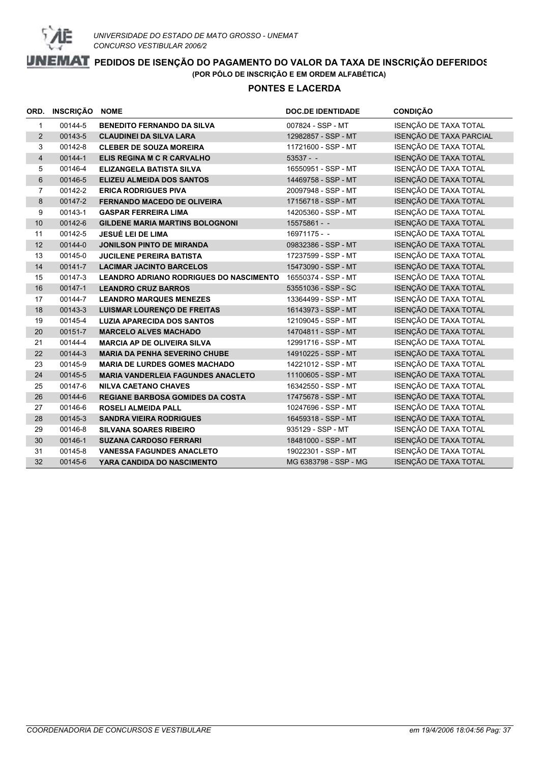UNIVERSIDADE DO ESTADO DE MATO GROSSO - UNEMAT
CONCURSO VESTIBULAR 2006/2

# PEDIDOS DE ISENÇÃO DO PAGAMENTO DO VALOR DA TAXA DE INSCRIÇÃO DEFERIDOS

**(POR PÓLO DE INSCRIÇÃO E EM ORDEM ALFABÉTICA)**

## PONTES E LACERDA

| ORD. | INSCRIÇÃO | NOME | DOC.DE IDENTIDADE | CONDIÇÃO |
|---|---|---|---|---|
| 1 | 00144-5 | **BENEDITO FERNANDO DA SILVA** | 007824 - SSP - MT | ISENÇÃO DE TAXA TOTAL |
| 2 | 00143-5 | **CLAUDINEI DA SILVA LARA** | 12982857 - SSP - MT | ISENÇÃO DE TAXA PARCIAL |
| 3 | 00142-8 | **CLEBER DE SOUZA MOREIRA** | 11721600 - SSP - MT | ISENÇÃO DE TAXA TOTAL |
| 4 | 00144-1 | **ELIS REGINA M C R CARVALHO** | 53537 - - | ISENÇÃO DE TAXA TOTAL |
| 5 | 00146-4 | **ELIZANGELA BATISTA SILVA** | 16550951 - SSP - MT | ISENÇÃO DE TAXA TOTAL |
| 6 | 00146-5 | **ELIZEU ALMEIDA DOS SANTOS** | 14469758 - SSP - MT | ISENÇÃO DE TAXA TOTAL |
| 7 | 00142-2 | **ERICA RODRIGUES PIVA** | 20097948 - SSP - MT | ISENÇÃO DE TAXA TOTAL |
| 8 | 00147-2 | **FERNANDO MACEDO DE OLIVEIRA** | 17156718 - SSP - MT | ISENÇÃO DE TAXA TOTAL |
| 9 | 00143-1 | **GASPAR FERREIRA LIMA** | 14205360 - SSP - MT | ISENÇÃO DE TAXA TOTAL |
| 10 | 00142-6 | **GILDENE MARIA MARTINS BOLOGNONI** | 15575861 - - | ISENÇÃO DE TAXA TOTAL |
| 11 | 00142-5 | **JESUÉ LEI DE LIMA** | 16971175 - - | ISENÇÃO DE TAXA TOTAL |
| 12 | 00144-0 | **JONILSON PINTO DE MIRANDA** | 09832386 - SSP - MT | ISENÇÃO DE TAXA TOTAL |
| 13 | 00145-0 | **JUCILENE PEREIRA BATISTA** | 17237599 - SSP - MT | ISENÇÃO DE TAXA TOTAL |
| 14 | 00141-7 | **LACIMAR JACINTO BARCELOS** | 15473090 - SSP - MT | ISENÇÃO DE TAXA TOTAL |
| 15 | 00147-3 | **LEANDRO ADRIANO RODRIGUES DO NASCIMENTO** | 16550374 - SSP - MT | ISENÇÃO DE TAXA TOTAL |
| 16 | 00147-1 | **LEANDRO CRUZ BARROS** | 53551036 - SSP - SC | ISENÇÃO DE TAXA TOTAL |
| 17 | 00144-7 | **LEANDRO MARQUES MENEZES** | 13364499 - SSP - MT | ISENÇÃO DE TAXA TOTAL |
| 18 | 00143-3 | **LUISMAR LOURENÇO DE FREITAS** | 16143973 - SSP - MT | ISENÇÃO DE TAXA TOTAL |
| 19 | 00145-4 | **LUZIA APARECIDA DOS SANTOS** | 12109045 - SSP - MT | ISENÇÃO DE TAXA TOTAL |
| 20 | 00151-7 | **MARCELO ALVES MACHADO** | 14704811 - SSP - MT | ISENÇÃO DE TAXA TOTAL |
| 21 | 00144-4 | **MARCIA AP DE OLIVEIRA SILVA** | 12991716 - SSP - MT | ISENÇÃO DE TAXA TOTAL |
| 22 | 00144-3 | **MARIA DA PENHA SEVERINO CHUBE** | 14910225 - SSP - MT | ISENÇÃO DE TAXA TOTAL |
| 23 | 00145-9 | **MARIA DE LURDES GOMES MACHADO** | 14221012 - SSP - MT | ISENÇÃO DE TAXA TOTAL |
| 24 | 00145-5 | **MARIA VANDERLEIA FAGUNDES ANACLETO** | 11100605 - SSP - MT | ISENÇÃO DE TAXA TOTAL |
| 25 | 00147-6 | **NILVA CAETANO CHAVES** | 16342550 - SSP - MT | ISENÇÃO DE TAXA TOTAL |
| 26 | 00144-6 | **REGIANE BARBOSA GOMIDES DA COSTA** | 17475678 - SSP - MT | ISENÇÃO DE TAXA TOTAL |
| 27 | 00146-6 | **ROSELI ALMEIDA PALL** | 10247696 - SSP - MT | ISENÇÃO DE TAXA TOTAL |
| 28 | 00145-3 | **SANDRA VIEIRA RODRIGUES** | 16459318 - SSP - MT | ISENÇÃO DE TAXA TOTAL |
| 29 | 00146-8 | **SILVANA SOARES RIBEIRO** | 935129 - SSP - MT | ISENÇÃO DE TAXA TOTAL |
| 30 | 00146-1 | **SUZANA CARDOSO FERRARI** | 18481000 - SSP - MT | ISENÇÃO DE TAXA TOTAL |
| 31 | 00145-8 | **VANESSA FAGUNDES ANACLETO** | 19022301 - SSP - MT | ISENÇÃO DE TAXA TOTAL |
| 32 | 00145-6 | **YARA CANDIDA DO NASCIMENTO** | MG 6383798 - SSP - MG | ISENÇÃO DE TAXA TOTAL |

COORDENADORIA DE CONCURSOS E VESTIBULARE — em 19/4/2006 18:04:56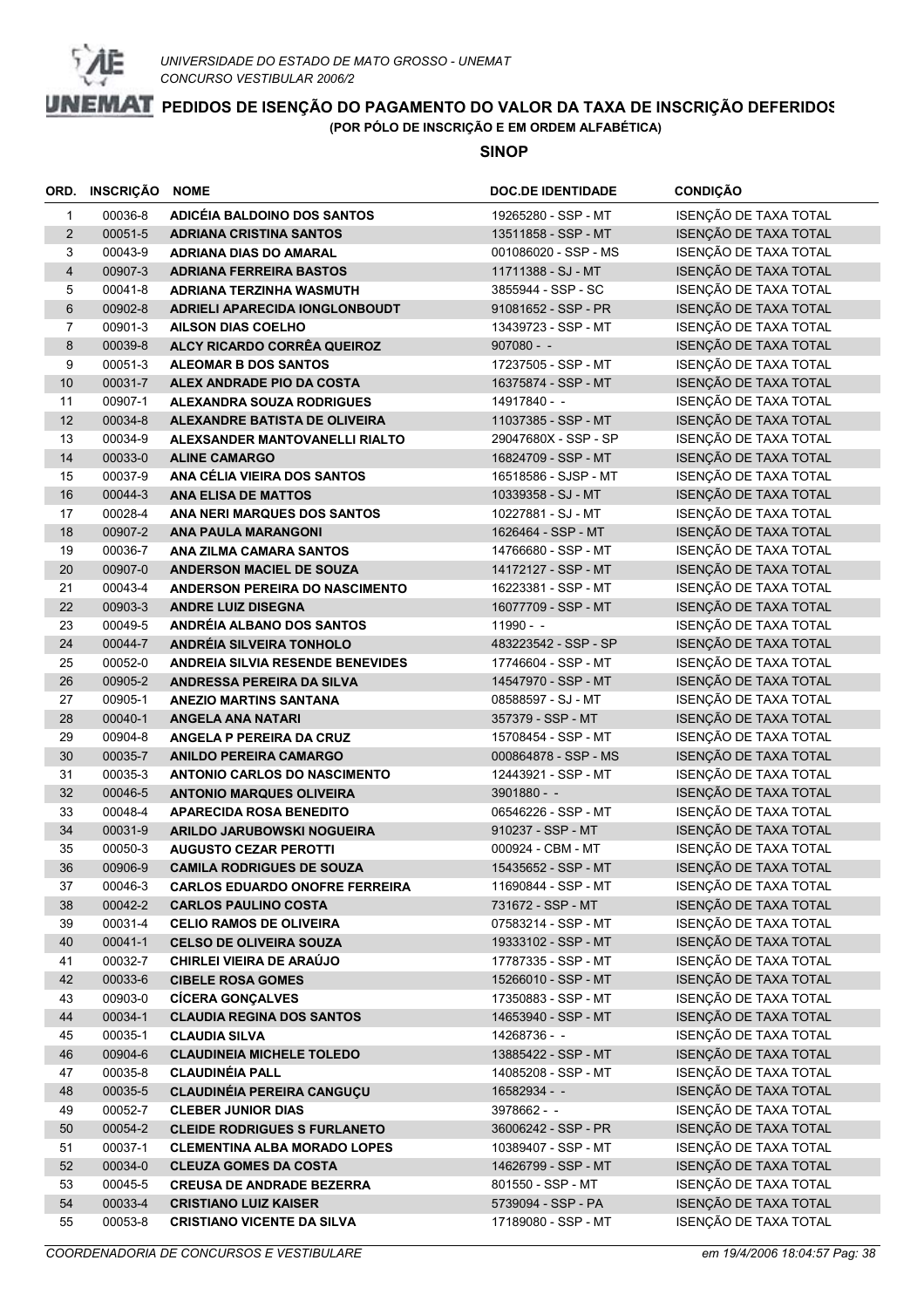UNIVERSIDADE DO ESTADO DE MATO GROSSO - UNEMAT
CONCURSO VESTIBULAR 2006/2

# PEDIDOS DE ISENÇÃO DO PAGAMENTO DO VALOR DA TAXA DE INSCRIÇÃO DEFERIDOS

**(POR PÓLO DE INSCRIÇÃO E EM ORDEM ALFABÉTICA)**

## SINOP

| ORD. | INSCRIÇÃO | NOME | DOC.DE IDENTIDADE | CONDIÇÃO |
|---|---|---|---|---|
| 1 | 00036-8 | **ADICÉIA BALDOINO DOS SANTOS** | 19265280 - SSP - MT | ISENÇÃO DE TAXA TOTAL |
| 2 | 00051-5 | **ADRIANA CRISTINA SANTOS** | 13511858 - SSP - MT | ISENÇÃO DE TAXA TOTAL |
| 3 | 00043-9 | **ADRIANA DIAS DO AMARAL** | 001086020 - SSP - MS | ISENÇÃO DE TAXA TOTAL |
| 4 | 00907-3 | **ADRIANA FERREIRA BASTOS** | 11711388 - SJ - MT | ISENÇÃO DE TAXA TOTAL |
| 5 | 00041-8 | **ADRIANA TERZINHA WASMUTH** | 3855944 - SSP - SC | ISENÇÃO DE TAXA TOTAL |
| 6 | 00902-8 | **ADRIELI APARECIDA IONGLONBOUDT** | 91081652 - SSP - PR | ISENÇÃO DE TAXA TOTAL |
| 7 | 00901-3 | **AILSON DIAS COELHO** | 13439723 - SSP - MT | ISENÇÃO DE TAXA TOTAL |
| 8 | 00039-8 | **ALCY RICARDO CORRÊA QUEIROZ** | 907080 - - | ISENÇÃO DE TAXA TOTAL |
| 9 | 00051-3 | **ALEOMAR B DOS SANTOS** | 17237505 - SSP - MT | ISENÇÃO DE TAXA TOTAL |
| 10 | 00031-7 | **ALEX ANDRADE PIO DA COSTA** | 16375874 - SSP - MT | ISENÇÃO DE TAXA TOTAL |
| 11 | 00907-1 | **ALEXANDRA SOUZA RODRIGUES** | 14917840 - - | ISENÇÃO DE TAXA TOTAL |
| 12 | 00034-8 | **ALEXANDRE BATISTA DE OLIVEIRA** | 11037385 - SSP - MT | ISENÇÃO DE TAXA TOTAL |
| 13 | 00034-9 | **ALEXSANDER MANTOVANELLI RIALTO** | 29047680X - SSP - SP | ISENÇÃO DE TAXA TOTAL |
| 14 | 00033-0 | **ALINE CAMARGO** | 16824709 - SSP - MT | ISENÇÃO DE TAXA TOTAL |
| 15 | 00037-9 | **ANA CÉLIA VIEIRA DOS SANTOS** | 16518586 - SJSP - MT | ISENÇÃO DE TAXA TOTAL |
| 16 | 00044-3 | **ANA ELISA DE MATTOS** | 10339358 - SJ - MT | ISENÇÃO DE TAXA TOTAL |
| 17 | 00028-4 | **ANA NERI MARQUES DOS SANTOS** | 10227881 - SJ - MT | ISENÇÃO DE TAXA TOTAL |
| 18 | 00907-2 | **ANA PAULA MARANGONI** | 1626464 - SSP - MT | ISENÇÃO DE TAXA TOTAL |
| 19 | 00036-7 | **ANA ZILMA CAMARA SANTOS** | 14766680 - SSP - MT | ISENÇÃO DE TAXA TOTAL |
| 20 | 00907-0 | **ANDERSON MACIEL DE SOUZA** | 14172127 - SSP - MT | ISENÇÃO DE TAXA TOTAL |
| 21 | 00043-4 | **ANDERSON PEREIRA DO NASCIMENTO** | 16223381 - SSP - MT | ISENÇÃO DE TAXA TOTAL |
| 22 | 00903-3 | **ANDRE LUIZ DISEGNA** | 16077709 - SSP - MT | ISENÇÃO DE TAXA TOTAL |
| 23 | 00049-5 | **ANDRÉIA ALBANO DOS SANTOS** | 11990 - - | ISENÇÃO DE TAXA TOTAL |
| 24 | 00044-7 | **ANDRÉIA SILVEIRA TONHOLO** | 483223542 - SSP - SP | ISENÇÃO DE TAXA TOTAL |
| 25 | 00052-0 | **ANDREIA SILVIA RESENDE BENEVIDES** | 17746604 - SSP - MT | ISENÇÃO DE TAXA TOTAL |
| 26 | 00905-2 | **ANDRESSA PEREIRA DA SILVA** | 14547970 - SSP - MT | ISENÇÃO DE TAXA TOTAL |
| 27 | 00905-1 | **ANEZIO MARTINS SANTANA** | 08588597 - SJ - MT | ISENÇÃO DE TAXA TOTAL |
| 28 | 00040-1 | **ANGELA ANA NATARI** | 357379 - SSP - MT | ISENÇÃO DE TAXA TOTAL |
| 29 | 00904-8 | **ANGELA P PEREIRA DA CRUZ** | 15708454 - SSP - MT | ISENÇÃO DE TAXA TOTAL |
| 30 | 00035-7 | **ANILDO PEREIRA CAMARGO** | 000864878 - SSP - MS | ISENÇÃO DE TAXA TOTAL |
| 31 | 00035-3 | **ANTONIO CARLOS DO NASCIMENTO** | 12443921 - SSP - MT | ISENÇÃO DE TAXA TOTAL |
| 32 | 00046-5 | **ANTONIO MARQUES OLIVEIRA** | 3901880 - - | ISENÇÃO DE TAXA TOTAL |
| 33 | 00048-4 | **APARECIDA ROSA BENEDITO** | 06546226 - SSP - MT | ISENÇÃO DE TAXA TOTAL |
| 34 | 00031-9 | **ARILDO JARUBOWSKI NOGUEIRA** | 910237 - SSP - MT | ISENÇÃO DE TAXA TOTAL |
| 35 | 00050-3 | **AUGUSTO CEZAR PEROTTI** | 000924 - CBM - MT | ISENÇÃO DE TAXA TOTAL |
| 36 | 00906-9 | **CAMILA RODRIGUES DE SOUZA** | 15435652 - SSP - MT | ISENÇÃO DE TAXA TOTAL |
| 37 | 00046-3 | **CARLOS EDUARDO ONOFRE FERREIRA** | 11690844 - SSP - MT | ISENÇÃO DE TAXA TOTAL |
| 38 | 00042-2 | **CARLOS PAULINO COSTA** | 731672 - SSP - MT | ISENÇÃO DE TAXA TOTAL |
| 39 | 00031-4 | **CELIO RAMOS DE OLIVEIRA** | 07583214 - SSP - MT | ISENÇÃO DE TAXA TOTAL |
| 40 | 00041-1 | **CELSO DE OLIVEIRA SOUZA** | 19333102 - SSP - MT | ISENÇÃO DE TAXA TOTAL |
| 41 | 00032-7 | **CHIRLEI VIEIRA DE ARAÚJO** | 17787335 - SSP - MT | ISENÇÃO DE TAXA TOTAL |
| 42 | 00033-6 | **CIBELE ROSA GOMES** | 15266010 - SSP - MT | ISENÇÃO DE TAXA TOTAL |
| 43 | 00903-0 | **CÍCERA GONÇALVES** | 17350883 - SSP - MT | ISENÇÃO DE TAXA TOTAL |
| 44 | 00034-1 | **CLAUDIA REGINA DOS SANTOS** | 14653940 - SSP - MT | ISENÇÃO DE TAXA TOTAL |
| 45 | 00035-1 | **CLAUDIA SILVA** | 14268736 - - | ISENÇÃO DE TAXA TOTAL |
| 46 | 00904-6 | **CLAUDINEIA MICHELE TOLEDO** | 13885422 - SSP - MT | ISENÇÃO DE TAXA TOTAL |
| 47 | 00035-8 | **CLAUDINÉIA PALL** | 14085208 - SSP - MT | ISENÇÃO DE TAXA TOTAL |
| 48 | 00035-5 | **CLAUDINÉIA PEREIRA CANGUÇU** | 16582934 - - | ISENÇÃO DE TAXA TOTAL |
| 49 | 00052-7 | **CLEBER JUNIOR DIAS** | 3978662 - - | ISENÇÃO DE TAXA TOTAL |
| 50 | 00054-2 | **CLEIDE RODRIGUES S FURLANETO** | 36006242 - SSP - PR | ISENÇÃO DE TAXA TOTAL |
| 51 | 00037-1 | **CLEMENTINA ALBA MORADO LOPES** | 10389407 - SSP - MT | ISENÇÃO DE TAXA TOTAL |
| 52 | 00034-0 | **CLEUZA GOMES DA COSTA** | 14626799 - SSP - MT | ISENÇÃO DE TAXA TOTAL |
| 53 | 00045-5 | **CREUSA DE ANDRADE BEZERRA** | 801550 - SSP - MT | ISENÇÃO DE TAXA TOTAL |
| 54 | 00033-4 | **CRISTIANO LUIZ KAISER** | 5739094 - SSP - PA | ISENÇÃO DE TAXA TOTAL |
| 55 | 00053-8 | **CRISTIANO VICENTE DA SILVA** | 17189080 - SSP - MT | ISENÇÃO DE TAXA TOTAL |

*COORDENADORIA DE CONCURSOS E VESTIBULARE* *em 19/4/2006 18:04:57*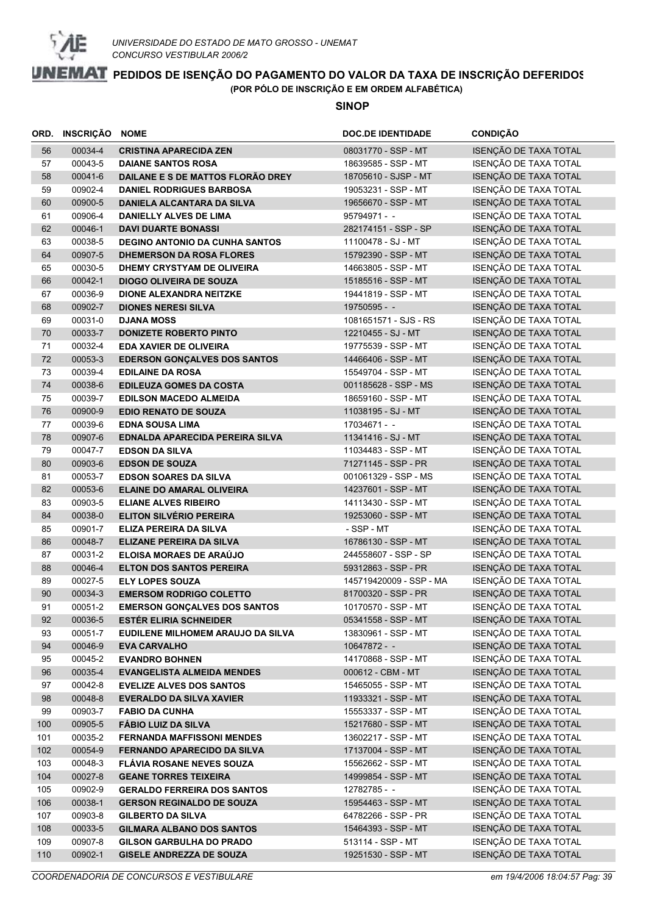UNIVERSIDADE DO ESTADO DE MATO GROSSO - UNEMAT
CONCURSO VESTIBULAR 2006/2

# PEDIDOS DE ISENÇÃO DO PAGAMENTO DO VALOR DA TAXA DE INSCRIÇÃO DEFERIDOS

**(POR PÓLO DE INSCRIÇÃO E EM ORDEM ALFABÉTICA)**

## SINOP

| ORD. | INSCRIÇÃO | NOME | DOC.DE IDENTIDADE | CONDIÇÃO |
|---|---|---|---|---|
| 56 | 00034-4 | **CRISTINA APARECIDA ZEN** | 08031770 - SSP - MT | ISENÇÃO DE TAXA TOTAL |
| 57 | 00043-5 | **DAIANE SANTOS ROSA** | 18639585 - SSP - MT | ISENÇÃO DE TAXA TOTAL |
| 58 | 00041-6 | **DAILANE E S DE MATTOS FLORÃO DREY** | 18705610 - SJSP - MT | ISENÇÃO DE TAXA TOTAL |
| 59 | 00902-4 | **DANIEL RODRIGUES BARBOSA** | 19053231 - SSP - MT | ISENÇÃO DE TAXA TOTAL |
| 60 | 00900-5 | **DANIELA ALCANTARA DA SILVA** | 19656670 - SSP - MT | ISENÇÃO DE TAXA TOTAL |
| 61 | 00906-4 | **DANIELLY ALVES DE LIMA** | 95794971 - - | ISENÇÃO DE TAXA TOTAL |
| 62 | 00046-1 | **DAVI DUARTE BONASSI** | 282174151 - SSP - SP | ISENÇÃO DE TAXA TOTAL |
| 63 | 00038-5 | **DEGINO ANTONIO DA CUNHA SANTOS** | 11100478 - SJ - MT | ISENÇÃO DE TAXA TOTAL |
| 64 | 00907-5 | **DHEMERSON DA ROSA FLORES** | 15792390 - SSP - MT | ISENÇÃO DE TAXA TOTAL |
| 65 | 00030-5 | **DHEMY CRYSTYAM DE OLIVEIRA** | 14663805 - SSP - MT | ISENÇÃO DE TAXA TOTAL |
| 66 | 00042-1 | **DIOGO OLIVEIRA DE SOUZA** | 15185516 - SSP - MT | ISENÇÃO DE TAXA TOTAL |
| 67 | 00036-9 | **DIONE ALEXANDRA NEITZKE** | 19441819 - SSP - MT | ISENÇÃO DE TAXA TOTAL |
| 68 | 00902-7 | **DIONES NERESI SILVA** | 19750595 - - | ISENÇÃO DE TAXA TOTAL |
| 69 | 00031-0 | **DJANA MOSS** | 1081651571 - SJS - RS | ISENÇÃO DE TAXA TOTAL |
| 70 | 00033-7 | **DONIZETE ROBERTO PINTO** | 12210455 - SJ - MT | ISENÇÃO DE TAXA TOTAL |
| 71 | 00032-4 | **EDA XAVIER DE OLIVEIRA** | 19775539 - SSP - MT | ISENÇÃO DE TAXA TOTAL |
| 72 | 00053-3 | **EDERSON GONÇALVES DOS SANTOS** | 14466406 - SSP - MT | ISENÇÃO DE TAXA TOTAL |
| 73 | 00039-4 | **EDILAINE DA ROSA** | 15549704 - SSP - MT | ISENÇÃO DE TAXA TOTAL |
| 74 | 00038-6 | **EDILEUZA GOMES DA COSTA** | 001185628 - SSP - MS | ISENÇÃO DE TAXA TOTAL |
| 75 | 00039-7 | **EDILSON MACEDO ALMEIDA** | 18659160 - SSP - MT | ISENÇÃO DE TAXA TOTAL |
| 76 | 00900-9 | **EDIO RENATO DE SOUZA** | 11038195 - SJ - MT | ISENÇÃO DE TAXA TOTAL |
| 77 | 00039-6 | **EDNA SOUSA LIMA** | 17034671 - - | ISENÇÃO DE TAXA TOTAL |
| 78 | 00907-6 | **EDNALDA APARECIDA PEREIRA SILVA** | 11341416 - SJ - MT | ISENÇÃO DE TAXA TOTAL |
| 79 | 00047-7 | **EDSON DA SILVA** | 11034483 - SSP - MT | ISENÇÃO DE TAXA TOTAL |
| 80 | 00903-6 | **EDSON DE SOUZA** | 71271145 - SSP - PR | ISENÇÃO DE TAXA TOTAL |
| 81 | 00053-7 | **EDSON SOARES DA SILVA** | 001061329 - SSP - MS | ISENÇÃO DE TAXA TOTAL |
| 82 | 00053-6 | **ELAINE DO AMARAL OLIVEIRA** | 14237601 - SSP - MT | ISENÇÃO DE TAXA TOTAL |
| 83 | 00903-5 | **ELIANE ALVES RIBEIRO** | 14113430 - SSP - MT | ISENÇÃO DE TAXA TOTAL |
| 84 | 00038-0 | **ELITON SILVÉRIO PEREIRA** | 19253060 - SSP - MT | ISENÇÃO DE TAXA TOTAL |
| 85 | 00901-7 | **ELIZA PEREIRA DA SILVA** | - SSP - MT | ISENÇÃO DE TAXA TOTAL |
| 86 | 00048-7 | **ELIZANE PEREIRA DA SILVA** | 16786130 - SSP - MT | ISENÇÃO DE TAXA TOTAL |
| 87 | 00031-2 | **ELOISA MORAES DE ARAÚJO** | 244558607 - SSP - SP | ISENÇÃO DE TAXA TOTAL |
| 88 | 00046-4 | **ELTON DOS SANTOS PEREIRA** | 59312863 - SSP - PR | ISENÇÃO DE TAXA TOTAL |
| 89 | 00027-5 | **ELY LOPES SOUZA** | 145719420009 - SSP - MA | ISENÇÃO DE TAXA TOTAL |
| 90 | 00034-3 | **EMERSOM RODRIGO COLETTO** | 81700320 - SSP - PR | ISENÇÃO DE TAXA TOTAL |
| 91 | 00051-2 | **EMERSON GONÇALVES DOS SANTOS** | 10170570 - SSP - MT | ISENÇÃO DE TAXA TOTAL |
| 92 | 00036-5 | **ESTÉR ELIRIA SCHNEIDER** | 05341558 - SSP - MT | ISENÇÃO DE TAXA TOTAL |
| 93 | 00051-7 | **EUDILENE MILHOMEM ARAUJO DA SILVA** | 13830961 - SSP - MT | ISENÇÃO DE TAXA TOTAL |
| 94 | 00046-9 | **EVA CARVALHO** | 10647872 - - | ISENÇÃO DE TAXA TOTAL |
| 95 | 00045-2 | **EVANDRO BOHNEN** | 14170868 - SSP - MT | ISENÇÃO DE TAXA TOTAL |
| 96 | 00035-4 | **EVANGELISTA ALMEIDA MENDES** | 000612 - CBM - MT | ISENÇÃO DE TAXA TOTAL |
| 97 | 00042-8 | **EVELIZE ALVES DOS SANTOS** | 15465055 - SSP - MT | ISENÇÃO DE TAXA TOTAL |
| 98 | 00048-8 | **EVERALDO DA SILVA XAVIER** | 11933321 - SSP - MT | ISENÇÃO DE TAXA TOTAL |
| 99 | 00903-7 | **FABIO DA CUNHA** | 15553337 - SSP - MT | ISENÇÃO DE TAXA TOTAL |
| 100 | 00905-5 | **FÁBIO LUIZ DA SILVA** | 15217680 - SSP - MT | ISENÇÃO DE TAXA TOTAL |
| 101 | 00035-2 | **FERNANDA MAFFISSONI MENDES** | 13602217 - SSP - MT | ISENÇÃO DE TAXA TOTAL |
| 102 | 00054-9 | **FERNANDO APARECIDO DA SILVA** | 17137004 - SSP - MT | ISENÇÃO DE TAXA TOTAL |
| 103 | 00048-3 | **FLÁVIA ROSANE NEVES SOUZA** | 15562662 - SSP - MT | ISENÇÃO DE TAXA TOTAL |
| 104 | 00027-8 | **GEANE TORRES TEIXEIRA** | 14999854 - SSP - MT | ISENÇÃO DE TAXA TOTAL |
| 105 | 00902-9 | **GERALDO FERREIRA DOS SANTOS** | 12782785 - - | ISENÇÃO DE TAXA TOTAL |
| 106 | 00038-1 | **GERSON REGINALDO DE SOUZA** | 15954463 - SSP - MT | ISENÇÃO DE TAXA TOTAL |
| 107 | 00903-8 | **GILBERTO DA SILVA** | 64782266 - SSP - PR | ISENÇÃO DE TAXA TOTAL |
| 108 | 00033-5 | **GILMARA ALBANO DOS SANTOS** | 15464393 - SSP - MT | ISENÇÃO DE TAXA TOTAL |
| 109 | 00907-8 | **GILSON GARBULHA DO PRADO** | 513114 - SSP - MT | ISENÇÃO DE TAXA TOTAL |
| 110 | 00902-1 | **GISELE ANDREZZA DE SOUZA** | 19251530 - SSP - MT | ISENÇÃO DE TAXA TOTAL |

*COORDENADORIA DE CONCURSOS E VESTIBULARE* — *em 19/4/2006 18:04:57*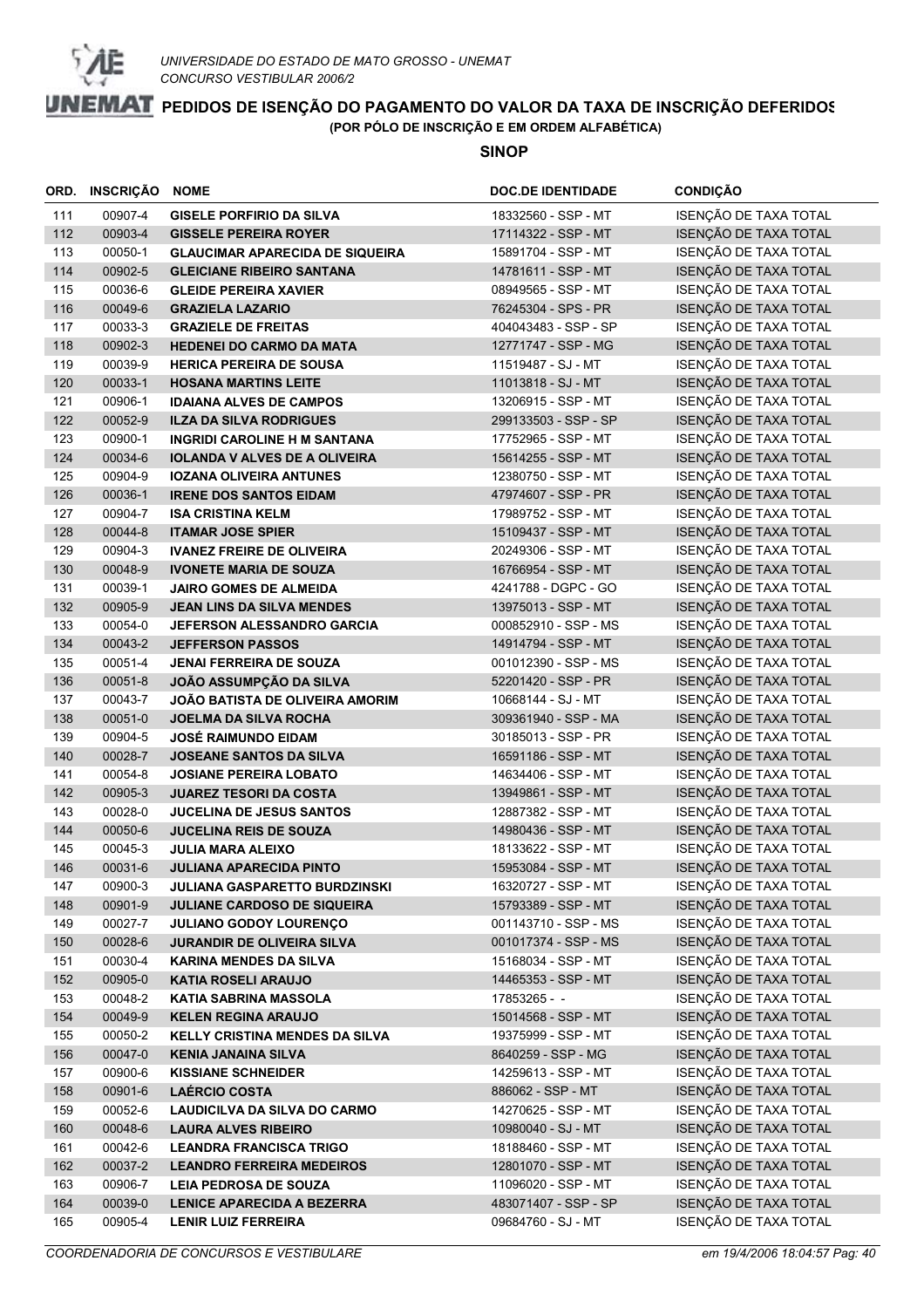UNIVERSIDADE DO ESTADO DE MATO GROSSO - UNEMAT
CONCURSO VESTIBULAR 2006/2

# PEDIDOS DE ISENÇÃO DO PAGAMENTO DO VALOR DA TAXA DE INSCRIÇÃO DEFERIDOS

**(POR PÓLO DE INSCRIÇÃO E EM ORDEM ALFABÉTICA)**

## SINOP

| ORD. | INSCRIÇÃO | NOME | DOC.DE IDENTIDADE | CONDIÇÃO |
|---|---|---|---|---|
| 111 | 00907-4 | GISELE PORFIRIO DA SILVA | 18332560 - SSP - MT | ISENÇÃO DE TAXA TOTAL |
| 112 | 00903-4 | GISSELE PEREIRA ROYER | 17114322 - SSP - MT | ISENÇÃO DE TAXA TOTAL |
| 113 | 00050-1 | GLAUCIMAR APARECIDA DE SIQUEIRA | 15891704 - SSP - MT | ISENÇÃO DE TAXA TOTAL |
| 114 | 00902-5 | GLEICIANE RIBEIRO SANTANA | 14781611 - SSP - MT | ISENÇÃO DE TAXA TOTAL |
| 115 | 00036-6 | GLEIDE PEREIRA XAVIER | 08949565 - SSP - MT | ISENÇÃO DE TAXA TOTAL |
| 116 | 00049-6 | GRAZIELA LAZARIO | 76245304 - SPS - PR | ISENÇÃO DE TAXA TOTAL |
| 117 | 00033-3 | GRAZIELE DE FREITAS | 404043483 - SSP - SP | ISENÇÃO DE TAXA TOTAL |
| 118 | 00902-3 | HEDENEI DO CARMO DA MATA | 12771747 - SSP - MG | ISENÇÃO DE TAXA TOTAL |
| 119 | 00039-9 | HERICA PEREIRA DE SOUSA | 11519487 - SJ - MT | ISENÇÃO DE TAXA TOTAL |
| 120 | 00033-1 | HOSANA MARTINS LEITE | 11013818 - SJ - MT | ISENÇÃO DE TAXA TOTAL |
| 121 | 00906-1 | IDAIANA ALVES DE CAMPOS | 13206915 - SSP - MT | ISENÇÃO DE TAXA TOTAL |
| 122 | 00052-9 | ILZA DA SILVA RODRIGUES | 299133503 - SSP - SP | ISENÇÃO DE TAXA TOTAL |
| 123 | 00900-1 | INGRIDI CAROLINE H M SANTANA | 17752965 - SSP - MT | ISENÇÃO DE TAXA TOTAL |
| 124 | 00034-6 | IOLANDA V ALVES DE A OLIVEIRA | 15614255 - SSP - MT | ISENÇÃO DE TAXA TOTAL |
| 125 | 00904-9 | IOZANA OLIVEIRA ANTUNES | 12380750 - SSP - MT | ISENÇÃO DE TAXA TOTAL |
| 126 | 00036-1 | IRENE DOS SANTOS EIDAM | 47974607 - SSP - PR | ISENÇÃO DE TAXA TOTAL |
| 127 | 00904-7 | ISA CRISTINA KELM | 17989752 - SSP - MT | ISENÇÃO DE TAXA TOTAL |
| 128 | 00044-8 | ITAMAR JOSE SPIER | 15109437 - SSP - MT | ISENÇÃO DE TAXA TOTAL |
| 129 | 00904-3 | IVANEZ FREIRE DE OLIVEIRA | 20249306 - SSP - MT | ISENÇÃO DE TAXA TOTAL |
| 130 | 00048-9 | IVONETE MARIA DE SOUZA | 16766954 - SSP - MT | ISENÇÃO DE TAXA TOTAL |
| 131 | 00039-1 | JAIRO GOMES DE ALMEIDA | 4241788 - DGPC - GO | ISENÇÃO DE TAXA TOTAL |
| 132 | 00905-9 | JEAN LINS DA SILVA MENDES | 13975013 - SSP - MT | ISENÇÃO DE TAXA TOTAL |
| 133 | 00054-0 | JEFERSON ALESSANDRO GARCIA | 000852910 - SSP - MS | ISENÇÃO DE TAXA TOTAL |
| 134 | 00043-2 | JEFFERSON PASSOS | 14914794 - SSP - MT | ISENÇÃO DE TAXA TOTAL |
| 135 | 00051-4 | JENAI FERREIRA DE SOUZA | 001012390 - SSP - MS | ISENÇÃO DE TAXA TOTAL |
| 136 | 00051-8 | JOÃO ASSUMPÇÃO DA SILVA | 52201420 - SSP - PR | ISENÇÃO DE TAXA TOTAL |
| 137 | 00043-7 | JOÃO BATISTA DE OLIVEIRA AMORIM | 10668144 - SJ - MT | ISENÇÃO DE TAXA TOTAL |
| 138 | 00051-0 | JOELMA DA SILVA ROCHA | 309361940 - SSP - MA | ISENÇÃO DE TAXA TOTAL |
| 139 | 00904-5 | JOSÉ RAIMUNDO EIDAM | 30185013 - SSP - PR | ISENÇÃO DE TAXA TOTAL |
| 140 | 00028-7 | JOSEANE SANTOS DA SILVA | 16591186 - SSP - MT | ISENÇÃO DE TAXA TOTAL |
| 141 | 00054-8 | JOSIANE PEREIRA LOBATO | 14634406 - SSP - MT | ISENÇÃO DE TAXA TOTAL |
| 142 | 00905-3 | JUAREZ TESORI DA COSTA | 13949861 - SSP - MT | ISENÇÃO DE TAXA TOTAL |
| 143 | 00028-0 | JUCELINA DE JESUS SANTOS | 12887382 - SSP - MT | ISENÇÃO DE TAXA TOTAL |
| 144 | 00050-6 | JUCELINA REIS DE SOUZA | 14980436 - SSP - MT | ISENÇÃO DE TAXA TOTAL |
| 145 | 00045-3 | JULIA MARA ALEIXO | 18133622 - SSP - MT | ISENÇÃO DE TAXA TOTAL |
| 146 | 00031-6 | JULIANA APARECIDA PINTO | 15953084 - SSP - MT | ISENÇÃO DE TAXA TOTAL |
| 147 | 00900-3 | JULIANA GASPARETTO BURDZINSKI | 16320727 - SSP - MT | ISENÇÃO DE TAXA TOTAL |
| 148 | 00901-9 | JULIANE CARDOSO DE SIQUEIRA | 15793389 - SSP - MT | ISENÇÃO DE TAXA TOTAL |
| 149 | 00027-7 | JULIANO GODOY LOURENÇO | 001143710 - SSP - MS | ISENÇÃO DE TAXA TOTAL |
| 150 | 00028-6 | JURANDIR DE OLIVEIRA SILVA | 001017374 - SSP - MS | ISENÇÃO DE TAXA TOTAL |
| 151 | 00030-4 | KARINA MENDES DA SILVA | 15168034 - SSP - MT | ISENÇÃO DE TAXA TOTAL |
| 152 | 00905-0 | KATIA ROSELI ARAUJO | 14465353 - SSP - MT | ISENÇÃO DE TAXA TOTAL |
| 153 | 00048-2 | KATIA SABRINA MASSOLA | 17853265 - - | ISENÇÃO DE TAXA TOTAL |
| 154 | 00049-9 | KELEN REGINA ARAUJO | 15014568 - SSP - MT | ISENÇÃO DE TAXA TOTAL |
| 155 | 00050-2 | KELLY CRISTINA MENDES DA SILVA | 19375999 - SSP - MT | ISENÇÃO DE TAXA TOTAL |
| 156 | 00047-0 | KENIA JANAINA SILVA | 8640259 - SSP - MG | ISENÇÃO DE TAXA TOTAL |
| 157 | 00900-6 | KISSIANE SCHNEIDER | 14259613 - SSP - MT | ISENÇÃO DE TAXA TOTAL |
| 158 | 00901-6 | LAÉRCIO COSTA | 886062 - SSP - MT | ISENÇÃO DE TAXA TOTAL |
| 159 | 00052-6 | LAUDICILVA DA SILVA DO CARMO | 14270625 - SSP - MT | ISENÇÃO DE TAXA TOTAL |
| 160 | 00048-6 | LAURA ALVES RIBEIRO | 10980040 - SJ - MT | ISENÇÃO DE TAXA TOTAL |
| 161 | 00042-6 | LEANDRA FRANCISCA TRIGO | 18188460 - SSP - MT | ISENÇÃO DE TAXA TOTAL |
| 162 | 00037-2 | LEANDRO FERREIRA MEDEIROS | 12801070 - SSP - MT | ISENÇÃO DE TAXA TOTAL |
| 163 | 00906-7 | LEIA PEDROSA DE SOUZA | 11096020 - SSP - MT | ISENÇÃO DE TAXA TOTAL |
| 164 | 00039-0 | LENICE APARECIDA A BEZERRA | 483071407 - SSP - SP | ISENÇÃO DE TAXA TOTAL |
| 165 | 00905-4 | LENIR LUIZ FERREIRA | 09684760 - SJ - MT | ISENÇÃO DE TAXA TOTAL |

*COORDENADORIA DE CONCURSOS E VESTIBULARE* — *em 19/4/2006 18:04:57*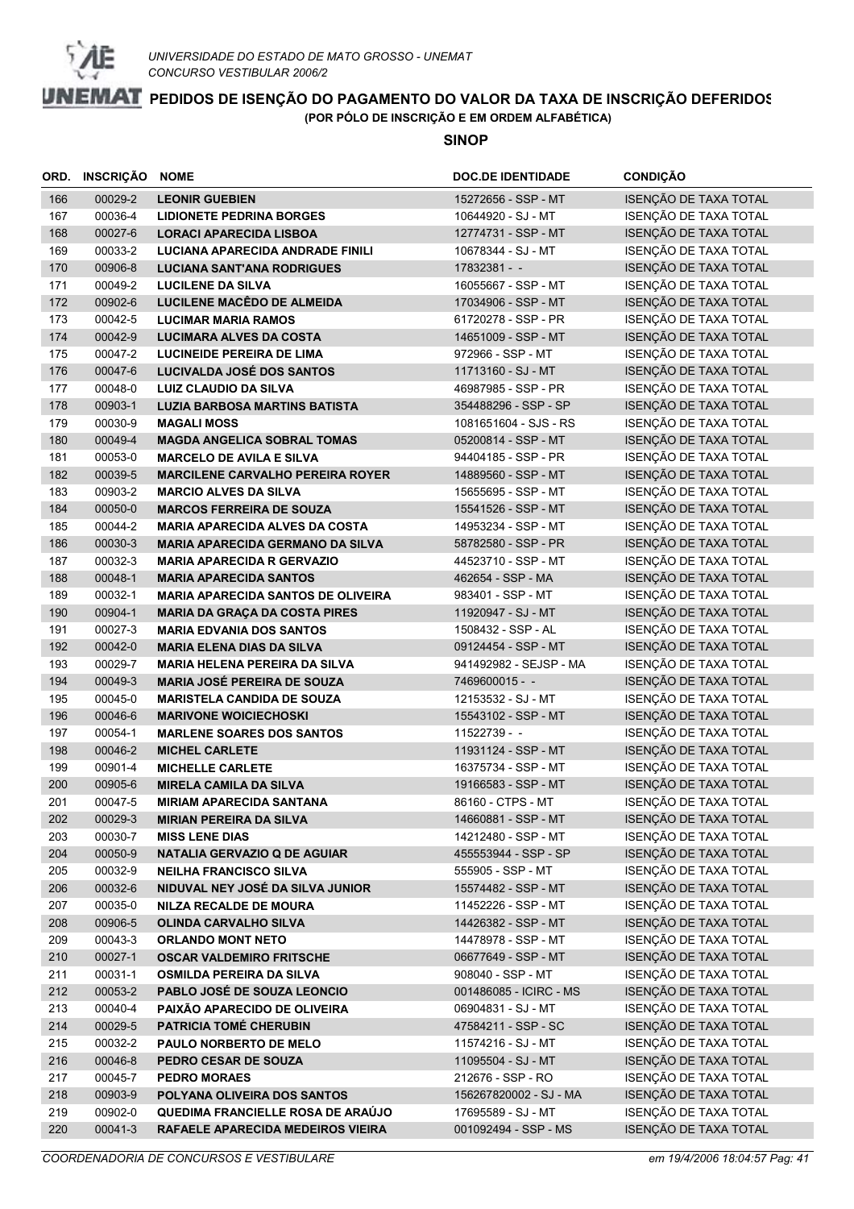UNIVERSIDADE DO ESTADO DE MATO GROSSO - UNEMAT
CONCURSO VESTIBULAR 2006/2

# PEDIDOS DE ISENÇÃO DO PAGAMENTO DO VALOR DA TAXA DE INSCRIÇÃO DEFERIDOS

**(POR PÓLO DE INSCRIÇÃO E EM ORDEM ALFABÉTICA)**

## SINOP

| ORD. | INSCRIÇÃO | NOME | DOC.DE IDENTIDADE | CONDIÇÃO |
|---|---|---|---|---|
| 166 | 00029-2 | **LEONIR GUEBIEN** | 15272656 - SSP - MT | ISENÇÃO DE TAXA TOTAL |
| 167 | 00036-4 | **LIDIONETE PEDRINA BORGES** | 10644920 - SJ - MT | ISENÇÃO DE TAXA TOTAL |
| 168 | 00027-6 | **LORACI APARECIDA LISBOA** | 12774731 - SSP - MT | ISENÇÃO DE TAXA TOTAL |
| 169 | 00033-2 | **LUCIANA APARECIDA ANDRADE FINILI** | 10678344 - SJ - MT | ISENÇÃO DE TAXA TOTAL |
| 170 | 00906-8 | **LUCIANA SANT'ANA RODRIGUES** | 17832381 - - | ISENÇÃO DE TAXA TOTAL |
| 171 | 00049-2 | **LUCILENE DA SILVA** | 16055667 - SSP - MT | ISENÇÃO DE TAXA TOTAL |
| 172 | 00902-6 | **LUCILENE MACÊDO DE ALMEIDA** | 17034906 - SSP - MT | ISENÇÃO DE TAXA TOTAL |
| 173 | 00042-5 | **LUCIMAR MARIA RAMOS** | 61720278 - SSP - PR | ISENÇÃO DE TAXA TOTAL |
| 174 | 00042-9 | **LUCIMARA ALVES DA COSTA** | 14651009 - SSP - MT | ISENÇÃO DE TAXA TOTAL |
| 175 | 00047-2 | **LUCINEIDE PEREIRA DE LIMA** | 972966 - SSP - MT | ISENÇÃO DE TAXA TOTAL |
| 176 | 00047-6 | **LUCIVALDA JOSÉ DOS SANTOS** | 11713160 - SJ - MT | ISENÇÃO DE TAXA TOTAL |
| 177 | 00048-0 | **LUIZ CLAUDIO DA SILVA** | 46987985 - SSP - PR | ISENÇÃO DE TAXA TOTAL |
| 178 | 00903-1 | **LUZIA BARBOSA MARTINS BATISTA** | 354488296 - SSP - SP | ISENÇÃO DE TAXA TOTAL |
| 179 | 00030-9 | **MAGALI MOSS** | 1081651604 - SJS - RS | ISENÇÃO DE TAXA TOTAL |
| 180 | 00049-4 | **MAGDA ANGELICA SOBRAL TOMAS** | 05200814 - SSP - MT | ISENÇÃO DE TAXA TOTAL |
| 181 | 00053-0 | **MARCELO DE AVILA E SILVA** | 94404185 - SSP - PR | ISENÇÃO DE TAXA TOTAL |
| 182 | 00039-5 | **MARCILENE CARVALHO PEREIRA ROYER** | 14889560 - SSP - MT | ISENÇÃO DE TAXA TOTAL |
| 183 | 00903-2 | **MARCIO ALVES DA SILVA** | 15655695 - SSP - MT | ISENÇÃO DE TAXA TOTAL |
| 184 | 00050-0 | **MARCOS FERREIRA DE SOUZA** | 15541526 - SSP - MT | ISENÇÃO DE TAXA TOTAL |
| 185 | 00044-2 | **MARIA APARECIDA ALVES DA COSTA** | 14953234 - SSP - MT | ISENÇÃO DE TAXA TOTAL |
| 186 | 00030-3 | **MARIA APARECIDA GERMANO DA SILVA** | 58782580 - SSP - PR | ISENÇÃO DE TAXA TOTAL |
| 187 | 00032-3 | **MARIA APARECIDA R GERVAZIO** | 44523710 - SSP - MT | ISENÇÃO DE TAXA TOTAL |
| 188 | 00048-1 | **MARIA APARECIDA SANTOS** | 462654 - SSP - MA | ISENÇÃO DE TAXA TOTAL |
| 189 | 00032-1 | **MARIA APARECIDA SANTOS DE OLIVEIRA** | 983401 - SSP - MT | ISENÇÃO DE TAXA TOTAL |
| 190 | 00904-1 | **MARIA DA GRAÇA DA COSTA PIRES** | 11920947 - SJ - MT | ISENÇÃO DE TAXA TOTAL |
| 191 | 00027-3 | **MARIA EDVANIA DOS SANTOS** | 1508432 - SSP - AL | ISENÇÃO DE TAXA TOTAL |
| 192 | 00042-0 | **MARIA ELENA DIAS DA SILVA** | 09124454 - SSP - MT | ISENÇÃO DE TAXA TOTAL |
| 193 | 00029-7 | **MARIA HELENA PEREIRA DA SILVA** | 941492982 - SEJSP - MA | ISENÇÃO DE TAXA TOTAL |
| 194 | 00049-3 | **MARIA JOSÉ PEREIRA DE SOUZA** | 7469600015 - - | ISENÇÃO DE TAXA TOTAL |
| 195 | 00045-0 | **MARISTELA CANDIDA DE SOUZA** | 12153532 - SJ - MT | ISENÇÃO DE TAXA TOTAL |
| 196 | 00046-6 | **MARIVONE WOICIECHOSKI** | 15543102 - SSP - MT | ISENÇÃO DE TAXA TOTAL |
| 197 | 00054-1 | **MARLENE SOARES DOS SANTOS** | 11522739 - - | ISENÇÃO DE TAXA TOTAL |
| 198 | 00046-2 | **MICHEL CARLETE** | 11931124 - SSP - MT | ISENÇÃO DE TAXA TOTAL |
| 199 | 00901-4 | **MICHELLE CARLETE** | 16375734 - SSP - MT | ISENÇÃO DE TAXA TOTAL |
| 200 | 00905-6 | **MIRELA CAMILA DA SILVA** | 19166583 - SSP - MT | ISENÇÃO DE TAXA TOTAL |
| 201 | 00047-5 | **MIRIAM APARECIDA SANTANA** | 86160 - CTPS - MT | ISENÇÃO DE TAXA TOTAL |
| 202 | 00029-3 | **MIRIAN PEREIRA DA SILVA** | 14660881 - SSP - MT | ISENÇÃO DE TAXA TOTAL |
| 203 | 00030-7 | **MISS LENE DIAS** | 14212480 - SSP - MT | ISENÇÃO DE TAXA TOTAL |
| 204 | 00050-9 | **NATALIA GERVAZIO Q DE AGUIAR** | 455553944 - SSP - SP | ISENÇÃO DE TAXA TOTAL |
| 205 | 00032-9 | **NEILHA FRANCISCO SILVA** | 555905 - SSP - MT | ISENÇÃO DE TAXA TOTAL |
| 206 | 00032-6 | **NIDUVAL NEY JOSÉ DA SILVA JUNIOR** | 15574482 - SSP - MT | ISENÇÃO DE TAXA TOTAL |
| 207 | 00035-0 | **NILZA RECALDE DE MOURA** | 11452226 - SSP - MT | ISENÇÃO DE TAXA TOTAL |
| 208 | 00906-5 | **OLINDA CARVALHO SILVA** | 14426382 - SSP - MT | ISENÇÃO DE TAXA TOTAL |
| 209 | 00043-3 | **ORLANDO MONT NETO** | 14478978 - SSP - MT | ISENÇÃO DE TAXA TOTAL |
| 210 | 00027-1 | **OSCAR VALDEMIRO FRITSCHE** | 06677649 - SSP - MT | ISENÇÃO DE TAXA TOTAL |
| 211 | 00031-1 | **OSMILDA PEREIRA DA SILVA** | 908040 - SSP - MT | ISENÇÃO DE TAXA TOTAL |
| 212 | 00053-2 | **PABLO JOSÉ DE SOUZA LEONCIO** | 001486085 - ICIRC - MS | ISENÇÃO DE TAXA TOTAL |
| 213 | 00040-4 | **PAIXÃO APARECIDO DE OLIVEIRA** | 06904831 - SJ - MT | ISENÇÃO DE TAXA TOTAL |
| 214 | 00029-5 | **PATRICIA TOMÉ CHERUBIN** | 47584211 - SSP - SC | ISENÇÃO DE TAXA TOTAL |
| 215 | 00032-2 | **PAULO NORBERTO DE MELO** | 11574216 - SJ - MT | ISENÇÃO DE TAXA TOTAL |
| 216 | 00046-8 | **PEDRO CESAR DE SOUZA** | 11095504 - SJ - MT | ISENÇÃO DE TAXA TOTAL |
| 217 | 00045-7 | **PEDRO MORAES** | 212676 - SSP - RO | ISENÇÃO DE TAXA TOTAL |
| 218 | 00903-9 | **POLYANA OLIVEIRA DOS SANTOS** | 156267820002 - SJ - MA | ISENÇÃO DE TAXA TOTAL |
| 219 | 00902-0 | **QUEDIMA FRANCIELLE ROSA DE ARAÚJO** | 17695589 - SJ - MT | ISENÇÃO DE TAXA TOTAL |
| 220 | 00041-3 | **RAFAELE APARECIDA MEDEIROS VIEIRA** | 001092494 - SSP - MS | ISENÇÃO DE TAXA TOTAL |

*COORDENADORIA DE CONCURSOS E VESTIBULARE* *em 19/4/2006 18:04:57*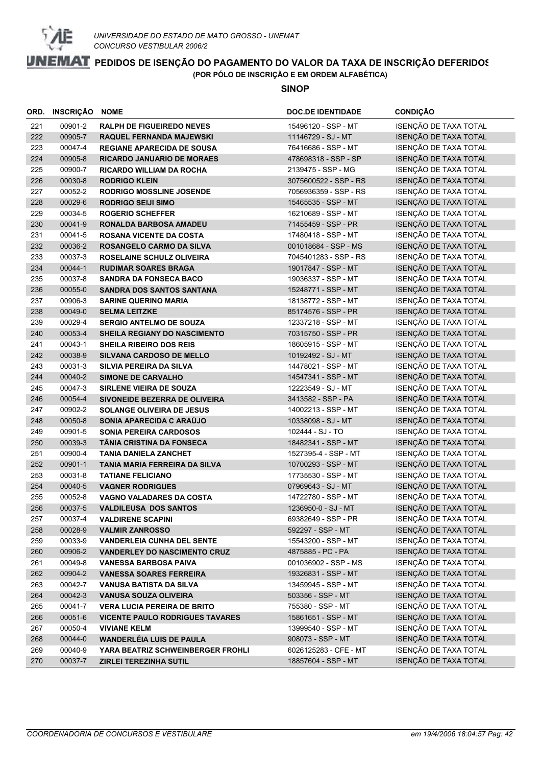UNIVERSIDADE DO ESTADO DE MATO GROSSO - UNEMAT
CONCURSO VESTIBULAR 2006/2

# PEDIDOS DE ISENÇÃO DO PAGAMENTO DO VALOR DA TAXA DE INSCRIÇÃO DEFERIDOS

**(POR PÓLO DE INSCRIÇÃO E EM ORDEM ALFABÉTICA)**

## SINOP

| ORD. | INSCRIÇÃO | NOME | DOC.DE IDENTIDADE | CONDIÇÃO |
|---|---|---|---|---|
| 221 | 00901-2 | RALPH DE FIGUEIREDO NEVES | 15496120 - SSP - MT | ISENÇÃO DE TAXA TOTAL |
| 222 | 00905-7 | RAQUEL FERNANDA MAJEWSKI | 11146729 - SJ - MT | ISENÇÃO DE TAXA TOTAL |
| 223 | 00047-4 | REGIANE APARECIDA DE SOUSA | 76416686 - SSP - MT | ISENÇÃO DE TAXA TOTAL |
| 224 | 00905-8 | RICARDO JANUARIO DE MORAES | 478698318 - SSP - SP | ISENÇÃO DE TAXA TOTAL |
| 225 | 00900-7 | RICARDO WILLIAM DA ROCHA | 2139475 - SSP - MG | ISENÇÃO DE TAXA TOTAL |
| 226 | 00030-8 | RODRIGO KLEIN | 3075600522 - SSP - RS | ISENÇÃO DE TAXA TOTAL |
| 227 | 00052-2 | RODRIGO MOSSLINE JOSENDE | 7056936359 - SSP - RS | ISENÇÃO DE TAXA TOTAL |
| 228 | 00029-6 | RODRIGO SEIJI SIMO | 15465535 - SSP - MT | ISENÇÃO DE TAXA TOTAL |
| 229 | 00034-5 | ROGERIO SCHEFFER | 16210689 - SSP - MT | ISENÇÃO DE TAXA TOTAL |
| 230 | 00041-9 | RONALDA BARBOSA AMADEU | 71455459 - SSP - PR | ISENÇÃO DE TAXA TOTAL |
| 231 | 00041-5 | ROSANA VICENTE DA COSTA | 17480418 - SSP - MT | ISENÇÃO DE TAXA TOTAL |
| 232 | 00036-2 | ROSANGELO CARMO DA SILVA | 001018684 - SSP - MS | ISENÇÃO DE TAXA TOTAL |
| 233 | 00037-3 | ROSELAINE SCHULZ OLIVEIRA | 7045401283 - SSP - RS | ISENÇÃO DE TAXA TOTAL |
| 234 | 00044-1 | RUDIMAR SOARES BRAGA | 19017847 - SSP - MT | ISENÇÃO DE TAXA TOTAL |
| 235 | 00037-8 | SANDRA DA FONSECA BACO | 19036337 - SSP - MT | ISENÇÃO DE TAXA TOTAL |
| 236 | 00055-0 | SANDRA DOS SANTOS SANTANA | 15248771 - SSP - MT | ISENÇÃO DE TAXA TOTAL |
| 237 | 00906-3 | SARINE QUERINO MARIA | 18138772 - SSP - MT | ISENÇÃO DE TAXA TOTAL |
| 238 | 00049-0 | SELMA LEITZKE | 85174576 - SSP - PR | ISENÇÃO DE TAXA TOTAL |
| 239 | 00029-4 | SERGIO ANTELMO DE SOUZA | 12337218 - SSP - MT | ISENÇÃO DE TAXA TOTAL |
| 240 | 00053-4 | SHEILA REGIANY DO NASCIMENTO | 70315750 - SSP - PR | ISENÇÃO DE TAXA TOTAL |
| 241 | 00043-1 | SHEILA RIBEIRO DOS REIS | 18605915 - SSP - MT | ISENÇÃO DE TAXA TOTAL |
| 242 | 00038-9 | SILVANA CARDOSO DE MELLO | 10192492 - SJ - MT | ISENÇÃO DE TAXA TOTAL |
| 243 | 00031-3 | SILVIA PEREIRA DA SILVA | 14478021 - SSP - MT | ISENÇÃO DE TAXA TOTAL |
| 244 | 00040-2 | SIMONE DE CARVALHO | 14547341 - SSP - MT | ISENÇÃO DE TAXA TOTAL |
| 245 | 00047-3 | SIRLENE VIEIRA DE SOUZA | 12223549 - SJ - MT | ISENÇÃO DE TAXA TOTAL |
| 246 | 00054-4 | SIVONEIDE BEZERRA DE OLIVEIRA | 3413582 - SSP - PA | ISENÇÃO DE TAXA TOTAL |
| 247 | 00902-2 | SOLANGE OLIVEIRA DE JESUS | 14002213 - SSP - MT | ISENÇÃO DE TAXA TOTAL |
| 248 | 00050-8 | SONIA APARECIDA C ARAÚJO | 10338098 - SJ - MT | ISENÇÃO DE TAXA TOTAL |
| 249 | 00901-5 | SONIA PEREIRA CARDOSOS | 102444 - SJ - TO | ISENÇÃO DE TAXA TOTAL |
| 250 | 00039-3 | TÂNIA CRISTINA DA FONSECA | 18482341 - SSP - MT | ISENÇÃO DE TAXA TOTAL |
| 251 | 00900-4 | TANIA DANIELA ZANCHET | 1527395-4 - SSP - MT | ISENÇÃO DE TAXA TOTAL |
| 252 | 00901-1 | TANIA MARIA FERREIRA DA SILVA | 10700293 - SSP - MT | ISENÇÃO DE TAXA TOTAL |
| 253 | 00031-8 | TATIANE FELICIANO | 17735530 - SSP - MT | ISENÇÃO DE TAXA TOTAL |
| 254 | 00040-5 | VAGNER RODRIGUES | 07969643 - SJ - MT | ISENÇÃO DE TAXA TOTAL |
| 255 | 00052-8 | VAGNO VALADARES DA COSTA | 14722780 - SSP - MT | ISENÇÃO DE TAXA TOTAL |
| 256 | 00037-5 | VALDILEUSA  DOS SANTOS | 1236950-0 - SJ - MT | ISENÇÃO DE TAXA TOTAL |
| 257 | 00037-4 | VALDIRENE SCAPINI | 69382649 - SSP - PR | ISENÇÃO DE TAXA TOTAL |
| 258 | 00028-9 | VALMIR ZANROSSO | 592297 - SSP - MT | ISENÇÃO DE TAXA TOTAL |
| 259 | 00033-9 | VANDERLEIA CUNHA DEL SENTE | 15543200 - SSP - MT | ISENÇÃO DE TAXA TOTAL |
| 260 | 00906-2 | VANDERLEY DO NASCIMENTO CRUZ | 4875885 - PC - PA | ISENÇÃO DE TAXA TOTAL |
| 261 | 00049-8 | VANESSA BARBOSA PAIVA | 001036902 - SSP - MS | ISENÇÃO DE TAXA TOTAL |
| 262 | 00904-2 | VANESSA SOARES FERREIRA | 19326831 - SSP - MT | ISENÇÃO DE TAXA TOTAL |
| 263 | 00042-7 | VANUSA BATISTA DA SILVA | 13459945 - SSP - MT | ISENÇÃO DE TAXA TOTAL |
| 264 | 00042-3 | VANUSA SOUZA OLIVEIRA | 503356 - SSP - MT | ISENÇÃO DE TAXA TOTAL |
| 265 | 00041-7 | VERA LUCIA PEREIRA DE BRITO | 755380 - SSP - MT | ISENÇÃO DE TAXA TOTAL |
| 266 | 00051-6 | VICENTE PAULO RODRIGUES TAVARES | 15861651 - SSP - MT | ISENÇÃO DE TAXA TOTAL |
| 267 | 00050-4 | VIVIANE KELM | 13999540 - SSP - MT | ISENÇÃO DE TAXA TOTAL |
| 268 | 00044-0 | WANDERLÉIA LUIS DE PAULA | 908073 - SSP - MT | ISENÇÃO DE TAXA TOTAL |
| 269 | 00040-9 | YARA BEATRIZ SCHWEINBERGER FROHLI | 6026125283 - CFE - MT | ISENÇÃO DE TAXA TOTAL |
| 270 | 00037-7 | ZIRLEI TEREZINHA SUTIL | 18857604 - SSP - MT | ISENÇÃO DE TAXA TOTAL |

*COORDENADORIA DE CONCURSOS E VESTIBULARE* — *em 19/4/2006 18:04:57*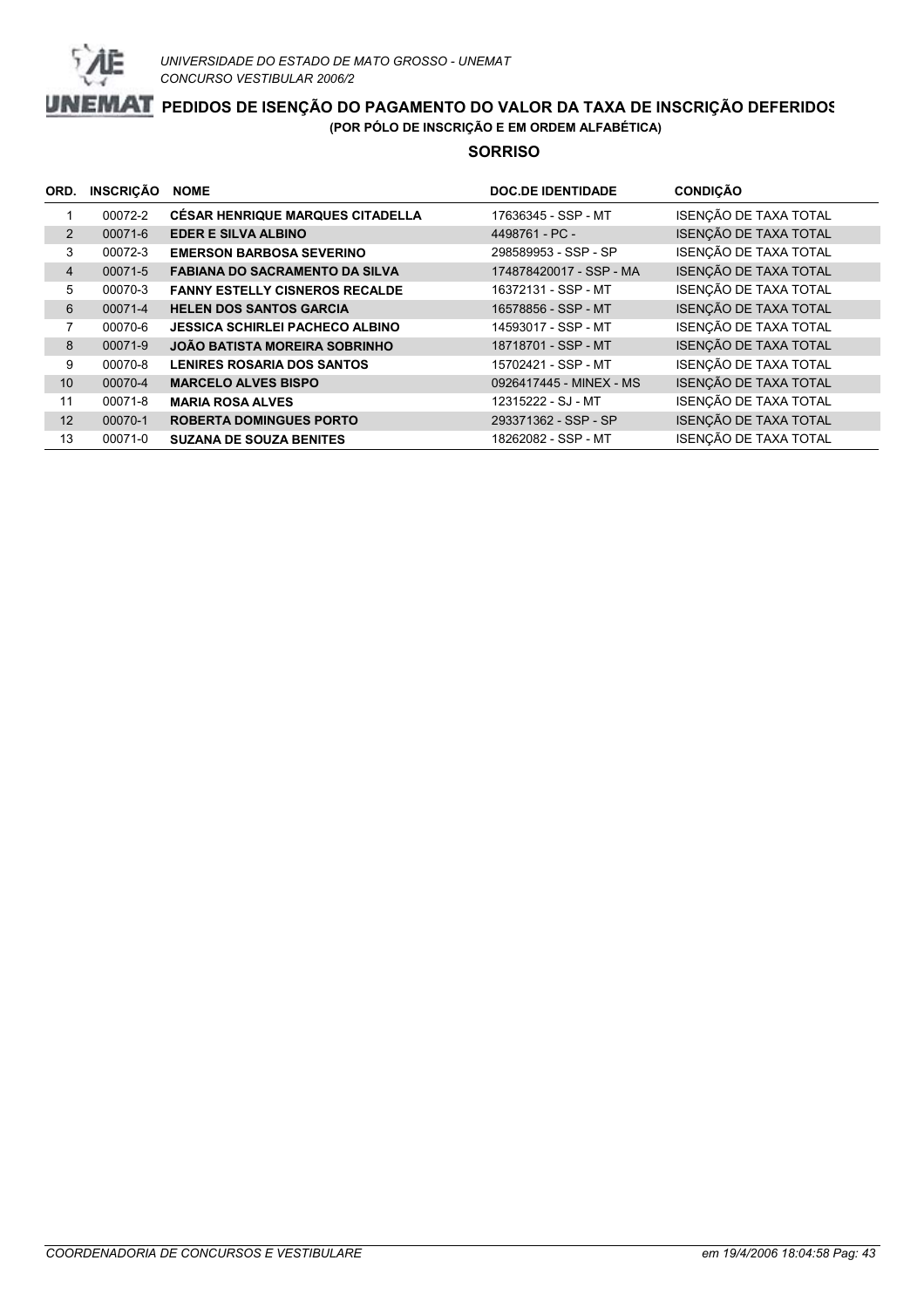UNIVERSIDADE DO ESTADO DE MATO GROSSO - UNEMAT
CONCURSO VESTIBULAR 2006/2

# PEDIDOS DE ISENÇÃO DO PAGAMENTO DO VALOR DA TAXA DE INSCRIÇÃO DEFERIDOS

**(POR PÓLO DE INSCRIÇÃO E EM ORDEM ALFABÉTICA)**

## SORRISO

| ORD. | INSCRIÇÃO | NOME | DOC.DE IDENTIDADE | CONDIÇÃO |
|---|---|---|---|---|
| 1 | 00072-2 | **CÉSAR HENRIQUE MARQUES CITADELLA** | 17636345 - SSP - MT | ISENÇÃO DE TAXA TOTAL |
| 2 | 00071-6 | **EDER E SILVA ALBINO** | 4498761 - PC - | ISENÇÃO DE TAXA TOTAL |
| 3 | 00072-3 | **EMERSON BARBOSA SEVERINO** | 298589953 - SSP - SP | ISENÇÃO DE TAXA TOTAL |
| 4 | 00071-5 | **FABIANA DO SACRAMENTO DA SILVA** | 174878420017 - SSP - MA | ISENÇÃO DE TAXA TOTAL |
| 5 | 00070-3 | **FANNY ESTELLY CISNEROS RECALDE** | 16372131 - SSP - MT | ISENÇÃO DE TAXA TOTAL |
| 6 | 00071-4 | **HELEN DOS SANTOS GARCIA** | 16578856 - SSP - MT | ISENÇÃO DE TAXA TOTAL |
| 7 | 00070-6 | **JESSICA SCHIRLEI PACHECO ALBINO** | 14593017 - SSP - MT | ISENÇÃO DE TAXA TOTAL |
| 8 | 00071-9 | **JOÃO BATISTA MOREIRA SOBRINHO** | 18718701 - SSP - MT | ISENÇÃO DE TAXA TOTAL |
| 9 | 00070-8 | **LENIRES ROSARIA DOS SANTOS** | 15702421 - SSP - MT | ISENÇÃO DE TAXA TOTAL |
| 10 | 00070-4 | **MARCELO ALVES BISPO** | 0926417445 - MINEX - MS | ISENÇÃO DE TAXA TOTAL |
| 11 | 00071-8 | **MARIA ROSA ALVES** | 12315222 - SJ - MT | ISENÇÃO DE TAXA TOTAL |
| 12 | 00070-1 | **ROBERTA DOMINGUES PORTO** | 293371362 - SSP - SP | ISENÇÃO DE TAXA TOTAL |
| 13 | 00071-0 | **SUZANA DE SOUZA BENITES** | 18262082 - SSP - MT | ISENÇÃO DE TAXA TOTAL |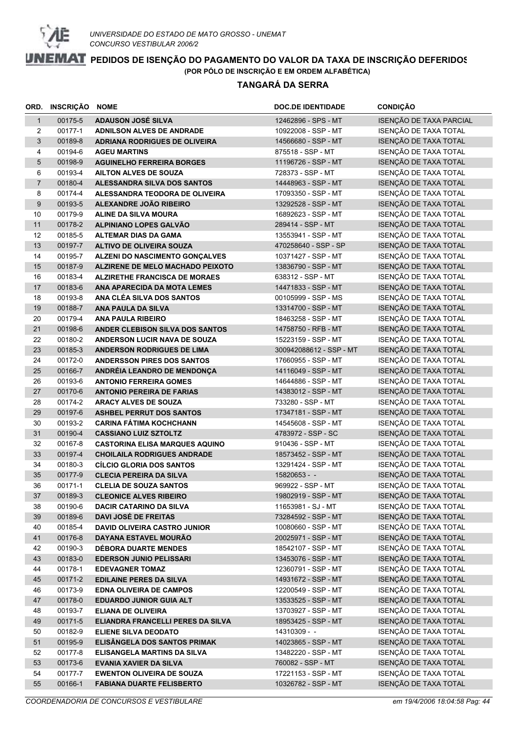UNIVERSIDADE DO ESTADO DE MATO GROSSO - UNEMAT
CONCURSO VESTIBULAR 2006/2

# PEDIDOS DE ISENÇÃO DO PAGAMENTO DO VALOR DA TAXA DE INSCRIÇÃO DEFERIDOS

(POR PÓLO DE INSCRIÇÃO E EM ORDEM ALFABÉTICA)

## TANGARÁ DA SERRA

| ORD. | INSCRIÇÃO | NOME | DOC.DE IDENTIDADE | CONDIÇÃO |
|---|---|---|---|---|
| 1 | 00175-5 | ADAUSON JOSÉ SILVA | 12462896 - SPS - MT | ISENÇÃO DE TAXA PARCIAL |
| 2 | 00177-1 | ADNILSON ALVES DE ANDRADE | 10922008 - SSP - MT | ISENÇÃO DE TAXA TOTAL |
| 3 | 00189-8 | ADRIANA RODRIGUES DE OLIVEIRA | 14566680 - SSP - MT | ISENÇÃO DE TAXA TOTAL |
| 4 | 00194-6 | AGEU MARTINS | 875518 - SSP - MT | ISENÇÃO DE TAXA TOTAL |
| 5 | 00198-9 | AGUINELHO FERREIRA BORGES | 11196726 - SSP - MT | ISENÇÃO DE TAXA TOTAL |
| 6 | 00193-4 | AILTON ALVES DE SOUZA | 728373 - SSP - MT | ISENÇÃO DE TAXA TOTAL |
| 7 | 00180-4 | ALESSANDRA SILVA DOS SANTOS | 14448963 - SSP - MT | ISENÇÃO DE TAXA TOTAL |
| 8 | 00174-4 | ALESSANDRA TEODORA DE OLIVEIRA | 17093350 - SSP - MT | ISENÇÃO DE TAXA TOTAL |
| 9 | 00193-5 | ALEXANDRE JOÃO RIBEIRO | 13292528 - SSP - MT | ISENÇÃO DE TAXA TOTAL |
| 10 | 00179-9 | ALINE DA SILVA MOURA | 16892623 - SSP - MT | ISENÇÃO DE TAXA TOTAL |
| 11 | 00178-2 | ALPINIANO LOPES GALVÃO | 289414 - SSP - MT | ISENÇÃO DE TAXA TOTAL |
| 12 | 00185-5 | ALTEMAR DIAS DA GAMA | 13553941 - SSP - MT | ISENÇÃO DE TAXA TOTAL |
| 13 | 00197-7 | ALTIVO DE OLIVEIRA SOUZA | 470258640 - SSP - SP | ISENÇÃO DE TAXA TOTAL |
| 14 | 00195-7 | ALZENI DO NASCIMENTO GONÇALVES | 10371427 - SSP - MT | ISENÇÃO DE TAXA TOTAL |
| 15 | 00187-9 | ALZIRENE DE MELO MACHADO PEIXOTO | 13836790 - SSP - MT | ISENÇÃO DE TAXA TOTAL |
| 16 | 00183-4 | ALZIRETHE FRANCISCA DE MORAES | 638312 - SSP - MT | ISENÇÃO DE TAXA TOTAL |
| 17 | 00183-6 | ANA APARECIDA DA MOTA LEMES | 14471833 - SSP - MT | ISENÇÃO DE TAXA TOTAL |
| 18 | 00193-8 | ANA CLÉA SILVA DOS SANTOS | 00105999 - SSP - MS | ISENÇÃO DE TAXA TOTAL |
| 19 | 00188-7 | ANA PAULA DA SILVA | 13314700 - SSP - MT | ISENÇÃO DE TAXA TOTAL |
| 20 | 00179-4 | ANA PAULA RIBEIRO | 18463258 - SSP - MT | ISENÇÃO DE TAXA TOTAL |
| 21 | 00198-6 | ANDER CLEBISON SILVA DOS SANTOS | 14758750 - RFB - MT | ISENÇÃO DE TAXA TOTAL |
| 22 | 00180-2 | ANDERSON LUCIR NAVA DE SOUZA | 15223159 - SSP - MT | ISENÇÃO DE TAXA TOTAL |
| 23 | 00185-3 | ANDERSON RODRIGUES DE LIMA | 300942088612 - SSP - MT | ISENÇÃO DE TAXA TOTAL |
| 24 | 00172-0 | ANDERSSON PIRES DOS SANTOS | 17660955 - SSP - MT | ISENÇÃO DE TAXA TOTAL |
| 25 | 00166-7 | ANDRÉIA LEANDRO DE MENDONÇA | 14116049 - SSP - MT | ISENÇÃO DE TAXA TOTAL |
| 26 | 00193-6 | ANTONIO FERREIRA GOMES | 14644886 - SSP - MT | ISENÇÃO DE TAXA TOTAL |
| 27 | 00170-6 | ANTONIO PEREIRA DE FARIAS | 14383012 - SSP - MT | ISENÇÃO DE TAXA TOTAL |
| 28 | 00174-2 | ARACY ALVES DE SOUZA | 733280 - SSP - MT | ISENÇÃO DE TAXA TOTAL |
| 29 | 00197-6 | ASHBEL PERRUT DOS SANTOS | 17347181 - SSP - MT | ISENÇÃO DE TAXA TOTAL |
| 30 | 00193-2 | CARINA FÁTIMA KOCHCHANN | 14545608 - SSP - MT | ISENÇÃO DE TAXA TOTAL |
| 31 | 00190-4 | CASSIANO LUIZ SZTOLTZ | 4783972 - SSP - SC | ISENÇÃO DE TAXA TOTAL |
| 32 | 00167-8 | CASTORINA ELISA MARQUES AQUINO | 910436 - SSP - MT | ISENÇÃO DE TAXA TOTAL |
| 33 | 00197-4 | CHOILAILA RODRIGUES ANDRADE | 18573452 - SSP - MT | ISENÇÃO DE TAXA TOTAL |
| 34 | 00180-3 | CÍLCIO GLORIA DOS SANTOS | 13291424 - SSP - MT | ISENÇÃO DE TAXA TOTAL |
| 35 | 00177-9 | CLECIA PEREIRA DA SILVA | 15820653 - - | ISENÇÃO DE TAXA TOTAL |
| 36 | 00171-1 | CLELIA DE SOUZA SANTOS | 969922 - SSP - MT | ISENÇÃO DE TAXA TOTAL |
| 37 | 00189-3 | CLEONICE ALVES RIBEIRO | 19802919 - SSP - MT | ISENÇÃO DE TAXA TOTAL |
| 38 | 00190-6 | DACIR CATARINO DA SILVA | 11653981 - SJ - MT | ISENÇÃO DE TAXA TOTAL |
| 39 | 00189-6 | DAVI JOSÉ DE FREITAS | 73284592 - SSP - MT | ISENÇÃO DE TAXA TOTAL |
| 40 | 00185-4 | DAVID OLIVEIRA CASTRO JUNIOR | 10080660 - SSP - MT | ISENÇÃO DE TAXA TOTAL |
| 41 | 00176-8 | DAYANA ESTAVEL MOURÃO | 20025971 - SSP - MT | ISENÇÃO DE TAXA TOTAL |
| 42 | 00190-3 | DÉBORA DUARTE MENDES | 18542107 - SSP - MT | ISENÇÃO DE TAXA TOTAL |
| 43 | 00183-0 | EDERSON JUNIO PELISSARI | 13453076 - SSP - MT | ISENÇÃO DE TAXA TOTAL |
| 44 | 00178-1 | EDEVAGNER TOMAZ | 12360791 - SSP - MT | ISENÇÃO DE TAXA TOTAL |
| 45 | 00171-2 | EDILAINE PERES DA SILVA | 14931672 - SSP - MT | ISENÇÃO DE TAXA TOTAL |
| 46 | 00173-9 | EDNA OLIVEIRA DE CAMPOS | 12200549 - SSP - MT | ISENÇÃO DE TAXA TOTAL |
| 47 | 00178-0 | EDUARDO JUNIOR GUIA ALT | 13533525 - SSP - MT | ISENÇÃO DE TAXA TOTAL |
| 48 | 00193-7 | ELIANA DE OLIVEIRA | 13703927 - SSP - MT | ISENÇÃO DE TAXA TOTAL |
| 49 | 00171-5 | ELIANDRA FRANCELLI PERES DA SILVA | 18953425 - SSP - MT | ISENÇÃO DE TAXA TOTAL |
| 50 | 00182-9 | ELIENE SILVA DEODATO | 14310309 - - | ISENÇÃO DE TAXA TOTAL |
| 51 | 00195-9 | ELISÂNGELA DOS SANTOS PRIMAK | 14023865 - SSP - MT | ISENÇÃO DE TAXA TOTAL |
| 52 | 00177-8 | ELISANGELA MARTINS DA SILVA | 13482220 - SSP - MT | ISENÇÃO DE TAXA TOTAL |
| 53 | 00173-6 | EVANIA XAVIER DA SILVA | 760082 - SSP - MT | ISENÇÃO DE TAXA TOTAL |
| 54 | 00177-7 | EWENTON OLIVEIRA DE SOUZA | 17221153 - SSP - MT | ISENÇÃO DE TAXA TOTAL |
| 55 | 00166-1 | FABIANA DUARTE FELISBERTO | 10326782 - SSP - MT | ISENÇÃO DE TAXA TOTAL |

COORDENADORIA DE CONCURSOS E VESTIBULARE — em 19/4/2006 18:04:58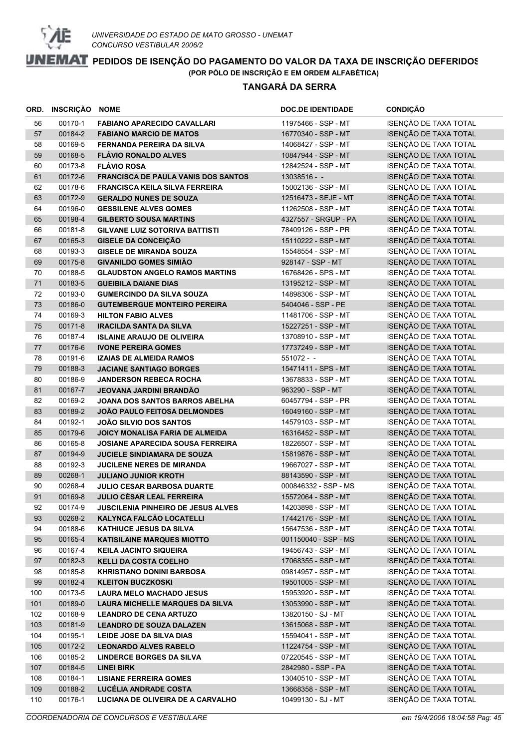UNIVERSIDADE DO ESTADO DE MATO GROSSO - UNEMAT
CONCURSO VESTIBULAR 2006/2

# PEDIDOS DE ISENÇÃO DO PAGAMENTO DO VALOR DA TAXA DE INSCRIÇÃO DEFERIDOS

**(POR PÓLO DE INSCRIÇÃO E EM ORDEM ALFABÉTICA)**

## TANGARÁ DA SERRA

| ORD. | INSCRIÇÃO | NOME | DOC.DE IDENTIDADE | CONDIÇÃO |
|---|---|---|---|---|
| 56 | 00170-1 | **FABIANO APARECIDO CAVALLARI** | 11975466 - SSP - MT | ISENÇÃO DE TAXA TOTAL |
| 57 | 00184-2 | **FABIANO MARCIO DE MATOS** | 16770340 - SSP - MT | ISENÇÃO DE TAXA TOTAL |
| 58 | 00169-5 | **FERNANDA PEREIRA DA SILVA** | 14068427 - SSP - MT | ISENÇÃO DE TAXA TOTAL |
| 59 | 00168-5 | **FLÁVIO RONALDO ALVES** | 10847944 - SSP - MT | ISENÇÃO DE TAXA TOTAL |
| 60 | 00173-8 | **FLÁVIO ROSA** | 12842524 - SSP - MT | ISENÇÃO DE TAXA TOTAL |
| 61 | 00172-6 | **FRANCISCA DE PAULA VANIS DOS SANTOS** | 13038516 - - | ISENÇÃO DE TAXA TOTAL |
| 62 | 00178-6 | **FRANCISCA KEILA SILVA FERREIRA** | 15002136 - SSP - MT | ISENÇÃO DE TAXA TOTAL |
| 63 | 00172-9 | **GERALDO NUNES DE SOUZA** | 12516473 - SEJE - MT | ISENÇÃO DE TAXA TOTAL |
| 64 | 00196-0 | **GESSILENE ALVES GOMES** | 11262508 - SSP - MT | ISENÇÃO DE TAXA TOTAL |
| 65 | 00198-4 | **GILBERTO SOUSA MARTINS** | 4327557 - SRGUP - PA | ISENÇÃO DE TAXA TOTAL |
| 66 | 00181-8 | **GILVANE LUIZ SOTORIVA BATTISTI** | 78409126 - SSP - PR | ISENÇÃO DE TAXA TOTAL |
| 67 | 00165-3 | **GISELE DA CONCEIÇÃO** | 15110222 - SSP - MT | ISENÇÃO DE TAXA TOTAL |
| 68 | 00193-3 | **GISELE DE MIRANDA SOUZA** | 15548554 - SSP - MT | ISENÇÃO DE TAXA TOTAL |
| 69 | 00175-8 | **GIVANILDO GOMES SIMIÃO** | 928147 - SSP - MT | ISENÇÃO DE TAXA TOTAL |
| 70 | 00188-5 | **GLAUDSTON ANGELO RAMOS MARTINS** | 16768426 - SPS - MT | ISENÇÃO DE TAXA TOTAL |
| 71 | 00183-5 | **GUEIBILA DAIANE DIAS** | 13195212 - SSP - MT | ISENÇÃO DE TAXA TOTAL |
| 72 | 00193-0 | **GUMERCINDO DA SILVA SOUZA** | 14898306 - SSP - MT | ISENÇÃO DE TAXA TOTAL |
| 73 | 00186-0 | **GUTEMBERGUE MONTEIRO PEREIRA** | 5404046 - SSP - PE | ISENÇÃO DE TAXA TOTAL |
| 74 | 00169-3 | **HILTON FABIO ALVES** | 11481706 - SSP - MT | ISENÇÃO DE TAXA TOTAL |
| 75 | 00171-8 | **IRACILDA SANTA DA SILVA** | 15227251 - SSP - MT | ISENÇÃO DE TAXA TOTAL |
| 76 | 00187-4 | **ISLAINE ARAUJO DE OLIVEIRA** | 13708910 - SSP - MT | ISENÇÃO DE TAXA TOTAL |
| 77 | 00176-6 | **IVONE PEREIRA GOMES** | 17737249 - SSP - MT | ISENÇÃO DE TAXA TOTAL |
| 78 | 00191-6 | **IZAIAS DE ALMEIDA RAMOS** | 551072 - - | ISENÇÃO DE TAXA TOTAL |
| 79 | 00188-3 | **JACIANE SANTIAGO BORGES** | 15471411 - SPS - MT | ISENÇÃO DE TAXA TOTAL |
| 80 | 00186-9 | **JANDERSON REBECA ROCHA** | 13678833 - SSP - MT | ISENÇÃO DE TAXA TOTAL |
| 81 | 00167-7 | **JEOVANA JARDINI BRANDÃO** | 963290 - SSP - MT | ISENÇÃO DE TAXA TOTAL |
| 82 | 00169-2 | **JOANA DOS SANTOS BARROS ABELHA** | 60457794 - SSP - PR | ISENÇÃO DE TAXA TOTAL |
| 83 | 00189-2 | **JOÃO PAULO FEITOSA DELMONDES** | 16049160 - SSP - MT | ISENÇÃO DE TAXA TOTAL |
| 84 | 00192-1 | **JOÃO SILVIO DOS SANTOS** | 14579103 - SSP - MT | ISENÇÃO DE TAXA TOTAL |
| 85 | 00179-6 | **JOICY MONALISA FARIA DE ALMEIDA** | 16316452 - SSP - MT | ISENÇÃO DE TAXA TOTAL |
| 86 | 00165-8 | **JOSIANE APARECIDA SOUSA FERREIRA** | 18226507 - SSP - MT | ISENÇÃO DE TAXA TOTAL |
| 87 | 00194-9 | **JUCIELE SINDIAMARA DE SOUZA** | 15819876 - SSP - MT | ISENÇÃO DE TAXA TOTAL |
| 88 | 00192-3 | **JUCILENE NERES DE MIRANDA** | 19667027 - SSP - MT | ISENÇÃO DE TAXA TOTAL |
| 89 | 00268-1 | **JULIANO JUNIOR KROTH** | 88143590 - SSP - MT | ISENÇÃO DE TAXA TOTAL |
| 90 | 00268-4 | **JULIO CESAR BARBOSA DUARTE** | 000846332 - SSP - MS | ISENÇÃO DE TAXA TOTAL |
| 91 | 00169-8 | **JULIO CÉSAR LEAL FERREIRA** | 15572064 - SSP - MT | ISENÇÃO DE TAXA TOTAL |
| 92 | 00174-9 | **JUSCILENIA PINHEIRO DE JESUS ALVES** | 14203898 - SSP - MT | ISENÇÃO DE TAXA TOTAL |
| 93 | 00268-2 | **KALYNCA FALCÃO LOCATELLI** | 17442176 - SSP - MT | ISENÇÃO DE TAXA TOTAL |
| 94 | 00188-6 | **KATHIUCE JESUS DA SILVA** | 15647536 - SSP - MT | ISENÇÃO DE TAXA TOTAL |
| 95 | 00165-4 | **KATISILAINE MARQUES MIOTTO** | 001150040 - SSP - MS | ISENÇÃO DE TAXA TOTAL |
| 96 | 00167-4 | **KEILA JACINTO SIQUEIRA** | 19456743 - SSP - MT | ISENÇÃO DE TAXA TOTAL |
| 97 | 00182-3 | **KELLI DA COSTA COELHO** | 17068355 - SSP - MT | ISENÇÃO DE TAXA TOTAL |
| 98 | 00185-8 | **KHRISTIANO DONINI BARBOSA** | 09814957 - SSP - MT | ISENÇÃO DE TAXA TOTAL |
| 99 | 00182-4 | **KLEITON BUCZKOSKI** | 19501005 - SSP - MT | ISENÇÃO DE TAXA TOTAL |
| 100 | 00173-5 | **LAURA MELO MACHADO JESUS** | 15953920 - SSP - MT | ISENÇÃO DE TAXA TOTAL |
| 101 | 00189-0 | **LAURA MICHELLE MARQUES DA SILVA** | 13053990 - SSP - MT | ISENÇÃO DE TAXA TOTAL |
| 102 | 00168-9 | **LEANDRO DE CENA ARTUZO** | 13820150 - SJ - MT | ISENÇÃO DE TAXA TOTAL |
| 103 | 00181-9 | **LEANDRO DE SOUZA DALAZEN** | 13615068 - SSP - MT | ISENÇÃO DE TAXA TOTAL |
| 104 | 00195-1 | **LEIDE JOSE DA SILVA DIAS** | 15594041 - SSP - MT | ISENÇÃO DE TAXA TOTAL |
| 105 | 00172-2 | **LEONARDO ALVES RABELO** | 11224754 - SSP - MT | ISENÇÃO DE TAXA TOTAL |
| 106 | 00185-2 | **LINDERCE BORGES DA SILVA** | 07220545 - SSP - MT | ISENÇÃO DE TAXA TOTAL |
| 107 | 00184-5 | **LINEI BIRK** | 2842980 - SSP - PA | ISENÇÃO DE TAXA TOTAL |
| 108 | 00184-1 | **LISIANE FERREIRA GOMES** | 13040510 - SSP - MT | ISENÇÃO DE TAXA TOTAL |
| 109 | 00188-2 | **LUCÉLIA ANDRADE COSTA** | 13668358 - SSP - MT | ISENÇÃO DE TAXA TOTAL |
| 110 | 00176-1 | **LUCIANA DE OLIVEIRA DE A CARVALHO** | 10499130 - SJ - MT | ISENÇÃO DE TAXA TOTAL |

*COORDENADORIA DE CONCURSOS E VESTIBULARE* — *em 19/4/2006 18:04:58*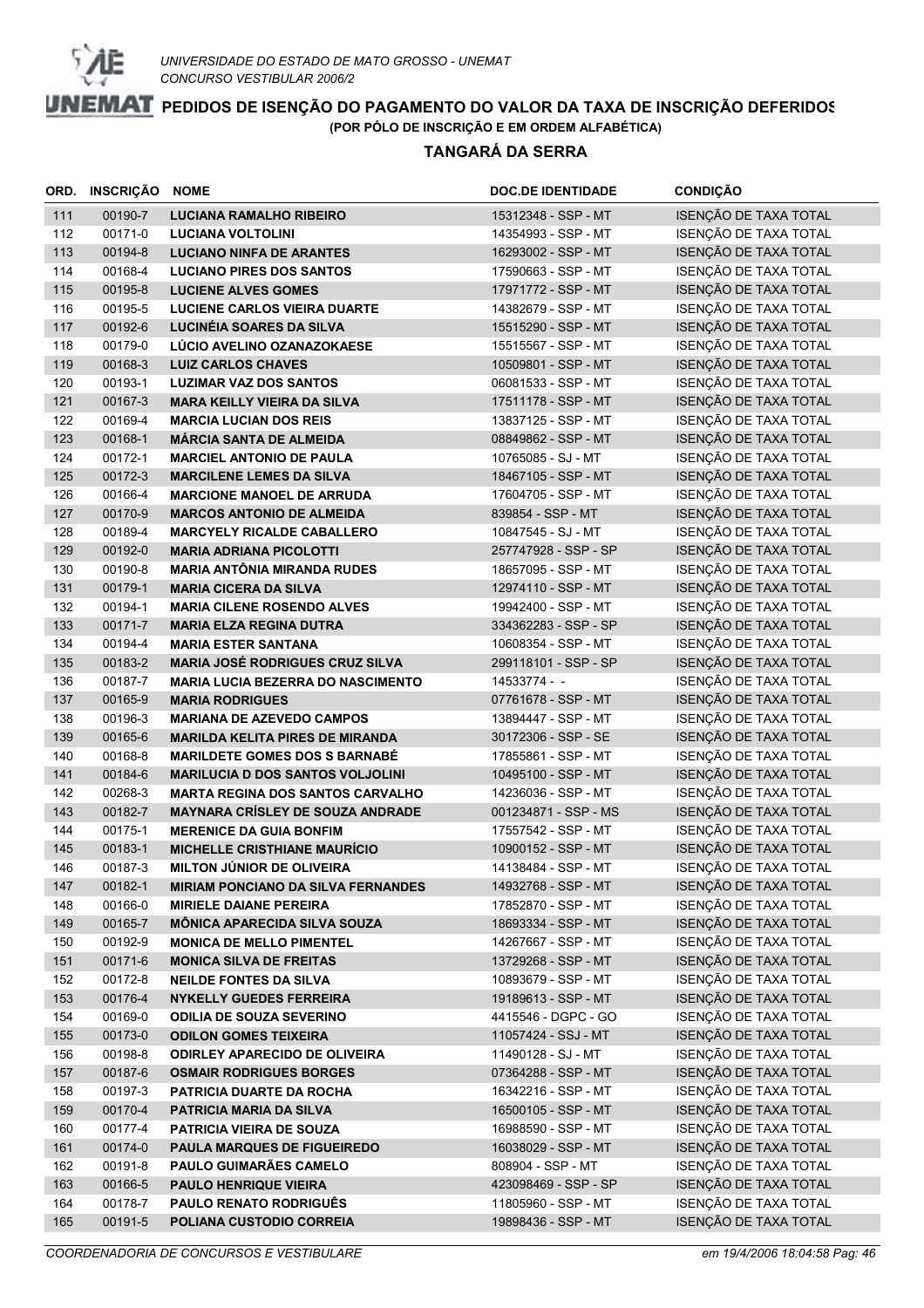UNIVERSIDADE DO ESTADO DE MATO GROSSO - UNEMAT
CONCURSO VESTIBULAR 2006/2

# PEDIDOS DE ISENÇÃO DO PAGAMENTO DO VALOR DA TAXA DE INSCRIÇÃO DEFERIDOS

**(POR PÓLO DE INSCRIÇÃO E EM ORDEM ALFABÉTICA)**

## TANGARÁ DA SERRA

| ORD. | INSCRIÇÃO | NOME | DOC.DE IDENTIDADE | CONDIÇÃO |
|---|---|---|---|---|
| 111 | 00190-7 | **LUCIANA RAMALHO RIBEIRO** | 15312348 - SSP - MT | ISENÇÃO DE TAXA TOTAL |
| 112 | 00171-0 | **LUCIANA VOLTOLINI** | 14354993 - SSP - MT | ISENÇÃO DE TAXA TOTAL |
| 113 | 00194-8 | **LUCIANO NINFA DE ARANTES** | 16293002 - SSP - MT | ISENÇÃO DE TAXA TOTAL |
| 114 | 00168-4 | **LUCIANO PIRES DOS SANTOS** | 17590663 - SSP - MT | ISENÇÃO DE TAXA TOTAL |
| 115 | 00195-8 | **LUCIENE ALVES GOMES** | 17971772 - SSP - MT | ISENÇÃO DE TAXA TOTAL |
| 116 | 00195-5 | **LUCIENE CARLOS VIEIRA DUARTE** | 14382679 - SSP - MT | ISENÇÃO DE TAXA TOTAL |
| 117 | 00192-6 | **LUCINÉIA SOARES DA SILVA** | 15515290 - SSP - MT | ISENÇÃO DE TAXA TOTAL |
| 118 | 00179-0 | **LÚCIO AVELINO OZANAZOKAESE** | 15515567 - SSP - MT | ISENÇÃO DE TAXA TOTAL |
| 119 | 00168-3 | **LUIZ CARLOS CHAVES** | 10509801 - SSP - MT | ISENÇÃO DE TAXA TOTAL |
| 120 | 00193-1 | **LUZIMAR VAZ DOS SANTOS** | 06081533 - SSP - MT | ISENÇÃO DE TAXA TOTAL |
| 121 | 00167-3 | **MARA KEILLY VIEIRA DA SILVA** | 17511178 - SSP - MT | ISENÇÃO DE TAXA TOTAL |
| 122 | 00169-4 | **MARCIA LUCIAN DOS REIS** | 13837125 - SSP - MT | ISENÇÃO DE TAXA TOTAL |
| 123 | 00168-1 | **MÁRCIA SANTA DE ALMEIDA** | 08849862 - SSP - MT | ISENÇÃO DE TAXA TOTAL |
| 124 | 00172-1 | **MARCIEL ANTONIO DE PAULA** | 10765085 - SJ - MT | ISENÇÃO DE TAXA TOTAL |
| 125 | 00172-3 | **MARCILENE LEMES DA SILVA** | 18467105 - SSP - MT | ISENÇÃO DE TAXA TOTAL |
| 126 | 00166-4 | **MARCIONE MANOEL DE ARRUDA** | 17604705 - SSP - MT | ISENÇÃO DE TAXA TOTAL |
| 127 | 00170-9 | **MARCOS ANTONIO DE ALMEIDA** | 839854 - SSP - MT | ISENÇÃO DE TAXA TOTAL |
| 128 | 00189-4 | **MARCYELY RICALDE CABALLERO** | 10847545 - SJ - MT | ISENÇÃO DE TAXA TOTAL |
| 129 | 00192-0 | **MARIA ADRIANA PICOLOTTI** | 257747928 - SSP - SP | ISENÇÃO DE TAXA TOTAL |
| 130 | 00190-8 | **MARIA ANTÔNIA MIRANDA RUDES** | 18657095 - SSP - MT | ISENÇÃO DE TAXA TOTAL |
| 131 | 00179-1 | **MARIA CICERA DA SILVA** | 12974110 - SSP - MT | ISENÇÃO DE TAXA TOTAL |
| 132 | 00194-1 | **MARIA CILENE ROSENDO ALVES** | 19942400 - SSP - MT | ISENÇÃO DE TAXA TOTAL |
| 133 | 00171-7 | **MARIA ELZA REGINA DUTRA** | 334362283 - SSP - SP | ISENÇÃO DE TAXA TOTAL |
| 134 | 00194-4 | **MARIA ESTER SANTANA** | 10608354 - SSP - MT | ISENÇÃO DE TAXA TOTAL |
| 135 | 00183-2 | **MARIA JOSÉ RODRIGUES CRUZ SILVA** | 299118101 - SSP - SP | ISENÇÃO DE TAXA TOTAL |
| 136 | 00187-7 | **MARIA LUCIA BEZERRA DO NASCIMENTO** | 14533774 - - | ISENÇÃO DE TAXA TOTAL |
| 137 | 00165-9 | **MARIA RODRIGUES** | 07761678 - SSP - MT | ISENÇÃO DE TAXA TOTAL |
| 138 | 00196-3 | **MARIANA DE AZEVEDO CAMPOS** | 13894447 - SSP - MT | ISENÇÃO DE TAXA TOTAL |
| 139 | 00165-6 | **MARILDA KELITA PIRES DE MIRANDA** | 30172306 - SSP - SE | ISENÇÃO DE TAXA TOTAL |
| 140 | 00168-8 | **MARILDETE GOMES DOS S BARNABÉ** | 17855861 - SSP - MT | ISENÇÃO DE TAXA TOTAL |
| 141 | 00184-6 | **MARILUCIA D DOS SANTOS VOLJOLINI** | 10495100 - SSP - MT | ISENÇÃO DE TAXA TOTAL |
| 142 | 00268-3 | **MARTA REGINA DOS SANTOS CARVALHO** | 14236036 - SSP - MT | ISENÇÃO DE TAXA TOTAL |
| 143 | 00182-7 | **MAYNARA CRÍSLEY DE SOUZA ANDRADE** | 001234871 - SSP - MS | ISENÇÃO DE TAXA TOTAL |
| 144 | 00175-1 | **MERENICE DA GUIA BONFIM** | 17557542 - SSP - MT | ISENÇÃO DE TAXA TOTAL |
| 145 | 00183-1 | **MICHELLE CRISTHIANE MAURÍCIO** | 10900152 - SSP - MT | ISENÇÃO DE TAXA TOTAL |
| 146 | 00187-3 | **MILTON JÚNIOR DE OLIVEIRA** | 14138484 - SSP - MT | ISENÇÃO DE TAXA TOTAL |
| 147 | 00182-1 | **MIRIAM PONCIANO DA SILVA FERNANDES** | 14932768 - SSP - MT | ISENÇÃO DE TAXA TOTAL |
| 148 | 00166-0 | **MIRIELE DAIANE PEREIRA** | 17852870 - SSP - MT | ISENÇÃO DE TAXA TOTAL |
| 149 | 00165-7 | **MÔNICA APARECIDA SILVA SOUZA** | 18693334 - SSP - MT | ISENÇÃO DE TAXA TOTAL |
| 150 | 00192-9 | **MONICA DE MELLO PIMENTEL** | 14267667 - SSP - MT | ISENÇÃO DE TAXA TOTAL |
| 151 | 00171-6 | **MONICA SILVA DE FREITAS** | 13729268 - SSP - MT | ISENÇÃO DE TAXA TOTAL |
| 152 | 00172-8 | **NEILDE FONTES DA SILVA** | 10893679 - SSP - MT | ISENÇÃO DE TAXA TOTAL |
| 153 | 00176-4 | **NYKELLY GUEDES FERREIRA** | 19189613 - SSP - MT | ISENÇÃO DE TAXA TOTAL |
| 154 | 00169-0 | **ODILIA DE SOUZA SEVERINO** | 4415546 - DGPC - GO | ISENÇÃO DE TAXA TOTAL |
| 155 | 00173-0 | **ODILON GOMES TEIXEIRA** | 11057424 - SSJ - MT | ISENÇÃO DE TAXA TOTAL |
| 156 | 00198-8 | **ODIRLEY APARECIDO DE OLIVEIRA** | 11490128 - SJ - MT | ISENÇÃO DE TAXA TOTAL |
| 157 | 00187-6 | **OSMAIR RODRIGUES BORGES** | 07364288 - SSP - MT | ISENÇÃO DE TAXA TOTAL |
| 158 | 00197-3 | **PATRICIA DUARTE DA ROCHA** | 16342216 - SSP - MT | ISENÇÃO DE TAXA TOTAL |
| 159 | 00170-4 | **PATRICIA MARIA DA SILVA** | 16500105 - SSP - MT | ISENÇÃO DE TAXA TOTAL |
| 160 | 00177-4 | **PATRICIA VIEIRA DE SOUZA** | 16988590 - SSP - MT | ISENÇÃO DE TAXA TOTAL |
| 161 | 00174-0 | **PAULA MARQUES DE FIGUEIREDO** | 16038029 - SSP - MT | ISENÇÃO DE TAXA TOTAL |
| 162 | 00191-8 | **PAULO GUIMARÃES CAMELO** | 808904 - SSP - MT | ISENÇÃO DE TAXA TOTAL |
| 163 | 00166-5 | **PAULO HENRIQUE VIEIRA** | 423098469 - SSP - SP | ISENÇÃO DE TAXA TOTAL |
| 164 | 00178-7 | **PAULO RENATO RODRIGUÊS** | 11805960 - SSP - MT | ISENÇÃO DE TAXA TOTAL |
| 165 | 00191-5 | **POLIANA CUSTODIO CORREIA** | 19898436 - SSP - MT | ISENÇÃO DE TAXA TOTAL |

*COORDENADORIA DE CONCURSOS E VESTIBULARE* — *em 19/4/2006 18:04:58*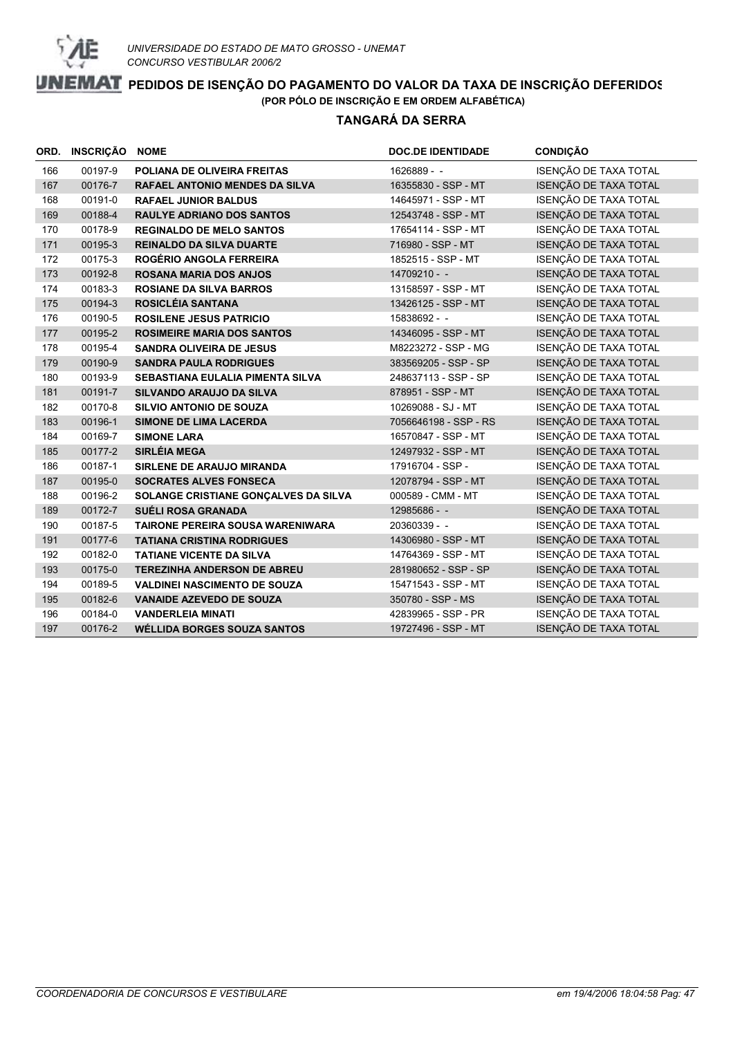UNIVERSIDADE DO ESTADO DE MATO GROSSO - UNEMAT
CONCURSO VESTIBULAR 2006/2

# PEDIDOS DE ISENÇÃO DO PAGAMENTO DO VALOR DA TAXA DE INSCRIÇÃO DEFERIDOS

**(POR PÓLO DE INSCRIÇÃO E EM ORDEM ALFABÉTICA)**

## TANGARÁ DA SERRA

| ORD. | INSCRIÇÃO | NOME | DOC.DE IDENTIDADE | CONDIÇÃO |
|---|---|---|---|---|
| 166 | 00197-9 | **POLIANA DE OLIVEIRA FREITAS** | 1626889 - - | ISENÇÃO DE TAXA TOTAL |
| 167 | 00176-7 | **RAFAEL ANTONIO MENDES DA SILVA** | 16355830 - SSP - MT | ISENÇÃO DE TAXA TOTAL |
| 168 | 00191-0 | **RAFAEL JUNIOR BALDUS** | 14645971 - SSP - MT | ISENÇÃO DE TAXA TOTAL |
| 169 | 00188-4 | **RAULYE ADRIANO DOS SANTOS** | 12543748 - SSP - MT | ISENÇÃO DE TAXA TOTAL |
| 170 | 00178-9 | **REGINALDO DE MELO SANTOS** | 17654114 - SSP - MT | ISENÇÃO DE TAXA TOTAL |
| 171 | 00195-3 | **REINALDO DA SILVA DUARTE** | 716980 - SSP - MT | ISENÇÃO DE TAXA TOTAL |
| 172 | 00175-3 | **ROGÉRIO ANGOLA FERREIRA** | 1852515 - SSP - MT | ISENÇÃO DE TAXA TOTAL |
| 173 | 00192-8 | **ROSANA MARIA DOS ANJOS** | 14709210 - - | ISENÇÃO DE TAXA TOTAL |
| 174 | 00183-3 | **ROSIANE DA SILVA BARROS** | 13158597 - SSP - MT | ISENÇÃO DE TAXA TOTAL |
| 175 | 00194-3 | **ROSICLÉIA SANTANA** | 13426125 - SSP - MT | ISENÇÃO DE TAXA TOTAL |
| 176 | 00190-5 | **ROSILENE JESUS PATRICIO** | 15838692 - - | ISENÇÃO DE TAXA TOTAL |
| 177 | 00195-2 | **ROSIMEIRE MARIA DOS SANTOS** | 14346095 - SSP - MT | ISENÇÃO DE TAXA TOTAL |
| 178 | 00195-4 | **SANDRA OLIVEIRA DE JESUS** | M8223272 - SSP - MG | ISENÇÃO DE TAXA TOTAL |
| 179 | 00190-9 | **SANDRA PAULA RODRIGUES** | 383569205 - SSP - SP | ISENÇÃO DE TAXA TOTAL |
| 180 | 00193-9 | **SEBASTIANA EULALIA PIMENTA SILVA** | 248637113 - SSP - SP | ISENÇÃO DE TAXA TOTAL |
| 181 | 00191-7 | **SILVANDO ARAUJO DA SILVA** | 878951 - SSP - MT | ISENÇÃO DE TAXA TOTAL |
| 182 | 00170-8 | **SILVIO ANTONIO DE SOUZA** | 10269088 - SJ - MT | ISENÇÃO DE TAXA TOTAL |
| 183 | 00196-1 | **SIMONE DE LIMA LACERDA** | 7056646198 - SSP - RS | ISENÇÃO DE TAXA TOTAL |
| 184 | 00169-7 | **SIMONE LARA** | 16570847 - SSP - MT | ISENÇÃO DE TAXA TOTAL |
| 185 | 00177-2 | **SIRLÉIA MEGA** | 12497932 - SSP - MT | ISENÇÃO DE TAXA TOTAL |
| 186 | 00187-1 | **SIRLENE DE ARAUJO MIRANDA** | 17916704 - SSP - | ISENÇÃO DE TAXA TOTAL |
| 187 | 00195-0 | **SOCRATES ALVES FONSECA** | 12078794 - SSP - MT | ISENÇÃO DE TAXA TOTAL |
| 188 | 00196-2 | **SOLANGE CRISTIANE GONÇALVES DA SILVA** | 000589 - CMM - MT | ISENÇÃO DE TAXA TOTAL |
| 189 | 00172-7 | **SUÉLI ROSA GRANADA** | 12985686 - - | ISENÇÃO DE TAXA TOTAL |
| 190 | 00187-5 | **TAIRONE PEREIRA SOUSA WARENIWARA** | 20360339 - - | ISENÇÃO DE TAXA TOTAL |
| 191 | 00177-6 | **TATIANA CRISTINA RODRIGUES** | 14306980 - SSP - MT | ISENÇÃO DE TAXA TOTAL |
| 192 | 00182-0 | **TATIANE VICENTE DA SILVA** | 14764369 - SSP - MT | ISENÇÃO DE TAXA TOTAL |
| 193 | 00175-0 | **TEREZINHA ANDERSON DE ABREU** | 281980652 - SSP - SP | ISENÇÃO DE TAXA TOTAL |
| 194 | 00189-5 | **VALDINEI NASCIMENTO DE SOUZA** | 15471543 - SSP - MT | ISENÇÃO DE TAXA TOTAL |
| 195 | 00182-6 | **VANAIDE AZEVEDO DE SOUZA** | 350780 - SSP - MS | ISENÇÃO DE TAXA TOTAL |
| 196 | 00184-0 | **VANDERLEIA MINATI** | 42839965 - SSP - PR | ISENÇÃO DE TAXA TOTAL |
| 197 | 00176-2 | **WÉLLIDA BORGES SOUZA SANTOS** | 19727496 - SSP - MT | ISENÇÃO DE TAXA TOTAL |

*COORDENADORIA DE CONCURSOS E VESTIBULARE* — *em 19/4/2006 18:04:58*